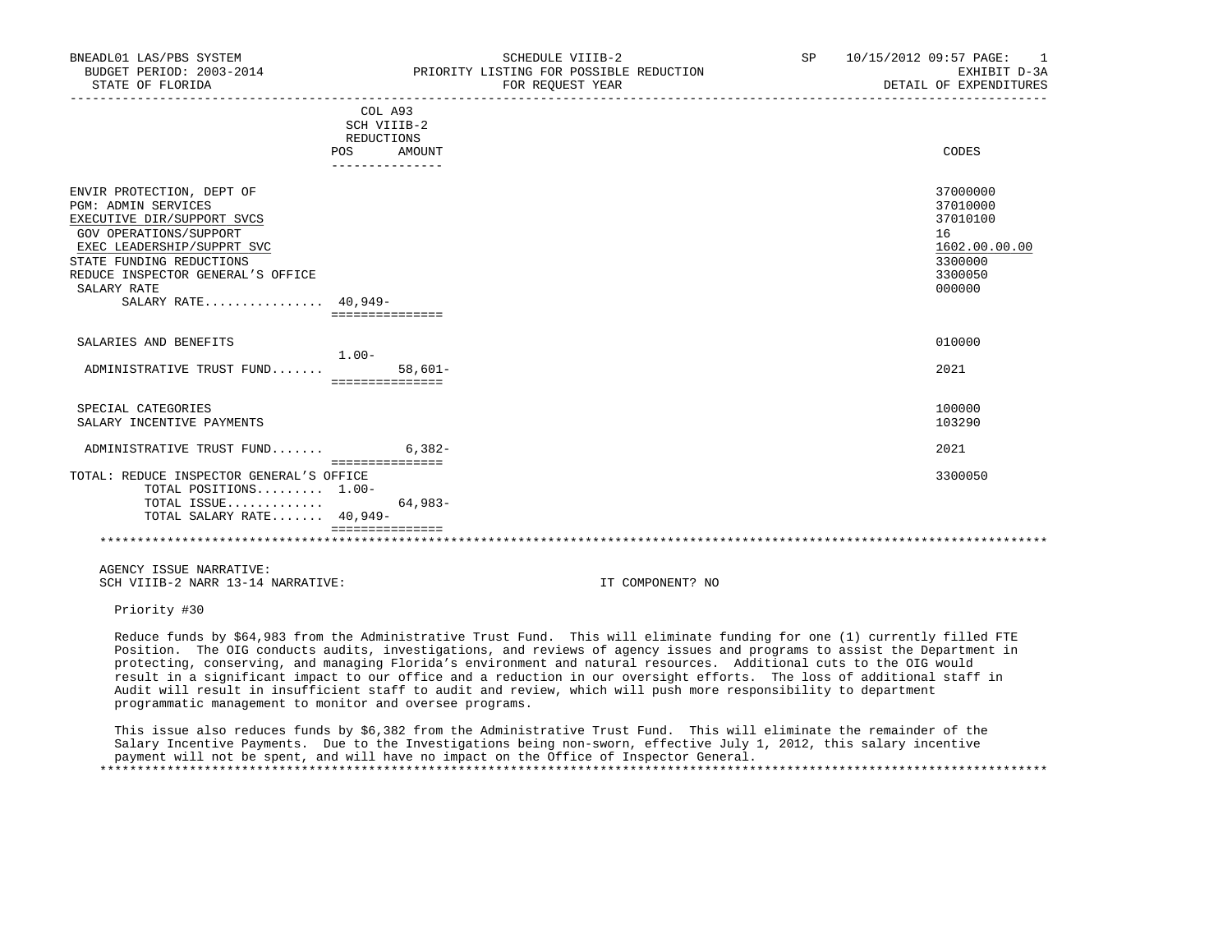BNEADL01 LAS/PBS SYSTEM — SCHEDULE VIIIB-2 — SP 10/15/2012 09:57

BUDGET PERIOD: 2003-2014 — PRIORITY LISTING FOR POSSIBLE REDUCTION — EXHIBIT D-3A

STATE OF FLORIDA — FOR REQUEST YEAR — DETAIL OF EXPENDITURES

| | COL A93 SCH VIIIB-2 REDUCTIONS POS | AMOUNT | CODES |
|---|---|---|---|
| ENVIR PROTECTION, DEPT OF | | | 37000000 |
| PGM: ADMIN SERVICES | | | 37010000 |
| EXECUTIVE DIR/SUPPORT SVCS | | | 37010100 |
| GOV OPERATIONS/SUPPORT | | | 16 |
| EXEC LEADERSHIP/SUPPRT SVC | | | 1602.00.00.00 |
| STATE FUNDING REDUCTIONS | | | 3300000 |
| REDUCE INSPECTOR GENERAL'S OFFICE | | | 3300050 |
| SALARY RATE | | | 000000 |
| SALARY RATE................ | 40,949- | | |
| SALARIES AND BENEFITS | | | 010000 |
| | 1.00- | | |
| ADMINISTRATIVE TRUST FUND....... | | 58,601- | 2021 |
| SPECIAL CATEGORIES | | | 100000 |
| SALARY INCENTIVE PAYMENTS | | | 103290 |
| ADMINISTRATIVE TRUST FUND....... | | 6,382- | 2021 |
| TOTAL: REDUCE INSPECTOR GENERAL'S OFFICE | | | 3300050 |
| TOTAL POSITIONS......... | 1.00- | | |
| TOTAL ISSUE............. | | 64,983- | |
| TOTAL SALARY RATE....... | 40,949- | | |

AGENCY ISSUE NARRATIVE:

SCH VIIIB-2 NARR 13-14 NARRATIVE: IT COMPONENT? NO

Priority #30

Reduce funds by $64,983 from the Administrative Trust Fund. This will eliminate funding for one (1) currently filled FTE Position. The OIG conducts audits, investigations, and reviews of agency issues and programs to assist the Department in protecting, conserving, and managing Florida's environment and natural resources. Additional cuts to the OIG would result in a significant impact to our office and a reduction in our oversight efforts. The loss of additional staff in Audit will result in insufficient staff to audit and review, which will push more responsibility to department programmatic management to monitor and oversee programs.

This issue also reduces funds by $6,382 from the Administrative Trust Fund. This will eliminate the remainder of the Salary Incentive Payments. Due to the Investigations being non-sworn, effective July 1, 2012, this salary incentive payment will not be spent, and will have no impact on the Office of Inspector General.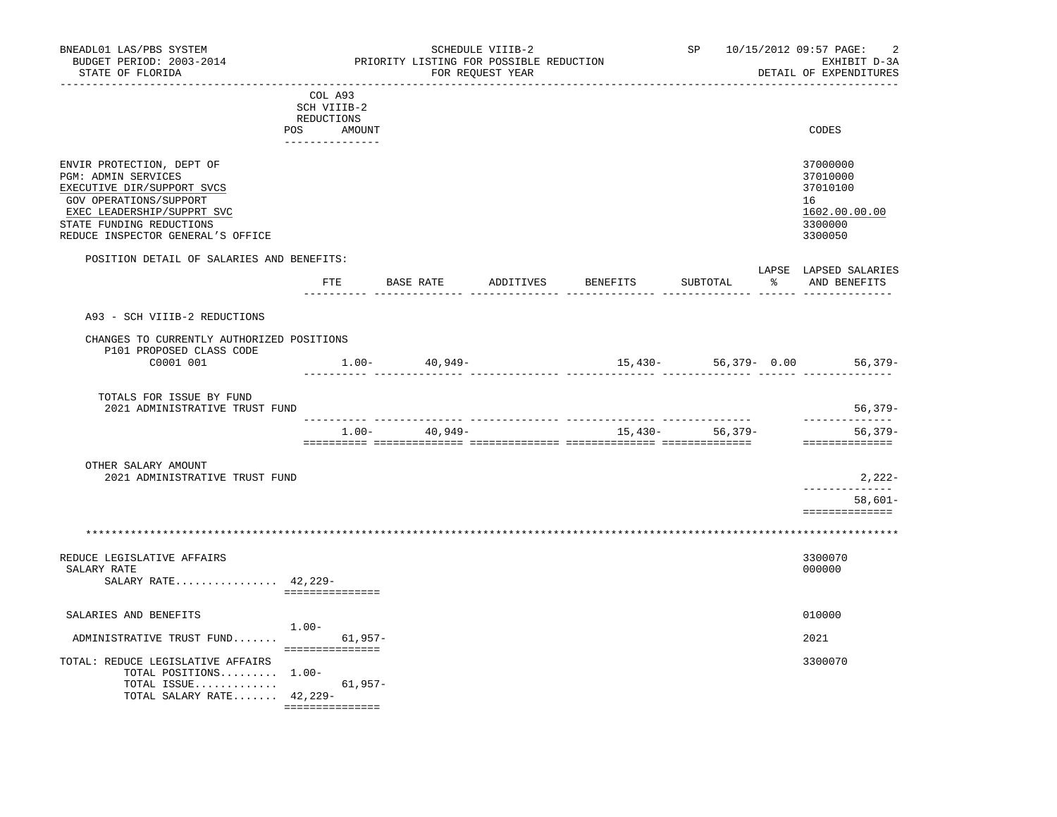BNEADL01 LAS/PBS SYSTEM — SCHEDULE VIIIB-2 — SP 10/15/2012 09:57
BUDGET PERIOD: 2003-2014 — PRIORITY LISTING FOR POSSIBLE REDUCTION — EXHIBIT D-3A
STATE OF FLORIDA — FOR REQUEST YEAR — DETAIL OF EXPENDITURES

| | COL A93 SCH VIIIB-2 REDUCTIONS POS | AMOUNT | CODES |
|---|---|---|---|
| ENVIR PROTECTION, DEPT OF | | | 37000000 |
| PGM: ADMIN SERVICES | | | 37010000 |
| EXECUTIVE DIR/SUPPORT SVCS | | | 37010100 |
| GOV OPERATIONS/SUPPORT | | | 16 |
| EXEC LEADERSHIP/SUPPRT SVC | | | 1602.00.00.00 |
| STATE FUNDING REDUCTIONS | | | 3300000 |
| REDUCE INSPECTOR GENERAL'S OFFICE | | | 3300050 |

POSITION DETAIL OF SALARIES AND BENEFITS:

| | FTE | BASE RATE | ADDITIVES | BENEFITS | SUBTOTAL | LAPSE % | LAPSED SALARIES AND BENEFITS |
|---|---|---|---|---|---|---|---|
| A93 - SCH VIIIB-2 REDUCTIONS | | | | | | | |
| CHANGES TO CURRENTLY AUTHORIZED POSITIONS | | | | | | | |
| P101 PROPOSED CLASS CODE | | | | | | | |
| C0001 001 | 1.00- | 40,949- | | 15,430- | 56,379- | 0.00 | 56,379- |
| TOTALS FOR ISSUE BY FUND | | | | | | | |
| 2021 ADMINISTRATIVE TRUST FUND | | | | | | | 56,379- |
| | 1.00- | 40,949- | | 15,430- | 56,379- | | 56,379- |
| OTHER SALARY AMOUNT | | | | | | | |
| 2021 ADMINISTRATIVE TRUST FUND | | | | | | | 2,222- |
| | | | | | | | 58,601- |

************************************************************

| | POS | AMOUNT | CODES |
|---|---|---|---|
| REDUCE LEGISLATIVE AFFAIRS | | | 3300070 |
| SALARY RATE | | | 000000 |
| SALARY RATE................ | 42,229- | | |
| SALARIES AND BENEFITS | | | 010000 |
| | 1.00- | | |
| ADMINISTRATIVE TRUST FUND....... | | 61,957- | 2021 |
| TOTAL: REDUCE LEGISLATIVE AFFAIRS | | | 3300070 |
| TOTAL POSITIONS......... | 1.00- | | |
| TOTAL ISSUE............. | | 61,957- | |
| TOTAL SALARY RATE....... | 42,229- | | |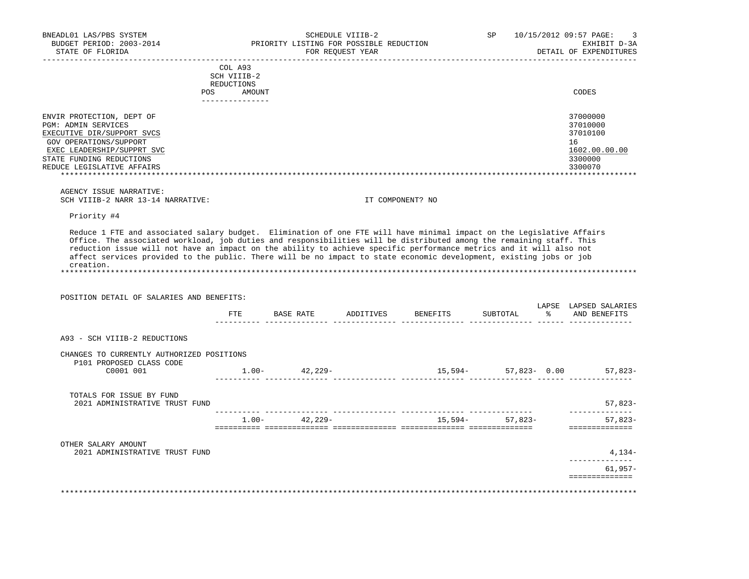BNEADL01 LAS/PBS SYSTEM
BUDGET PERIOD: 2003-2014
STATE OF FLORIDA

SCHEDULE VIIIB-2
PRIORITY LISTING FOR POSSIBLE REDUCTION
FOR REQUEST YEAR

SP 10/15/2012 09:57 PAGE: 3
EXHIBIT D-3A
DETAIL OF EXPENDITURES

| | COL A93 SCH VIIIB-2 REDUCTIONS POS AMOUNT | CODES |
|---|---|---|
| ENVIR PROTECTION, DEPT OF | | 37000000 |
| PGM: ADMIN SERVICES | | 37010000 |
| EXECUTIVE DIR/SUPPORT SVCS | | 37010100 |
| GOV OPERATIONS/SUPPORT | | 16 |
| EXEC LEADERSHIP/SUPPRT SVC | | 1602.00.00.00 |
| STATE FUNDING REDUCTIONS | | 3300000 |
| REDUCE LEGISLATIVE AFFAIRS | | 3300070 |

AGENCY ISSUE NARRATIVE:
SCH VIIIB-2 NARR 13-14 NARRATIVE: IT COMPONENT? NO

Priority #4

Reduce 1 FTE and associated salary budget. Elimination of one FTE will have minimal impact on the Legislative Affairs Office. The associated workload, job duties and responsibilities will be distributed among the remaining staff. This reduction issue will not have an impact on the ability to achieve specific performance metrics and it will also not affect services provided to the public. There will be no impact to state economic development, existing jobs or job creation.

POSITION DETAIL OF SALARIES AND BENEFITS:

| | FTE | BASE RATE | ADDITIVES | BENEFITS | SUBTOTAL | LAPSE % | LAPSED SALARIES AND BENEFITS |
|---|---|---|---|---|---|---|---|
| A93 - SCH VIIIB-2 REDUCTIONS | | | | | | | |
| CHANGES TO CURRENTLY AUTHORIZED POSITIONS | | | | | | | |
| P101 PROPOSED CLASS CODE | | | | | | | |
| C0001 001 | 1.00- | 42,229- | | 15,594- | 57,823- | 0.00 | 57,823- |
| TOTALS FOR ISSUE BY FUND | | | | | | | |
| 2021 ADMINISTRATIVE TRUST FUND | | | | | | | 57,823- |
| | 1.00- | 42,229- | | 15,594- | 57,823- | | 57,823- |
| OTHER SALARY AMOUNT | | | | | | | |
| 2021 ADMINISTRATIVE TRUST FUND | | | | | | | 4,134- |
| | | | | | | | 61,957- |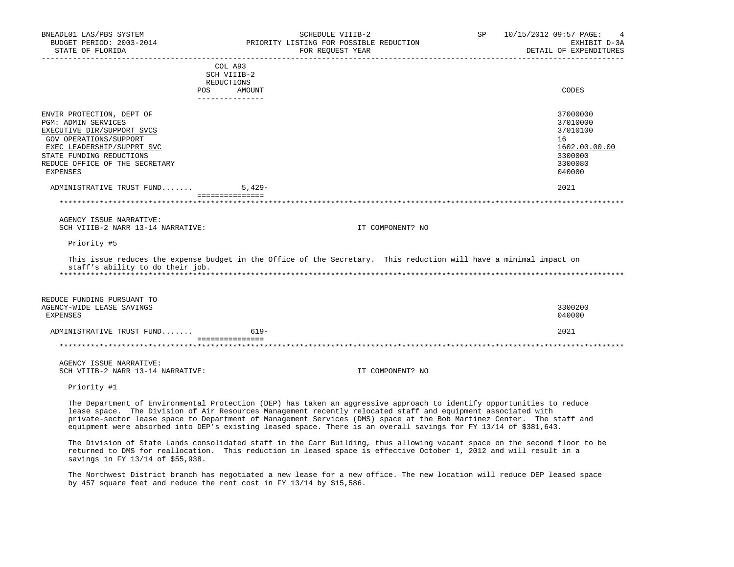| | COL A93 SCH VIIIB-2 REDUCTIONS | | |
|---|---|---|---|
| | POS | AMOUNT | CODES |
| ENVIR PROTECTION, DEPT OF | | | 37000000 |
| PGM: ADMIN SERVICES | | | 37010000 |
| EXECUTIVE DIR/SUPPORT SVCS | | | 37010100 |
| GOV OPERATIONS/SUPPORT | | | 16 |
| EXEC LEADERSHIP/SUPPRT SVC | | | 1602.00.00.00 |
| STATE FUNDING REDUCTIONS | | | 3300000 |
| REDUCE OFFICE OF THE SECRETARY | | | 3300080 |
| EXPENSES | | | 040000 |
| ADMINISTRATIVE TRUST FUND....... | | 5,429- | 2021 |

AGENCY ISSUE NARRATIVE:
SCH VIIIB-2 NARR 13-14 NARRATIVE: IT COMPONENT? NO

Priority #5

This issue reduces the expense budget in the Office of the Secretary. This reduction will have a minimal impact on staff's ability to do their job.

| | POS | AMOUNT | CODES |
|---|---|---|---|
| REDUCE FUNDING PURSUANT TO AGENCY-WIDE LEASE SAVINGS | | | 3300200 |
| EXPENSES | | | 040000 |
| ADMINISTRATIVE TRUST FUND....... | | 619- | 2021 |

AGENCY ISSUE NARRATIVE:
SCH VIIIB-2 NARR 13-14 NARRATIVE: IT COMPONENT? NO

Priority #1

The Department of Environmental Protection (DEP) has taken an aggressive approach to identify opportunities to reduce lease space. The Division of Air Resources Management recently relocated staff and equipment associated with private-sector lease space to Department of Management Services (DMS) space at the Bob Martinez Center. The staff and equipment were absorbed into DEP's existing leased space. There is an overall savings for FY 13/14 of $381,643.

The Division of State Lands consolidated staff in the Carr Building, thus allowing vacant space on the second floor to be returned to DMS for reallocation. This reduction in leased space is effective October 1, 2012 and will result in a savings in FY 13/14 of $55,938.

The Northwest District branch has negotiated a new lease for a new office. The new location will reduce DEP leased space by 457 square feet and reduce the rent cost in FY 13/14 by $15,586.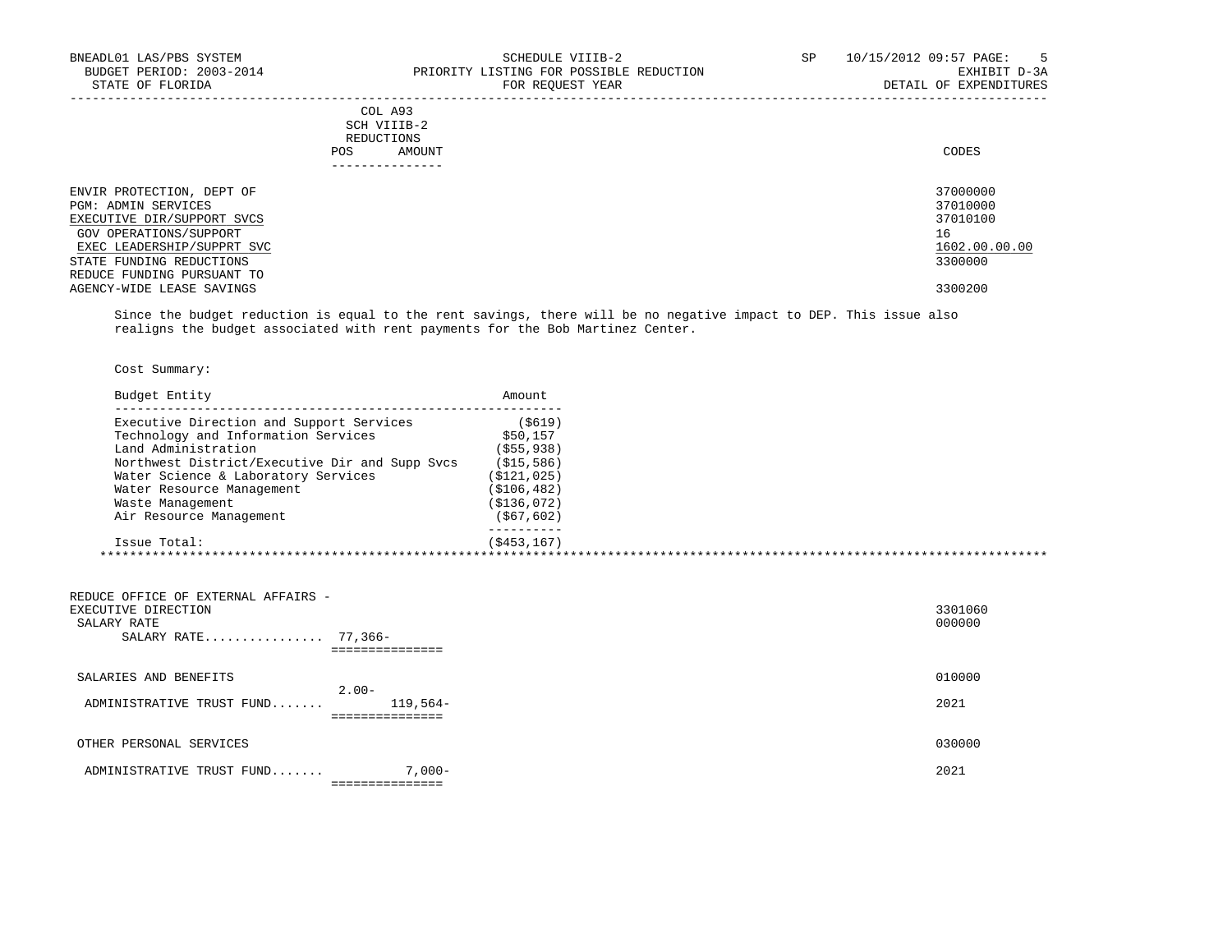| | COL A93 SCH VIIIB-2 REDUCTIONS POS AMOUNT | CODES |
|---|---|---|
| ENVIR PROTECTION, DEPT OF | | 37000000 |
| PGM: ADMIN SERVICES | | 37010000 |
| EXECUTIVE DIR/SUPPORT SVCS | | 37010100 |
| GOV OPERATIONS/SUPPORT | | 16 |
| EXEC LEADERSHIP/SUPPRT SVC | | 1602.00.00.00 |
| STATE FUNDING REDUCTIONS | | 3300000 |
| REDUCE FUNDING PURSUANT TO AGENCY-WIDE LEASE SAVINGS | | 3300200 |

Since the budget reduction is equal to the rent savings, there will be no negative impact to DEP. This issue also realigns the budget associated with rent payments for the Bob Martinez Center.

Cost Summary:

| Budget Entity | Amount |
|---|---|
| Executive Direction and Support Services | ($619) |
| Technology and Information Services | $50,157 |
| Land Administration | ($55,938) |
| Northwest District/Executive Dir and Supp Svcs | ($15,586) |
| Water Science & Laboratory Services | ($121,025) |
| Water Resource Management | ($106,482) |
| Waste Management | ($136,072) |
| Air Resource Management | ($67,602) |
| Issue Total: | ($453,167) |

***

| | POS | AMOUNT | CODES |
|---|---|---|---|
| REDUCE OFFICE OF EXTERNAL AFFAIRS - EXECUTIVE DIRECTION | | | 3301060 |
| SALARY RATE | | | 000000 |
| SALARY RATE................ | 77,366- | | |
| SALARIES AND BENEFITS | | | 010000 |
| ADMINISTRATIVE TRUST FUND....... | 2.00- | 119,564- | 2021 |
| OTHER PERSONAL SERVICES | | | 030000 |
| ADMINISTRATIVE TRUST FUND....... | | 7,000- | 2021 |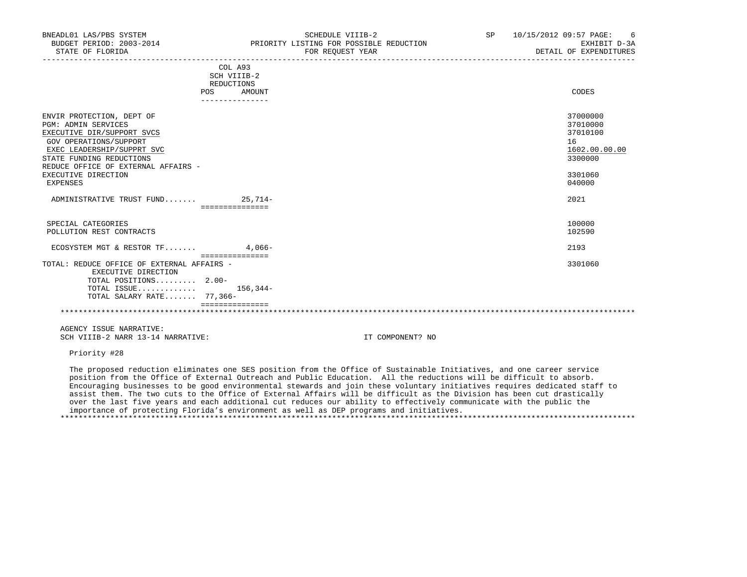BNEADL01 LAS/PBS SYSTEM — SCHEDULE VIIIB-2 — SP 10/15/2012 09:57

BUDGET PERIOD: 2003-2014 — PRIORITY LISTING FOR POSSIBLE REDUCTION — EXHIBIT D-3A

STATE OF FLORIDA — FOR REQUEST YEAR — DETAIL OF EXPENDITURES

| | COL A93 SCH VIIIB-2 REDUCTIONS POS | AMOUNT | CODES |
|---|---|---|---|
| ENVIR PROTECTION, DEPT OF | | | 37000000 |
| PGM: ADMIN SERVICES | | | 37010000 |
| EXECUTIVE DIR/SUPPORT SVCS | | | 37010100 |
| GOV OPERATIONS/SUPPORT | | | 16 |
| EXEC LEADERSHIP/SUPPRT SVC | | | 1602.00.00.00 |
| STATE FUNDING REDUCTIONS | | | 3300000 |
| REDUCE OFFICE OF EXTERNAL AFFAIRS - EXECUTIVE DIRECTION | | | 3301060 |
| EXPENSES | | | 040000 |
| ADMINISTRATIVE TRUST FUND....... | | 25,714- | 2021 |
| SPECIAL CATEGORIES | | | 100000 |
| POLLUTION REST CONTRACTS | | | 102590 |
| ECOSYSTEM MGT & RESTOR TF....... | | 4,066- | 2193 |
| TOTAL: REDUCE OFFICE OF EXTERNAL AFFAIRS - EXECUTIVE DIRECTION | | | 3301060 |
| TOTAL POSITIONS......... | 2.00- | | |
| TOTAL ISSUE............. | | 156,344- | |
| TOTAL SALARY RATE....... | 77,366- | | |

AGENCY ISSUE NARRATIVE:

SCH VIIIB-2 NARR 13-14 NARRATIVE: IT COMPONENT? NO

Priority #28

The proposed reduction eliminates one SES position from the Office of Sustainable Initiatives, and one career service position from the Office of External Outreach and Public Education. All the reductions will be difficult to absorb. Encouraging businesses to be good environmental stewards and join these voluntary initiatives requires dedicated staff to assist them. The two cuts to the Office of External Affairs will be difficult as the Division has been cut drastically over the last five years and each additional cut reduces our ability to effectively communicate with the public the importance of protecting Florida's environment as well as DEP programs and initiatives.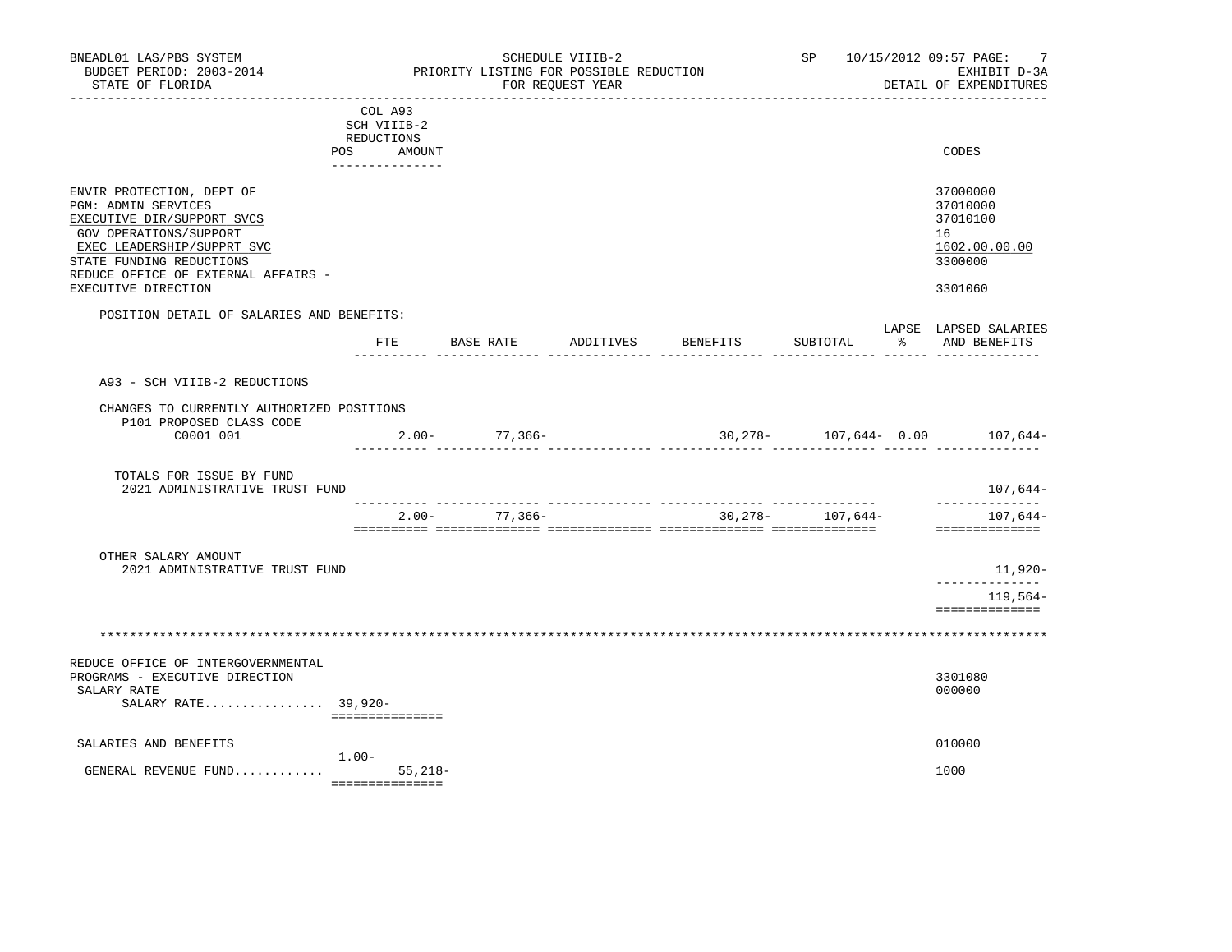BNEADL01 LAS/PBS SYSTEM — SCHEDULE VIIIB-2 — SP 10/15/2012 09:57

BUDGET PERIOD: 2003-2014 — PRIORITY LISTING FOR POSSIBLE REDUCTION — EXHIBIT D-3A

STATE OF FLORIDA — FOR REQUEST YEAR — DETAIL OF EXPENDITURES

| | COL A93 SCH VIIIB-2 REDUCTIONS POS | AMOUNT | CODES |
|---|---|---|---|
| ENVIR PROTECTION, DEPT OF | | | 37000000 |
| PGM: ADMIN SERVICES | | | 37010000 |
| EXECUTIVE DIR/SUPPORT SVCS | | | 37010100 |
| GOV OPERATIONS/SUPPORT | | | 16 |
| EXEC LEADERSHIP/SUPPRT SVC | | | 1602.00.00.00 |
| STATE FUNDING REDUCTIONS | | | 3300000 |
| REDUCE OFFICE OF EXTERNAL AFFAIRS - EXECUTIVE DIRECTION | | | 3301060 |

POSITION DETAIL OF SALARIES AND BENEFITS:

| | FTE | BASE RATE | ADDITIVES | BENEFITS | SUBTOTAL | LAPSE % | LAPSED SALARIES AND BENEFITS |
|---|---|---|---|---|---|---|---|
| A93 - SCH VIIIB-2 REDUCTIONS | | | | | | | |
| CHANGES TO CURRENTLY AUTHORIZED POSITIONS | | | | | | | |
| P101 PROPOSED CLASS CODE | | | | | | | |
| C0001 001 | 2.00- | 77,366- | | 30,278- | 107,644- | 0.00 | 107,644- |
| TOTALS FOR ISSUE BY FUND | | | | | | | |
| 2021 ADMINISTRATIVE TRUST FUND | | | | | | | 107,644- |
| | 2.00- | 77,366- | | 30,278- | 107,644- | | 107,644- |
| OTHER SALARY AMOUNT | | | | | | | |
| 2021 ADMINISTRATIVE TRUST FUND | | | | | | | 11,920- |
| | | | | | | | 119,564- |

\*\*\*\*\*\*\*\*\*\*\*\*\*\*\*\*\*\*\*\*\*\*\*\*\*\*\*\*\*\*\*\*\*\*\*\*\*\*\*\*\*\*\*\*\*\*\*\*\*\*\*\*\*\*\*\*\*\*\*\*\*\*\*\*\*\*\*\*\*\*\*\*\*\*\*\*\*\*

| | POS | AMOUNT | CODES |
|---|---|---|---|
| REDUCE OFFICE OF INTERGOVERNMENTAL PROGRAMS - EXECUTIVE DIRECTION | | | 3301080 |
| SALARY RATE | | | 000000 |
| SALARY RATE................ | 39,920- | | |
| SALARIES AND BENEFITS | | | 010000 |
| GENERAL REVENUE FUND............ | 1.00- | 55,218- | 1000 |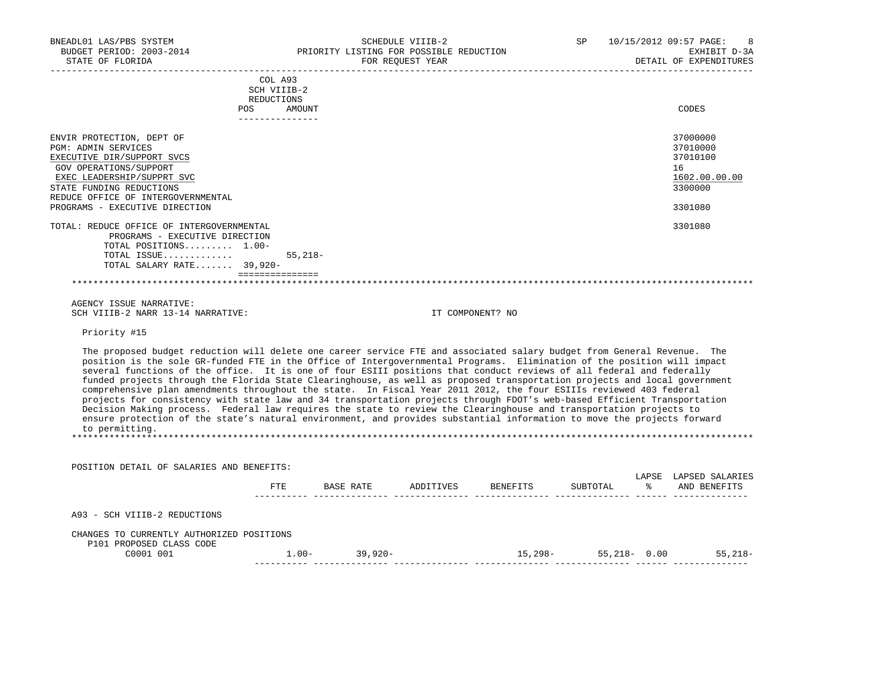BNEADL01 LAS/PBS SYSTEM — SCHEDULE VIIIB-2 — SP 10/15/2012 09:57

BUDGET PERIOD: 2003-2014 — PRIORITY LISTING FOR POSSIBLE REDUCTION — EXHIBIT D-3A

STATE OF FLORIDA — FOR REQUEST YEAR — DETAIL OF EXPENDITURES

| | COL A93 SCH VIIIB-2 REDUCTIONS POS | AMOUNT | CODES |
|---|---|---|---|
| ENVIR PROTECTION, DEPT OF | | | 37000000 |
| PGM: ADMIN SERVICES | | | 37010000 |
| EXECUTIVE DIR/SUPPORT SVCS | | | 37010100 |
| GOV OPERATIONS/SUPPORT | | | 16 |
| EXEC LEADERSHIP/SUPPRT SVC | | | 1602.00.00.00 |
| STATE FUNDING REDUCTIONS | | | 3300000 |
| REDUCE OFFICE OF INTERGOVERNMENTAL PROGRAMS - EXECUTIVE DIRECTION | | | 3301080 |
| TOTAL: REDUCE OFFICE OF INTERGOVERNMENTAL PROGRAMS - EXECUTIVE DIRECTION | | | 3301080 |
| TOTAL POSITIONS......... | 1.00- | | |
| TOTAL ISSUE............. | | 55,218- | |
| TOTAL SALARY RATE....... | 39,920- | | |

AGENCY ISSUE NARRATIVE:

SCH VIIIB-2 NARR 13-14 NARRATIVE: IT COMPONENT? NO

Priority #15

The proposed budget reduction will delete one career service FTE and associated salary budget from General Revenue. The position is the sole GR-funded FTE in the Office of Intergovernmental Programs. Elimination of the position will impact several functions of the office. It is one of four ESIII positions that conduct reviews of all federal and federally funded projects through the Florida State Clearinghouse, as well as proposed transportation projects and local government comprehensive plan amendments throughout the state. In Fiscal Year 2011 2012, the four ESIIIs reviewed 403 federal projects for consistency with state law and 34 transportation projects through FDOT's web-based Efficient Transportation Decision Making process. Federal law requires the state to review the Clearinghouse and transportation projects to ensure protection of the state's natural environment, and provides substantial information to move the projects forward to permitting.

POSITION DETAIL OF SALARIES AND BENEFITS:

| | FTE | BASE RATE | ADDITIVES | BENEFITS | SUBTOTAL | LAPSE % | LAPSED SALARIES AND BENEFITS |
|---|---|---|---|---|---|---|---|
| A93 - SCH VIIIB-2 REDUCTIONS | | | | | | | |
| CHANGES TO CURRENTLY AUTHORIZED POSITIONS | | | | | | | |
| P101 PROPOSED CLASS CODE | | | | | | | |
| C0001 001 | 1.00- | 39,920- | | 15,298- | 55,218- | 0.00 | 55,218- |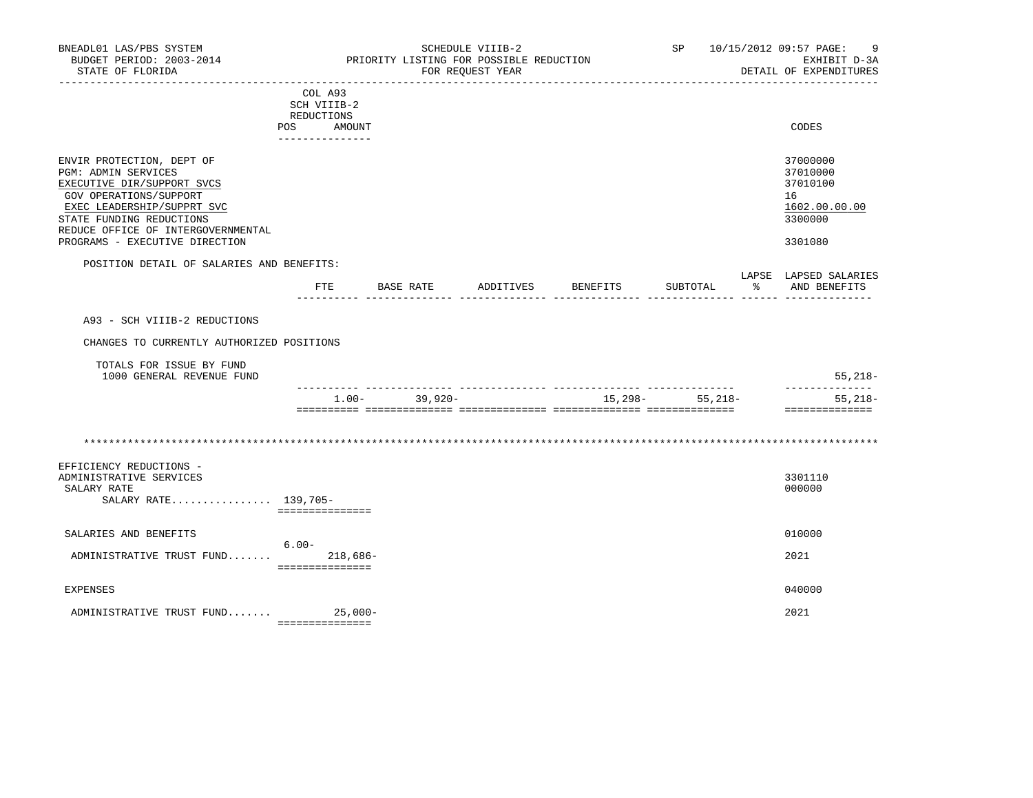| | COL A93 SCH VIIIB-2 REDUCTIONS POS AMOUNT | CODES |
|---|---|---|
| ENVIR PROTECTION, DEPT OF | | 37000000 |
| PGM: ADMIN SERVICES | | 37010000 |
| EXECUTIVE DIR/SUPPORT SVCS | | 37010100 |
| GOV OPERATIONS/SUPPORT | | 16 |
| EXEC LEADERSHIP/SUPPRT SVC | | 1602.00.00.00 |
| STATE FUNDING REDUCTIONS | | 3300000 |
| REDUCE OFFICE OF INTERGOVERNMENTAL PROGRAMS - EXECUTIVE DIRECTION | | 3301080 |

POSITION DETAIL OF SALARIES AND BENEFITS:

| | FTE | BASE RATE | ADDITIVES | BENEFITS | SUBTOTAL | LAPSE % | LAPSED SALARIES AND BENEFITS |
|---|---|---|---|---|---|---|---|
| A93 - SCH VIIIB-2 REDUCTIONS | | | | | | | |
| CHANGES TO CURRENTLY AUTHORIZED POSITIONS | | | | | | | |
| TOTALS FOR ISSUE BY FUND | | | | | | | |
| 1000 GENERAL REVENUE FUND | | | | | | | 55,218- |
| | 1.00- | 39,920- | | 15,298- | 55,218- | | 55,218- |

*******************************************************************************************************************

| | POS | AMOUNT | CODES |
|---|---|---|---|
| EFFICIENCY REDUCTIONS - ADMINISTRATIVE SERVICES | | | 3301110 |
| SALARY RATE | | | 000000 |
| SALARY RATE................ | 139,705- | | |
| SALARIES AND BENEFITS | | | 010000 |
| ADMINISTRATIVE TRUST FUND....... | 6.00- | 218,686- | 2021 |
| EXPENSES | | | 040000 |
| ADMINISTRATIVE TRUST FUND....... | | 25,000- | 2021 |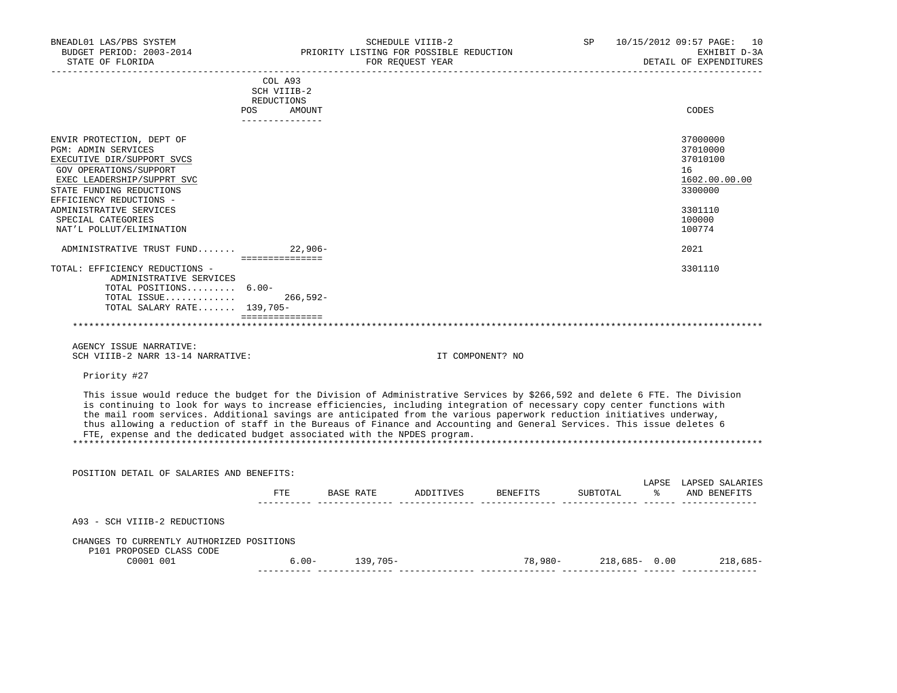| | COL A93 SCH VIIIB-2 REDUCTIONS POS | AMOUNT | CODES |
|---|---|---|---|
| ENVIR PROTECTION, DEPT OF | | | 37000000 |
| PGM: ADMIN SERVICES | | | 37010000 |
| EXECUTIVE DIR/SUPPORT SVCS | | | 37010100 |
| GOV OPERATIONS/SUPPORT | | | 16 |
| EXEC LEADERSHIP/SUPPRT SVC | | | 1602.00.00.00 |
| STATE FUNDING REDUCTIONS | | | 3300000 |
| EFFICIENCY REDUCTIONS - ADMINISTRATIVE SERVICES | | | 3301110 |
| SPECIAL CATEGORIES | | | 100000 |
| NAT'L POLLUT/ELIMINATION | | | 100774 |
| ADMINISTRATIVE TRUST FUND....... | | 22,906- | 2021 |
| TOTAL: EFFICIENCY REDUCTIONS - ADMINISTRATIVE SERVICES | | | 3301110 |
| TOTAL POSITIONS......... | 6.00- | | |
| TOTAL ISSUE............. | | 266,592- | |
| TOTAL SALARY RATE....... | 139,705- | | |

AGENCY ISSUE NARRATIVE:
SCH VIIIB-2 NARR 13-14 NARRATIVE: IT COMPONENT? NO

Priority #27

This issue would reduce the budget for the Division of Administrative Services by $266,592 and delete 6 FTE. The Division is continuing to look for ways to increase efficiencies, including integration of necessary copy center functions with the mail room services. Additional savings are anticipated from the various paperwork reduction initiatives underway, thus allowing a reduction of staff in the Bureaus of Finance and Accounting and General Services. This issue deletes 6 FTE, expense and the dedicated budget associated with the NPDES program.

POSITION DETAIL OF SALARIES AND BENEFITS:

| | FTE | BASE RATE | ADDITIVES | BENEFITS | SUBTOTAL | LAPSE % | LAPSED SALARIES AND BENEFITS |
|---|---|---|---|---|---|---|---|
| A93 - SCH VIIIB-2 REDUCTIONS | | | | | | | |
| CHANGES TO CURRENTLY AUTHORIZED POSITIONS | | | | | | | |
| P101 PROPOSED CLASS CODE | | | | | | | |
| C0001 001 | 6.00- | 139,705- | | 78,980- | 218,685- | 0.00 | 218,685- |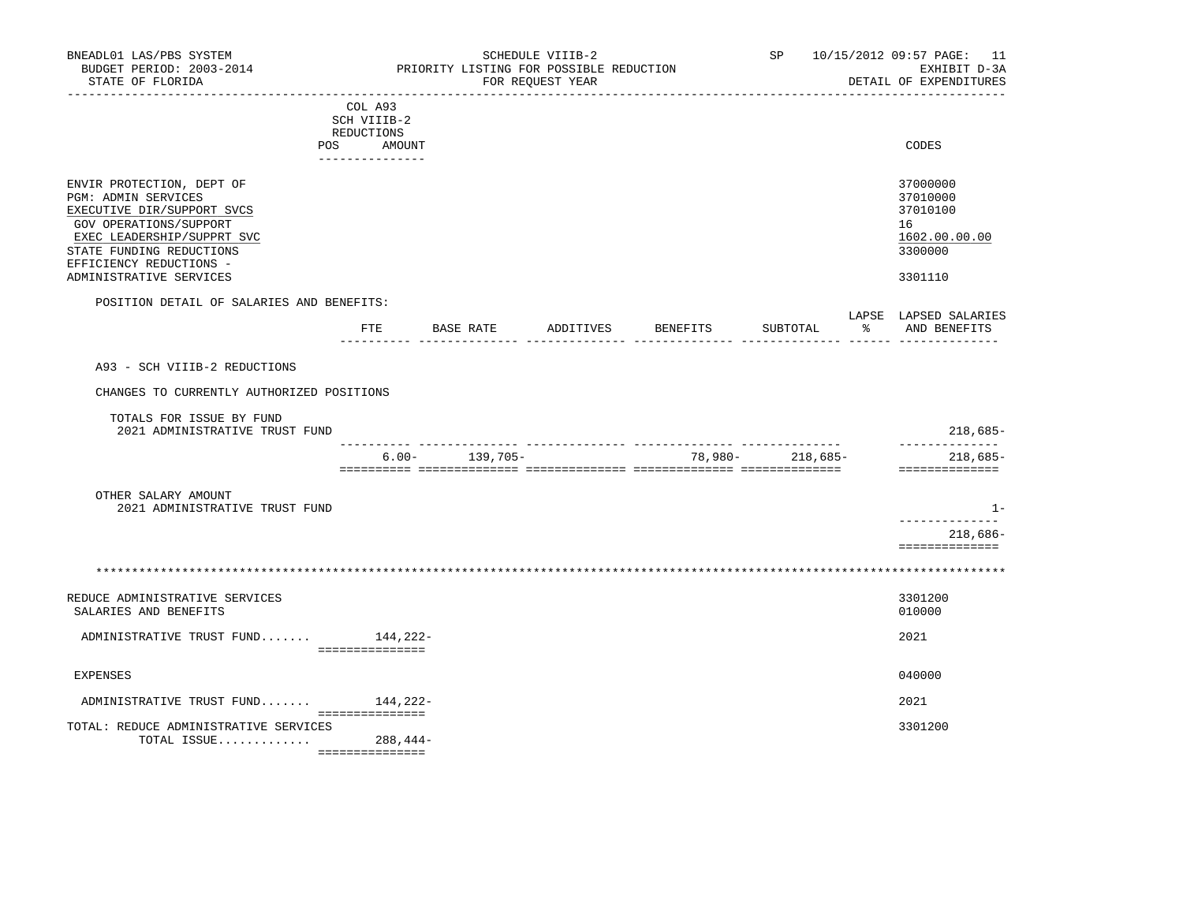BNEADL01 LAS/PBS SYSTEM — SCHEDULE VIIIB-2 — SP 10/15/2012 09:57
BUDGET PERIOD: 2003-2014 — PRIORITY LISTING FOR POSSIBLE REDUCTION — EXHIBIT D-3A
STATE OF FLORIDA — FOR REQUEST YEAR — DETAIL OF EXPENDITURES

| | COL A93 SCH VIIIB-2 REDUCTIONS POS AMOUNT | CODES |
|---|---|---|
| ENVIR PROTECTION, DEPT OF | | 37000000 |
| PGM: ADMIN SERVICES | | 37010000 |
| EXECUTIVE DIR/SUPPORT SVCS | | 37010100 |
| GOV OPERATIONS/SUPPORT | | 16 |
| EXEC LEADERSHIP/SUPPRT SVC | | 1602.00.00.00 |
| STATE FUNDING REDUCTIONS | | 3300000 |
| EFFICIENCY REDUCTIONS - ADMINISTRATIVE SERVICES | | 3301110 |

POSITION DETAIL OF SALARIES AND BENEFITS:

| | FTE | BASE RATE | ADDITIVES | BENEFITS | SUBTOTAL | LAPSE % | LAPSED SALARIES AND BENEFITS |
|---|---|---|---|---|---|---|---|
| A93 - SCH VIIIB-2 REDUCTIONS | | | | | | | |
| CHANGES TO CURRENTLY AUTHORIZED POSITIONS | | | | | | | |
| TOTALS FOR ISSUE BY FUND | | | | | | | |
| 2021 ADMINISTRATIVE TRUST FUND | | | | | | | 218,685- |
| | 6.00- | 139,705- | | 78,980- | 218,685- | | 218,685- |
| OTHER SALARY AMOUNT | | | | | | | |
| 2021 ADMINISTRATIVE TRUST FUND | | | | | | | 1- |
| | | | | | | | 218,686- |

*******************************************************************************************

| | COL A93 AMOUNT | CODES |
|---|---|---|
| REDUCE ADMINISTRATIVE SERVICES | | 3301200 |
| SALARIES AND BENEFITS | | 010000 |
| ADMINISTRATIVE TRUST FUND....... | 144,222- | 2021 |
| EXPENSES | | 040000 |
| ADMINISTRATIVE TRUST FUND....... | 144,222- | 2021 |
| TOTAL: REDUCE ADMINISTRATIVE SERVICES | | 3301200 |
| TOTAL ISSUE............ | 288,444- | |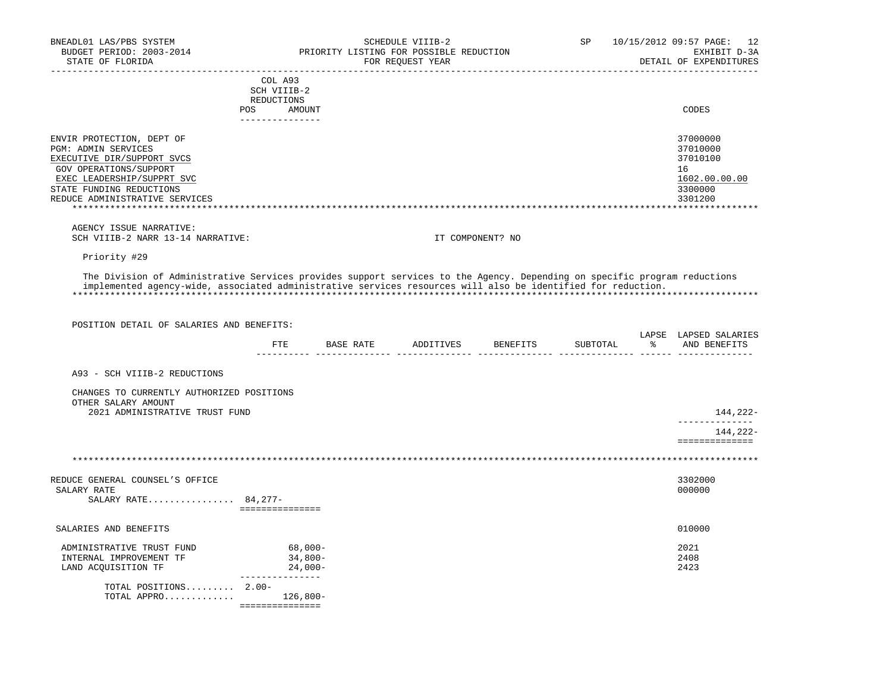| | COL A93 SCH VIIIB-2 REDUCTIONS POS AMOUNT | CODES |
|---|---|---|
| ENVIR PROTECTION, DEPT OF | | 37000000 |
| PGM: ADMIN SERVICES | | 37010000 |
| EXECUTIVE DIR/SUPPORT SVCS | | 37010100 |
| GOV OPERATIONS/SUPPORT | | 16 |
| EXEC LEADERSHIP/SUPPRT SVC | | 1602.00.00.00 |
| STATE FUNDING REDUCTIONS | | 3300000 |
| REDUCE ADMINISTRATIVE SERVICES | | 3301200 |

AGENCY ISSUE NARRATIVE:
SCH VIIIB-2 NARR 13-14 NARRATIVE: IT COMPONENT? NO

Priority #29

The Division of Administrative Services provides support services to the Agency. Depending on specific program reductions implemented agency-wide, associated administrative services resources will also be identified for reduction.

POSITION DETAIL OF SALARIES AND BENEFITS:

| | FTE | BASE RATE | ADDITIVES | BENEFITS | SUBTOTAL | LAPSE % | LAPSED SALARIES AND BENEFITS |
|---|---|---|---|---|---|---|---|
| A93 - SCH VIIIB-2 REDUCTIONS | | | | | | | |
| CHANGES TO CURRENTLY AUTHORIZED POSITIONS | | | | | | | |
| OTHER SALARY AMOUNT | | | | | | | |
| 2021 ADMINISTRATIVE TRUST FUND | | | | | | | 144,222- |
| | | | | | | | 144,222- |

| | POS | AMOUNT | CODES |
|---|---|---|---|
| REDUCE GENERAL COUNSEL'S OFFICE | | | 3302000 |
| SALARY RATE | | | 000000 |
| SALARY RATE................ | 84,277- | | |
| SALARIES AND BENEFITS | | | 010000 |
| ADMINISTRATIVE TRUST FUND | | 68,000- | 2021 |
| INTERNAL IMPROVEMENT TF | | 34,800- | 2408 |
| LAND ACQUISITION TF | | 24,000- | 2423 |
| TOTAL POSITIONS......... | 2.00- | | |
| TOTAL APPRO............ | | 126,800- | |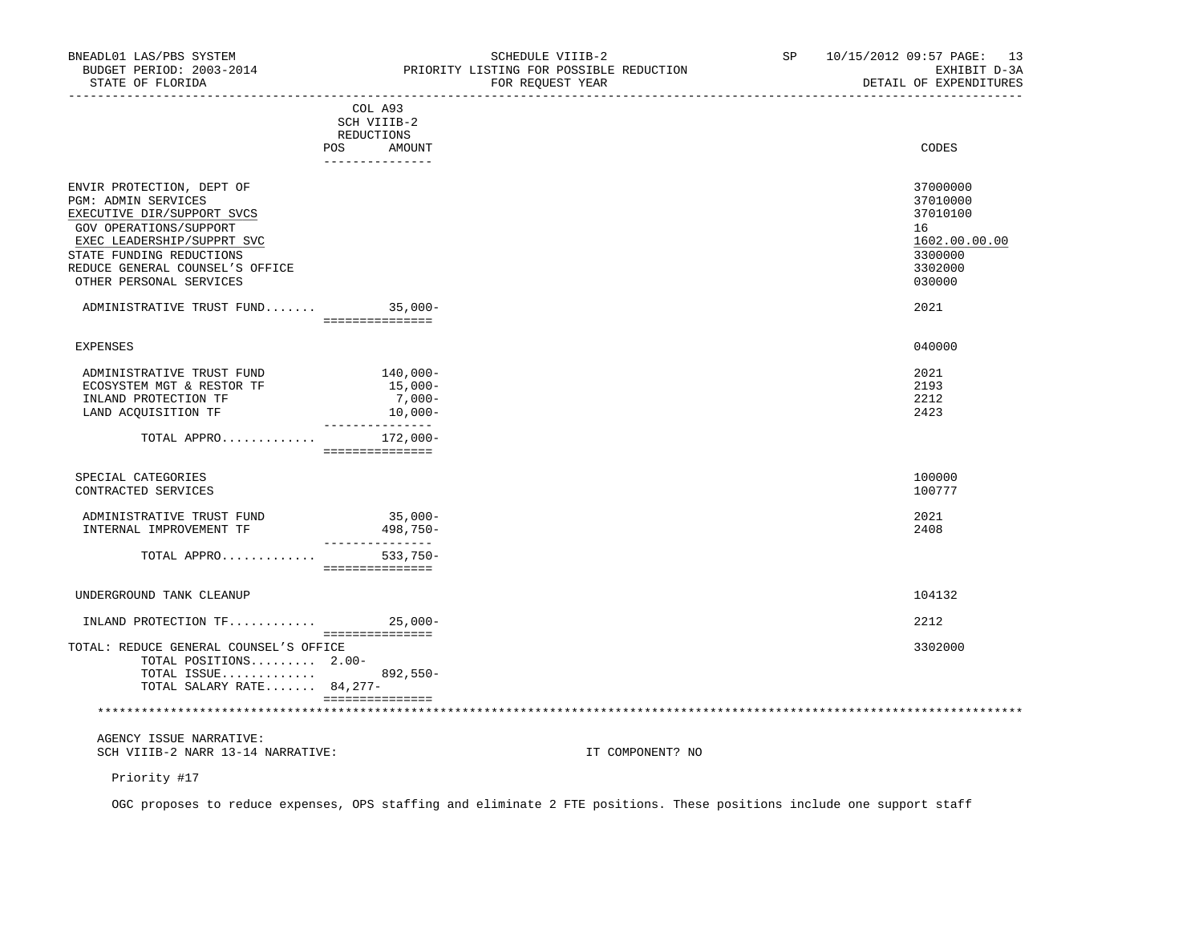BNEADL01 LAS/PBS SYSTEM — SCHEDULE VIIIB-2 — SP 10/15/2012 09:57

BUDGET PERIOD: 2003-2014 — PRIORITY LISTING FOR POSSIBLE REDUCTION — EXHIBIT D-3A

STATE OF FLORIDA — FOR REQUEST YEAR — DETAIL OF EXPENDITURES

| | COL A93 SCH VIIIB-2 REDUCTIONS POS | AMOUNT | CODES |
|---|---|---|---|
| ENVIR PROTECTION, DEPT OF | | | 37000000 |
| PGM: ADMIN SERVICES | | | 37010000 |
| EXECUTIVE DIR/SUPPORT SVCS | | | 37010100 |
| GOV OPERATIONS/SUPPORT | | | 16 |
| EXEC LEADERSHIP/SUPPRT SVC | | | 1602.00.00.00 |
| STATE FUNDING REDUCTIONS | | | 3300000 |
| REDUCE GENERAL COUNSEL'S OFFICE | | | 3302000 |
| OTHER PERSONAL SERVICES | | | 030000 |
| ADMINISTRATIVE TRUST FUND....... | | 35,000- | 2021 |
| EXPENSES | | | 040000 |
| ADMINISTRATIVE TRUST FUND | | 140,000- | 2021 |
| ECOSYSTEM MGT & RESTOR TF | | 15,000- | 2193 |
| INLAND PROTECTION TF | | 7,000- | 2212 |
| LAND ACQUISITION TF | | 10,000- | 2423 |
| TOTAL APPRO............. | | 172,000- | |
| SPECIAL CATEGORIES | | | 100000 |
| CONTRACTED SERVICES | | | 100777 |
| ADMINISTRATIVE TRUST FUND | | 35,000- | 2021 |
| INTERNAL IMPROVEMENT TF | | 498,750- | 2408 |
| TOTAL APPRO............. | | 533,750- | |
| UNDERGROUND TANK CLEANUP | | | 104132 |
| INLAND PROTECTION TF............ | | 25,000- | 2212 |
| TOTAL: REDUCE GENERAL COUNSEL'S OFFICE | | | 3302000 |
| TOTAL POSITIONS......... | 2.00- | | |
| TOTAL ISSUE............. | | 892,550- | |
| TOTAL SALARY RATE....... | 84,277- | | |

AGENCY ISSUE NARRATIVE:

SCH VIIIB-2 NARR 13-14 NARRATIVE: IT COMPONENT? NO

Priority #17

OGC proposes to reduce expenses, OPS staffing and eliminate 2 FTE positions. These positions include one support staff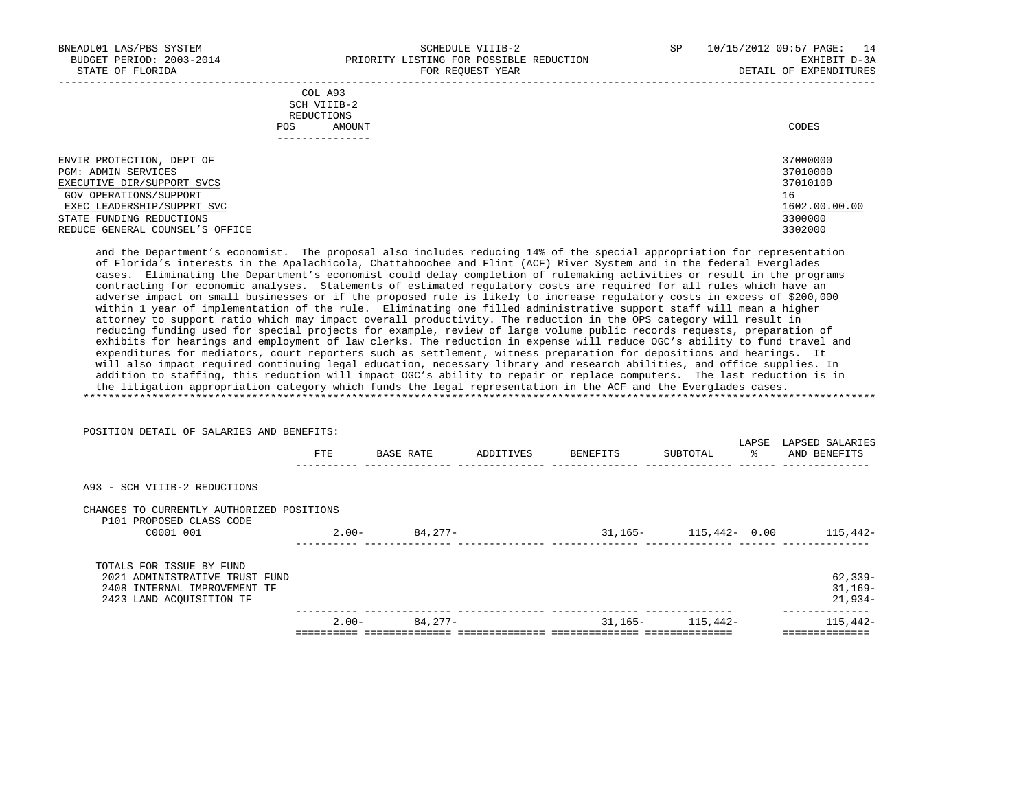BNEADL01 LAS/PBS SYSTEM — SCHEDULE VIIIB-2 — SP 10/15/2012 09:57 PAGE: 14
BUDGET PERIOD: 2003-2014 — PRIORITY LISTING FOR POSSIBLE REDUCTION — EXHIBIT D-3A
STATE OF FLORIDA — FOR REQUEST YEAR — DETAIL OF EXPENDITURES

| | COL A93 SCH VIIIB-2 REDUCTIONS POS AMOUNT | CODES |
|---|---|---|
| ENVIR PROTECTION, DEPT OF | | 37000000 |
| PGM: ADMIN SERVICES | | 37010000 |
| EXECUTIVE DIR/SUPPORT SVCS | | 37010100 |
| GOV OPERATIONS/SUPPORT | | 16 |
| EXEC LEADERSHIP/SUPPRT SVC | | 1602.00.00.00 |
| STATE FUNDING REDUCTIONS | | 3300000 |
| REDUCE GENERAL COUNSEL'S OFFICE | | 3302000 |

and the Department's economist. The proposal also includes reducing 14% of the special appropriation for representation of Florida's interests in the Apalachicola, Chattahoochee and Flint (ACF) River System and in the federal Everglades cases. Eliminating the Department's economist could delay completion of rulemaking activities or result in the programs contracting for economic analyses. Statements of estimated regulatory costs are required for all rules which have an adverse impact on small businesses or if the proposed rule is likely to increase regulatory costs in excess of $200,000 within 1 year of implementation of the rule. Eliminating one filled administrative support staff will mean a higher attorney to support ratio which may impact overall productivity. The reduction in the OPS category will result in reducing funding used for special projects for example, review of large volume public records requests, preparation of exhibits for hearings and employment of law clerks. The reduction in expense will reduce OGC's ability to fund travel and expenditures for mediators, court reporters such as settlement, witness preparation for depositions and hearings. It will also impact required continuing legal education, necessary library and research abilities, and office supplies. In addition to staffing, this reduction will impact OGC's ability to repair or replace computers. The last reduction is in the litigation appropriation category which funds the legal representation in the ACF and the Everglades cases.

POSITION DETAIL OF SALARIES AND BENEFITS:

| | FTE | BASE RATE | ADDITIVES | BENEFITS | SUBTOTAL | LAPSE % | LAPSED SALARIES AND BENEFITS |
|---|---|---|---|---|---|---|---|
| A93 - SCH VIIIB-2 REDUCTIONS | | | | | | | |
| CHANGES TO CURRENTLY AUTHORIZED POSITIONS | | | | | | | |
| P101 PROPOSED CLASS CODE | | | | | | | |
| C0001 001 | 2.00- | 84,277- | | 31,165- | 115,442- | 0.00 | 115,442- |
| TOTALS FOR ISSUE BY FUND | | | | | | | |
| 2021 ADMINISTRATIVE TRUST FUND | | | | | | | 62,339- |
| 2408 INTERNAL IMPROVEMENT TF | | | | | | | 31,169- |
| 2423 LAND ACQUISITION TF | | | | | | | 21,934- |
| | 2.00- | 84,277- | | 31,165- | 115,442- | | 115,442- |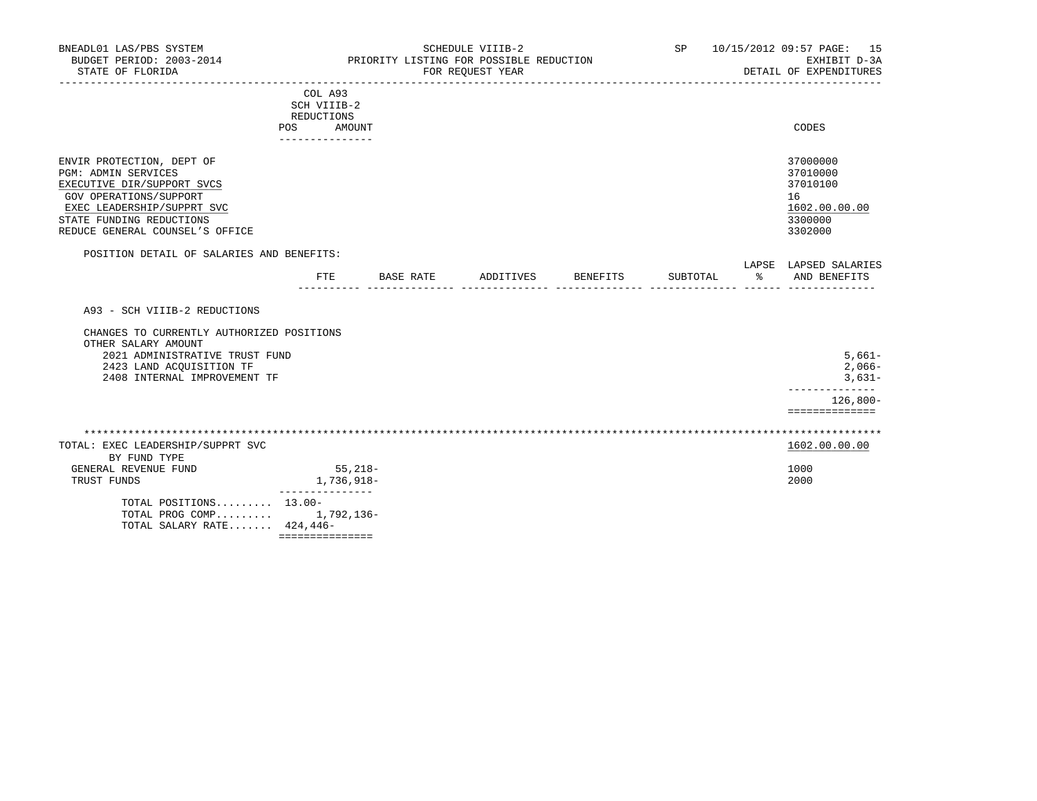BNEADL01 LAS/PBS SYSTEM — SCHEDULE VIIIB-2 — SP 10/15/2012 09:57

BUDGET PERIOD: 2003-2014 — PRIORITY LISTING FOR POSSIBLE REDUCTION — EXHIBIT D-3A

STATE OF FLORIDA — FOR REQUEST YEAR — DETAIL OF EXPENDITURES

| | COL A93 SCH VIIIB-2 REDUCTIONS POS AMOUNT | CODES |
|---|---|---|
| ENVIR PROTECTION, DEPT OF | | 37000000 |
| PGM: ADMIN SERVICES | | 37010000 |
| EXECUTIVE DIR/SUPPORT SVCS | | 37010100 |
| GOV OPERATIONS/SUPPORT | | 16 |
| EXEC LEADERSHIP/SUPPRT SVC | | 1602.00.00.00 |
| STATE FUNDING REDUCTIONS | | 3300000 |
| REDUCE GENERAL COUNSEL'S OFFICE | | 3302000 |

POSITION DETAIL OF SALARIES AND BENEFITS:

| | FTE | BASE RATE | ADDITIVES | BENEFITS | SUBTOTAL | LAPSE % | LAPSED SALARIES AND BENEFITS |
|---|---|---|---|---|---|---|---|
| A93 - SCH VIIIB-2 REDUCTIONS | | | | | | | |
| CHANGES TO CURRENTLY AUTHORIZED POSITIONS | | | | | | | |
| OTHER SALARY AMOUNT | | | | | | | |
| 2021 ADMINISTRATIVE TRUST FUND | | | | | | | 5,661- |
| 2423 LAND ACQUISITION TF | | | | | | | 2,066- |
| 2408 INTERNAL IMPROVEMENT TF | | | | | | | 3,631- |
| | | | | | | | 126,800- |

| TOTAL: EXEC LEADERSHIP/SUPPRT SVC | | 1602.00.00.00 |
|---|---|---|
| BY FUND TYPE | | |
| GENERAL REVENUE FUND | 55,218- | 1000 |
| TRUST FUNDS | 1,736,918- | 2000 |
| TOTAL POSITIONS......... | 13.00- | |
| TOTAL PROG COMP......... | 1,792,136- | |
| TOTAL SALARY RATE....... | 424,446- | |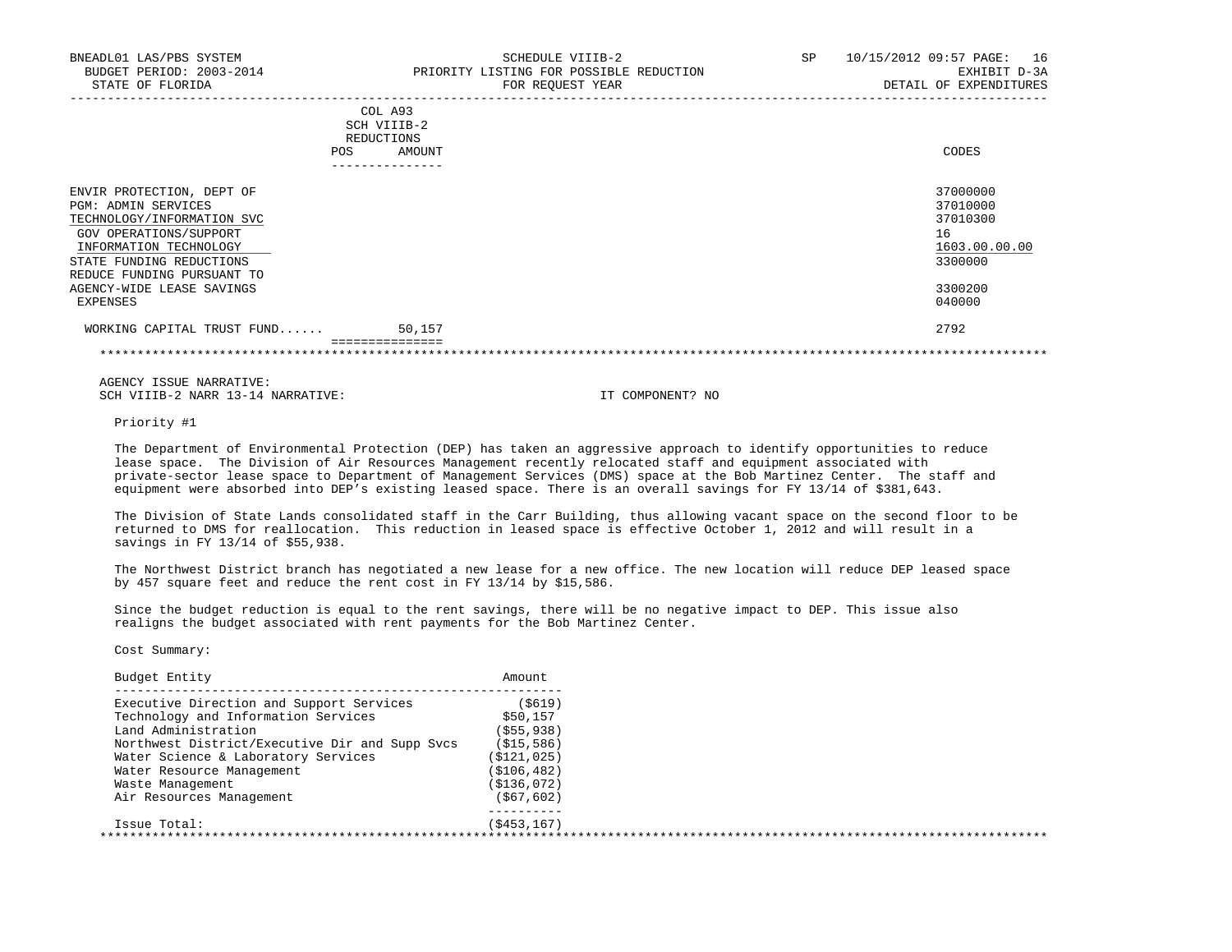BNEADL01 LAS/PBS SYSTEM — SCHEDULE VIIIB-2 — SP 10/15/2012 09:57

BUDGET PERIOD: 2003-2014 — PRIORITY LISTING FOR POSSIBLE REDUCTION — EXHIBIT D-3A

STATE OF FLORIDA — FOR REQUEST YEAR — DETAIL OF EXPENDITURES

| | COL A93 SCH VIIIB-2 REDUCTIONS POS | AMOUNT | CODES |
|---|---|---|---|
| ENVIR PROTECTION, DEPT OF | | | 37000000 |
| PGM: ADMIN SERVICES | | | 37010000 |
| TECHNOLOGY/INFORMATION SVC | | | 37010300 |
| GOV OPERATIONS/SUPPORT | | | 16 |
| INFORMATION TECHNOLOGY | | | 1603.00.00.00 |
| STATE FUNDING REDUCTIONS | | | 3300000 |
| REDUCE FUNDING PURSUANT TO AGENCY-WIDE LEASE SAVINGS | | | 3300200 |
| EXPENSES | | | 040000 |
| WORKING CAPITAL TRUST FUND...... | | 50,157 | 2792 |

AGENCY ISSUE NARRATIVE:

SCH VIIIB-2 NARR 13-14 NARRATIVE: IT COMPONENT? NO

Priority #1

The Department of Environmental Protection (DEP) has taken an aggressive approach to identify opportunities to reduce lease space. The Division of Air Resources Management recently relocated staff and equipment associated with private-sector lease space to Department of Management Services (DMS) space at the Bob Martinez Center. The staff and equipment were absorbed into DEP's existing leased space. There is an overall savings for FY 13/14 of $381,643.

The Division of State Lands consolidated staff in the Carr Building, thus allowing vacant space on the second floor to be returned to DMS for reallocation. This reduction in leased space is effective October 1, 2012 and will result in a savings in FY 13/14 of $55,938.

The Northwest District branch has negotiated a new lease for a new office. The new location will reduce DEP leased space by 457 square feet and reduce the rent cost in FY 13/14 by $15,586.

Since the budget reduction is equal to the rent savings, there will be no negative impact to DEP. This issue also realigns the budget associated with rent payments for the Bob Martinez Center.

Cost Summary:

| Budget Entity | Amount |
|---|---|
| Executive Direction and Support Services | ($619) |
| Technology and Information Services | $50,157 |
| Land Administration | ($55,938) |
| Northwest District/Executive Dir and Supp Svcs | ($15,586) |
| Water Science & Laboratory Services | ($121,025) |
| Water Resource Management | ($106,482) |
| Waste Management | ($136,072) |
| Air Resources Management | ($67,602) |
| Issue Total: | ($453,167) |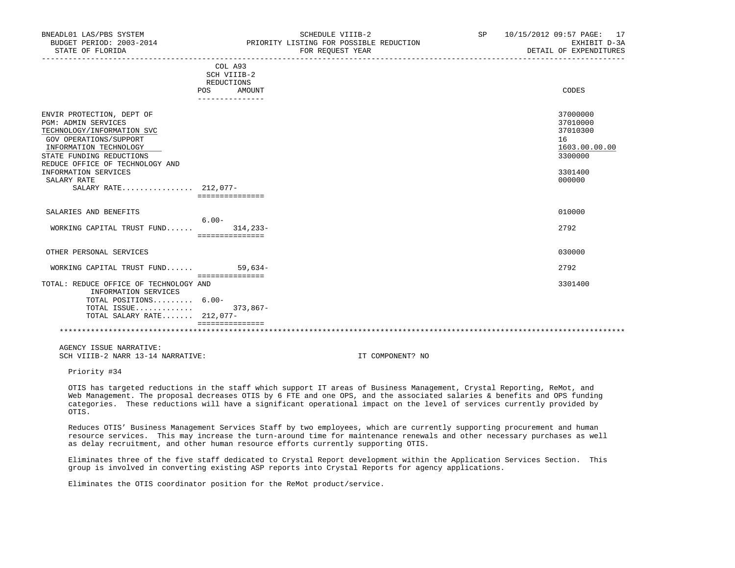| | COL A93 SCH VIIIB-2 REDUCTIONS POS | AMOUNT | CODES |
|---|---|---|---|
| ENVIR PROTECTION, DEPT OF | | | 37000000 |
| PGM: ADMIN SERVICES | | | 37010000 |
| TECHNOLOGY/INFORMATION SVC | | | 37010300 |
| GOV OPERATIONS/SUPPORT | | | 16 |
| INFORMATION TECHNOLOGY | | | 1603.00.00.00 |
| STATE FUNDING REDUCTIONS | | | 3300000 |
| REDUCE OFFICE OF TECHNOLOGY AND INFORMATION SERVICES | | | 3301400 |
| SALARY RATE | | | 000000 |
| SALARY RATE................ | 212,077- | | |
| SALARIES AND BENEFITS | | | 010000 |
| | 6.00- | | |
| WORKING CAPITAL TRUST FUND...... | | 314,233- | 2792 |
| OTHER PERSONAL SERVICES | | | 030000 |
| WORKING CAPITAL TRUST FUND...... | | 59,634- | 2792 |
| TOTAL: REDUCE OFFICE OF TECHNOLOGY AND INFORMATION SERVICES | | | 3301400 |
| TOTAL POSITIONS......... | 6.00- | | |
| TOTAL ISSUE............. | | 373,867- | |
| TOTAL SALARY RATE....... | 212,077- | | |

AGENCY ISSUE NARRATIVE:
SCH VIIIB-2 NARR 13-14 NARRATIVE: IT COMPONENT? NO

Priority #34

OTIS has targeted reductions in the staff which support IT areas of Business Management, Crystal Reporting, ReMot, and Web Management. The proposal decreases OTIS by 6 FTE and one OPS, and the associated salaries & benefits and OPS funding categories. These reductions will have a significant operational impact on the level of services currently provided by OTIS.

Reduces OTIS' Business Management Services Staff by two employees, which are currently supporting procurement and human resource services. This may increase the turn-around time for maintenance renewals and other necessary purchases as well as delay recruitment, and other human resource efforts currently supporting OTIS.

Eliminates three of the five staff dedicated to Crystal Report development within the Application Services Section. This group is involved in converting existing ASP reports into Crystal Reports for agency applications.

Eliminates the OTIS coordinator position for the ReMot product/service.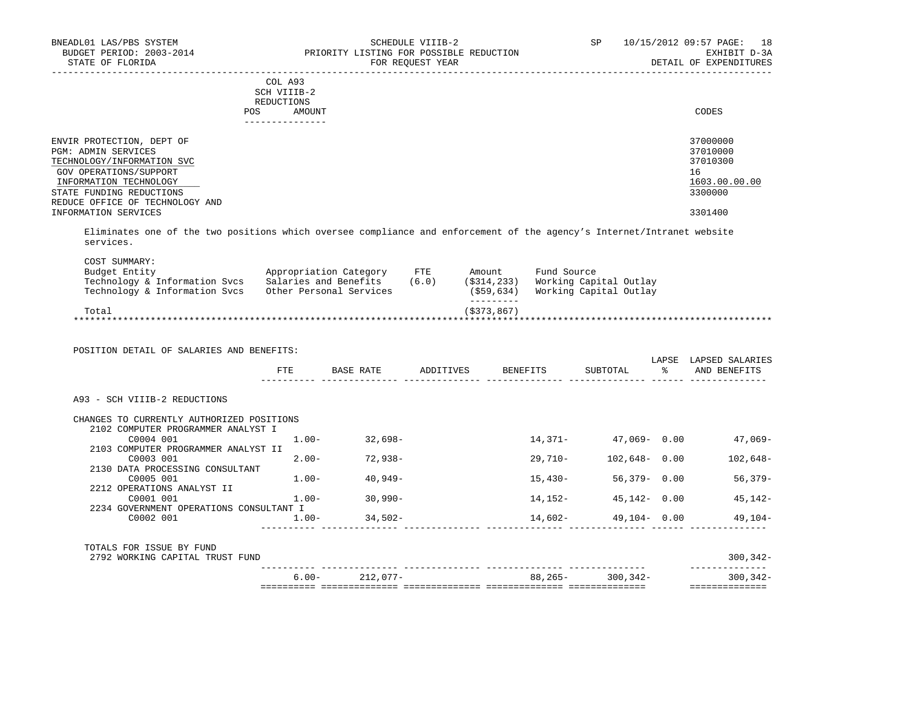BNEADL01 LAS/PBS SYSTEM
BUDGET PERIOD: 2003-2014
STATE OF FLORIDA

SCHEDULE VIIIB-2
PRIORITY LISTING FOR POSSIBLE REDUCTION
FOR REQUEST YEAR

SP 10/15/2012 09:57 PAGE: 18
EXHIBIT D-3A
DETAIL OF EXPENDITURES

| | COL A93 SCH VIIIB-2 REDUCTIONS POS AMOUNT | CODES |
|---|---|---|
| ENVIR PROTECTION, DEPT OF | | 37000000 |
| PGM: ADMIN SERVICES | | 37010000 |
| TECHNOLOGY/INFORMATION SVC | | 37010300 |
| GOV OPERATIONS/SUPPORT | | 16 |
| INFORMATION TECHNOLOGY | | 1603.00.00.00 |
| STATE FUNDING REDUCTIONS | | 3300000 |
| REDUCE OFFICE OF TECHNOLOGY AND INFORMATION SERVICES | | 3301400 |

Eliminates one of the two positions which oversee compliance and enforcement of the agency's Internet/Intranet website services.

COST SUMMARY:

| Budget Entity | Appropriation Category | FTE | Amount | Fund Source |
|---|---|---|---|---|
| Technology & Information Svcs | Salaries and Benefits | (6.0) | ($314,233) | Working Capital Outlay |
| Technology & Information Svcs | Other Personal Services | | ($59,634) | Working Capital Outlay |
| Total | | | ($373,867) | |

POSITION DETAIL OF SALARIES AND BENEFITS:

| | FTE | BASE RATE | ADDITIVES | BENEFITS | SUBTOTAL | LAPSE % | LAPSED SALARIES AND BENEFITS |
|---|---|---|---|---|---|---|---|
| A93 - SCH VIIIB-2 REDUCTIONS | | | | | | | |
| CHANGES TO CURRENTLY AUTHORIZED POSITIONS | | | | | | | |
| 2102 COMPUTER PROGRAMMER ANALYST I | | | | | | | |
| C0004 001 | 1.00- | 32,698- | | 14,371- | 47,069- | 0.00 | 47,069- |
| 2103 COMPUTER PROGRAMMER ANALYST II | | | | | | | |
| C0003 001 | 2.00- | 72,938- | | 29,710- | 102,648- | 0.00 | 102,648- |
| 2130 DATA PROCESSING CONSULTANT | | | | | | | |
| C0005 001 | 1.00- | 40,949- | | 15,430- | 56,379- | 0.00 | 56,379- |
| 2212 OPERATIONS ANALYST II | | | | | | | |
| C0001 001 | 1.00- | 30,990- | | 14,152- | 45,142- | 0.00 | 45,142- |
| 2234 GOVERNMENT OPERATIONS CONSULTANT I | | | | | | | |
| C0002 001 | 1.00- | 34,502- | | 14,602- | 49,104- | 0.00 | 49,104- |
| TOTALS FOR ISSUE BY FUND | | | | | | | |
| 2792 WORKING CAPITAL TRUST FUND | | | | | | | 300,342- |
| | 6.00- | 212,077- | | 88,265- | 300,342- | | 300,342- |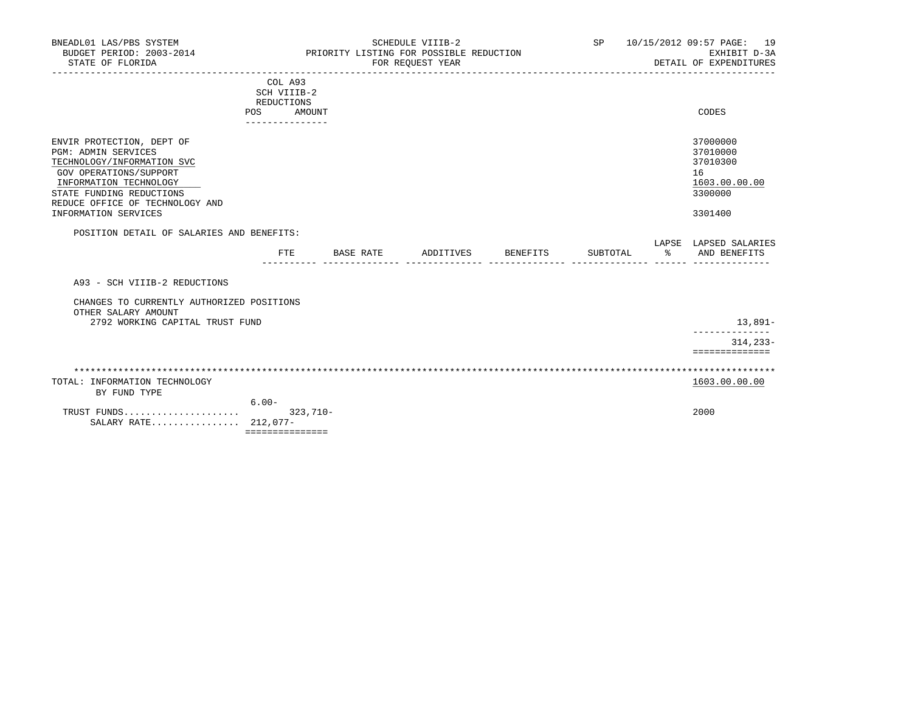BNEADL01 LAS/PBS SYSTEM — SCHEDULE VIIIB-2 — PRIORITY LISTING FOR POSSIBLE REDUCTION — FOR REQUEST YEAR
BUDGET PERIOD: 2003-2014 — STATE OF FLORIDA — SP 10/15/2012 09:57 — EXHIBIT D-3A — DETAIL OF EXPENDITURES

| | COL A93 SCH VIIIB-2 REDUCTIONS POS | AMOUNT | CODES |
|---|---|---|---|
| ENVIR PROTECTION, DEPT OF | | | 37000000 |
| PGM: ADMIN SERVICES | | | 37010000 |
| TECHNOLOGY/INFORMATION SVC | | | 37010300 |
| GOV OPERATIONS/SUPPORT | | | 16 |
| INFORMATION TECHNOLOGY | | | 1603.00.00.00 |
| STATE FUNDING REDUCTIONS | | | 3300000 |
| REDUCE OFFICE OF TECHNOLOGY AND INFORMATION SERVICES | | | 3301400 |

POSITION DETAIL OF SALARIES AND BENEFITS:

| | FTE | BASE RATE | ADDITIVES | BENEFITS | SUBTOTAL | LAPSE % | LAPSED SALARIES AND BENEFITS |
|---|---|---|---|---|---|---|---|
| A93 - SCH VIIIB-2 REDUCTIONS | | | | | | | |
| CHANGES TO CURRENTLY AUTHORIZED POSITIONS | | | | | | | |
| OTHER SALARY AMOUNT | | | | | | | |
| 2792 WORKING CAPITAL TRUST FUND | | | | | | | 13,891- |
| | | | | | | | 314,233- |

TOTAL: INFORMATION TECHNOLOGY — 1603.00.00.00

BY FUND TYPE

| | POS | AMOUNT | CODES |
|---|---|---|---|
| TRUST FUNDS | 6.00- | 323,710- | 2000 |
| SALARY RATE | 212,077- | | |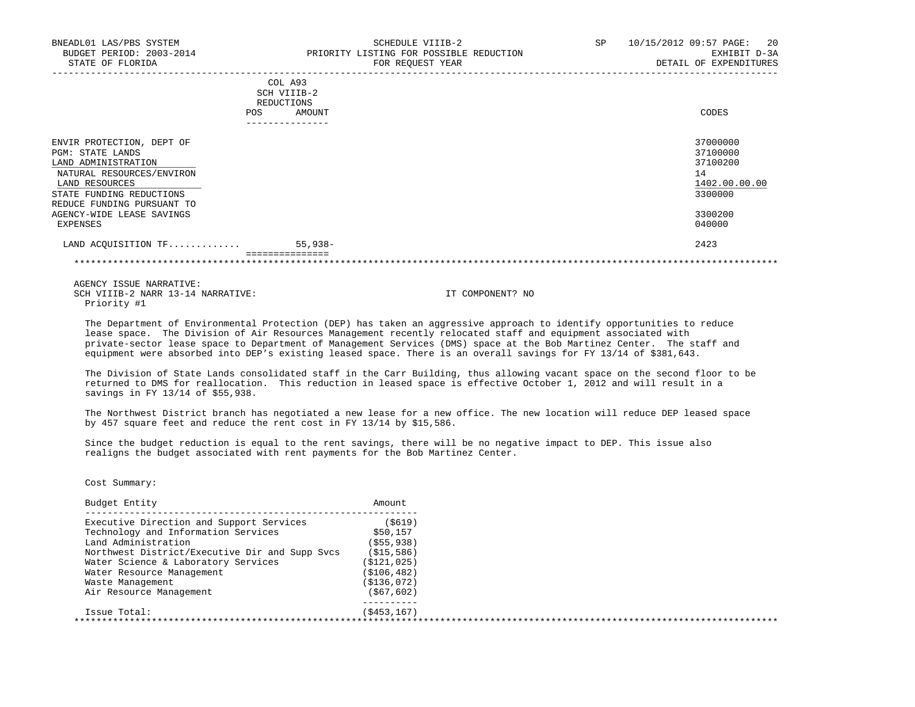BNEADL01 LAS/PBS SYSTEM | SCHEDULE VIIIB-2 | SP 10/15/2012 09:57
BUDGET PERIOD: 2003-2014 | PRIORITY LISTING FOR POSSIBLE REDUCTION | EXHIBIT D-3A
STATE OF FLORIDA | FOR REQUEST YEAR | DETAIL OF EXPENDITURES

| | COL A93 SCH VIIIB-2 REDUCTIONS POS | AMOUNT | CODES |
|---|---|---|---|
| ENVIR PROTECTION, DEPT OF | | | 37000000 |
| PGM: STATE LANDS | | | 37100000 |
| LAND ADMINISTRATION | | | 37100200 |
| NATURAL RESOURCES/ENVIRON | | | 14 |
| LAND RESOURCES | | | 1402.00.00.00 |
| STATE FUNDING REDUCTIONS | | | 3300000 |
| REDUCE FUNDING PURSUANT TO AGENCY-WIDE LEASE SAVINGS | | | 3300200 |
| EXPENSES | | | 040000 |
| LAND ACQUISITION TF............ | | 55,938- | 2423 |

AGENCY ISSUE NARRATIVE:
SCH VIIIB-2 NARR 13-14 NARRATIVE: IT COMPONENT? NO
Priority #1

The Department of Environmental Protection (DEP) has taken an aggressive approach to identify opportunities to reduce lease space. The Division of Air Resources Management recently relocated staff and equipment associated with private-sector lease space to Department of Management Services (DMS) space at the Bob Martinez Center. The staff and equipment were absorbed into DEP's existing leased space. There is an overall savings for FY 13/14 of $381,643.

The Division of State Lands consolidated staff in the Carr Building, thus allowing vacant space on the second floor to be returned to DMS for reallocation. This reduction in leased space is effective October 1, 2012 and will result in a savings in FY 13/14 of $55,938.

The Northwest District branch has negotiated a new lease for a new office. The new location will reduce DEP leased space by 457 square feet and reduce the rent cost in FY 13/14 by $15,586.

Since the budget reduction is equal to the rent savings, there will be no negative impact to DEP. This issue also realigns the budget associated with rent payments for the Bob Martinez Center.

Cost Summary:

| Budget Entity | Amount |
|---|---|
| Executive Direction and Support Services | ($619) |
| Technology and Information Services | $50,157 |
| Land Administration | ($55,938) |
| Northwest District/Executive Dir and Supp Svcs | ($15,586) |
| Water Science & Laboratory Services | ($121,025) |
| Water Resource Management | ($106,482) |
| Waste Management | ($136,072) |
| Air Resource Management | ($67,602) |
| Issue Total: | ($453,167) |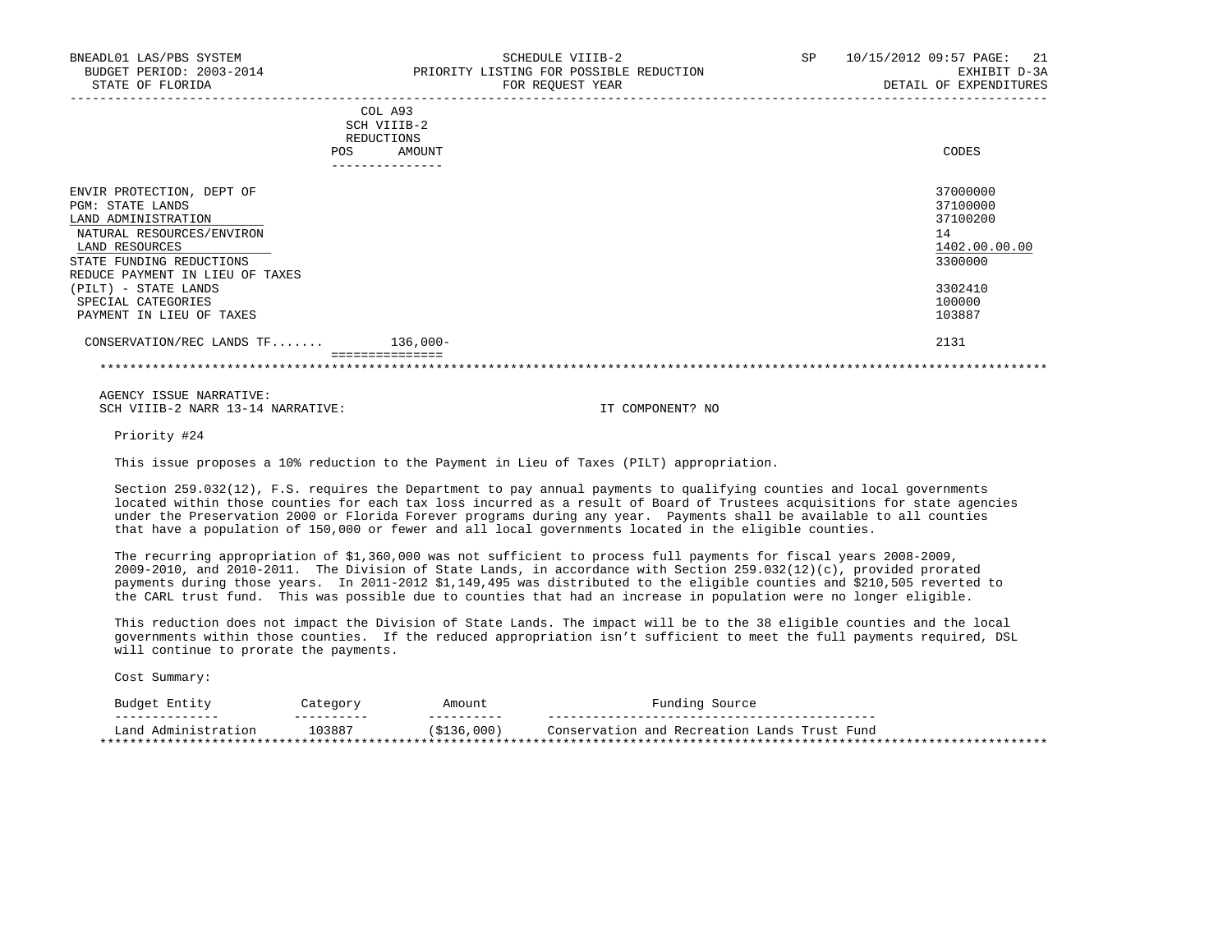BNEADL01 LAS/PBS SYSTEM | SCHEDULE VIIIB-2 | SP 10/15/2012 09:57
BUDGET PERIOD: 2003-2014 | PRIORITY LISTING FOR POSSIBLE REDUCTION | EXHIBIT D-3A
STATE OF FLORIDA | FOR REQUEST YEAR | DETAIL OF EXPENDITURES

| | COL A93 SCH VIIIB-2 REDUCTIONS POS | AMOUNT | CODES |
|---|---|---|---|
| ENVIR PROTECTION, DEPT OF | | | 37000000 |
| PGM: STATE LANDS | | | 37100000 |
| LAND ADMINISTRATION | | | 37100200 |
| NATURAL RESOURCES/ENVIRON | | | 14 |
| LAND RESOURCES | | | 1402.00.00.00 |
| STATE FUNDING REDUCTIONS | | | 3300000 |
| REDUCE PAYMENT IN LIEU OF TAXES (PILT) - STATE LANDS | | | 3302410 |
| SPECIAL CATEGORIES | | | 100000 |
| PAYMENT IN LIEU OF TAXES | | | 103887 |
| CONSERVATION/REC LANDS TF....... | | 136,000- | 2131 |

AGENCY ISSUE NARRATIVE:
SCH VIIIB-2 NARR 13-14 NARRATIVE: IT COMPONENT? NO

Priority #24

This issue proposes a 10% reduction to the Payment in Lieu of Taxes (PILT) appropriation.

Section 259.032(12), F.S. requires the Department to pay annual payments to qualifying counties and local governments located within those counties for each tax loss incurred as a result of Board of Trustees acquisitions for state agencies under the Preservation 2000 or Florida Forever programs during any year. Payments shall be available to all counties that have a population of 150,000 or fewer and all local governments located in the eligible counties.

The recurring appropriation of $1,360,000 was not sufficient to process full payments for fiscal years 2008-2009, 2009-2010, and 2010-2011. The Division of State Lands, in accordance with Section 259.032(12)(c), provided prorated payments during those years. In 2011-2012 $1,149,495 was distributed to the eligible counties and $210,505 reverted to the CARL trust fund. This was possible due to counties that had an increase in population were no longer eligible.

This reduction does not impact the Division of State Lands. The impact will be to the 38 eligible counties and the local governments within those counties. If the reduced appropriation isn't sufficient to meet the full payments required, DSL will continue to prorate the payments.

Cost Summary:

| Budget Entity | Category | Amount | Funding Source |
|---|---|---|---|
| Land Administration | 103887 | ($136,000) | Conservation and Recreation Lands Trust Fund |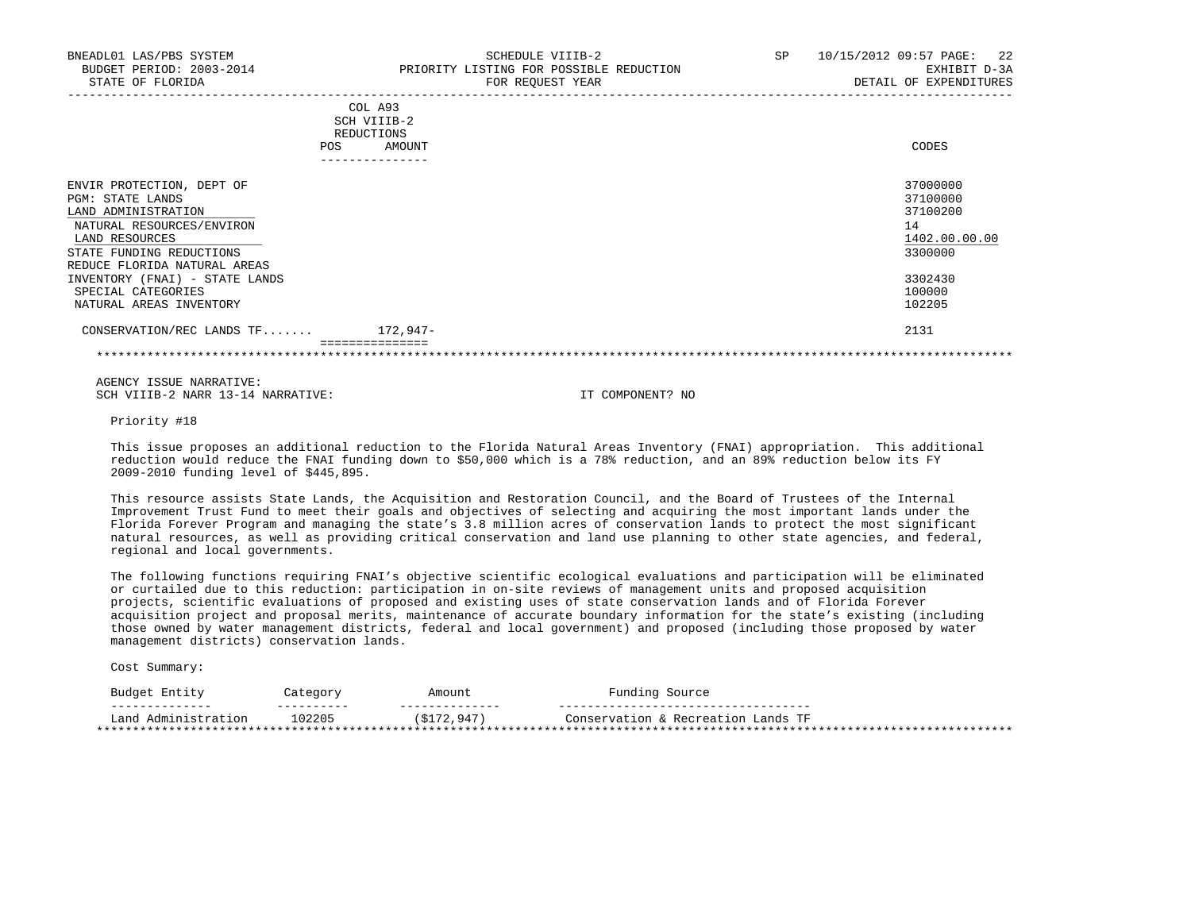BNEADL01 LAS/PBS SYSTEM — SCHEDULE VIIIB-2 — SP 10/15/2012 09:57
BUDGET PERIOD: 2003-2014 — PRIORITY LISTING FOR POSSIBLE REDUCTION — EXHIBIT D-3A
STATE OF FLORIDA — FOR REQUEST YEAR — DETAIL OF EXPENDITURES

| | COL A93 SCH VIIIB-2 REDUCTIONS POS | AMOUNT | CODES |
|---|---|---|---|
| ENVIR PROTECTION, DEPT OF | | | 37000000 |
| PGM: STATE LANDS | | | 37100000 |
| LAND ADMINISTRATION | | | 37100200 |
| NATURAL RESOURCES/ENVIRON | | | 14 |
| LAND RESOURCES | | | 1402.00.00.00 |
| STATE FUNDING REDUCTIONS | | | 3300000 |
| REDUCE FLORIDA NATURAL AREAS INVENTORY (FNAI) - STATE LANDS | | | 3302430 |
| SPECIAL CATEGORIES | | | 100000 |
| NATURAL AREAS INVENTORY | | | 102205 |
| CONSERVATION/REC LANDS TF....... | | 172,947- | 2131 |

AGENCY ISSUE NARRATIVE:
SCH VIIIB-2 NARR 13-14 NARRATIVE: IT COMPONENT? NO

Priority #18

This issue proposes an additional reduction to the Florida Natural Areas Inventory (FNAI) appropriation. This additional reduction would reduce the FNAI funding down to $50,000 which is a 78% reduction, and an 89% reduction below its FY 2009-2010 funding level of $445,895.

This resource assists State Lands, the Acquisition and Restoration Council, and the Board of Trustees of the Internal Improvement Trust Fund to meet their goals and objectives of selecting and acquiring the most important lands under the Florida Forever Program and managing the state's 3.8 million acres of conservation lands to protect the most significant natural resources, as well as providing critical conservation and land use planning to other state agencies, and federal, regional and local governments.

The following functions requiring FNAI's objective scientific ecological evaluations and participation will be eliminated or curtailed due to this reduction: participation in on-site reviews of management units and proposed acquisition projects, scientific evaluations of proposed and existing uses of state conservation lands and of Florida Forever acquisition project and proposal merits, maintenance of accurate boundary information for the state's existing (including those owned by water management districts, federal and local government) and proposed (including those proposed by water management districts) conservation lands.

Cost Summary:

| Budget Entity | Category | Amount | Funding Source |
|---|---|---|---|
| Land Administration | 102205 | ($172,947) | Conservation & Recreation Lands TF |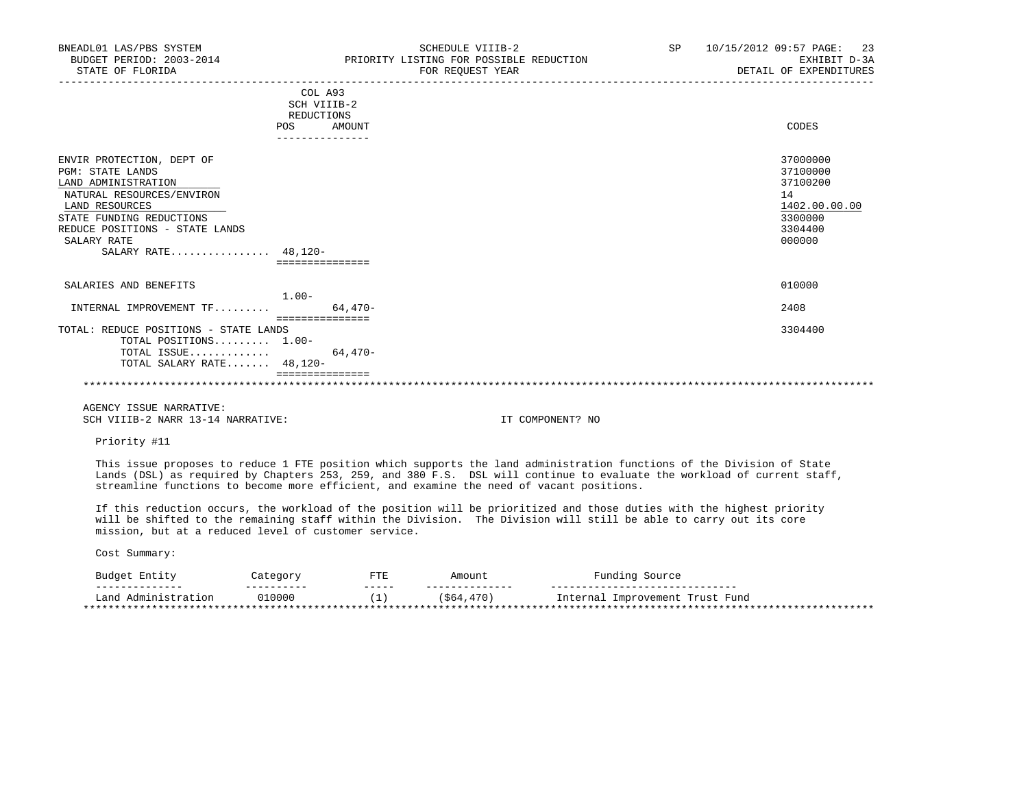BNEADL01 LAS/PBS SYSTEM — SCHEDULE VIIIB-2 — PRIORITY LISTING FOR POSSIBLE REDUCTION — FOR REQUEST YEAR
BUDGET PERIOD: 2003-2014 — STATE OF FLORIDA — SP 10/15/2012 09:57 — EXHIBIT D-3A — DETAIL OF EXPENDITURES

| | COL A93 SCH VIIIB-2 REDUCTIONS POS | AMOUNT | CODES |
|---|---|---|---|
| ENVIR PROTECTION, DEPT OF | | | 37000000 |
| PGM: STATE LANDS | | | 37100000 |
| LAND ADMINISTRATION | | | 37100200 |
| NATURAL RESOURCES/ENVIRON | | | 14 |
| LAND RESOURCES | | | 1402.00.00.00 |
| STATE FUNDING REDUCTIONS | | | 3300000 |
| REDUCE POSITIONS - STATE LANDS | | | 3304400 |
| SALARY RATE | | | 000000 |
| SALARY RATE................ | 48,120- | | |
| SALARIES AND BENEFITS | | | 010000 |
| | 1.00- | | |
| INTERNAL IMPROVEMENT TF......... | | 64,470- | 2408 |
| TOTAL: REDUCE POSITIONS - STATE LANDS | | | 3304400 |
| TOTAL POSITIONS......... | 1.00- | | |
| TOTAL ISSUE............. | | 64,470- | |
| TOTAL SALARY RATE....... | 48,120- | | |

AGENCY ISSUE NARRATIVE:
SCH VIIIB-2 NARR 13-14 NARRATIVE: IT COMPONENT? NO

Priority #11

This issue proposes to reduce 1 FTE position which supports the land administration functions of the Division of State Lands (DSL) as required by Chapters 253, 259, and 380 F.S. DSL will continue to evaluate the workload of current staff, streamline functions to become more efficient, and examine the need of vacant positions.

If this reduction occurs, the workload of the position will be prioritized and those duties with the highest priority will be shifted to the remaining staff within the Division. The Division will still be able to carry out its core mission, but at a reduced level of customer service.

Cost Summary:

| Budget Entity | Category | FTE | Amount | Funding Source |
|---|---|---|---|---|
| Land Administration | 010000 | (1) | ($64,470) | Internal Improvement Trust Fund |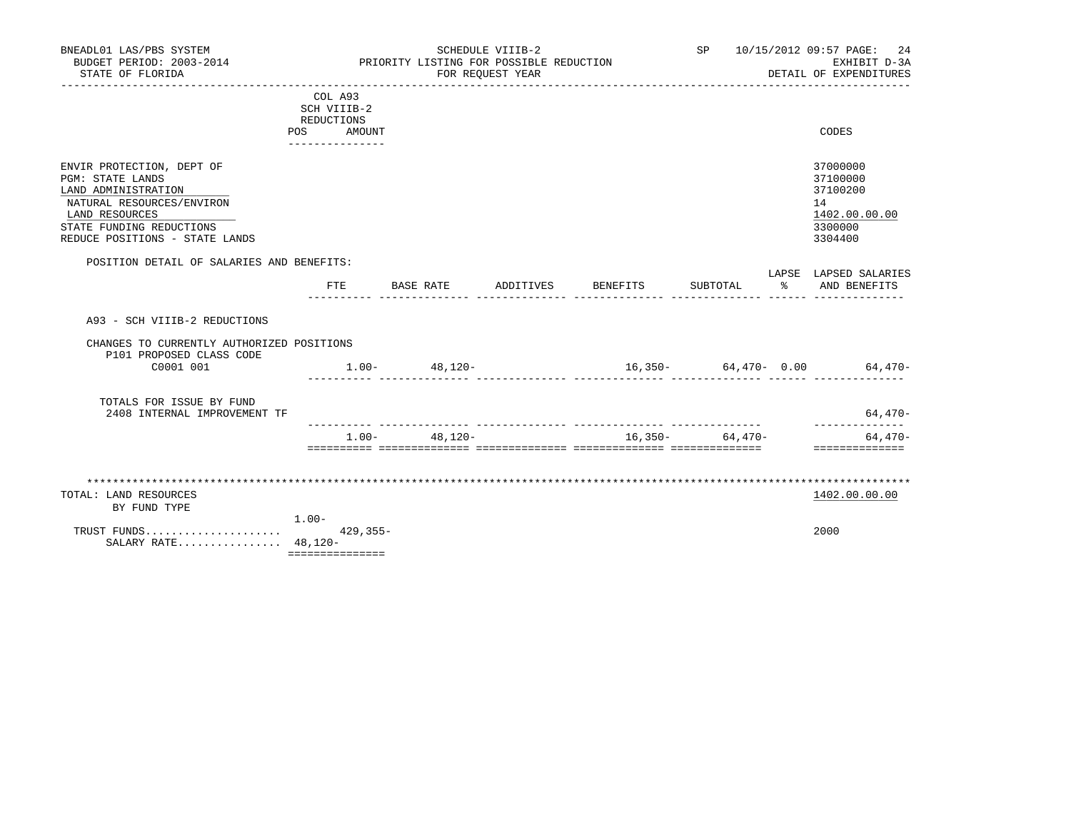BNEADL01 LAS/PBS SYSTEM
BUDGET PERIOD: 2003-2014
STATE OF FLORIDA

SCHEDULE VIIIB-2
PRIORITY LISTING FOR POSSIBLE REDUCTION
FOR REQUEST YEAR

SP 10/15/2012 09:57 PAGE: 24
EXHIBIT D-3A
DETAIL OF EXPENDITURES

| | COL A93 SCH VIIIB-2 REDUCTIONS POS AMOUNT | CODES |
|---|---|---|
| ENVIR PROTECTION, DEPT OF | | 37000000 |
| PGM: STATE LANDS | | 37100000 |
| LAND ADMINISTRATION | | 37100200 |
| NATURAL RESOURCES/ENVIRON | | 14 |
| LAND RESOURCES | | 1402.00.00.00 |
| STATE FUNDING REDUCTIONS | | 3300000 |
| REDUCE POSITIONS - STATE LANDS | | 3304400 |

POSITION DETAIL OF SALARIES AND BENEFITS:

| | FTE | BASE RATE | ADDITIVES | BENEFITS | SUBTOTAL | LAPSE % | LAPSED SALARIES AND BENEFITS |
|---|---|---|---|---|---|---|---|
| A93 - SCH VIIIB-2 REDUCTIONS | | | | | | | |
| CHANGES TO CURRENTLY AUTHORIZED POSITIONS | | | | | | | |
| P101 PROPOSED CLASS CODE | | | | | | | |
| C0001 001 | 1.00- | 48,120- | | 16,350- | 64,470- | 0.00 | 64,470- |
| TOTALS FOR ISSUE BY FUND | | | | | | | |
| 2408 INTERNAL IMPROVEMENT TF | | | | | | | 64,470- |
| | 1.00- | 48,120- | | 16,350- | 64,470- | | 64,470- |

************************************************************************************************************

| TOTAL: LAND RESOURCES | | 1402.00.00.00 |
|---|---|---|
| BY FUND TYPE | | |
| | 1.00- | |
| TRUST FUNDS..................... | 429,355- | 2000 |
| SALARY RATE................ | 48,120- | |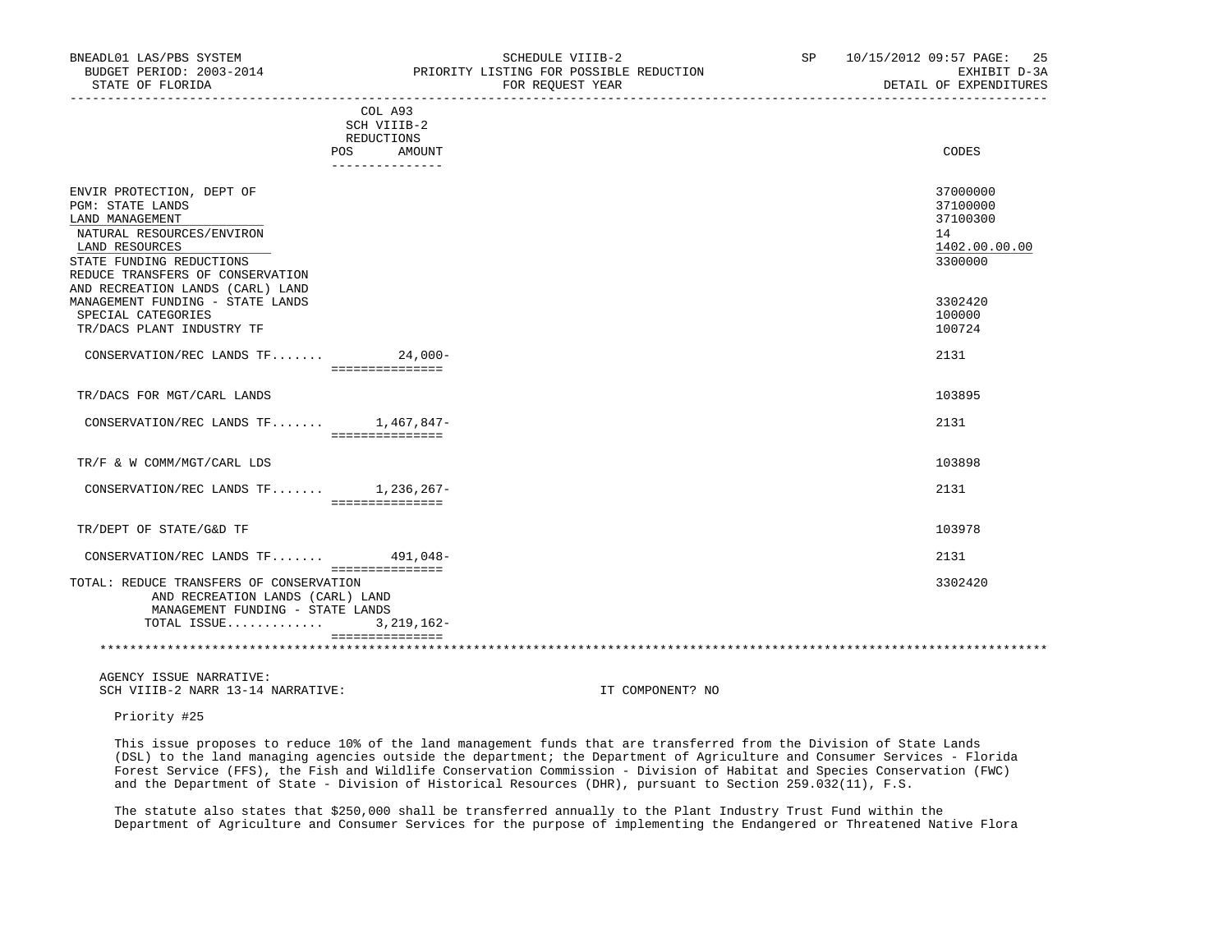BNEADL01 LAS/PBS SYSTEM — SCHEDULE VIIIB-2 — SP 10/15/2012 09:57
BUDGET PERIOD: 2003-2014 — PRIORITY LISTING FOR POSSIBLE REDUCTION — EXHIBIT D-3A
STATE OF FLORIDA — FOR REQUEST YEAR — DETAIL OF EXPENDITURES

| | COL A93 SCH VIIIB-2 REDUCTIONS POS | AMOUNT | CODES |
|---|---|---|---|
| ENVIR PROTECTION, DEPT OF | | | 37000000 |
| PGM: STATE LANDS | | | 37100000 |
| LAND MANAGEMENT | | | 37100300 |
| NATURAL RESOURCES/ENVIRON | | | 14 |
| LAND RESOURCES | | | 1402.00.00.00 |
| STATE FUNDING REDUCTIONS | | | 3300000 |
| REDUCE TRANSFERS OF CONSERVATION AND RECREATION LANDS (CARL) LAND MANAGEMENT FUNDING - STATE LANDS | | | 3302420 |
| SPECIAL CATEGORIES | | | 100000 |
| TR/DACS PLANT INDUSTRY TF | | | 100724 |
| CONSERVATION/REC LANDS TF....... | | 24,000- | 2131 |
| TR/DACS FOR MGT/CARL LANDS | | | 103895 |
| CONSERVATION/REC LANDS TF....... | | 1,467,847- | 2131 |
| TR/F & W COMM/MGT/CARL LDS | | | 103898 |
| CONSERVATION/REC LANDS TF....... | | 1,236,267- | 2131 |
| TR/DEPT OF STATE/G&D TF | | | 103978 |
| CONSERVATION/REC LANDS TF....... | | 491,048- | 2131 |
| TOTAL: REDUCE TRANSFERS OF CONSERVATION AND RECREATION LANDS (CARL) LAND MANAGEMENT FUNDING - STATE LANDS | | | 3302420 |
| TOTAL ISSUE............ | | 3,219,162- | |

AGENCY ISSUE NARRATIVE:
SCH VIIIB-2 NARR 13-14 NARRATIVE: IT COMPONENT? NO

Priority #25

This issue proposes to reduce 10% of the land management funds that are transferred from the Division of State Lands (DSL) to the land managing agencies outside the department; the Department of Agriculture and Consumer Services - Florida Forest Service (FFS), the Fish and Wildlife Conservation Commission - Division of Habitat and Species Conservation (FWC) and the Department of State - Division of Historical Resources (DHR), pursuant to Section 259.032(11), F.S.

The statute also states that $250,000 shall be transferred annually to the Plant Industry Trust Fund within the Department of Agriculture and Consumer Services for the purpose of implementing the Endangered or Threatened Native Flora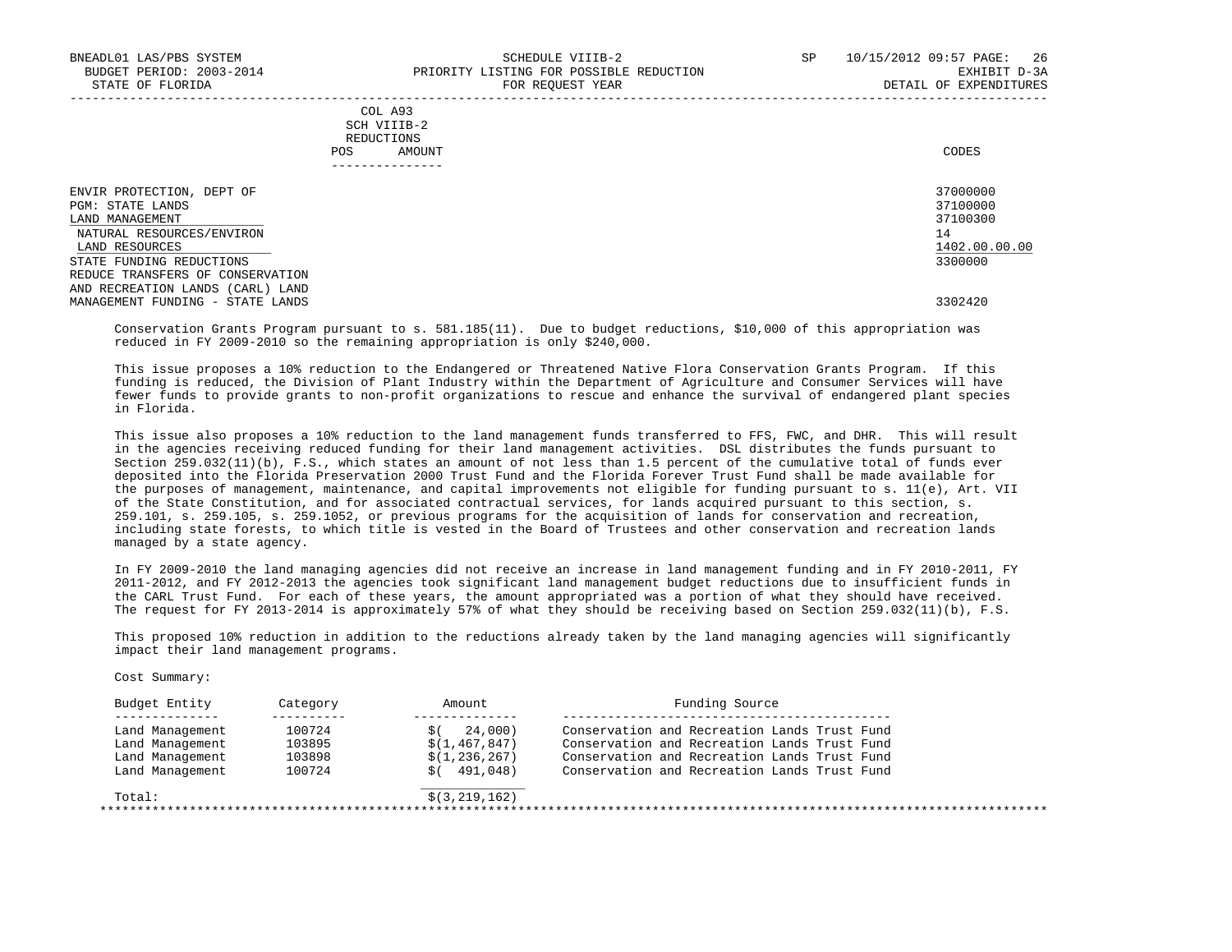| | COL A93 SCH VIIIB-2 REDUCTIONS POS AMOUNT | CODES |
|---|---|---|
| ENVIR PROTECTION, DEPT OF | | 37000000 |
| PGM: STATE LANDS | | 37100000 |
| LAND MANAGEMENT | | 37100300 |
| NATURAL RESOURCES/ENVIRON | | 14 |
| LAND RESOURCES | | 1402.00.00.00 |
| STATE FUNDING REDUCTIONS | | 3300000 |
| REDUCE TRANSFERS OF CONSERVATION AND RECREATION LANDS (CARL) LAND MANAGEMENT FUNDING - STATE LANDS | | 3302420 |

Conservation Grants Program pursuant to s. 581.185(11). Due to budget reductions, $10,000 of this appropriation was reduced in FY 2009-2010 so the remaining appropriation is only $240,000.

This issue proposes a 10% reduction to the Endangered or Threatened Native Flora Conservation Grants Program. If this funding is reduced, the Division of Plant Industry within the Department of Agriculture and Consumer Services will have fewer funds to provide grants to non-profit organizations to rescue and enhance the survival of endangered plant species in Florida.

This issue also proposes a 10% reduction to the land management funds transferred to FFS, FWC, and DHR. This will result in the agencies receiving reduced funding for their land management activities. DSL distributes the funds pursuant to Section 259.032(11)(b), F.S., which states an amount of not less than 1.5 percent of the cumulative total of funds ever deposited into the Florida Preservation 2000 Trust Fund and the Florida Forever Trust Fund shall be made available for the purposes of management, maintenance, and capital improvements not eligible for funding pursuant to s. 11(e), Art. VII of the State Constitution, and for associated contractual services, for lands acquired pursuant to this section, s. 259.101, s. 259.105, s. 259.1052, or previous programs for the acquisition of lands for conservation and recreation, including state forests, to which title is vested in the Board of Trustees and other conservation and recreation lands managed by a state agency.

In FY 2009-2010 the land managing agencies did not receive an increase in land management funding and in FY 2010-2011, FY 2011-2012, and FY 2012-2013 the agencies took significant land management budget reductions due to insufficient funds in the CARL Trust Fund. For each of these years, the amount appropriated was a portion of what they should have received. The request for FY 2013-2014 is approximately 57% of what they should be receiving based on Section 259.032(11)(b), F.S.

This proposed 10% reduction in addition to the reductions already taken by the land managing agencies will significantly impact their land management programs.

Cost Summary:

| Budget Entity | Category | Amount | Funding Source |
|---|---|---|---|
| Land Management | 100724 | $( 24,000) | Conservation and Recreation Lands Trust Fund |
| Land Management | 103895 | $(1,467,847) | Conservation and Recreation Lands Trust Fund |
| Land Management | 103898 | $(1,236,267) | Conservation and Recreation Lands Trust Fund |
| Land Management | 100724 | $( 491,048) | Conservation and Recreation Lands Trust Fund |
| Total: | | $(3,219,162) | |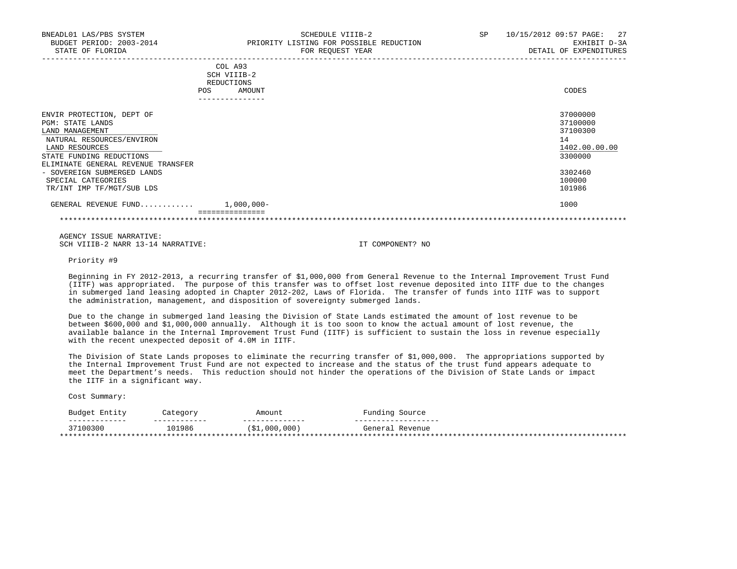BNEADL01 LAS/PBS SYSTEM — SCHEDULE VIIIB-2 — SP 10/15/2012 09:57
BUDGET PERIOD: 2003-2014 — PRIORITY LISTING FOR POSSIBLE REDUCTION — EXHIBIT D-3A
STATE OF FLORIDA — FOR REQUEST YEAR — DETAIL OF EXPENDITURES

| | COL A93 SCH VIIIB-2 REDUCTIONS POS | AMOUNT | CODES |
|---|---|---|---|
| ENVIR PROTECTION, DEPT OF | | | 37000000 |
| PGM: STATE LANDS | | | 37100000 |
| LAND MANAGEMENT | | | 37100300 |
| NATURAL RESOURCES/ENVIRON | | | 14 |
| LAND RESOURCES | | | 1402.00.00.00 |
| STATE FUNDING REDUCTIONS | | | 3300000 |
| ELIMINATE GENERAL REVENUE TRANSFER - SOVEREIGN SUBMERGED LANDS | | | 3302460 |
| SPECIAL CATEGORIES | | | 100000 |
| TR/INT IMP TF/MGT/SUB LDS | | | 101986 |
| GENERAL REVENUE FUND........... | | 1,000,000- | 1000 |

AGENCY ISSUE NARRATIVE:
SCH VIIIB-2 NARR 13-14 NARRATIVE: IT COMPONENT? NO

Priority #9

Beginning in FY 2012-2013, a recurring transfer of $1,000,000 from General Revenue to the Internal Improvement Trust Fund (IITF) was appropriated. The purpose of this transfer was to offset lost revenue deposited into IITF due to the changes in submerged land leasing adopted in Chapter 2012-202, Laws of Florida. The transfer of funds into IITF was to support the administration, management, and disposition of sovereignty submerged lands.

Due to the change in submerged land leasing the Division of State Lands estimated the amount of lost revenue to be between $600,000 and $1,000,000 annually. Although it is too soon to know the actual amount of lost revenue, the available balance in the Internal Improvement Trust Fund (IITF) is sufficient to sustain the loss in revenue especially with the recent unexpected deposit of 4.0M in IITF.

The Division of State Lands proposes to eliminate the recurring transfer of $1,000,000. The appropriations supported by the Internal Improvement Trust Fund are not expected to increase and the status of the trust fund appears adequate to meet the Department's needs. This reduction should not hinder the operations of the Division of State Lands or impact the IITF in a significant way.

Cost Summary:

| Budget Entity | Category | Amount | Funding Source |
|---|---|---|---|
| 37100300 | 101986 | ($1,000,000) | General Revenue |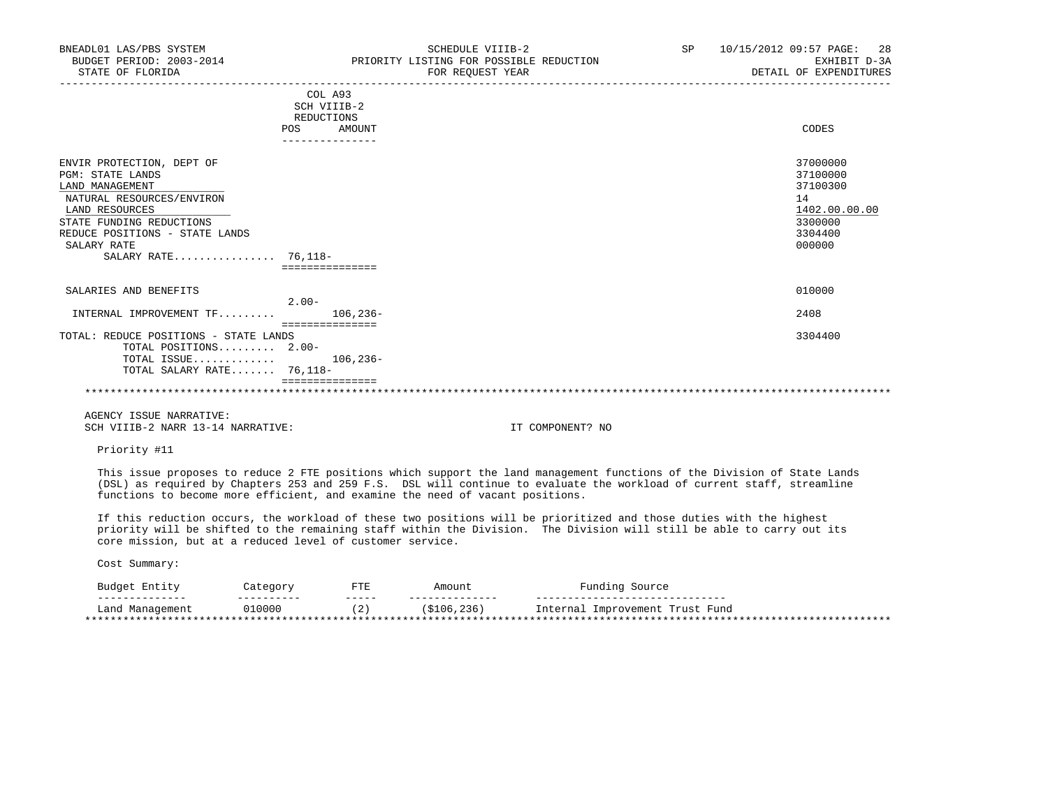BNEADL01 LAS/PBS SYSTEM | SCHEDULE VIIIB-2 | SP 10/15/2012 09:57 PAGE: 28
BUDGET PERIOD: 2003-2014 | PRIORITY LISTING FOR POSSIBLE REDUCTION | EXHIBIT D-3A
STATE OF FLORIDA | FOR REQUEST YEAR | DETAIL OF EXPENDITURES

| | COL A93 SCH VIIIB-2 REDUCTIONS POS | AMOUNT | CODES |
|---|---|---|---|
| ENVIR PROTECTION, DEPT OF | | | 37000000 |
| PGM: STATE LANDS | | | 37100000 |
| LAND MANAGEMENT | | | 37100300 |
| NATURAL RESOURCES/ENVIRON | | | 14 |
| LAND RESOURCES | | | 1402.00.00.00 |
| STATE FUNDING REDUCTIONS | | | 3300000 |
| REDUCE POSITIONS - STATE LANDS | | | 3304400 |
| SALARY RATE | | | 000000 |
| SALARY RATE................ | 76,118- | | |
| SALARIES AND BENEFITS | | | 010000 |
| | 2.00- | | |
| INTERNAL IMPROVEMENT TF......... | | 106,236- | 2408 |
| TOTAL: REDUCE POSITIONS - STATE LANDS | | | 3304400 |
| TOTAL POSITIONS......... | 2.00- | | |
| TOTAL ISSUE............. | | 106,236- | |
| TOTAL SALARY RATE....... | 76,118- | | |

AGENCY ISSUE NARRATIVE:
SCH VIIIB-2 NARR 13-14 NARRATIVE: IT COMPONENT? NO

Priority #11

This issue proposes to reduce 2 FTE positions which support the land management functions of the Division of State Lands (DSL) as required by Chapters 253 and 259 F.S. DSL will continue to evaluate the workload of current staff, streamline functions to become more efficient, and examine the need of vacant positions.

If this reduction occurs, the workload of these two positions will be prioritized and those duties with the highest priority will be shifted to the remaining staff within the Division. The Division will still be able to carry out its core mission, but at a reduced level of customer service.

Cost Summary:

| Budget Entity | Category | FTE | Amount | Funding Source |
|---|---|---|---|---|
| Land Management | 010000 | (2) | ($106,236) | Internal Improvement Trust Fund |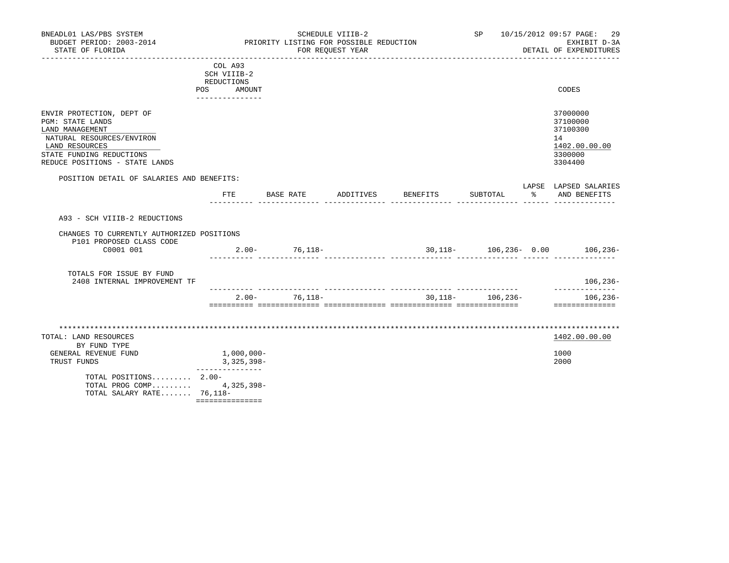BNEADL01 LAS/PBS SYSTEM
BUDGET PERIOD: 2003-2014
STATE OF FLORIDA

SCHEDULE VIIIB-2
PRIORITY LISTING FOR POSSIBLE REDUCTION
FOR REQUEST YEAR

SP 10/15/2012 09:57

EXHIBIT D-3A
DETAIL OF EXPENDITURES

| | COL A93 SCH VIIIB-2 REDUCTIONS POS AMOUNT | CODES |
|---|---|---|
| ENVIR PROTECTION, DEPT OF | | 37000000 |
| PGM: STATE LANDS | | 37100000 |
| LAND MANAGEMENT | | 37100300 |
| NATURAL RESOURCES/ENVIRON | | 14 |
| LAND RESOURCES | | 1402.00.00.00 |
| STATE FUNDING REDUCTIONS | | 3300000 |
| REDUCE POSITIONS - STATE LANDS | | 3304400 |

POSITION DETAIL OF SALARIES AND BENEFITS:

| | FTE | BASE RATE | ADDITIVES | BENEFITS | SUBTOTAL | LAPSE % | LAPSED SALARIES AND BENEFITS |
|---|---|---|---|---|---|---|---|
| A93 - SCH VIIIB-2 REDUCTIONS | | | | | | | |
| CHANGES TO CURRENTLY AUTHORIZED POSITIONS | | | | | | | |
| P101 PROPOSED CLASS CODE | | | | | | | |
| C0001 001 | 2.00- | 76,118- | | 30,118- | 106,236- | 0.00 | 106,236- |
| TOTALS FOR ISSUE BY FUND | | | | | | | |
| 2408 INTERNAL IMPROVEMENT TF | | | | | | | 106,236- |
| | 2.00- | 76,118- | | 30,118- | 106,236- | | 106,236- |

| TOTAL: LAND RESOURCES | | 1402.00.00.00 |
|---|---|---|
| BY FUND TYPE | | |
| GENERAL REVENUE FUND | 1,000,000- | 1000 |
| TRUST FUNDS | 3,325,398- | 2000 |
| TOTAL POSITIONS......... | 2.00- | |
| TOTAL PROG COMP......... | 4,325,398- | |
| TOTAL SALARY RATE....... | 76,118- | |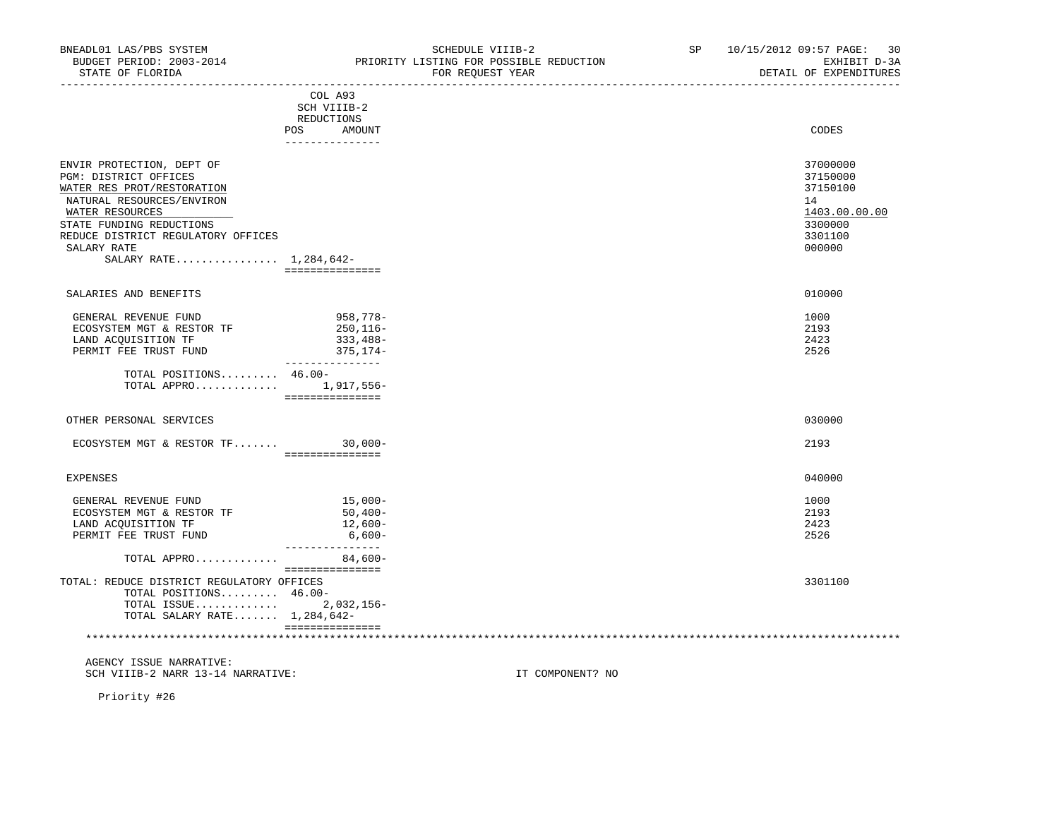BNEADL01 LAS/PBS SYSTEM | SCHEDULE VIIIB-2 | SP 10/15/2012 09:57
BUDGET PERIOD: 2003-2014 | PRIORITY LISTING FOR POSSIBLE REDUCTION | EXHIBIT D-3A
STATE OF FLORIDA | FOR REQUEST YEAR | DETAIL OF EXPENDITURES

| | COL A93 SCH VIIIB-2 REDUCTIONS POS | AMOUNT | CODES |
|---|---|---|---|
| ENVIR PROTECTION, DEPT OF | | | 37000000 |
| PGM: DISTRICT OFFICES | | | 37150000 |
| WATER RES PROT/RESTORATION | | | 37150100 |
| NATURAL RESOURCES/ENVIRON | | | 14 |
| WATER RESOURCES | | | 1403.00.00.00 |
| STATE FUNDING REDUCTIONS | | | 3300000 |
| REDUCE DISTRICT REGULATORY OFFICES | | | 3301100 |
| SALARY RATE | | | 000000 |
| SALARY RATE................ | 1,284,642- | | |
| SALARIES AND BENEFITS | | | 010000 |
| GENERAL REVENUE FUND | | 958,778- | 1000 |
| ECOSYSTEM MGT & RESTOR TF | | 250,116- | 2193 |
| LAND ACQUISITION TF | | 333,488- | 2423 |
| PERMIT FEE TRUST FUND | | 375,174- | 2526 |
| TOTAL POSITIONS......... | 46.00- | | |
| TOTAL APPRO............. | | 1,917,556- | |
| OTHER PERSONAL SERVICES | | | 030000 |
| ECOSYSTEM MGT & RESTOR TF....... | | 30,000- | 2193 |
| EXPENSES | | | 040000 |
| GENERAL REVENUE FUND | | 15,000- | 1000 |
| ECOSYSTEM MGT & RESTOR TF | | 50,400- | 2193 |
| LAND ACQUISITION TF | | 12,600- | 2423 |
| PERMIT FEE TRUST FUND | | 6,600- | 2526 |
| TOTAL APPRO............. | | 84,600- | |
| TOTAL: REDUCE DISTRICT REGULATORY OFFICES | | | 3301100 |
| TOTAL POSITIONS......... | 46.00- | | |
| TOTAL ISSUE............. | | 2,032,156- | |
| TOTAL SALARY RATE....... | 1,284,642- | | |

AGENCY ISSUE NARRATIVE:
SCH VIIIB-2 NARR 13-14 NARRATIVE: IT COMPONENT? NO

Priority #26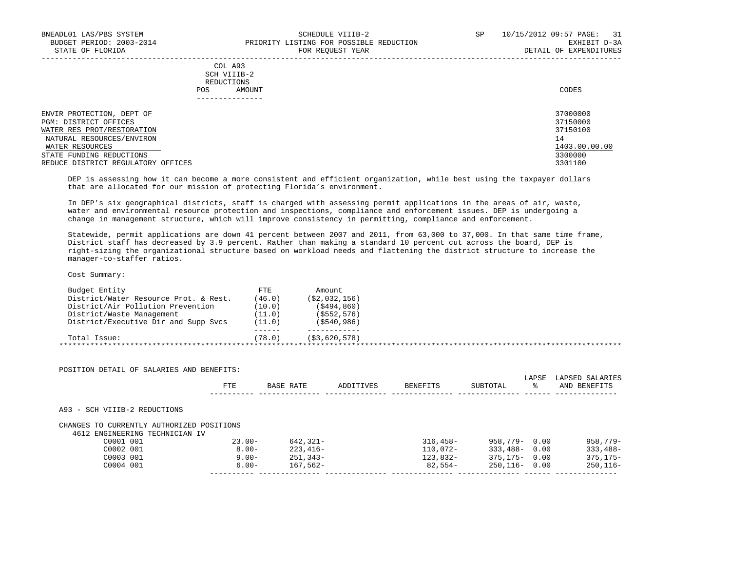BNEADL01 LAS/PBS SYSTEM
BUDGET PERIOD: 2003-2014
STATE OF FLORIDA

SCHEDULE VIIIB-2
PRIORITY LISTING FOR POSSIBLE REDUCTION
FOR REQUEST YEAR

SP 10/15/2012 09:57
EXHIBIT D-3A
DETAIL OF EXPENDITURES

| | COL A93 SCH VIIIB-2 REDUCTIONS POS | AMOUNT | CODES |
|---|---|---|---|
| ENVIR PROTECTION, DEPT OF | | | 37000000 |
| PGM: DISTRICT OFFICES | | | 37150000 |
| WATER RES PROT/RESTORATION | | | 37150100 |
| NATURAL RESOURCES/ENVIRON | | | 14 |
| WATER RESOURCES | | | 1403.00.00.00 |
| STATE FUNDING REDUCTIONS | | | 3300000 |
| REDUCE DISTRICT REGULATORY OFFICES | | | 3301100 |

DEP is assessing how it can become a more consistent and efficient organization, while best using the taxpayer dollars that are allocated for our mission of protecting Florida's environment.

In DEP's six geographical districts, staff is charged with assessing permit applications in the areas of air, waste, water and environmental resource protection and inspections, compliance and enforcement issues. DEP is undergoing a change in management structure, which will improve consistency in permitting, compliance and enforcement.

Statewide, permit applications are down 41 percent between 2007 and 2011, from 63,000 to 37,000. In that same time frame, District staff has decreased by 3.9 percent. Rather than making a standard 10 percent cut across the board, DEP is right-sizing the organizational structure based on workload needs and flattening the district structure to increase the manager-to-staffer ratios.

Cost Summary:

| Budget Entity | FTE | Amount |
|---|---|---|
| District/Water Resource Prot. & Rest. | (46.0) | ($2,032,156) |
| District/Air Pollution Prevention | (10.0) | ($494,860) |
| District/Waste Management | (11.0) | ($552,576) |
| District/Executive Dir and Supp Svcs | (11.0) | ($540,986) |
| Total Issue: | (78.0) | ($3,620,578) |

POSITION DETAIL OF SALARIES AND BENEFITS:

| | FTE | BASE RATE | ADDITIVES | BENEFITS | SUBTOTAL | LAPSE % | LAPSED SALARIES AND BENEFITS |
|---|---|---|---|---|---|---|---|
| A93 - SCH VIIIB-2 REDUCTIONS | | | | | | | |
| CHANGES TO CURRENTLY AUTHORIZED POSITIONS | | | | | | | |
| 4612 ENGINEERING TECHNICIAN IV | | | | | | | |
| C0001 001 | 23.00- | 642,321- | | 316,458- | 958,779- | 0.00 | 958,779- |
| C0002 001 | 8.00- | 223,416- | | 110,072- | 333,488- | 0.00 | 333,488- |
| C0003 001 | 9.00- | 251,343- | | 123,832- | 375,175- | 0.00 | 375,175- |
| C0004 001 | 6.00- | 167,562- | | 82,554- | 250,116- | 0.00 | 250,116- |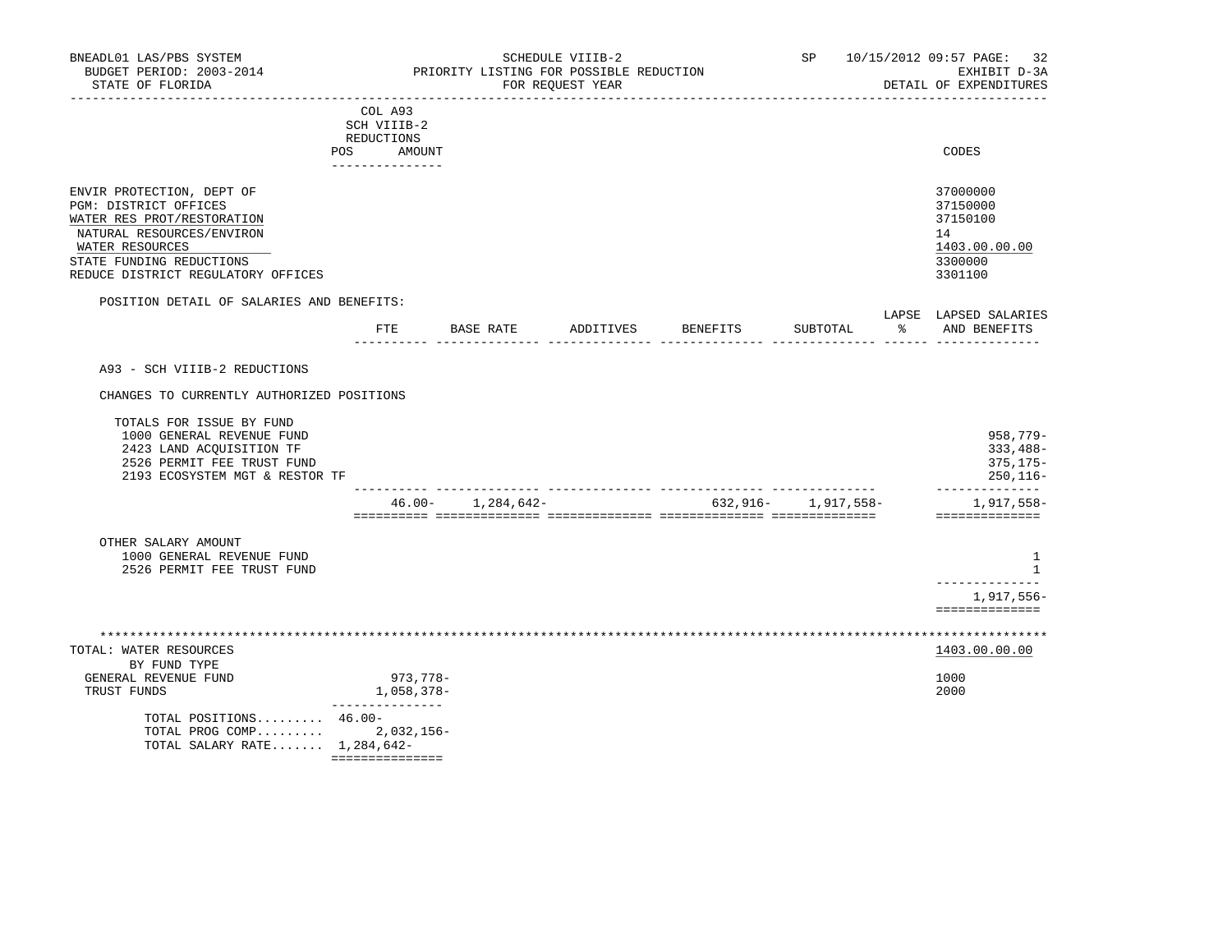BNEADL01 LAS/PBS SYSTEM — SCHEDULE VIIIB-2 — SP 10/15/2012 09:57

BUDGET PERIOD: 2003-2014 — PRIORITY LISTING FOR POSSIBLE REDUCTION — EXHIBIT D-3A

STATE OF FLORIDA — FOR REQUEST YEAR — DETAIL OF EXPENDITURES

COL A93 SCH VIIIB-2 REDUCTIONS (POS / AMOUNT)

| | CODES |
|---|---|
| ENVIR PROTECTION, DEPT OF | 37000000 |
| PGM: DISTRICT OFFICES | 37150000 |
| WATER RES PROT/RESTORATION | 37150100 |
| NATURAL RESOURCES/ENVIRON | 14 |
| WATER RESOURCES | 1403.00.00.00 |
| STATE FUNDING REDUCTIONS | 3300000 |
| REDUCE DISTRICT REGULATORY OFFICES | 3301100 |

POSITION DETAIL OF SALARIES AND BENEFITS:

A93 - SCH VIIIB-2 REDUCTIONS

CHANGES TO CURRENTLY AUTHORIZED POSITIONS

| | FTE | BASE RATE | ADDITIVES | BENEFITS | SUBTOTAL | LAPSE % | LAPSED SALARIES AND BENEFITS |
|---|---|---|---|---|---|---|---|
| TOTALS FOR ISSUE BY FUND | | | | | | | |
| 1000 GENERAL REVENUE FUND | | | | | | | 958,779- |
| 2423 LAND ACQUISITION TF | | | | | | | 333,488- |
| 2526 PERMIT FEE TRUST FUND | | | | | | | 375,175- |
| 2193 ECOSYSTEM MGT & RESTOR TF | | | | | | | 250,116- |
| | 46.00- | 1,284,642- | | 632,916- | 1,917,558- | | 1,917,558- |

| OTHER SALARY AMOUNT | |
|---|---|
| 1000 GENERAL REVENUE FUND | 1 |
| 2526 PERMIT FEE TRUST FUND | 1 |
| | 1,917,556- |

| TOTAL: WATER RESOURCES | | 1403.00.00.00 |
|---|---|---|
| BY FUND TYPE | | |
| GENERAL REVENUE FUND | 973,778- | 1000 |
| TRUST FUNDS | 1,058,378- | 2000 |
| TOTAL POSITIONS......... | 46.00- | |
| TOTAL PROG COMP......... | 2,032,156- | |
| TOTAL SALARY RATE....... | 1,284,642- | |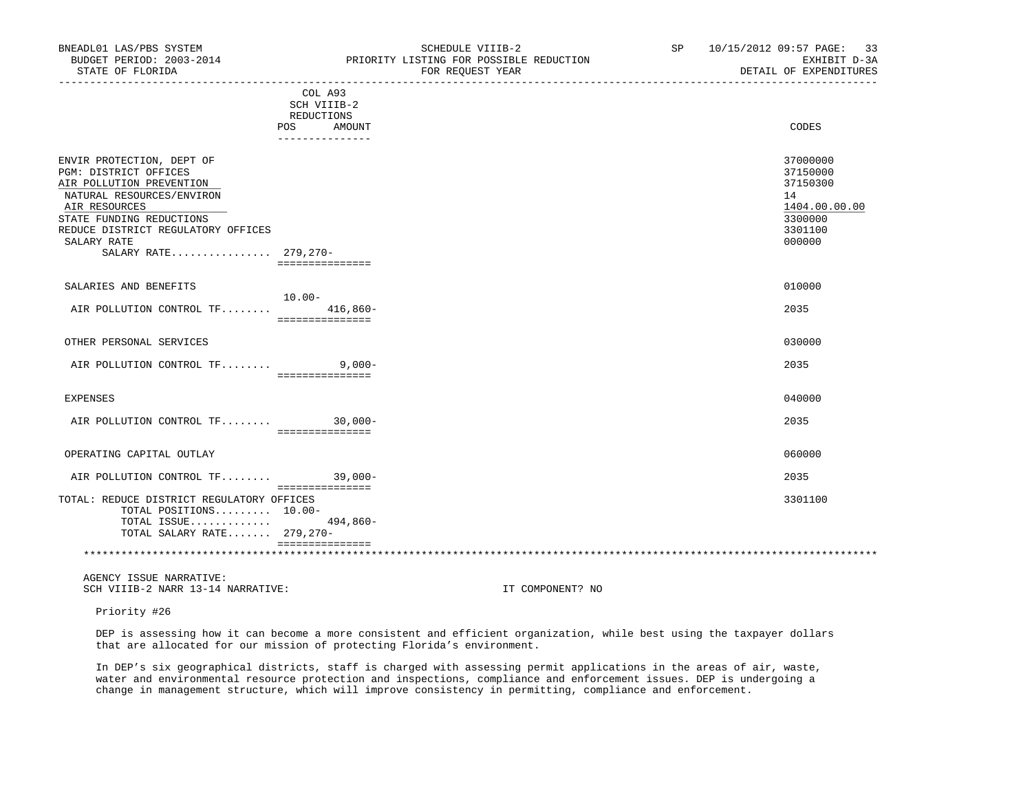| | COL A93 SCH VIIIB-2 REDUCTIONS POS | AMOUNT | CODES |
|---|---|---|---|
| ENVIR PROTECTION, DEPT OF | | | 37000000 |
| PGM: DISTRICT OFFICES | | | 37150000 |
| AIR POLLUTION PREVENTION | | | 37150300 |
| NATURAL RESOURCES/ENVIRON | | | 14 |
| AIR RESOURCES | | | 1404.00.00.00 |
| STATE FUNDING REDUCTIONS | | | 3300000 |
| REDUCE DISTRICT REGULATORY OFFICES | | | 3301100 |
| SALARY RATE | | | 000000 |
| SALARY RATE................ | 279,270- | | |
| SALARIES AND BENEFITS | | | 010000 |
| | 10.00- | | |
| AIR POLLUTION CONTROL TF........ | | 416,860- | 2035 |
| OTHER PERSONAL SERVICES | | | 030000 |
| AIR POLLUTION CONTROL TF........ | | 9,000- | 2035 |
| EXPENSES | | | 040000 |
| AIR POLLUTION CONTROL TF........ | | 30,000- | 2035 |
| OPERATING CAPITAL OUTLAY | | | 060000 |
| AIR POLLUTION CONTROL TF........ | | 39,000- | 2035 |
| TOTAL: REDUCE DISTRICT REGULATORY OFFICES | | | 3301100 |
| TOTAL POSITIONS......... | 10.00- | | |
| TOTAL ISSUE............. | | 494,860- | |
| TOTAL SALARY RATE....... | 279,270- | | |

AGENCY ISSUE NARRATIVE:
SCH VIIIB-2 NARR 13-14 NARRATIVE: IT COMPONENT? NO

Priority #26

DEP is assessing how it can become a more consistent and efficient organization, while best using the taxpayer dollars that are allocated for our mission of protecting Florida's environment.

In DEP's six geographical districts, staff is charged with assessing permit applications in the areas of air, waste, water and environmental resource protection and inspections, compliance and enforcement issues. DEP is undergoing a change in management structure, which will improve consistency in permitting, compliance and enforcement.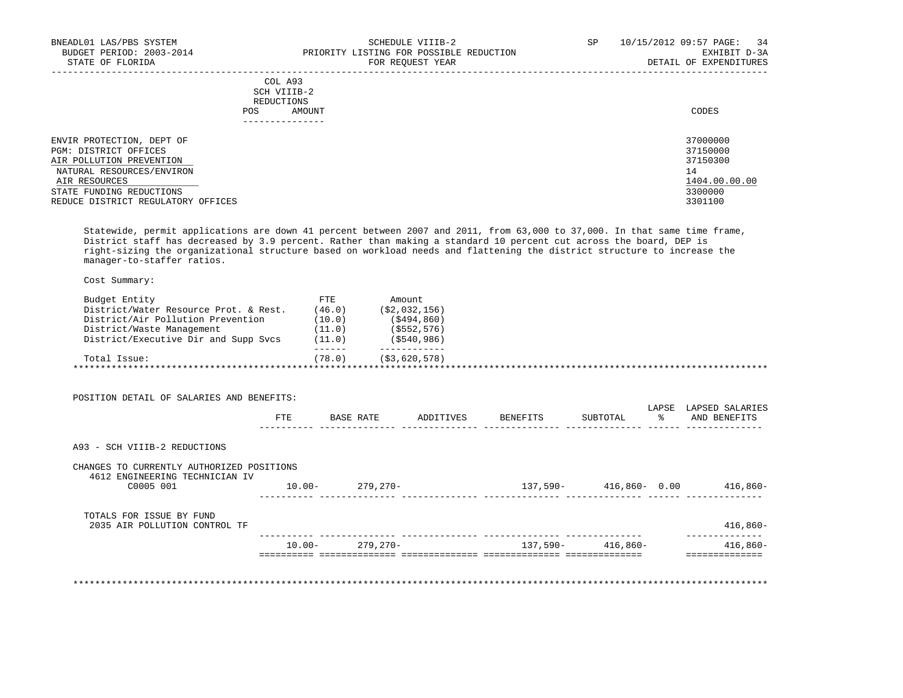COL A93
SCH VIIIB-2
REDUCTIONS

| | POS | AMOUNT | CODES |
|---|---|---|---|
| ENVIR PROTECTION, DEPT OF | | | 37000000 |
| PGM: DISTRICT OFFICES | | | 37150000 |
| AIR POLLUTION PREVENTION | | | 37150300 |
| NATURAL RESOURCES/ENVIRON | | | 14 |
| AIR RESOURCES | | | 1404.00.00.00 |
| STATE FUNDING REDUCTIONS | | | 3300000 |
| REDUCE DISTRICT REGULATORY OFFICES | | | 3301100 |

Statewide, permit applications are down 41 percent between 2007 and 2011, from 63,000 to 37,000. In that same time frame, District staff has decreased by 3.9 percent. Rather than making a standard 10 percent cut across the board, DEP is right-sizing the organizational structure based on workload needs and flattening the district structure to increase the manager-to-staffer ratios.

Cost Summary:

| Budget Entity | FTE | Amount |
|---|---|---|
| District/Water Resource Prot. & Rest. | (46.0) | ($2,032,156) |
| District/Air Pollution Prevention | (10.0) | ($494,860) |
| District/Waste Management | (11.0) | ($552,576) |
| District/Executive Dir and Supp Svcs | (11.0) | ($540,986) |
| Total Issue: | (78.0) | ($3,620,578) |

POSITION DETAIL OF SALARIES AND BENEFITS:

| | FTE | BASE RATE | ADDITIVES | BENEFITS | SUBTOTAL | LAPSE % | LAPSED SALARIES AND BENEFITS |
|---|---|---|---|---|---|---|---|
| A93 - SCH VIIIB-2 REDUCTIONS | | | | | | | |
| CHANGES TO CURRENTLY AUTHORIZED POSITIONS | | | | | | | |
| 4612 ENGINEERING TECHNICIAN IV | | | | | | | |
| C0005 001 | 10.00- | 279,270- | | 137,590- | 416,860- | 0.00 | 416,860- |
| TOTALS FOR ISSUE BY FUND | | | | | | | |
| 2035 AIR POLLUTION CONTROL TF | | | | | | | 416,860- |
| | 10.00- | 279,270- | | 137,590- | 416,860- | | 416,860- |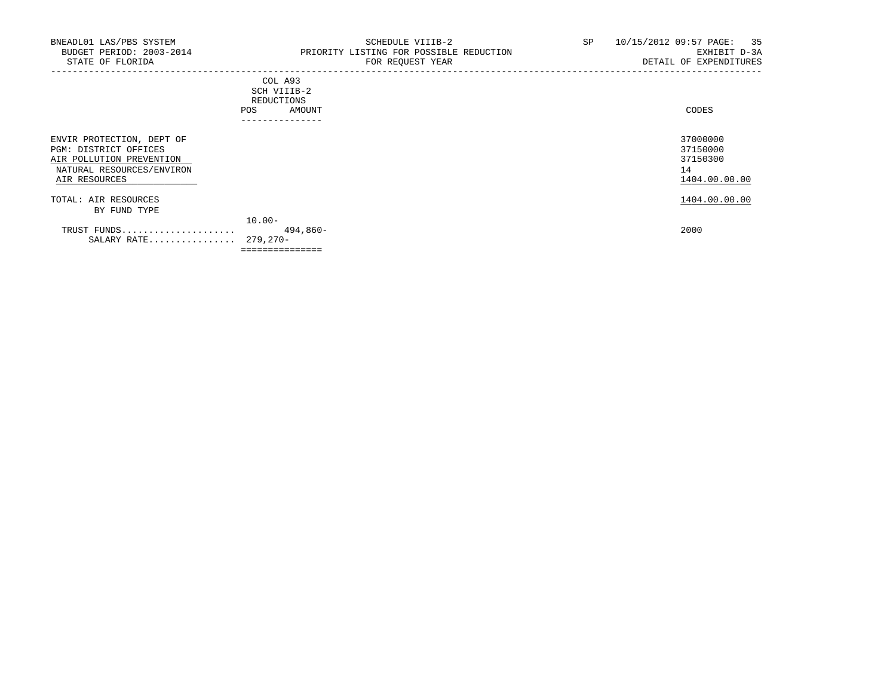BNEADL01 LAS/PBS SYSTEM
BUDGET PERIOD: 2003-2014
STATE OF FLORIDA

SCHEDULE VIIIB-2
PRIORITY LISTING FOR POSSIBLE REDUCTION
FOR REQUEST YEAR

SP 10/15/2012 09:57 PAGE: 35
EXHIBIT D-3A
DETAIL OF EXPENDITURES

| | COL A93 SCH VIIIB-2 REDUCTIONS POS | AMOUNT | CODES |
|---|---|---|---|
| ENVIR PROTECTION, DEPT OF | | | 37000000 |
| PGM: DISTRICT OFFICES | | | 37150000 |
| AIR POLLUTION PREVENTION | | | 37150300 |
| NATURAL RESOURCES/ENVIRON | | | 14 |
| AIR RESOURCES | | | 1404.00.00.00 |
| TOTAL: AIR RESOURCES | | | 1404.00.00.00 |
| BY FUND TYPE | | | |
| TRUST FUNDS.................... | 10.00- | 494,860- | 2000 |
| SALARY RATE................ | 279,270- | | |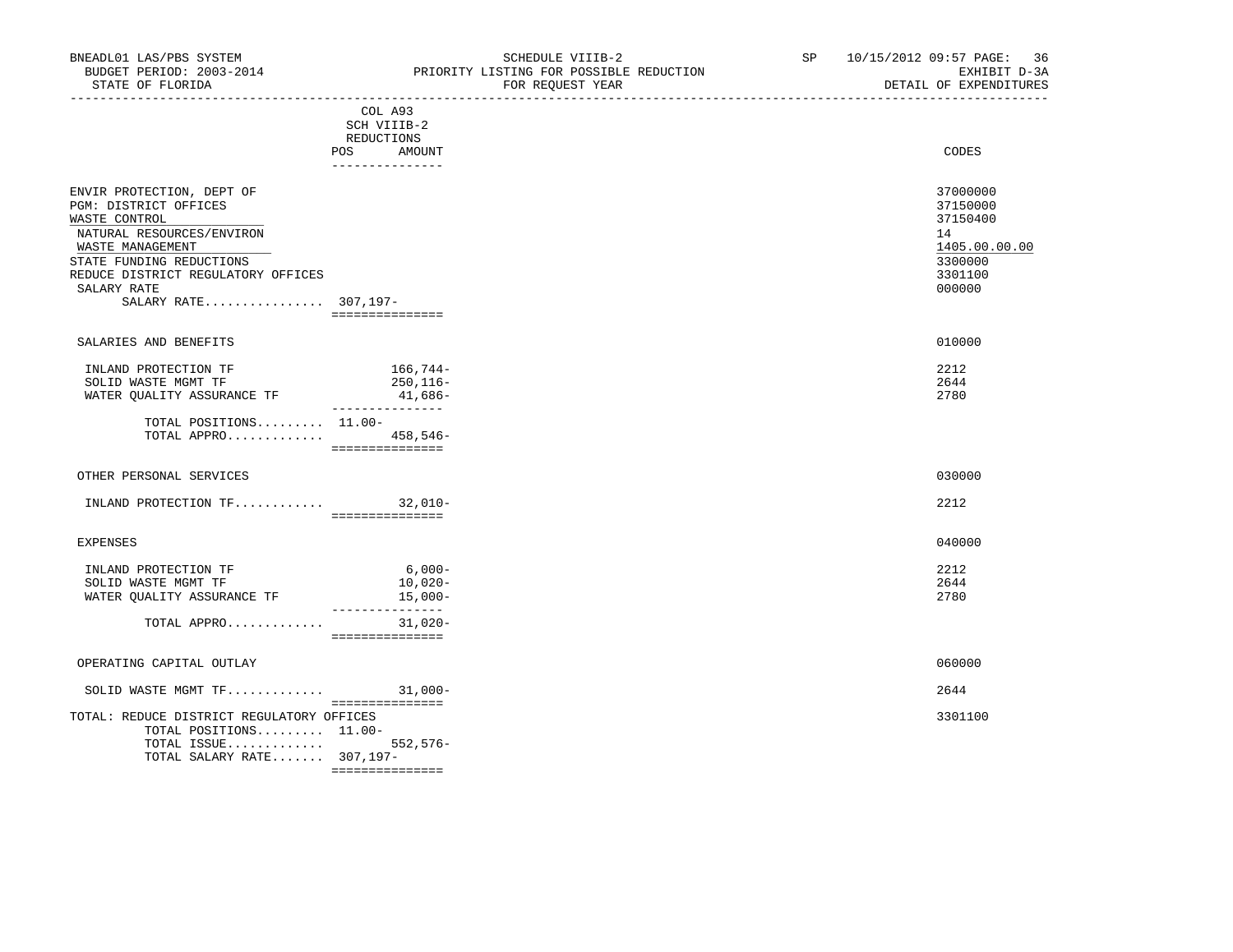BNEADL01 LAS/PBS SYSTEM | SCHEDULE VIIIB-2 | SP 10/15/2012 09:57 PAGE: 36
BUDGET PERIOD: 2003-2014 | PRIORITY LISTING FOR POSSIBLE REDUCTION | EXHIBIT D-3A
STATE OF FLORIDA | FOR REQUEST YEAR | DETAIL OF EXPENDITURES

| | COL A93 SCH VIIIB-2 REDUCTIONS POS | AMOUNT | CODES |
|---|---|---|---|
| ENVIR PROTECTION, DEPT OF | | | 37000000 |
| PGM: DISTRICT OFFICES | | | 37150000 |
| WASTE CONTROL | | | 37150400 |
| NATURAL RESOURCES/ENVIRON | | | 14 |
| WASTE MANAGEMENT | | | 1405.00.00.00 |
| STATE FUNDING REDUCTIONS | | | 3300000 |
| REDUCE DISTRICT REGULATORY OFFICES | | | 3301100 |
| SALARY RATE | | | 000000 |
| SALARY RATE................ | 307,197- | | |
| SALARIES AND BENEFITS | | | 010000 |
| INLAND PROTECTION TF | | 166,744- | 2212 |
| SOLID WASTE MGMT TF | | 250,116- | 2644 |
| WATER QUALITY ASSURANCE TF | | 41,686- | 2780 |
| TOTAL POSITIONS......... | 11.00- | | |
| TOTAL APPRO............. | | 458,546- | |
| OTHER PERSONAL SERVICES | | | 030000 |
| INLAND PROTECTION TF............ | | 32,010- | 2212 |
| EXPENSES | | | 040000 |
| INLAND PROTECTION TF | | 6,000- | 2212 |
| SOLID WASTE MGMT TF | | 10,020- | 2644 |
| WATER QUALITY ASSURANCE TF | | 15,000- | 2780 |
| TOTAL APPRO............. | | 31,020- | |
| OPERATING CAPITAL OUTLAY | | | 060000 |
| SOLID WASTE MGMT TF............. | | 31,000- | 2644 |
| TOTAL: REDUCE DISTRICT REGULATORY OFFICES | | | 3301100 |
| TOTAL POSITIONS......... | 11.00- | | |
| TOTAL ISSUE............. | | 552,576- | |
| TOTAL SALARY RATE....... | 307,197- | | |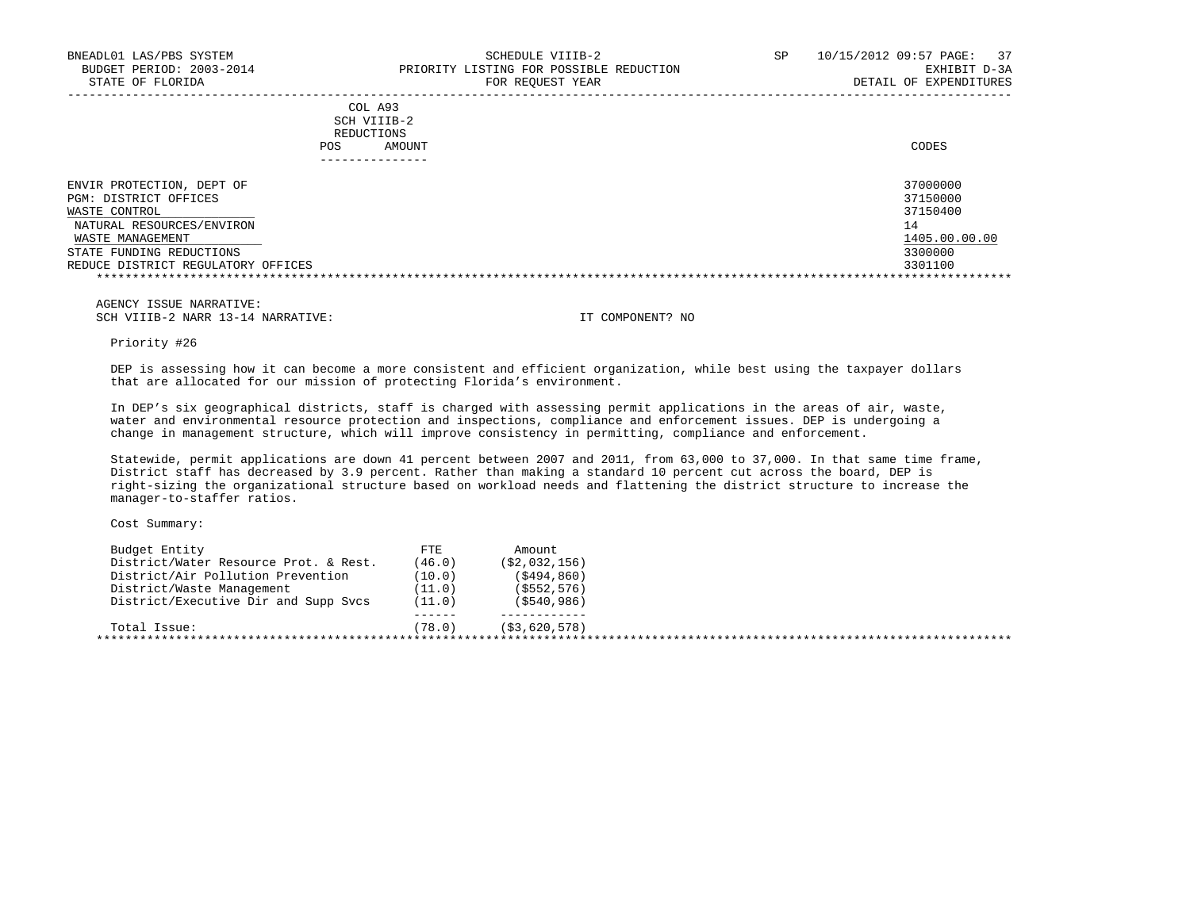| | COL A93 SCH VIIIB-2 REDUCTIONS POS AMOUNT | CODES |
|---|---|---|
| ENVIR PROTECTION, DEPT OF | | 37000000 |
| PGM: DISTRICT OFFICES | | 37150000 |
| WASTE CONTROL | | 37150400 |
| NATURAL RESOURCES/ENVIRON | | 14 |
| WASTE MANAGEMENT | | 1405.00.00.00 |
| STATE FUNDING REDUCTIONS | | 3300000 |
| REDUCE DISTRICT REGULATORY OFFICES | | 3301100 |

AGENCY ISSUE NARRATIVE:
SCH VIIIB-2 NARR 13-14 NARRATIVE: IT COMPONENT? NO

Priority #26

DEP is assessing how it can become a more consistent and efficient organization, while best using the taxpayer dollars that are allocated for our mission of protecting Florida's environment.

In DEP's six geographical districts, staff is charged with assessing permit applications in the areas of air, waste, water and environmental resource protection and inspections, compliance and enforcement issues. DEP is undergoing a change in management structure, which will improve consistency in permitting, compliance and enforcement.

Statewide, permit applications are down 41 percent between 2007 and 2011, from 63,000 to 37,000. In that same time frame, District staff has decreased by 3.9 percent. Rather than making a standard 10 percent cut across the board, DEP is right-sizing the organizational structure based on workload needs and flattening the district structure to increase the manager-to-staffer ratios.

Cost Summary:

| Budget Entity | FTE | Amount |
|---|---|---|
| District/Water Resource Prot. & Rest. | (46.0) | ($2,032,156) |
| District/Air Pollution Prevention | (10.0) | ($494,860) |
| District/Waste Management | (11.0) | ($552,576) |
| District/Executive Dir and Supp Svcs | (11.0) | ($540,986) |
| Total Issue: | (78.0) | ($3,620,578) |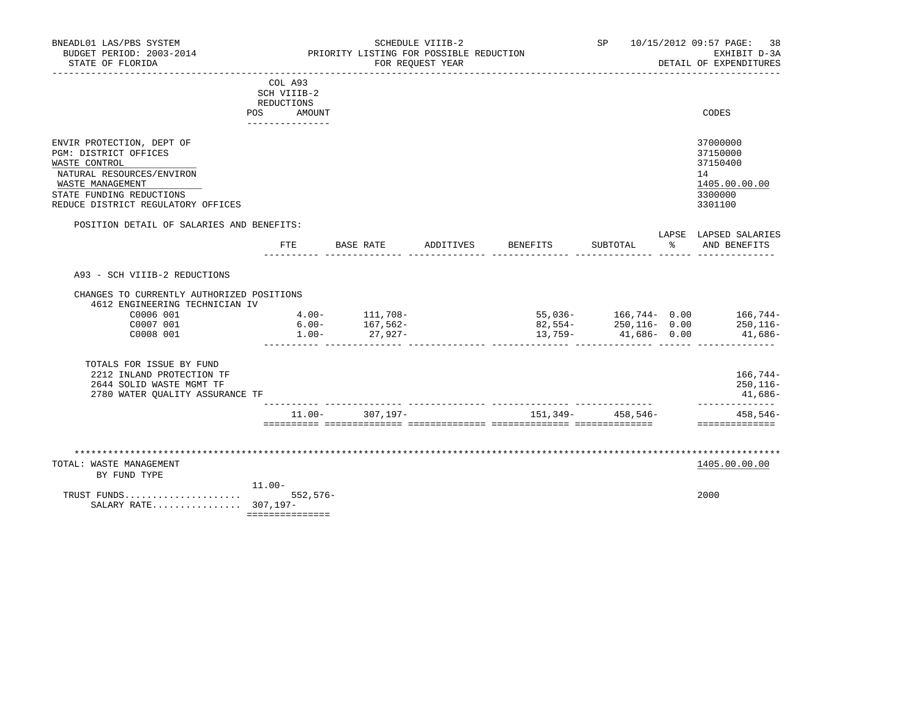BNEADL01 LAS/PBS SYSTEM
BUDGET PERIOD: 2003-2014
STATE OF FLORIDA

SCHEDULE VIIIB-2
PRIORITY LISTING FOR POSSIBLE REDUCTION
FOR REQUEST YEAR

SP 10/15/2012 09:57 PAGE: 38
EXHIBIT D-3A
DETAIL OF EXPENDITURES

| | COL A93 SCH VIIIB-2 REDUCTIONS POS AMOUNT | CODES |
|---|---|---|
| ENVIR PROTECTION, DEPT OF | | 37000000 |
| PGM: DISTRICT OFFICES | | 37150000 |
| WASTE CONTROL | | 37150400 |
| NATURAL RESOURCES/ENVIRON | | 14 |
| WASTE MANAGEMENT | | 1405.00.00.00 |
| STATE FUNDING REDUCTIONS | | 3300000 |
| REDUCE DISTRICT REGULATORY OFFICES | | 3301100 |

POSITION DETAIL OF SALARIES AND BENEFITS:

| | FTE | BASE RATE | ADDITIVES | BENEFITS | SUBTOTAL | LAPSE % | LAPSED SALARIES AND BENEFITS |
|---|---|---|---|---|---|---|---|
| A93 - SCH VIIIB-2 REDUCTIONS | | | | | | | |
| CHANGES TO CURRENTLY AUTHORIZED POSITIONS | | | | | | | |
| 4612 ENGINEERING TECHNICIAN IV | | | | | | | |
| C0006 001 | 4.00- | 111,708- | | 55,036- | 166,744- | 0.00 | 166,744- |
| C0007 001 | 6.00- | 167,562- | | 82,554- | 250,116- | 0.00 | 250,116- |
| C0008 001 | 1.00- | 27,927- | | 13,759- | 41,686- | 0.00 | 41,686- |
| TOTALS FOR ISSUE BY FUND | | | | | | | |
| 2212 INLAND PROTECTION TF | | | | | | | 166,744- |
| 2644 SOLID WASTE MGMT TF | | | | | | | 250,116- |
| 2780 WATER QUALITY ASSURANCE TF | | | | | | | 41,686- |
| | 11.00- | 307,197- | | 151,349- | 458,546- | | 458,546- |

| TOTAL: WASTE MANAGEMENT BY FUND TYPE | POS / AMOUNT | CODES |
|---|---|---|
| | 11.00- | 1405.00.00.00 |
| TRUST FUNDS..................... | 552,576- | 2000 |
| SALARY RATE................ | 307,197- | |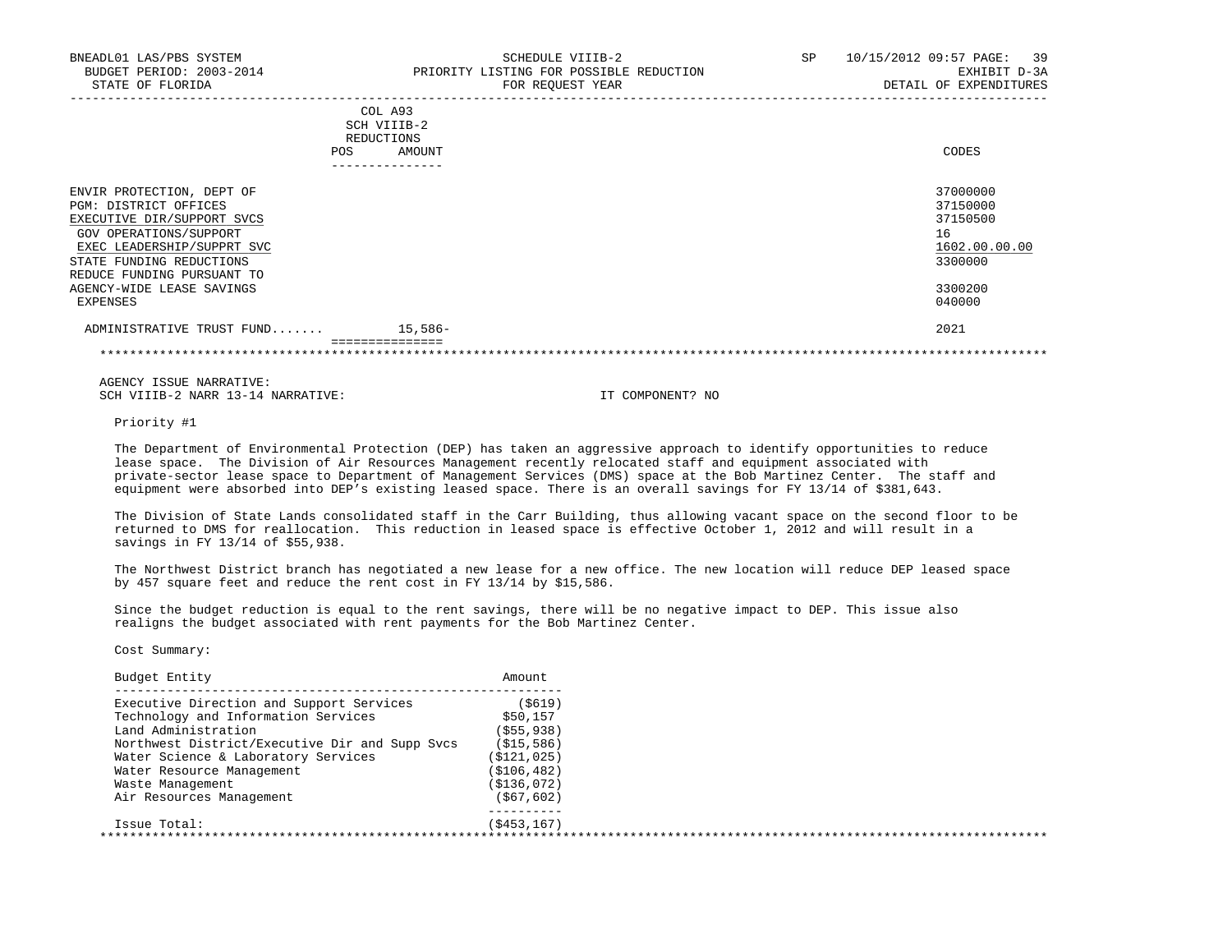BNEADL01 LAS/PBS SYSTEM | SCHEDULE VIIIB-2 | SP 10/15/2012 09:57
BUDGET PERIOD: 2003-2014 | PRIORITY LISTING FOR POSSIBLE REDUCTION | EXHIBIT D-3A
STATE OF FLORIDA | FOR REQUEST YEAR | DETAIL OF EXPENDITURES

| | COL A93 SCH VIIIB-2 REDUCTIONS POS | AMOUNT | CODES |
|---|---|---|---|
| ENVIR PROTECTION, DEPT OF | | | 37000000 |
| PGM: DISTRICT OFFICES | | | 37150000 |
| EXECUTIVE DIR/SUPPORT SVCS | | | 37150500 |
| GOV OPERATIONS/SUPPORT | | | 16 |
| EXEC LEADERSHIP/SUPPRT SVC | | | 1602.00.00.00 |
| STATE FUNDING REDUCTIONS | | | 3300000 |
| REDUCE FUNDING PURSUANT TO AGENCY-WIDE LEASE SAVINGS | | | 3300200 |
| EXPENSES | | | 040000 |
| ADMINISTRATIVE TRUST FUND....... | | 15,586- | 2021 |

AGENCY ISSUE NARRATIVE:
SCH VIIIB-2 NARR 13-14 NARRATIVE: IT COMPONENT? NO

Priority #1

The Department of Environmental Protection (DEP) has taken an aggressive approach to identify opportunities to reduce lease space. The Division of Air Resources Management recently relocated staff and equipment associated with private-sector lease space to Department of Management Services (DMS) space at the Bob Martinez Center. The staff and equipment were absorbed into DEP's existing leased space. There is an overall savings for FY 13/14 of $381,643.

The Division of State Lands consolidated staff in the Carr Building, thus allowing vacant space on the second floor to be returned to DMS for reallocation. This reduction in leased space is effective October 1, 2012 and will result in a savings in FY 13/14 of $55,938.

The Northwest District branch has negotiated a new lease for a new office. The new location will reduce DEP leased space by 457 square feet and reduce the rent cost in FY 13/14 by $15,586.

Since the budget reduction is equal to the rent savings, there will be no negative impact to DEP. This issue also realigns the budget associated with rent payments for the Bob Martinez Center.

Cost Summary:

| Budget Entity | Amount |
|---|---|
| Executive Direction and Support Services | ($619) |
| Technology and Information Services | $50,157 |
| Land Administration | ($55,938) |
| Northwest District/Executive Dir and Supp Svcs | ($15,586) |
| Water Science & Laboratory Services | ($121,025) |
| Water Resource Management | ($106,482) |
| Waste Management | ($136,072) |
| Air Resources Management | ($67,602) |
| Issue Total: | ($453,167) |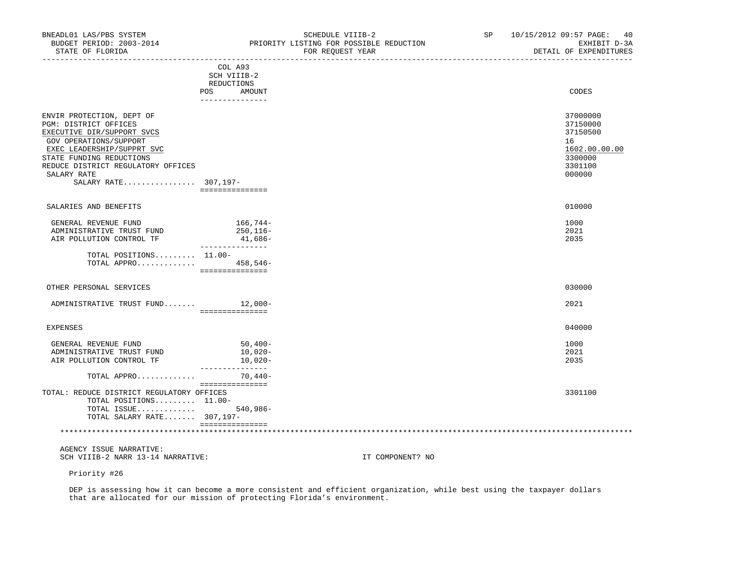BNEADL01 LAS/PBS SYSTEM — SCHEDULE VIIIB-2 — SP 10/15/2012 09:57
BUDGET PERIOD: 2003-2014 — PRIORITY LISTING FOR POSSIBLE REDUCTION — EXHIBIT D-3A
STATE OF FLORIDA — FOR REQUEST YEAR — DETAIL OF EXPENDITURES

| | COL A93 SCH VIIIB-2 REDUCTIONS POS | AMOUNT | CODES |
|---|---|---|---|
| ENVIR PROTECTION, DEPT OF | | | 37000000 |
| PGM: DISTRICT OFFICES | | | 37150000 |
| EXECUTIVE DIR/SUPPORT SVCS | | | 37150500 |
| GOV OPERATIONS/SUPPORT | | | 16 |
| EXEC LEADERSHIP/SUPPRT SVC | | | 1602.00.00.00 |
| STATE FUNDING REDUCTIONS | | | 3300000 |
| REDUCE DISTRICT REGULATORY OFFICES | | | 3301100 |
| SALARY RATE | | | 000000 |
| SALARY RATE................ | 307,197- | | |
| SALARIES AND BENEFITS | | | 010000 |
| GENERAL REVENUE FUND | | 166,744- | 1000 |
| ADMINISTRATIVE TRUST FUND | | 250,116- | 2021 |
| AIR POLLUTION CONTROL TF | | 41,686- | 2035 |
| TOTAL POSITIONS......... | 11.00- | | |
| TOTAL APPRO............. | | 458,546- | |
| OTHER PERSONAL SERVICES | | | 030000 |
| ADMINISTRATIVE TRUST FUND....... | | 12,000- | 2021 |
| EXPENSES | | | 040000 |
| GENERAL REVENUE FUND | | 50,400- | 1000 |
| ADMINISTRATIVE TRUST FUND | | 10,020- | 2021 |
| AIR POLLUTION CONTROL TF | | 10,020- | 2035 |
| TOTAL APPRO............. | | 70,440- | |
| TOTAL: REDUCE DISTRICT REGULATORY OFFICES | | | 3301100 |
| TOTAL POSITIONS......... | 11.00- | | |
| TOTAL ISSUE............. | | 540,986- | |
| TOTAL SALARY RATE....... | 307,197- | | |

AGENCY ISSUE NARRATIVE:
SCH VIIIB-2 NARR 13-14 NARRATIVE: IT COMPONENT? NO

Priority #26

DEP is assessing how it can become a more consistent and efficient organization, while best using the taxpayer dollars that are allocated for our mission of protecting Florida's environment.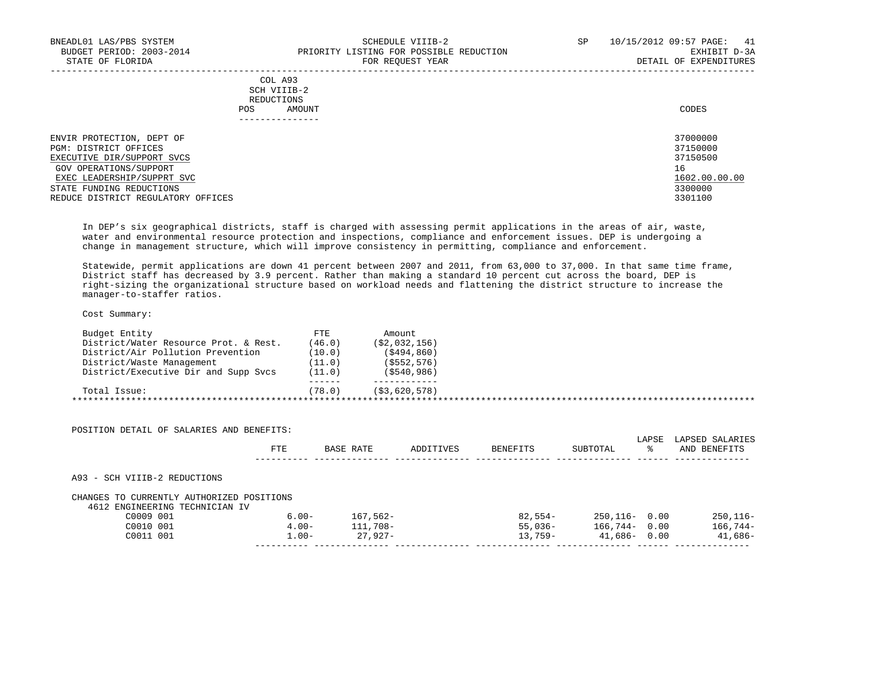BNEADL01 LAS/PBS SYSTEM
BUDGET PERIOD: 2003-2014
STATE OF FLORIDA

SCHEDULE VIIIB-2
PRIORITY LISTING FOR POSSIBLE REDUCTION
FOR REQUEST YEAR

SP 10/15/2012 09:57 PAGE: 41
EXHIBIT D-3A
DETAIL OF EXPENDITURES

| | COL A93 SCH VIIIB-2 REDUCTIONS POS AMOUNT | CODES |
|---|---|---|
| ENVIR PROTECTION, DEPT OF | | 37000000 |
| PGM: DISTRICT OFFICES | | 37150000 |
| EXECUTIVE DIR/SUPPORT SVCS | | 37150500 |
| GOV OPERATIONS/SUPPORT | | 16 |
| EXEC LEADERSHIP/SUPPRT SVC | | 1602.00.00.00 |
| STATE FUNDING REDUCTIONS | | 3300000 |
| REDUCE DISTRICT REGULATORY OFFICES | | 3301100 |

In DEP's six geographical districts, staff is charged with assessing permit applications in the areas of air, waste, water and environmental resource protection and inspections, compliance and enforcement issues. DEP is undergoing a change in management structure, which will improve consistency in permitting, compliance and enforcement.

Statewide, permit applications are down 41 percent between 2007 and 2011, from 63,000 to 37,000. In that same time frame, District staff has decreased by 3.9 percent. Rather than making a standard 10 percent cut across the board, DEP is right-sizing the organizational structure based on workload needs and flattening the district structure to increase the manager-to-staffer ratios.

Cost Summary:

| Budget Entity | FTE | Amount |
|---|---|---|
| District/Water Resource Prot. & Rest. | (46.0) | ($2,032,156) |
| District/Air Pollution Prevention | (10.0) | ($494,860) |
| District/Waste Management | (11.0) | ($552,576) |
| District/Executive Dir and Supp Svcs | (11.0) | ($540,986) |
| Total Issue: | (78.0) | ($3,620,578) |

POSITION DETAIL OF SALARIES AND BENEFITS:

| | FTE | BASE RATE | ADDITIVES | BENEFITS | SUBTOTAL | LAPSE % | LAPSED SALARIES AND BENEFITS |
|---|---|---|---|---|---|---|---|
| A93 - SCH VIIIB-2 REDUCTIONS | | | | | | | |
| CHANGES TO CURRENTLY AUTHORIZED POSITIONS | | | | | | | |
| 4612 ENGINEERING TECHNICIAN IV | | | | | | | |
| C0009 001 | 6.00- | 167,562- | | 82,554- | 250,116- | 0.00 | 250,116- |
| C0010 001 | 4.00- | 111,708- | | 55,036- | 166,744- | 0.00 | 166,744- |
| C0011 001 | 1.00- | 27,927- | | 13,759- | 41,686- | 0.00 | 41,686- |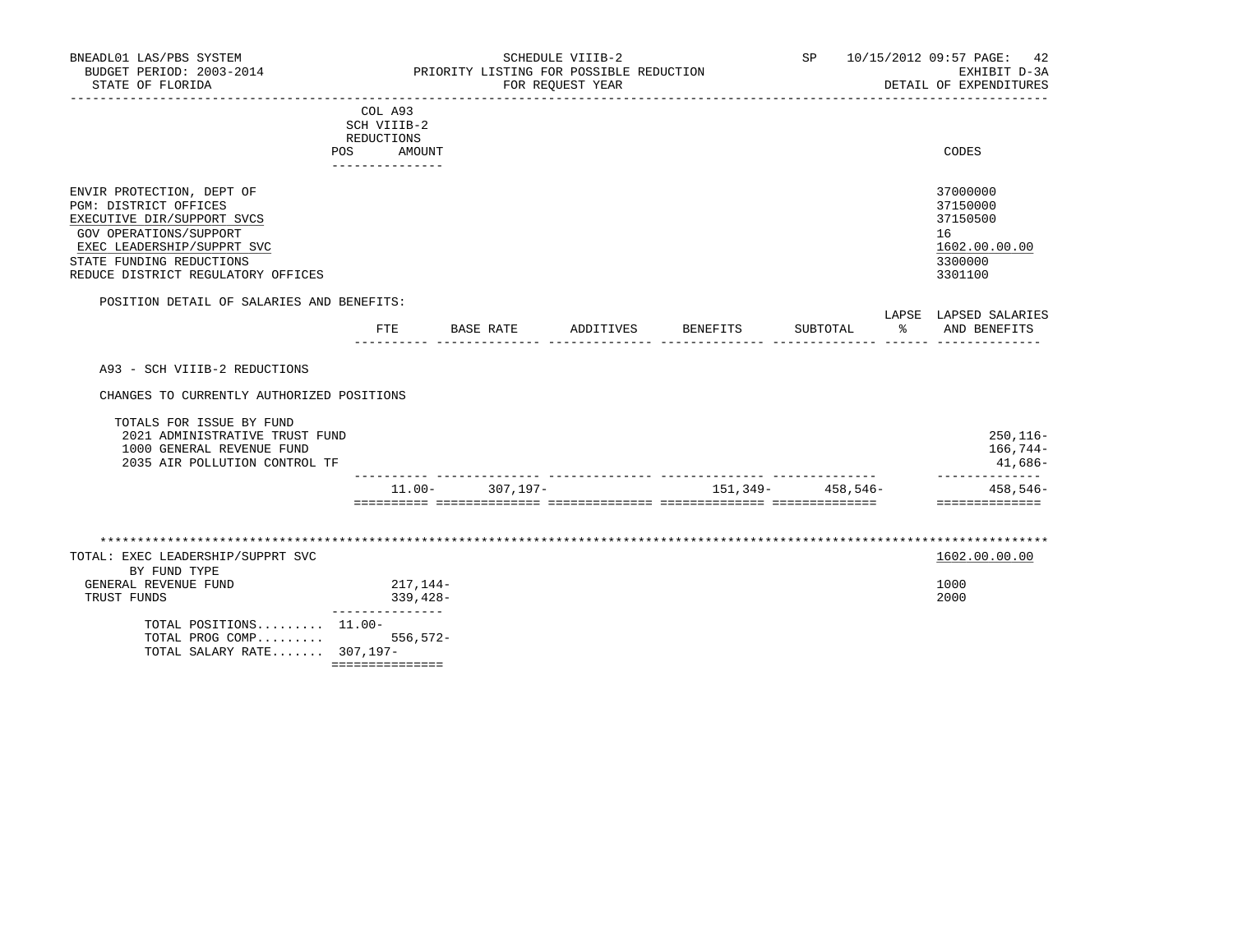BNEADL01 LAS/PBS SYSTEM | SCHEDULE VIIIB-2 | SP 10/15/2012 09:57 PAGE: 42
BUDGET PERIOD: 2003-2014 | PRIORITY LISTING FOR POSSIBLE REDUCTION | EXHIBIT D-3A
STATE OF FLORIDA | FOR REQUEST YEAR | DETAIL OF EXPENDITURES

| | COL A93 SCH VIIIB-2 REDUCTIONS POS AMOUNT | CODES |
|---|---|---|
| ENVIR PROTECTION, DEPT OF | | 37000000 |
| PGM: DISTRICT OFFICES | | 37150000 |
| EXECUTIVE DIR/SUPPORT SVCS | | 37150500 |
| GOV OPERATIONS/SUPPORT | | 16 |
| EXEC LEADERSHIP/SUPPRT SVC | | 1602.00.00.00 |
| STATE FUNDING REDUCTIONS | | 3300000 |
| REDUCE DISTRICT REGULATORY OFFICES | | 3301100 |

POSITION DETAIL OF SALARIES AND BENEFITS:

| | FTE | BASE RATE | ADDITIVES | BENEFITS | SUBTOTAL | LAPSE % | LAPSED SALARIES AND BENEFITS |
|---|---|---|---|---|---|---|---|
| A93 - SCH VIIIB-2 REDUCTIONS | | | | | | | |
| CHANGES TO CURRENTLY AUTHORIZED POSITIONS | | | | | | | |
| TOTALS FOR ISSUE BY FUND | | | | | | | |
| 2021 ADMINISTRATIVE TRUST FUND | | | | | | | 250,116- |
| 1000 GENERAL REVENUE FUND | | | | | | | 166,744- |
| 2035 AIR POLLUTION CONTROL TF | | | | | | | 41,686- |
| | 11.00- | 307,197- | | 151,349- | 458,546- | | 458,546- |

| TOTAL: EXEC LEADERSHIP/SUPPRT SVC | | 1602.00.00.00 |
|---|---|---|
| BY FUND TYPE | | |
| GENERAL REVENUE FUND | 217,144- | 1000 |
| TRUST FUNDS | 339,428- | 2000 |
| TOTAL POSITIONS......... | 11.00- | |
| TOTAL PROG COMP......... | 556,572- | |
| TOTAL SALARY RATE....... | 307,197- | |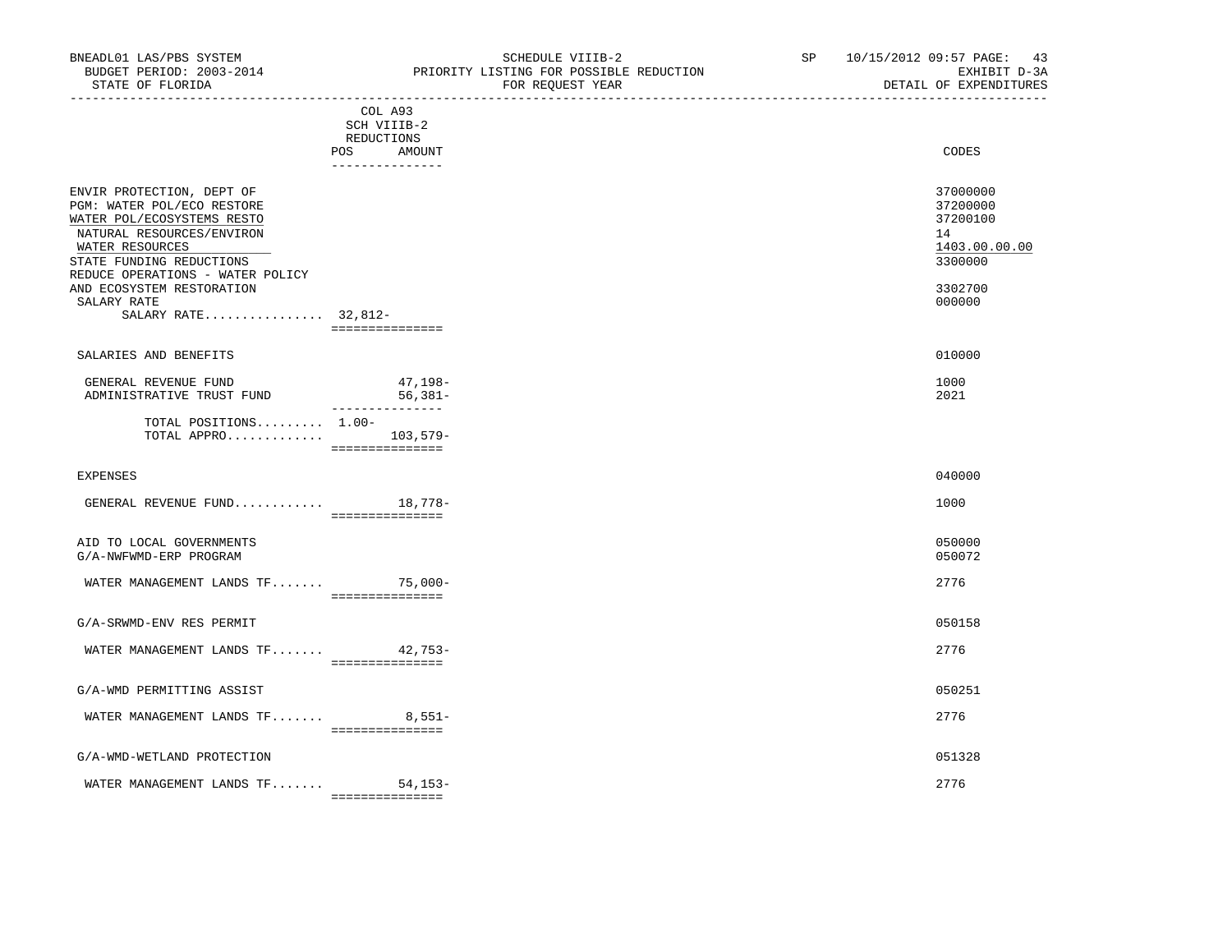BNEADL01 LAS/PBS SYSTEM | SCHEDULE VIIIB-2 | SP 10/15/2012 09:57 PAGE: 43
BUDGET PERIOD: 2003-2014 | PRIORITY LISTING FOR POSSIBLE REDUCTION | EXHIBIT D-3A
STATE OF FLORIDA | FOR REQUEST YEAR | DETAIL OF EXPENDITURES

| | COL A93 SCH VIIIB-2 REDUCTIONS POS | AMOUNT | CODES |
|---|---|---|---|
| ENVIR PROTECTION, DEPT OF | | | 37000000 |
| PGM: WATER POL/ECO RESTORE | | | 37200000 |
| WATER POL/ECOSYSTEMS RESTO | | | 37200100 |
| NATURAL RESOURCES/ENVIRON | | | 14 |
| WATER RESOURCES | | | 1403.00.00.00 |
| STATE FUNDING REDUCTIONS | | | 3300000 |
| REDUCE OPERATIONS - WATER POLICY AND ECOSYSTEM RESTORATION | | | 3302700 |
| SALARY RATE | | | 000000 |
| SALARY RATE................ | 32,812- | | |
| SALARIES AND BENEFITS | | | 010000 |
| GENERAL REVENUE FUND | | 47,198- | 1000 |
| ADMINISTRATIVE TRUST FUND | | 56,381- | 2021 |
| TOTAL POSITIONS......... | 1.00- | | |
| TOTAL APPRO............. | | 103,579- | |
| EXPENSES | | | 040000 |
| GENERAL REVENUE FUND............ | | 18,778- | 1000 |
| AID TO LOCAL GOVERNMENTS | | | 050000 |
| G/A-NWFWMD-ERP PROGRAM | | | 050072 |
| WATER MANAGEMENT LANDS TF....... | | 75,000- | 2776 |
| G/A-SRWMD-ENV RES PERMIT | | | 050158 |
| WATER MANAGEMENT LANDS TF....... | | 42,753- | 2776 |
| G/A-WMD PERMITTING ASSIST | | | 050251 |
| WATER MANAGEMENT LANDS TF....... | | 8,551- | 2776 |
| G/A-WMD-WETLAND PROTECTION | | | 051328 |
| WATER MANAGEMENT LANDS TF....... | | 54,153- | 2776 |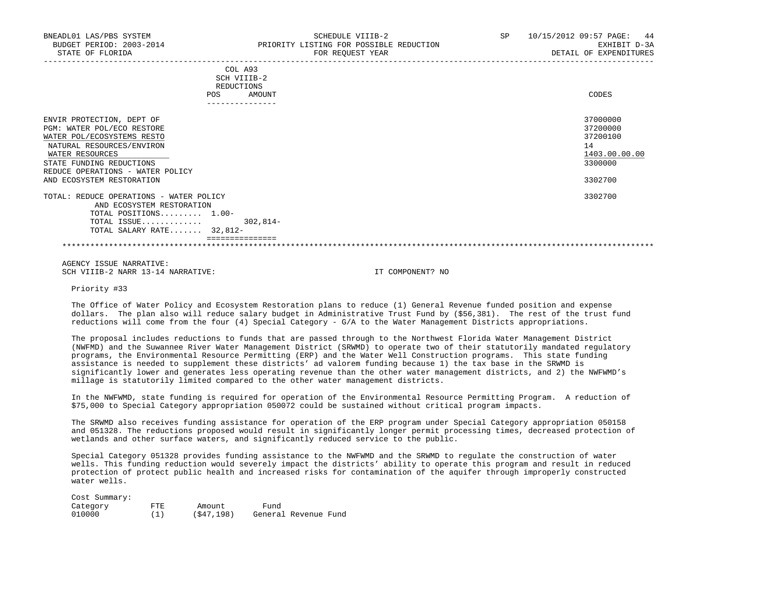BNEADL01 LAS/PBS SYSTEM — SCHEDULE VIIIB-2 — SP 10/15/2012 09:57

BUDGET PERIOD: 2003-2014 — PRIORITY LISTING FOR POSSIBLE REDUCTION — EXHIBIT D-3A

STATE OF FLORIDA — FOR REQUEST YEAR — DETAIL OF EXPENDITURES

| | COL A93 SCH VIIIB-2 REDUCTIONS POS | AMOUNT | CODES |
|---|---|---|---|
| ENVIR PROTECTION, DEPT OF | | | 37000000 |
| PGM: WATER POL/ECO RESTORE | | | 37200000 |
| WATER POL/ECOSYSTEMS RESTO | | | 37200100 |
| NATURAL RESOURCES/ENVIRON | | | 14 |
| WATER RESOURCES | | | 1403.00.00.00 |
| STATE FUNDING REDUCTIONS | | | 3300000 |
| REDUCE OPERATIONS - WATER POLICY AND ECOSYSTEM RESTORATION | | | 3302700 |
| TOTAL: REDUCE OPERATIONS - WATER POLICY AND ECOSYSTEM RESTORATION | | | 3302700 |
| TOTAL POSITIONS......... | 1.00- | | |
| TOTAL ISSUE............ | | 302,814- | |
| TOTAL SALARY RATE....... | 32,812- | | |

AGENCY ISSUE NARRATIVE:

SCH VIIIB-2 NARR 13-14 NARRATIVE: IT COMPONENT? NO

Priority #33

The Office of Water Policy and Ecosystem Restoration plans to reduce (1) General Revenue funded position and expense dollars. The plan also will reduce salary budget in Administrative Trust Fund by ($56,381). The rest of the trust fund reductions will come from the four (4) Special Category - G/A to the Water Management Districts appropriations.

The proposal includes reductions to funds that are passed through to the Northwest Florida Water Management District (NWFMD) and the Suwannee River Water Management District (SRWMD) to operate two of their statutorily mandated regulatory programs, the Environmental Resource Permitting (ERP) and the Water Well Construction programs. This state funding assistance is needed to supplement these districts' ad valorem funding because 1) the tax base in the SRWMD is significantly lower and generates less operating revenue than the other water management districts, and 2) the NWFWMD's millage is statutorily limited compared to the other water management districts.

In the NWFWMD, state funding is required for operation of the Environmental Resource Permitting Program. A reduction of $75,000 to Special Category appropriation 050072 could be sustained without critical program impacts.

The SRWMD also receives funding assistance for operation of the ERP program under Special Category appropriation 050158 and 051328. The reductions proposed would result in significantly longer permit processing times, decreased protection of wetlands and other surface waters, and significantly reduced service to the public.

Special Category 051328 provides funding assistance to the NWFWMD and the SRWMD to regulate the construction of water wells. This funding reduction would severely impact the districts' ability to operate this program and result in reduced protection of protect public health and increased risks for contamination of the aquifer through improperly constructed water wells.

Cost Summary:

| Category | FTE | Amount | Fund |
|---|---|---|---|
| 010000 | (1) | ($47,198) | General Revenue Fund |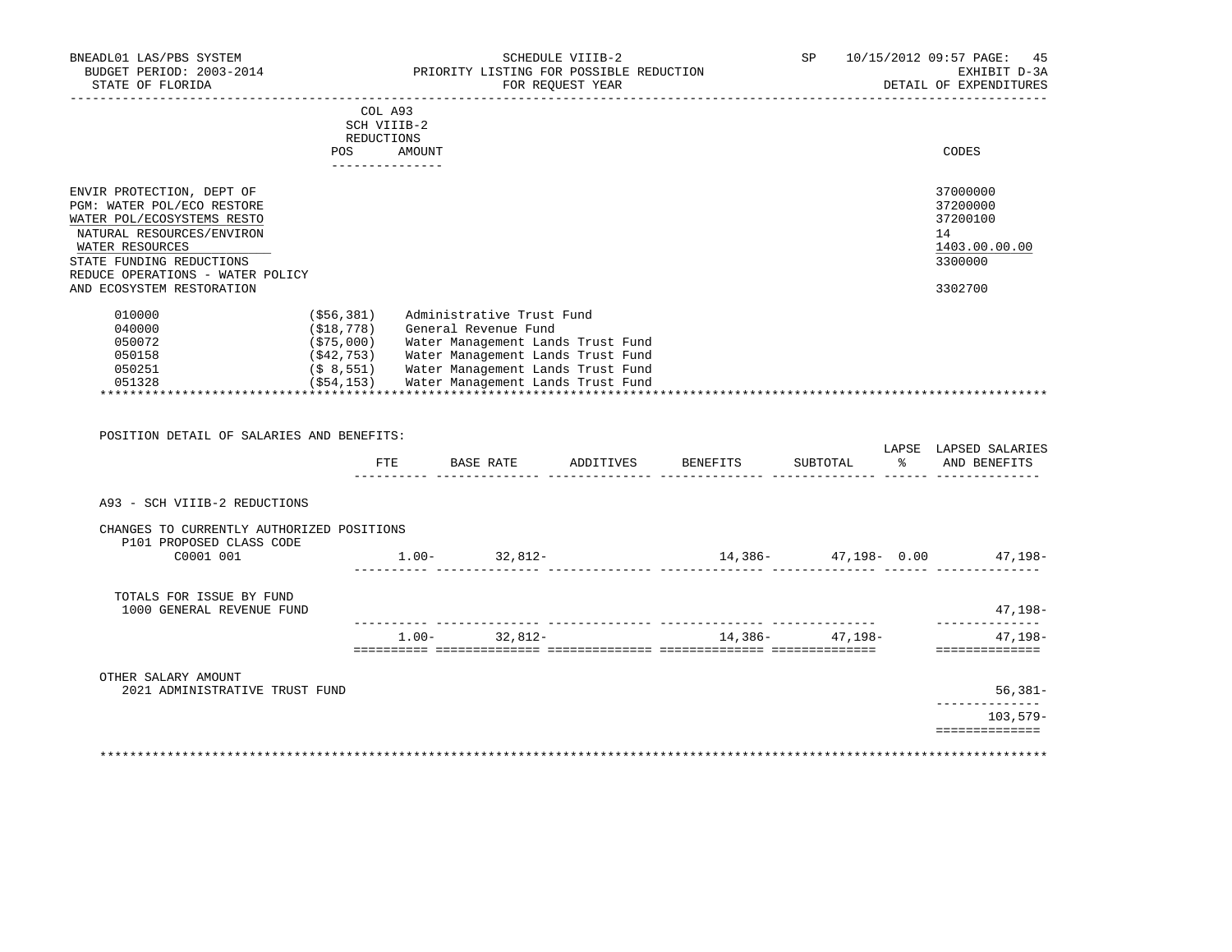BNEADL01 LAS/PBS SYSTEM
BUDGET PERIOD: 2003-2014
STATE OF FLORIDA

SCHEDULE VIIIB-2
PRIORITY LISTING FOR POSSIBLE REDUCTION
FOR REQUEST YEAR

SP 10/15/2012 09:57 PAGE: 45
EXHIBIT D-3A
DETAIL OF EXPENDITURES

| | COL A93 SCH VIIIB-2 REDUCTIONS POS AMOUNT | CODES |
|---|---|---|
| ENVIR PROTECTION, DEPT OF | | 37000000 |
| PGM: WATER POL/ECO RESTORE | | 37200000 |
| WATER POL/ECOSYSTEMS RESTO | | 37200100 |
| NATURAL RESOURCES/ENVIRON | | 14 |
| WATER RESOURCES | | 1403.00.00.00 |
| STATE FUNDING REDUCTIONS | | 3300000 |
| REDUCE OPERATIONS - WATER POLICY AND ECOSYSTEM RESTORATION | | 3302700 |

| | | |
|---|---|---|
| 010000 | ($56,381) | Administrative Trust Fund |
| 040000 | ($18,778) | General Revenue Fund |
| 050072 | ($75,000) | Water Management Lands Trust Fund |
| 050158 | ($42,753) | Water Management Lands Trust Fund |
| 050251 | ($ 8,551) | Water Management Lands Trust Fund |
| 051328 | ($54,153) | Water Management Lands Trust Fund |

POSITION DETAIL OF SALARIES AND BENEFITS:

| | FTE | BASE RATE | ADDITIVES | BENEFITS | SUBTOTAL | LAPSE % | LAPSED SALARIES AND BENEFITS |
|---|---|---|---|---|---|---|---|
| A93 - SCH VIIIB-2 REDUCTIONS | | | | | | | |
| CHANGES TO CURRENTLY AUTHORIZED POSITIONS | | | | | | | |
| P101 PROPOSED CLASS CODE | | | | | | | |
| C0001 001 | 1.00- | 32,812- | | 14,386- | 47,198- | 0.00 | 47,198- |
| TOTALS FOR ISSUE BY FUND | | | | | | | |
| 1000 GENERAL REVENUE FUND | | | | | | | 47,198- |
| | 1.00- | 32,812- | | 14,386- | 47,198- | | 47,198- |
| OTHER SALARY AMOUNT | | | | | | | |
| 2021 ADMINISTRATIVE TRUST FUND | | | | | | | 56,381- |
| | | | | | | | 103,579- |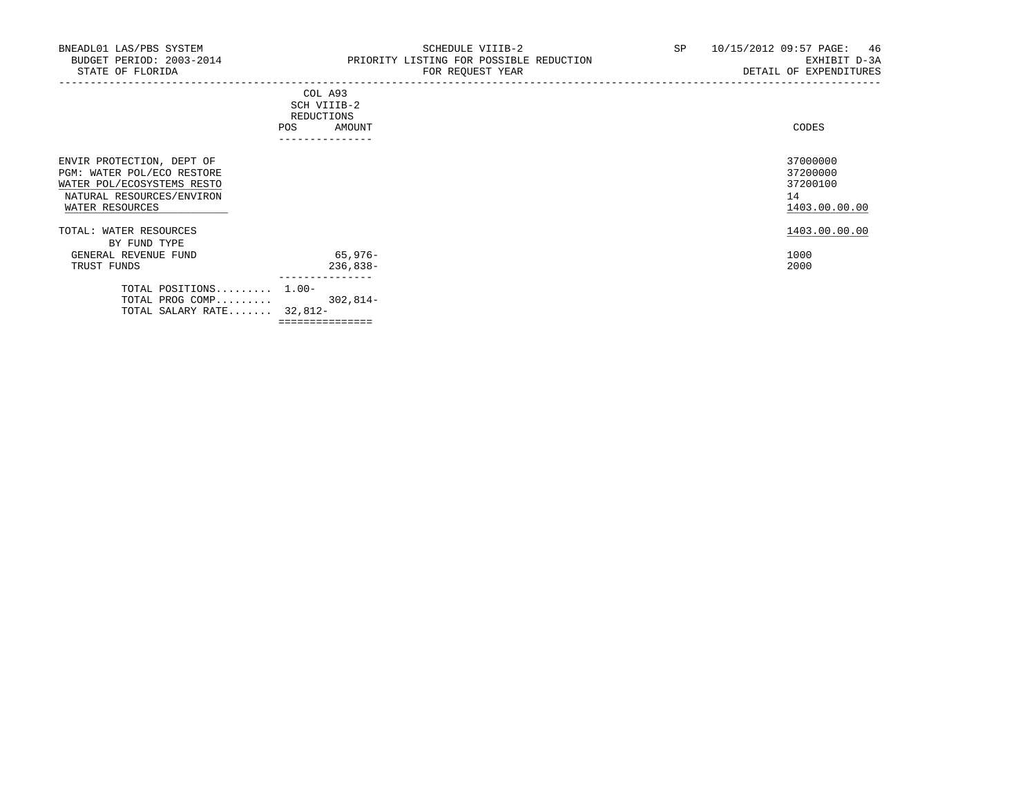BNEADL01 LAS/PBS SYSTEM — SCHEDULE VIIIB-2 — SP 10/15/2012 09:57

BUDGET PERIOD: 2003-2014 — PRIORITY LISTING FOR POSSIBLE REDUCTION — EXHIBIT D-3A

STATE OF FLORIDA — FOR REQUEST YEAR — DETAIL OF EXPENDITURES

| | COL A93 SCH VIIIB-2 REDUCTIONS POS | AMOUNT | CODES |
|---|---|---|---|
| ENVIR PROTECTION, DEPT OF | | | 37000000 |
| PGM: WATER POL/ECO RESTORE | | | 37200000 |
| WATER POL/ECOSYSTEMS RESTO | | | 37200100 |
| NATURAL RESOURCES/ENVIRON | | | 14 |
| WATER RESOURCES | | | 1403.00.00.00 |
| TOTAL: WATER RESOURCES | | | 1403.00.00.00 |
| BY FUND TYPE | | | |
| GENERAL REVENUE FUND | | 65,976- | 1000 |
| TRUST FUNDS | | 236,838- | 2000 |
| TOTAL POSITIONS......... | 1.00- | | |
| TOTAL PROG COMP......... | | 302,814- | |
| TOTAL SALARY RATE....... | 32,812- | | |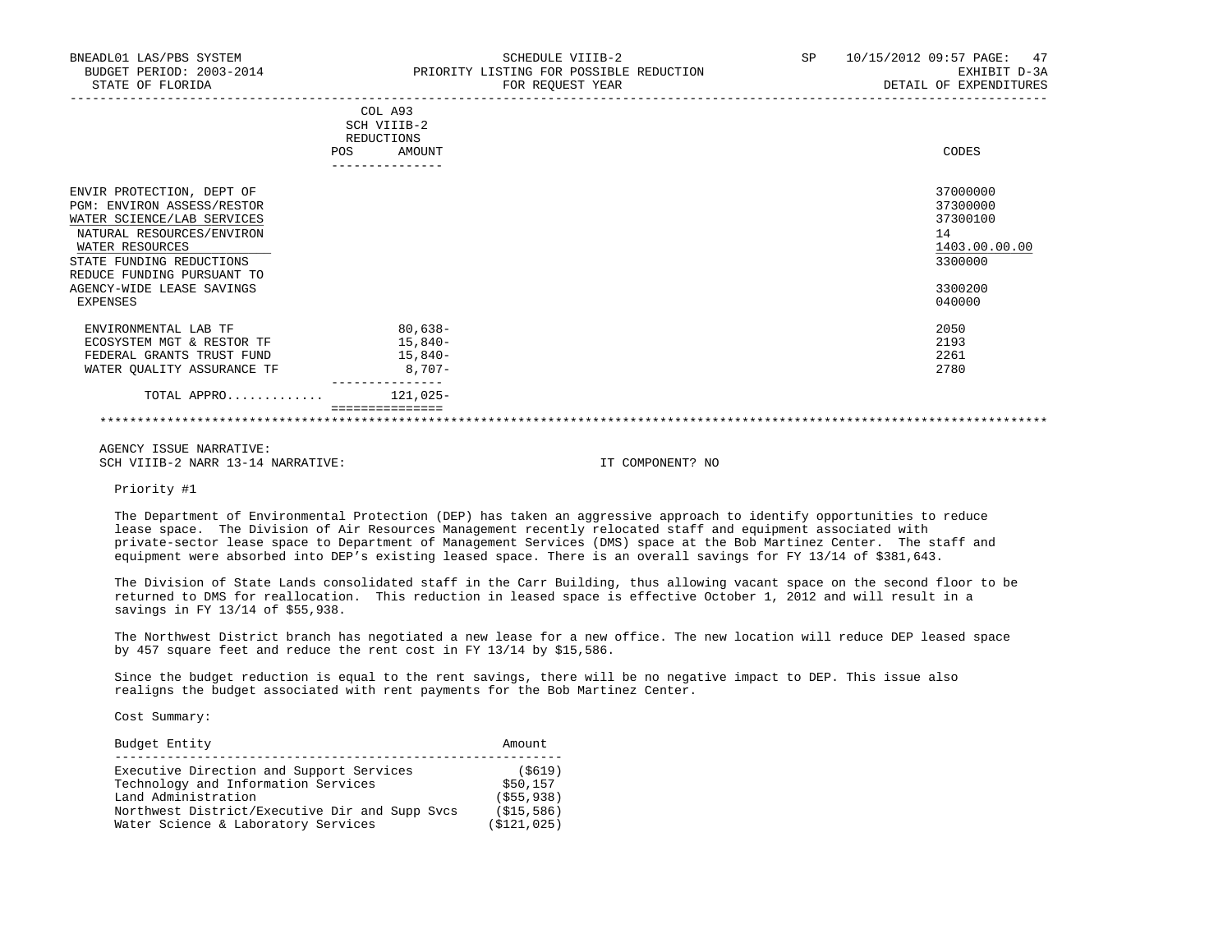| | COL A93 SCH VIIIB-2 REDUCTIONS POS AMOUNT | CODES |
|---|---|---|
| ENVIR PROTECTION, DEPT OF | | 37000000 |
| PGM: ENVIRON ASSESS/RESTOR | | 37300000 |
| WATER SCIENCE/LAB SERVICES | | 37300100 |
| NATURAL RESOURCES/ENVIRON | | 14 |
| WATER RESOURCES | | 1403.00.00.00 |
| STATE FUNDING REDUCTIONS | | 3300000 |
| REDUCE FUNDING PURSUANT TO AGENCY-WIDE LEASE SAVINGS | | 3300200 |
| EXPENSES | | 040000 |
| ENVIRONMENTAL LAB TF | 80,638- | 2050 |
| ECOSYSTEM MGT & RESTOR TF | 15,840- | 2193 |
| FEDERAL GRANTS TRUST FUND | 15,840- | 2261 |
| WATER QUALITY ASSURANCE TF | 8,707- | 2780 |
| TOTAL APPRO............ | 121,025- | |

AGENCY ISSUE NARRATIVE:
SCH VIIIB-2 NARR 13-14 NARRATIVE: IT COMPONENT? NO

Priority #1

The Department of Environmental Protection (DEP) has taken an aggressive approach to identify opportunities to reduce lease space. The Division of Air Resources Management recently relocated staff and equipment associated with private-sector lease space to Department of Management Services (DMS) space at the Bob Martinez Center. The staff and equipment were absorbed into DEP's existing leased space. There is an overall savings for FY 13/14 of $381,643.

The Division of State Lands consolidated staff in the Carr Building, thus allowing vacant space on the second floor to be returned to DMS for reallocation. This reduction in leased space is effective October 1, 2012 and will result in a savings in FY 13/14 of $55,938.

The Northwest District branch has negotiated a new lease for a new office. The new location will reduce DEP leased space by 457 square feet and reduce the rent cost in FY 13/14 by $15,586.

Since the budget reduction is equal to the rent savings, there will be no negative impact to DEP. This issue also realigns the budget associated with rent payments for the Bob Martinez Center.

Cost Summary:

| Budget Entity | Amount |
|---|---|
| Executive Direction and Support Services | ($619) |
| Technology and Information Services | $50,157 |
| Land Administration | ($55,938) |
| Northwest District/Executive Dir and Supp Svcs | ($15,586) |
| Water Science & Laboratory Services | ($121,025) |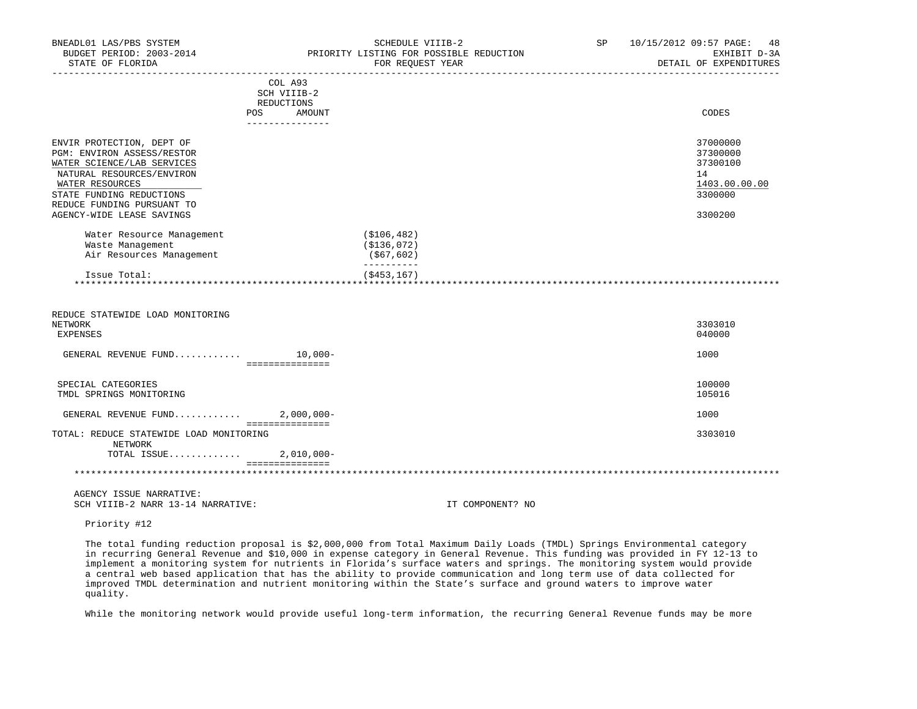COL A93
SCH VIIIB-2
REDUCTIONS

| | POS | AMOUNT | | CODES |
|---|---|---|---|---|
| ENVIR PROTECTION, DEPT OF | | | | 37000000 |
| PGM: ENVIRON ASSESS/RESTOR | | | | 37300000 |
| WATER SCIENCE/LAB SERVICES | | | | 37300100 |
| NATURAL RESOURCES/ENVIRON | | | | 14 |
| WATER RESOURCES | | | | 1403.00.00.00 |
| STATE FUNDING REDUCTIONS | | | | 3300000 |
| REDUCE FUNDING PURSUANT TO AGENCY-WIDE LEASE SAVINGS | | | | 3300200 |
| Water Resource Management | | | ($106,482) | |
| Waste Management | | | ($136,072) | |
| Air Resources Management | | | ($67,602) | |
| Issue Total: | | | ($453,167) | |

| | POS | AMOUNT | CODES |
|---|---|---|---|
| REDUCE STATEWIDE LOAD MONITORING NETWORK | | | 3303010 |
| EXPENSES | | | 040000 |
| GENERAL REVENUE FUND............ | | 10,000- | 1000 |
| SPECIAL CATEGORIES | | | 100000 |
| TMDL SPRINGS MONITORING | | | 105016 |
| GENERAL REVENUE FUND............ | | 2,000,000- | 1000 |
| TOTAL: REDUCE STATEWIDE LOAD MONITORING NETWORK | | | 3303010 |
| TOTAL ISSUE............ | | 2,010,000- | |

AGENCY ISSUE NARRATIVE:
SCH VIIIB-2 NARR 13-14 NARRATIVE: IT COMPONENT? NO

Priority #12

The total funding reduction proposal is $2,000,000 from Total Maximum Daily Loads (TMDL) Springs Environmental category in recurring General Revenue and $10,000 in expense category in General Revenue. This funding was provided in FY 12-13 to implement a monitoring system for nutrients in Florida's surface waters and springs. The monitoring system would provide a central web based application that has the ability to provide communication and long term use of data collected for improved TMDL determination and nutrient monitoring within the State's surface and ground waters to improve water quality.

While the monitoring network would provide useful long-term information, the recurring General Revenue funds may be more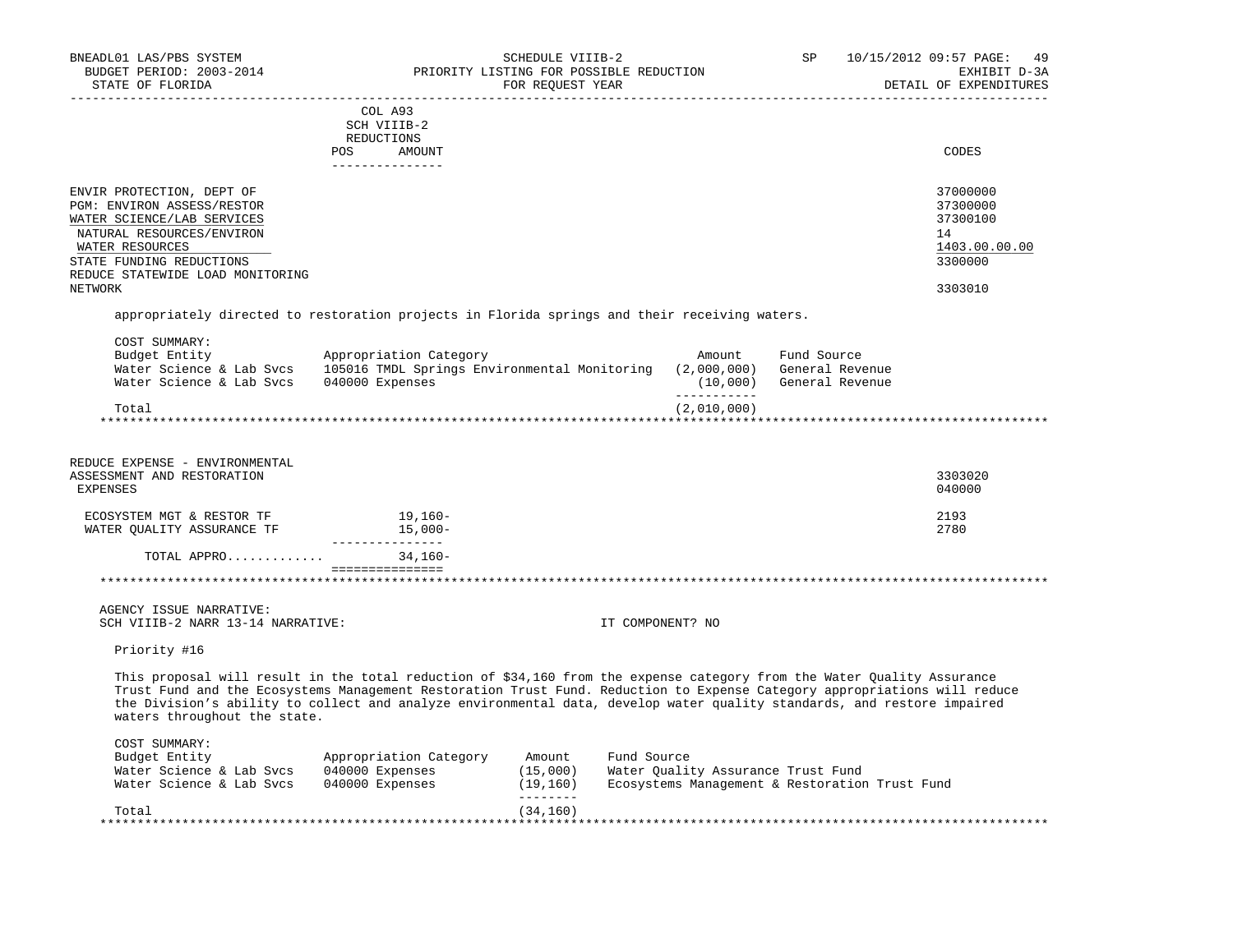COL A93
SCH VIIIB-2
REDUCTIONS

| | POS | AMOUNT | CODES |
|---|---|---|---|
| ENVIR PROTECTION, DEPT OF | | | 37000000 |
| PGM: ENVIRON ASSESS/RESTOR | | | 37300000 |
| WATER SCIENCE/LAB SERVICES | | | 37300100 |
| NATURAL RESOURCES/ENVIRON | | | 14 |
| WATER RESOURCES | | | 1403.00.00.00 |
| STATE FUNDING REDUCTIONS | | | 3300000 |
| REDUCE STATEWIDE LOAD MONITORING NETWORK | | | 3303010 |

appropriately directed to restoration projects in Florida springs and their receiving waters.

COST SUMMARY:

| Budget Entity | Appropriation Category | Amount | Fund Source |
|---|---|---|---|
| Water Science & Lab Svcs | 105016 TMDL Springs Environmental Monitoring | (2,000,000) | General Revenue |
| Water Science & Lab Svcs | 040000 Expenses | (10,000) | General Revenue |
| Total | | (2,010,000) | |

*****************************************************************************************************************************

| | POS | AMOUNT | CODES |
|---|---|---|---|
| REDUCE EXPENSE - ENVIRONMENTAL ASSESSMENT AND RESTORATION | | | 3303020 |
| EXPENSES | | | 040000 |
| ECOSYSTEM MGT & RESTOR TF | | 19,160- | 2193 |
| WATER QUALITY ASSURANCE TF | | 15,000- | 2780 |
| TOTAL APPRO............ | | 34,160- | |

*****************************************************************************************************************************

AGENCY ISSUE NARRATIVE:
SCH VIIIB-2 NARR 13-14 NARRATIVE: IT COMPONENT? NO

Priority #16

This proposal will result in the total reduction of $34,160 from the expense category from the Water Quality Assurance Trust Fund and the Ecosystems Management Restoration Trust Fund. Reduction to Expense Category appropriations will reduce the Division's ability to collect and analyze environmental data, develop water quality standards, and restore impaired waters throughout the state.

COST SUMMARY:

| Budget Entity | Appropriation Category | Amount | Fund Source |
|---|---|---|---|
| Water Science & Lab Svcs | 040000 Expenses | (15,000) | Water Quality Assurance Trust Fund |
| Water Science & Lab Svcs | 040000 Expenses | (19,160) | Ecosystems Management & Restoration Trust Fund |
| Total | | (34,160) | |

*****************************************************************************************************************************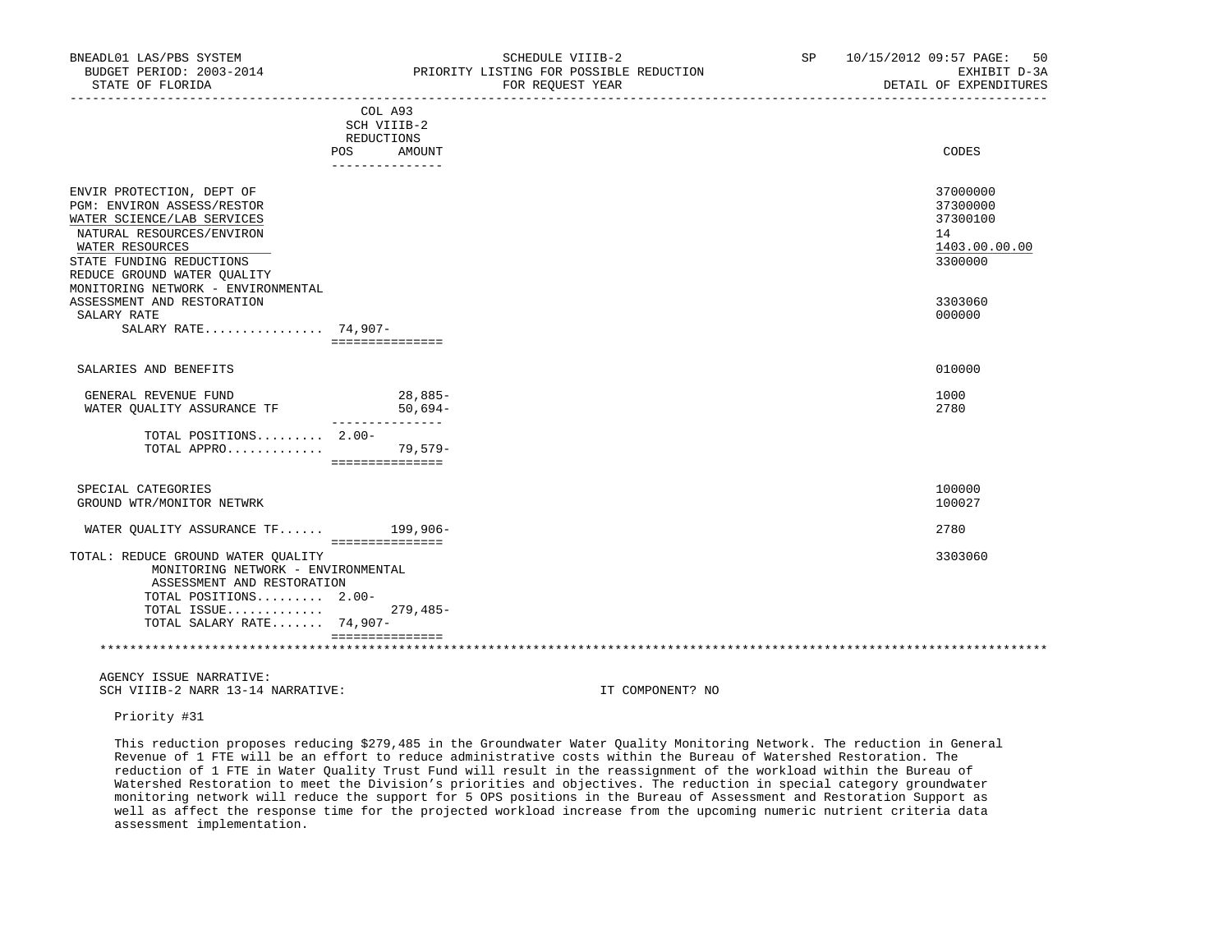BNEADL01 LAS/PBS SYSTEM — SCHEDULE VIIIB-2 — SP 10/15/2012 09:57
BUDGET PERIOD: 2003-2014 — PRIORITY LISTING FOR POSSIBLE REDUCTION — EXHIBIT D-3A
STATE OF FLORIDA — FOR REQUEST YEAR — DETAIL OF EXPENDITURES

| | COL A93 SCH VIIIB-2 REDUCTIONS POS | AMOUNT | CODES |
|---|---|---|---|
| ENVIR PROTECTION, DEPT OF | | | 37000000 |
| PGM: ENVIRON ASSESS/RESTOR | | | 37300000 |
| WATER SCIENCE/LAB SERVICES | | | 37300100 |
| NATURAL RESOURCES/ENVIRON | | | 14 |
| WATER RESOURCES | | | 1403.00.00.00 |
| STATE FUNDING REDUCTIONS | | | 3300000 |
| REDUCE GROUND WATER QUALITY MONITORING NETWORK - ENVIRONMENTAL ASSESSMENT AND RESTORATION | | | 3303060 |
| SALARY RATE | | | 000000 |
| SALARY RATE................ | 74,907- | | |
| SALARIES AND BENEFITS | | | 010000 |
| GENERAL REVENUE FUND | | 28,885- | 1000 |
| WATER QUALITY ASSURANCE TF | | 50,694- | 2780 |
| TOTAL POSITIONS......... | 2.00- | | |
| TOTAL APPRO............ | | 79,579- | |
| SPECIAL CATEGORIES | | | 100000 |
| GROUND WTR/MONITOR NETWRK | | | 100027 |
| WATER QUALITY ASSURANCE TF...... | | 199,906- | 2780 |
| TOTAL: REDUCE GROUND WATER QUALITY MONITORING NETWORK - ENVIRONMENTAL ASSESSMENT AND RESTORATION | | | 3303060 |
| TOTAL POSITIONS......... | 2.00- | | |
| TOTAL ISSUE............ | | 279,485- | |
| TOTAL SALARY RATE....... | 74,907- | | |

AGENCY ISSUE NARRATIVE:
SCH VIIIB-2 NARR 13-14 NARRATIVE: IT COMPONENT? NO

Priority #31

This reduction proposes reducing $279,485 in the Groundwater Water Quality Monitoring Network. The reduction in General Revenue of 1 FTE will be an effort to reduce administrative costs within the Bureau of Watershed Restoration. The reduction of 1 FTE in Water Quality Trust Fund will result in the reassignment of the workload within the Bureau of Watershed Restoration to meet the Division's priorities and objectives. The reduction in special category groundwater monitoring network will reduce the support for 5 OPS positions in the Bureau of Assessment and Restoration Support as well as affect the response time for the projected workload increase from the upcoming numeric nutrient criteria data assessment implementation.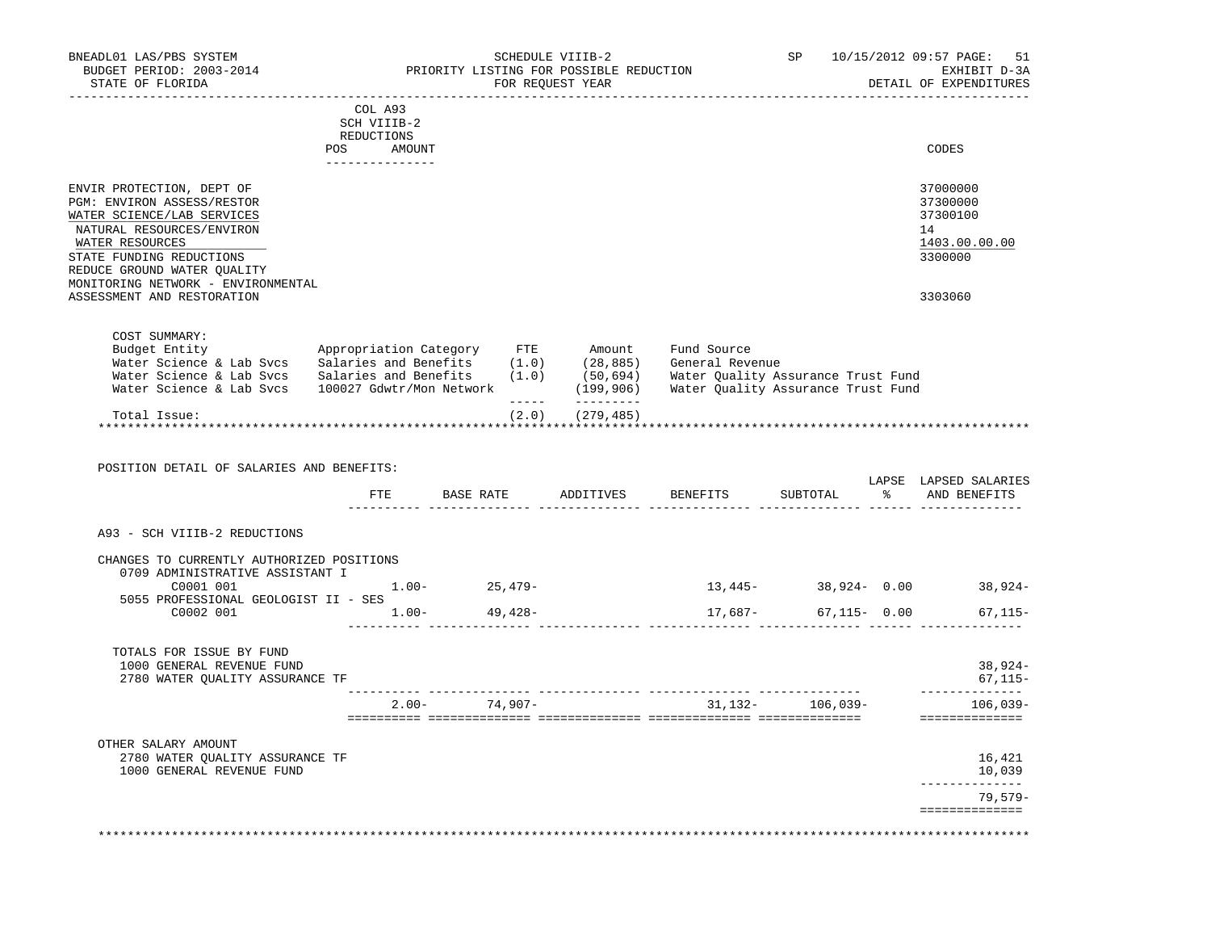BNEADL01 LAS/PBS SYSTEM — SCHEDULE VIIIB-2 — SP 10/15/2012 09:57
BUDGET PERIOD: 2003-2014 — PRIORITY LISTING FOR POSSIBLE REDUCTION — EXHIBIT D-3A
STATE OF FLORIDA — FOR REQUEST YEAR — DETAIL OF EXPENDITURES

COL A93 SCH VIIIB-2 REDUCTIONS (POS / AMOUNT)

| | CODES |
|---|---|
| ENVIR PROTECTION, DEPT OF | 37000000 |
| PGM: ENVIRON ASSESS/RESTOR | 37300000 |
| WATER SCIENCE/LAB SERVICES | 37300100 |
| NATURAL RESOURCES/ENVIRON | 14 |
| WATER RESOURCES | 1403.00.00.00 |
| STATE FUNDING REDUCTIONS | 3300000 |
| REDUCE GROUND WATER QUALITY MONITORING NETWORK - ENVIRONMENTAL ASSESSMENT AND RESTORATION | 3303060 |

COST SUMMARY:

| Budget Entity | Appropriation Category | FTE | Amount | Fund Source |
|---|---|---|---|---|
| Water Science & Lab Svcs | Salaries and Benefits | (1.0) | (28,885) | General Revenue |
| Water Science & Lab Svcs | Salaries and Benefits | (1.0) | (50,694) | Water Quality Assurance Trust Fund |
| Water Science & Lab Svcs | 100027 Gdwtr/Mon Network | | (199,906) | Water Quality Assurance Trust Fund |
| Total Issue: | | (2.0) | (279,485) | |

POSITION DETAIL OF SALARIES AND BENEFITS:

| | FTE | BASE RATE | ADDITIVES | BENEFITS | SUBTOTAL | LAPSE % | LAPSED SALARIES AND BENEFITS |
|---|---|---|---|---|---|---|---|
| A93 - SCH VIIIB-2 REDUCTIONS | | | | | | | |
| CHANGES TO CURRENTLY AUTHORIZED POSITIONS | | | | | | | |
| 0709 ADMINISTRATIVE ASSISTANT I | | | | | | | |
| C0001 001 | 1.00- | 25,479- | | 13,445- | 38,924- | 0.00 | 38,924- |
| 5055 PROFESSIONAL GEOLOGIST II - SES | | | | | | | |
| C0002 001 | 1.00- | 49,428- | | 17,687- | 67,115- | 0.00 | 67,115- |
| TOTALS FOR ISSUE BY FUND | | | | | | | |
| 1000 GENERAL REVENUE FUND | | | | | | | 38,924- |
| 2780 WATER QUALITY ASSURANCE TF | | | | | | | 67,115- |
| | 2.00- | 74,907- | | 31,132- | 106,039- | | 106,039- |
| OTHER SALARY AMOUNT | | | | | | | |
| 2780 WATER QUALITY ASSURANCE TF | | | | | | | 16,421 |
| 1000 GENERAL REVENUE FUND | | | | | | | 10,039 |
| | | | | | | | 79,579- |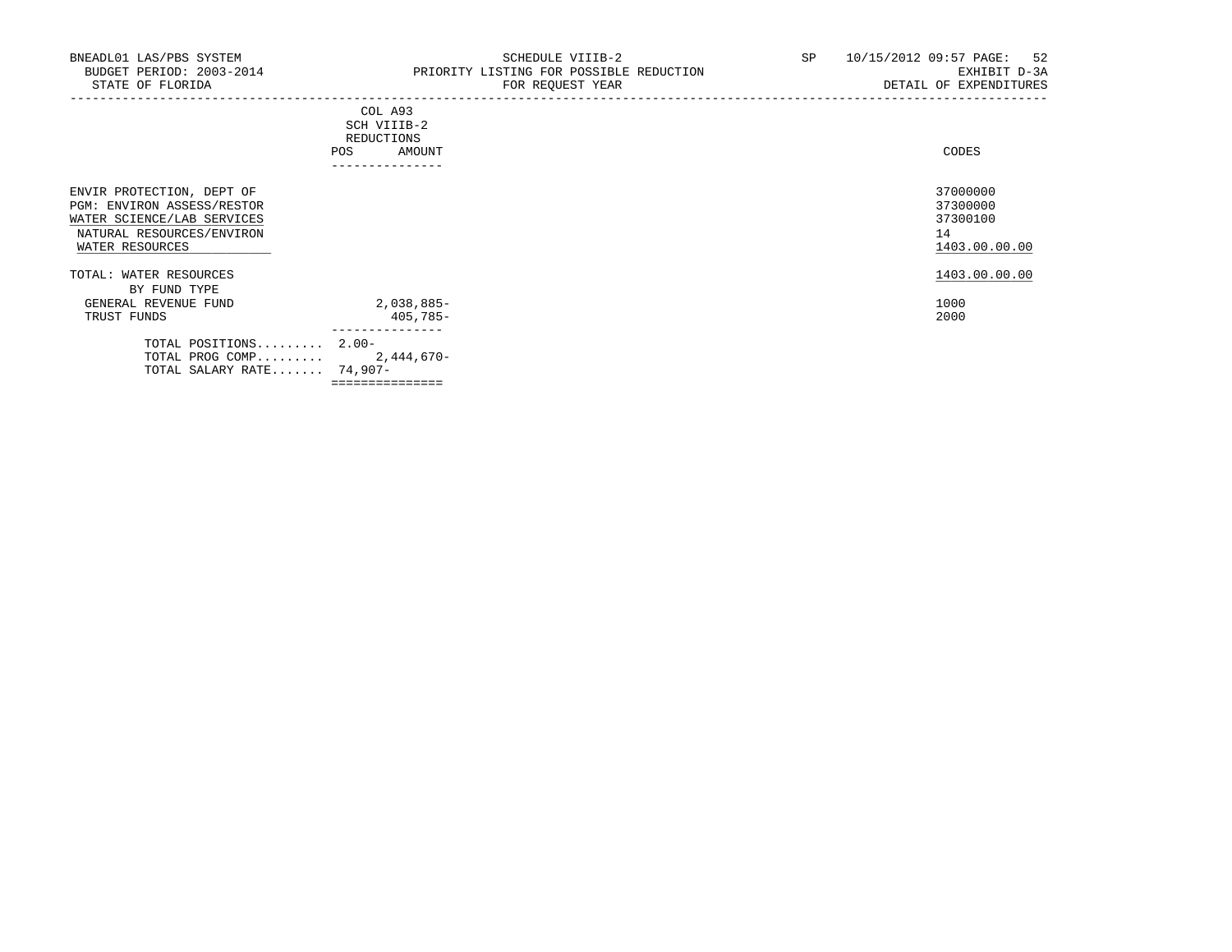BNEADL01 LAS/PBS SYSTEM
BUDGET PERIOD: 2003-2014
STATE OF FLORIDA

SCHEDULE VIIIB-2
PRIORITY LISTING FOR POSSIBLE REDUCTION
FOR REQUEST YEAR

SP 10/15/2012 09:57 PAGE: 52
EXHIBIT D-3A
DETAIL OF EXPENDITURES

| | COL A93 SCH VIIIB-2 REDUCTIONS POS | AMOUNT | CODES |
|---|---|---|---|
| ENVIR PROTECTION, DEPT OF | | | 37000000 |
| PGM: ENVIRON ASSESS/RESTOR | | | 37300000 |
| WATER SCIENCE/LAB SERVICES | | | 37300100 |
| NATURAL RESOURCES/ENVIRON | | | 14 |
| WATER RESOURCES | | | 1403.00.00.00 |
| TOTAL: WATER RESOURCES | | | 1403.00.00.00 |
| BY FUND TYPE | | | |
| GENERAL REVENUE FUND | | 2,038,885- | 1000 |
| TRUST FUNDS | | 405,785- | 2000 |
| TOTAL POSITIONS......... | 2.00- | | |
| TOTAL PROG COMP......... | | 2,444,670- | |
| TOTAL SALARY RATE....... | 74,907- | | |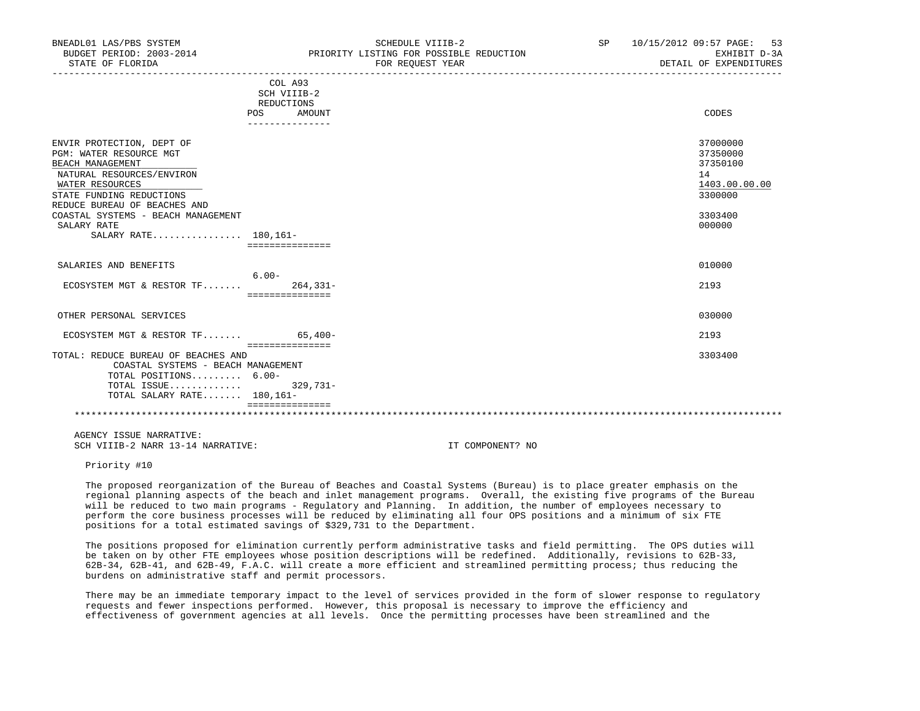| | COL A93 SCH VIIIB-2 REDUCTIONS POS | AMOUNT | CODES |
|---|---|---|---|
| ENVIR PROTECTION, DEPT OF | | | 37000000 |
| PGM: WATER RESOURCE MGT | | | 37350000 |
| BEACH MANAGEMENT | | | 37350100 |
| NATURAL RESOURCES/ENVIRON | | | 14 |
| WATER RESOURCES | | | 1403.00.00.00 |
| STATE FUNDING REDUCTIONS | | | 3300000 |
| REDUCE BUREAU OF BEACHES AND COASTAL SYSTEMS - BEACH MANAGEMENT | | | 3303400 |
| SALARY RATE | | | 000000 |
| SALARY RATE................ | 180,161- | | |
| SALARIES AND BENEFITS | | | 010000 |
| ECOSYSTEM MGT & RESTOR TF....... | 6.00- | 264,331- | 2193 |
| OTHER PERSONAL SERVICES | | | 030000 |
| ECOSYSTEM MGT & RESTOR TF....... | | 65,400- | 2193 |
| TOTAL: REDUCE BUREAU OF BEACHES AND COASTAL SYSTEMS - BEACH MANAGEMENT | | | 3303400 |
| TOTAL POSITIONS......... | 6.00- | | |
| TOTAL ISSUE............. | | 329,731- | |
| TOTAL SALARY RATE....... | 180,161- | | |

AGENCY ISSUE NARRATIVE:
SCH VIIIB-2 NARR 13-14 NARRATIVE: IT COMPONENT? NO

Priority #10

The proposed reorganization of the Bureau of Beaches and Coastal Systems (Bureau) is to place greater emphasis on the regional planning aspects of the beach and inlet management programs. Overall, the existing five programs of the Bureau will be reduced to two main programs - Regulatory and Planning. In addition, the number of employees necessary to perform the core business processes will be reduced by eliminating all four OPS positions and a minimum of six FTE positions for a total estimated savings of $329,731 to the Department.

The positions proposed for elimination currently perform administrative tasks and field permitting. The OPS duties will be taken on by other FTE employees whose position descriptions will be redefined. Additionally, revisions to 62B-33, 62B-34, 62B-41, and 62B-49, F.A.C. will create a more efficient and streamlined permitting process; thus reducing the burdens on administrative staff and permit processors.

There may be an immediate temporary impact to the level of services provided in the form of slower response to regulatory requests and fewer inspections performed. However, this proposal is necessary to improve the efficiency and effectiveness of government agencies at all levels. Once the permitting processes have been streamlined and the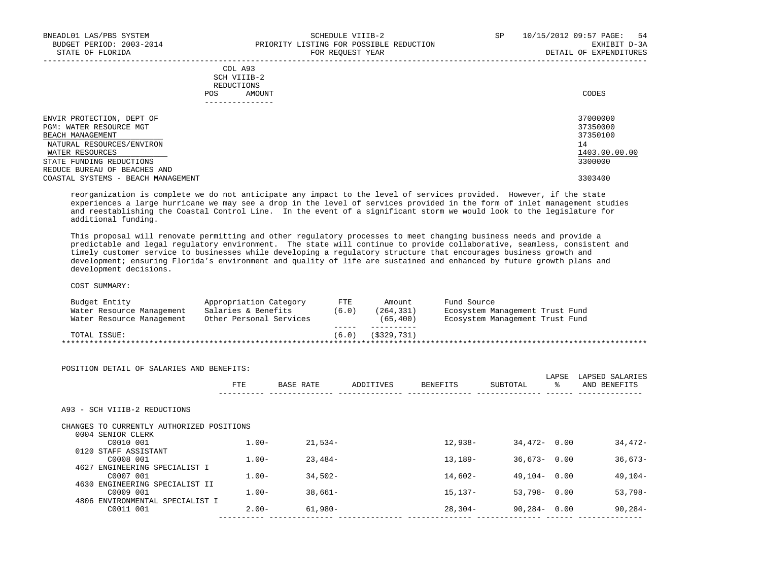| | COL A93 SCH VIIIB-2 REDUCTIONS | | |
|---|---|---|---|
| | POS | AMOUNT | CODES |
| ENVIR PROTECTION, DEPT OF | | | 37000000 |
| PGM: WATER RESOURCE MGT | | | 37350000 |
| BEACH MANAGEMENT | | | 37350100 |
| NATURAL RESOURCES/ENVIRON | | | 14 |
| WATER RESOURCES | | | 1403.00.00.00 |
| STATE FUNDING REDUCTIONS | | | 3300000 |
| REDUCE BUREAU OF BEACHES AND COASTAL SYSTEMS - BEACH MANAGEMENT | | | 3303400 |

reorganization is complete we do not anticipate any impact to the level of services provided. However, if the state experiences a large hurricane we may see a drop in the level of services provided in the form of inlet management studies and reestablishing the Coastal Control Line. In the event of a significant storm we would look to the legislature for additional funding.

This proposal will renovate permitting and other regulatory processes to meet changing business needs and provide a predictable and legal regulatory environment. The state will continue to provide collaborative, seamless, consistent and timely customer service to businesses while developing a regulatory structure that encourages business growth and development; ensuring Florida's environment and quality of life are sustained and enhanced by future growth plans and development decisions.

COST SUMMARY:

| Budget Entity | Appropriation Category | FTE | Amount | Fund Source |
|---|---|---|---|---|
| Water Resource Management | Salaries & Benefits | (6.0) | (264,331) | Ecosystem Management Trust Fund |
| Water Resource Management | Other Personal Services | | (65,400) | Ecosystem Management Trust Fund |
| TOTAL ISSUE: | | (6.0) | ($329,731) | |

POSITION DETAIL OF SALARIES AND BENEFITS:

| | FTE | BASE RATE | ADDITIVES | BENEFITS | SUBTOTAL | LAPSE % | LAPSED SALARIES AND BENEFITS |
|---|---|---|---|---|---|---|---|
| A93 - SCH VIIIB-2 REDUCTIONS | | | | | | | |
| CHANGES TO CURRENTLY AUTHORIZED POSITIONS | | | | | | | |
| 0004 SENIOR CLERK | | | | | | | |
| C0010 001 | 1.00- | 21,534- | | 12,938- | 34,472- | 0.00 | 34,472- |
| 0120 STAFF ASSISTANT | | | | | | | |
| C0008 001 | 1.00- | 23,484- | | 13,189- | 36,673- | 0.00 | 36,673- |
| 4627 ENGINEERING SPECIALIST I | | | | | | | |
| C0007 001 | 1.00- | 34,502- | | 14,602- | 49,104- | 0.00 | 49,104- |
| 4630 ENGINEERING SPECIALIST II | | | | | | | |
| C0009 001 | 1.00- | 38,661- | | 15,137- | 53,798- | 0.00 | 53,798- |
| 4806 ENVIRONMENTAL SPECIALIST I | | | | | | | |
| C0011 001 | 2.00- | 61,980- | | 28,304- | 90,284- | 0.00 | 90,284- |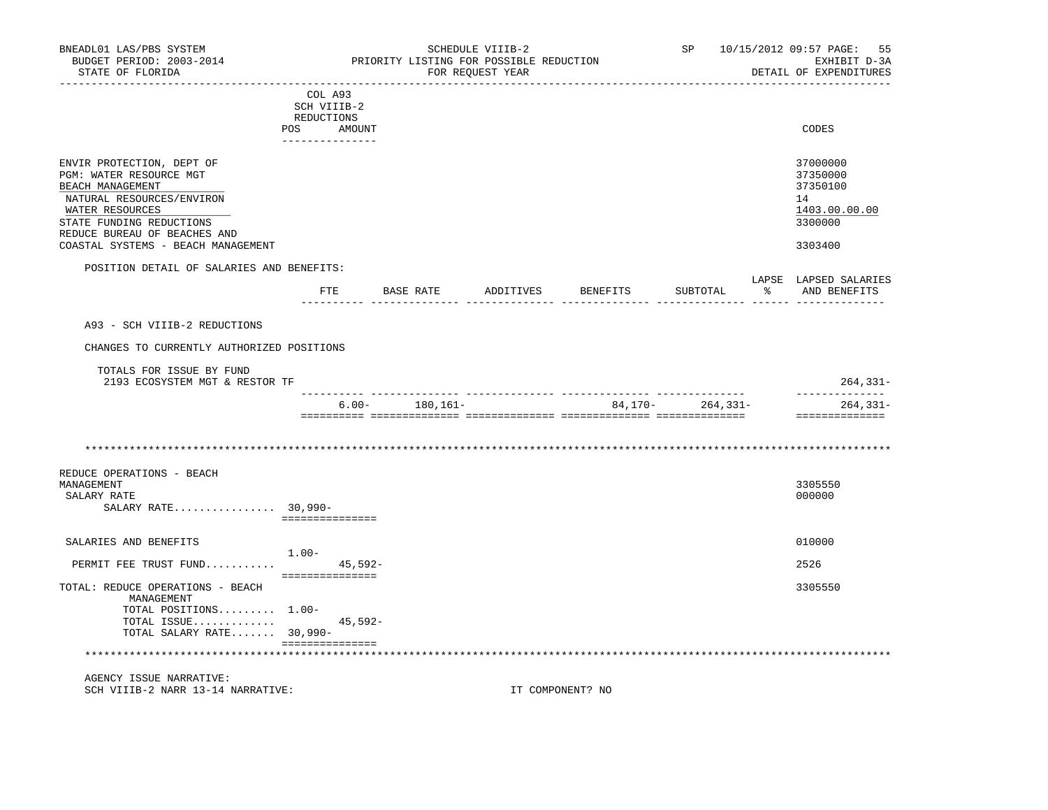COL A93
SCH VIIIB-2
REDUCTIONS

| | POS | AMOUNT | CODES |
|---|---|---|---|
| ENVIR PROTECTION, DEPT OF | | | 37000000 |
| PGM: WATER RESOURCE MGT | | | 37350000 |
| BEACH MANAGEMENT | | | 37350100 |
| NATURAL RESOURCES/ENVIRON | | | 14 |
| WATER RESOURCES | | | 1403.00.00.00 |
| STATE FUNDING REDUCTIONS | | | 3300000 |
| REDUCE BUREAU OF BEACHES AND COASTAL SYSTEMS - BEACH MANAGEMENT | | | 3303400 |

POSITION DETAIL OF SALARIES AND BENEFITS:

| | FTE | BASE RATE | ADDITIVES | BENEFITS | SUBTOTAL | LAPSE % | LAPSED SALARIES AND BENEFITS |
|---|---|---|---|---|---|---|---|
| A93 - SCH VIIIB-2 REDUCTIONS | | | | | | | |
| CHANGES TO CURRENTLY AUTHORIZED POSITIONS | | | | | | | |
| TOTALS FOR ISSUE BY FUND | | | | | | | |
| 2193 ECOSYSTEM MGT & RESTOR TF | | | | | | | 264,331- |
| | 6.00- | 180,161- | | 84,170- | 264,331- | | 264,331- |

************************************************************************************************************************

| | POS | AMOUNT | CODES |
|---|---|---|---|
| REDUCE OPERATIONS - BEACH MANAGEMENT | | | 3305550 |
| SALARY RATE | | | 000000 |
| SALARY RATE................ | 30,990- | | |
| SALARIES AND BENEFITS | | | 010000 |
| | 1.00- | | |
| PERMIT FEE TRUST FUND........... | | 45,592- | 2526 |
| TOTAL: REDUCE OPERATIONS - BEACH MANAGEMENT | | | 3305550 |
| TOTAL POSITIONS......... | 1.00- | | |
| TOTAL ISSUE............. | | 45,592- | |
| TOTAL SALARY RATE....... | 30,990- | | |

************************************************************************************************************************

AGENCY ISSUE NARRATIVE:
SCH VIIIB-2 NARR 13-14 NARRATIVE: IT COMPONENT? NO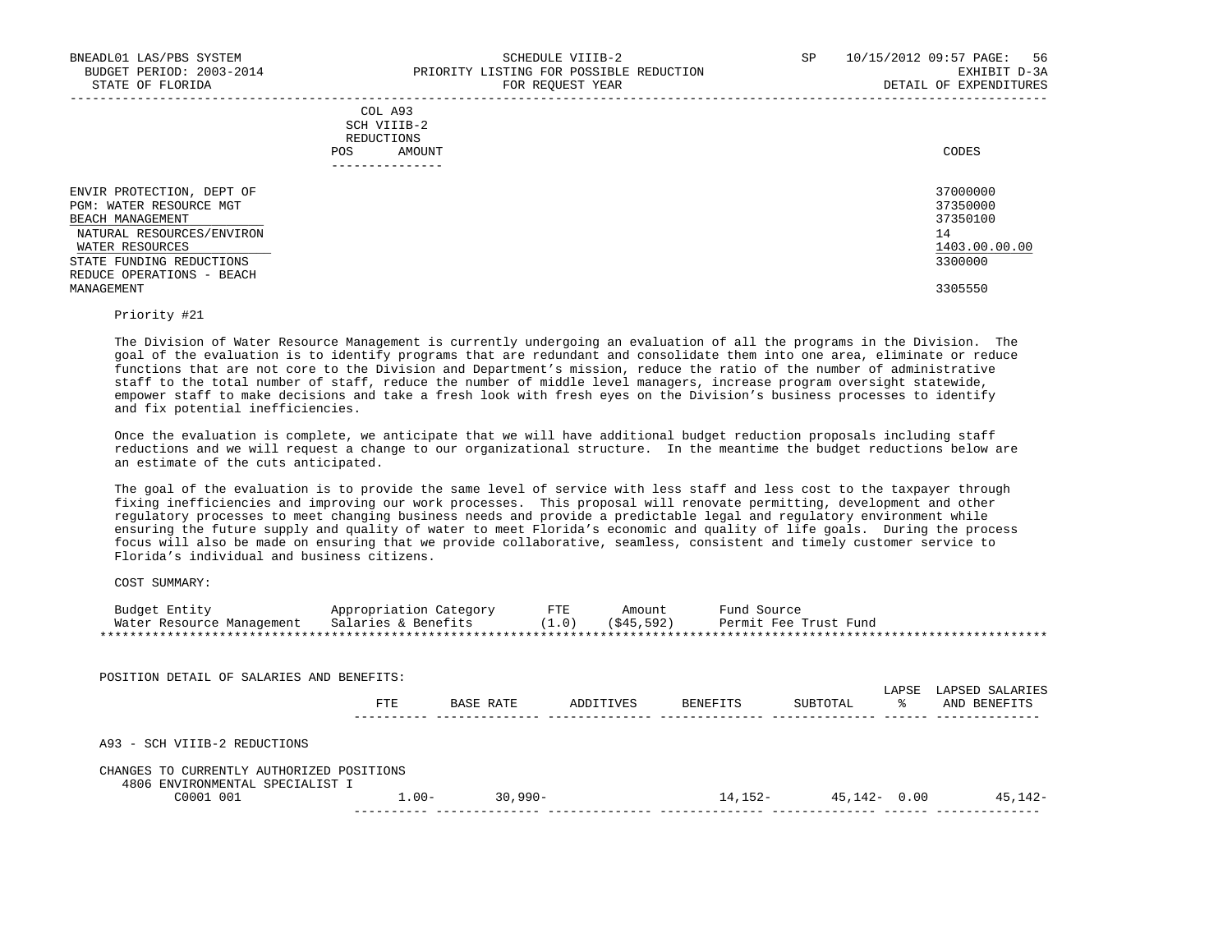BNEADL01 LAS/PBS SYSTEM | SCHEDULE VIIIB-2 | SP 10/15/2012 09:57

BUDGET PERIOD: 2003-2014 | PRIORITY LISTING FOR POSSIBLE REDUCTION | EXHIBIT D-3A

STATE OF FLORIDA | FOR REQUEST YEAR | DETAIL OF EXPENDITURES

| | COL A93 SCH VIIIB-2 REDUCTIONS POS AMOUNT | CODES |
|---|---|---|
| ENVIR PROTECTION, DEPT OF | | 37000000 |
| PGM: WATER RESOURCE MGT | | 37350000 |
| BEACH MANAGEMENT | | 37350100 |
| NATURAL RESOURCES/ENVIRON | | 14 |
| WATER RESOURCES | | 1403.00.00.00 |
| STATE FUNDING REDUCTIONS | | 3300000 |
| REDUCE OPERATIONS - BEACH MANAGEMENT | | 3305550 |

Priority #21

The Division of Water Resource Management is currently undergoing an evaluation of all the programs in the Division. The goal of the evaluation is to identify programs that are redundant and consolidate them into one area, eliminate or reduce functions that are not core to the Division and Department's mission, reduce the ratio of the number of administrative staff to the total number of staff, reduce the number of middle level managers, increase program oversight statewide, empower staff to make decisions and take a fresh look with fresh eyes on the Division's business processes to identify and fix potential inefficiencies.

Once the evaluation is complete, we anticipate that we will have additional budget reduction proposals including staff reductions and we will request a change to our organizational structure. In the meantime the budget reductions below are an estimate of the cuts anticipated.

The goal of the evaluation is to provide the same level of service with less staff and less cost to the taxpayer through fixing inefficiencies and improving our work processes. This proposal will renovate permitting, development and other regulatory processes to meet changing business needs and provide a predictable legal and regulatory environment while ensuring the future supply and quality of water to meet Florida's economic and quality of life goals. During the process focus will also be made on ensuring that we provide collaborative, seamless, consistent and timely customer service to Florida's individual and business citizens.

COST SUMMARY:

| Budget Entity | Appropriation Category | FTE | Amount | Fund Source |
|---|---|---|---|---|
| Water Resource Management | Salaries & Benefits | (1.0) | ($45,592) | Permit Fee Trust Fund |

POSITION DETAIL OF SALARIES AND BENEFITS:

| | FTE | BASE RATE | ADDITIVES | BENEFITS | SUBTOTAL | LAPSE % | LAPSED SALARIES AND BENEFITS |
|---|---|---|---|---|---|---|---|
| A93 - SCH VIIIB-2 REDUCTIONS | | | | | | | |
| CHANGES TO CURRENTLY AUTHORIZED POSITIONS | | | | | | | |
| 4806 ENVIRONMENTAL SPECIALIST I | | | | | | | |
| C0001 001 | 1.00- | 30,990- | | 14,152- | 45,142- | 0.00 | 45,142- |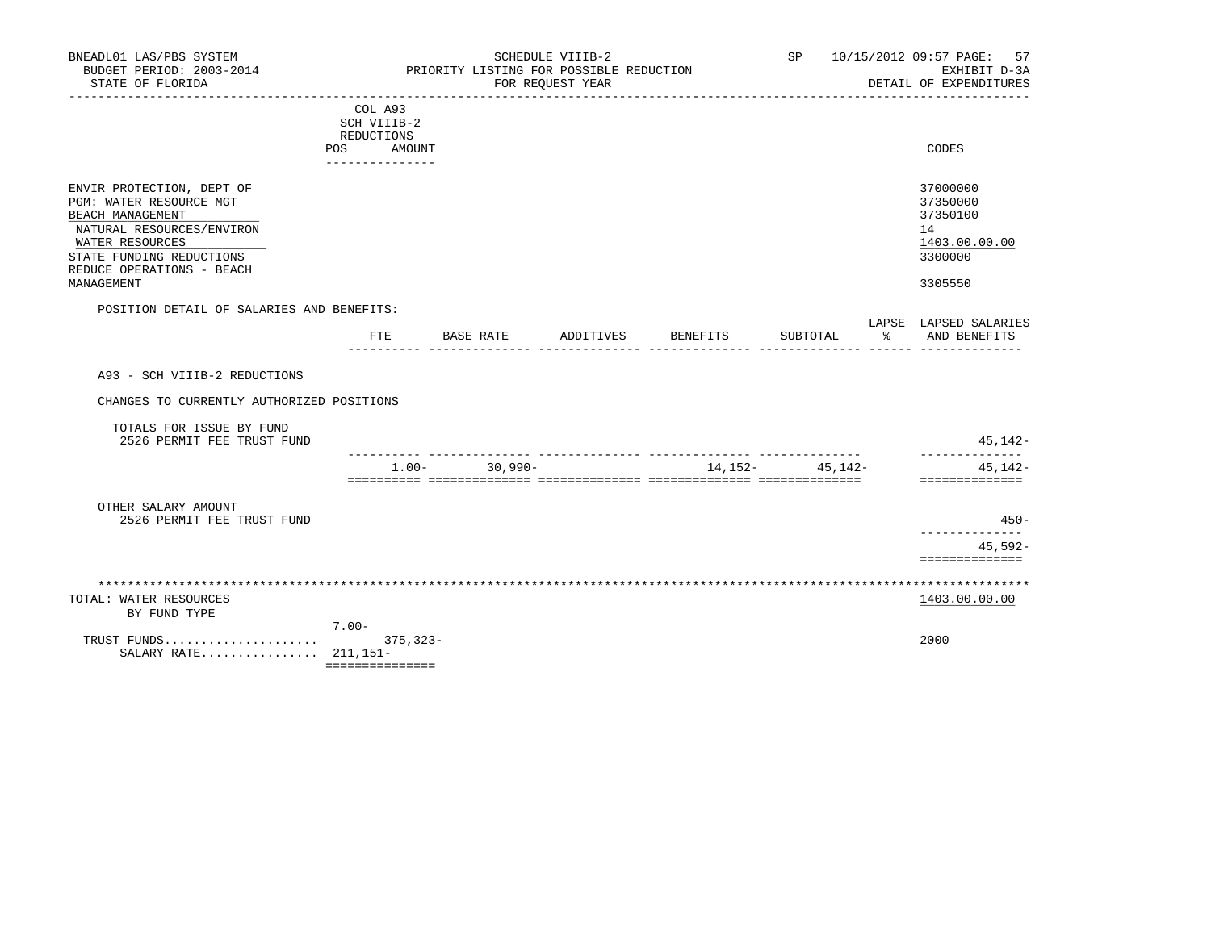BNEADL01 LAS/PBS SYSTEM
BUDGET PERIOD: 2003-2014
STATE OF FLORIDA

SCHEDULE VIIIB-2
PRIORITY LISTING FOR POSSIBLE REDUCTION
FOR REQUEST YEAR

SP 10/15/2012 09:57 PAGE: 57
EXHIBIT D-3A
DETAIL OF EXPENDITURES

| | COL A93 SCH VIIIB-2 REDUCTIONS POS | AMOUNT | CODES |
|---|---|---|---|
| ENVIR PROTECTION, DEPT OF | | | 37000000 |
| PGM: WATER RESOURCE MGT | | | 37350000 |
| BEACH MANAGEMENT | | | 37350100 |
| NATURAL RESOURCES/ENVIRON | | | 14 |
| WATER RESOURCES | | | 1403.00.00.00 |
| STATE FUNDING REDUCTIONS | | | 3300000 |
| REDUCE OPERATIONS - BEACH MANAGEMENT | | | 3305550 |

POSITION DETAIL OF SALARIES AND BENEFITS:

| | FTE | BASE RATE | ADDITIVES | BENEFITS | SUBTOTAL | LAPSE % | LAPSED SALARIES AND BENEFITS |
|---|---|---|---|---|---|---|---|
| A93 - SCH VIIIB-2 REDUCTIONS | | | | | | | |
| CHANGES TO CURRENTLY AUTHORIZED POSITIONS | | | | | | | |
| TOTALS FOR ISSUE BY FUND | | | | | | | |
| 2526 PERMIT FEE TRUST FUND | | | | | | | 45,142- |
| | 1.00- | 30,990- | | 14,152- | 45,142- | | 45,142- |
| OTHER SALARY AMOUNT | | | | | | | |
| 2526 PERMIT FEE TRUST FUND | | | | | | | 450- |
| | | | | | | | 45,592- |

| | POS | AMOUNT | CODES |
|---|---|---|---|
| TOTAL: WATER RESOURCES | | | 1403.00.00.00 |
| BY FUND TYPE | | | |
| TRUST FUNDS | 7.00- | 375,323- | 2000 |
| SALARY RATE | 211,151- | | |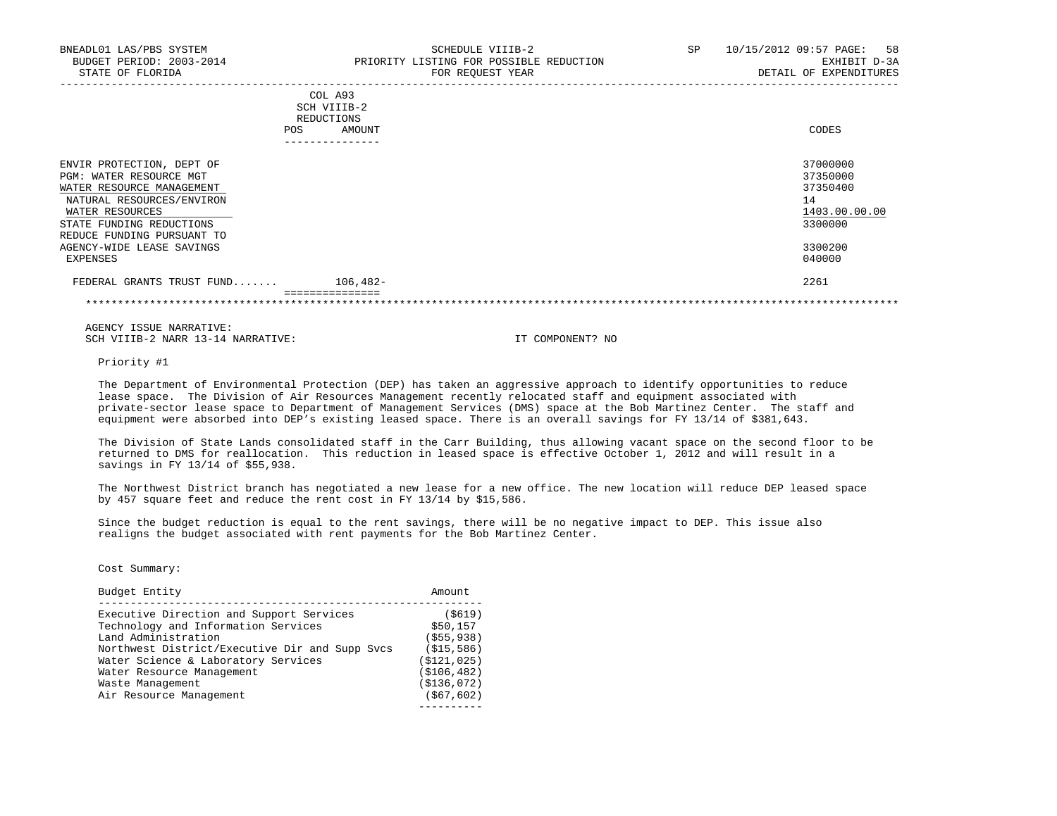BNEADL01 LAS/PBS SYSTEM — SCHEDULE VIIIB-2 — SP 10/15/2012 09:57
BUDGET PERIOD: 2003-2014 — PRIORITY LISTING FOR POSSIBLE REDUCTION — EXHIBIT D-3A
STATE OF FLORIDA — FOR REQUEST YEAR — DETAIL OF EXPENDITURES

| | COL A93 SCH VIIIB-2 REDUCTIONS POS | AMOUNT | CODES |
|---|---|---|---|
| ENVIR PROTECTION, DEPT OF | | | 37000000 |
| PGM: WATER RESOURCE MGT | | | 37350000 |
| WATER RESOURCE MANAGEMENT | | | 37350400 |
| NATURAL RESOURCES/ENVIRON | | | 14 |
| WATER RESOURCES | | | 1403.00.00.00 |
| STATE FUNDING REDUCTIONS | | | 3300000 |
| REDUCE FUNDING PURSUANT TO AGENCY-WIDE LEASE SAVINGS | | | 3300200 |
| EXPENSES | | | 040000 |
| FEDERAL GRANTS TRUST FUND....... | | 106,482- | 2261 |

AGENCY ISSUE NARRATIVE:
SCH VIIIB-2 NARR 13-14 NARRATIVE: IT COMPONENT? NO

Priority #1

The Department of Environmental Protection (DEP) has taken an aggressive approach to identify opportunities to reduce lease space. The Division of Air Resources Management recently relocated staff and equipment associated with private-sector lease space to Department of Management Services (DMS) space at the Bob Martinez Center. The staff and equipment were absorbed into DEP's existing leased space. There is an overall savings for FY 13/14 of $381,643.

The Division of State Lands consolidated staff in the Carr Building, thus allowing vacant space on the second floor to be returned to DMS for reallocation. This reduction in leased space is effective October 1, 2012 and will result in a savings in FY 13/14 of $55,938.

The Northwest District branch has negotiated a new lease for a new office. The new location will reduce DEP leased space by 457 square feet and reduce the rent cost in FY 13/14 by $15,586.

Since the budget reduction is equal to the rent savings, there will be no negative impact to DEP. This issue also realigns the budget associated with rent payments for the Bob Martinez Center.

Cost Summary:

| Budget Entity | Amount |
|---|---|
| Executive Direction and Support Services | ($619) |
| Technology and Information Services | $50,157 |
| Land Administration | ($55,938) |
| Northwest District/Executive Dir and Supp Svcs | ($15,586) |
| Water Science & Laboratory Services | ($121,025) |
| Water Resource Management | ($106,482) |
| Waste Management | ($136,072) |
| Air Resource Management | ($67,602) |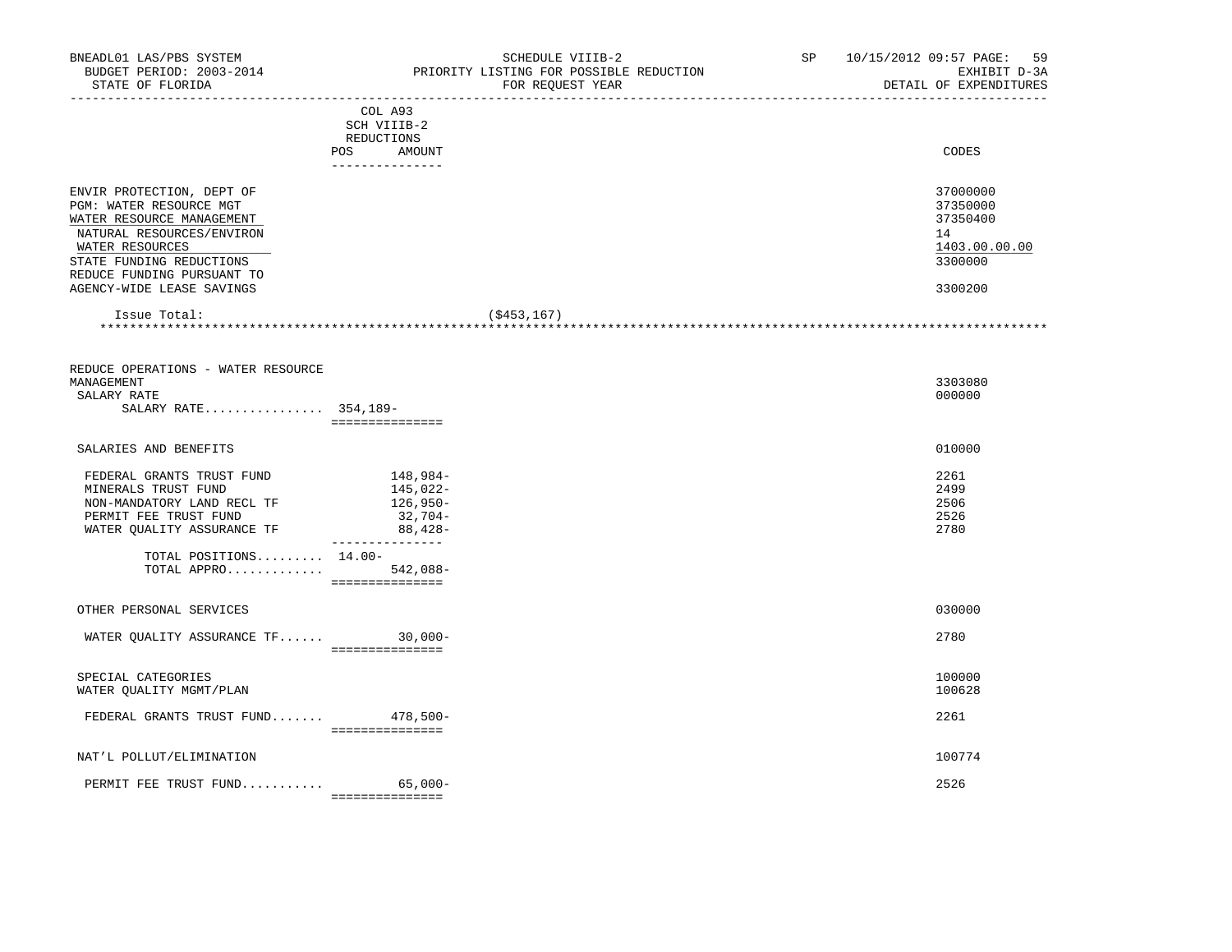BNEADL01 LAS/PBS SYSTEM — SCHEDULE VIIIB-2 — SP 10/15/2012 09:57

BUDGET PERIOD: 2003-2014 — PRIORITY LISTING FOR POSSIBLE REDUCTION — EXHIBIT D-3A

STATE OF FLORIDA — FOR REQUEST YEAR — DETAIL OF EXPENDITURES

| | COL A93 SCH VIIIB-2 REDUCTIONS POS | AMOUNT | | CODES |
|---|---|---|---|---|
| ENVIR PROTECTION, DEPT OF | | | | 37000000 |
| PGM: WATER RESOURCE MGT | | | | 37350000 |
| WATER RESOURCE MANAGEMENT | | | | 37350400 |
| NATURAL RESOURCES/ENVIRON | | | | 14 |
| WATER RESOURCES | | | | 1403.00.00.00 |
| STATE FUNDING REDUCTIONS | | | | 3300000 |
| REDUCE FUNDING PURSUANT TO AGENCY-WIDE LEASE SAVINGS | | | | 3300200 |
| Issue Total: | | | ($453,167) | |
| REDUCE OPERATIONS - WATER RESOURCE MANAGEMENT | | | | 3303080 |
| SALARY RATE | | | | 000000 |
| SALARY RATE................ | 354,189- | | | |
| SALARIES AND BENEFITS | | | | 010000 |
| FEDERAL GRANTS TRUST FUND | | 148,984- | | 2261 |
| MINERALS TRUST FUND | | 145,022- | | 2499 |
| NON-MANDATORY LAND RECL TF | | 126,950- | | 2506 |
| PERMIT FEE TRUST FUND | | 32,704- | | 2526 |
| WATER QUALITY ASSURANCE TF | | 88,428- | | 2780 |
| TOTAL POSITIONS......... | 14.00- | | | |
| TOTAL APPRO............. | | 542,088- | | |
| OTHER PERSONAL SERVICES | | | | 030000 |
| WATER QUALITY ASSURANCE TF...... | | 30,000- | | 2780 |
| SPECIAL CATEGORIES | | | | 100000 |
| WATER QUALITY MGMT/PLAN | | | | 100628 |
| FEDERAL GRANTS TRUST FUND....... | | 478,500- | | 2261 |
| NAT'L POLLUT/ELIMINATION | | | | 100774 |
| PERMIT FEE TRUST FUND........... | | 65,000- | | 2526 |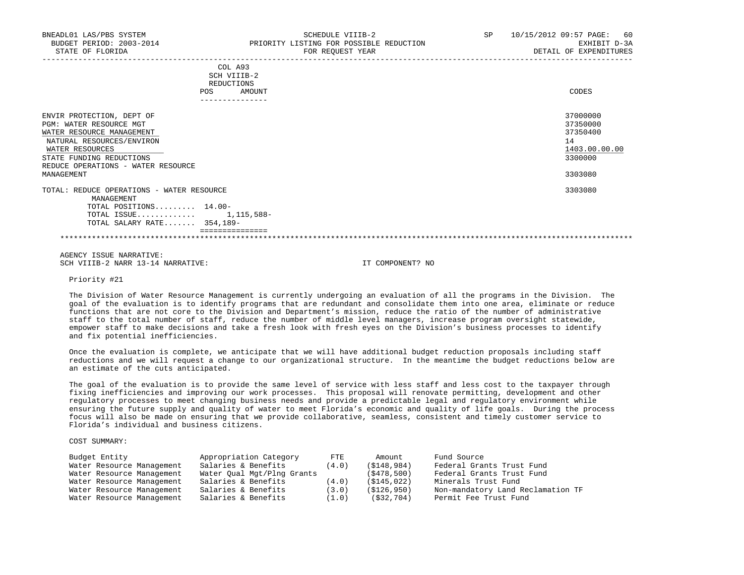BNEADL01 LAS/PBS SYSTEM — SCHEDULE VIIIB-2 — SP 10/15/2012 09:57 PAGE: 60
BUDGET PERIOD: 2003-2014 — PRIORITY LISTING FOR POSSIBLE REDUCTION — EXHIBIT D-3A
STATE OF FLORIDA — FOR REQUEST YEAR — DETAIL OF EXPENDITURES

| | COL A93 SCH VIIIB-2 REDUCTIONS POS | AMOUNT | CODES |
|---|---|---|---|
| ENVIR PROTECTION, DEPT OF | | | 37000000 |
| PGM: WATER RESOURCE MGT | | | 37350000 |
| WATER RESOURCE MANAGEMENT | | | 37350400 |
| NATURAL RESOURCES/ENVIRON | | | 14 |
| WATER RESOURCES | | | 1403.00.00.00 |
| STATE FUNDING REDUCTIONS | | | 3300000 |
| REDUCE OPERATIONS - WATER RESOURCE MANAGEMENT | | | 3303080 |
| TOTAL: REDUCE OPERATIONS - WATER RESOURCE MANAGEMENT | | | 3303080 |
| TOTAL POSITIONS......... | 14.00- | | |
| TOTAL ISSUE............ | | 1,115,588- | |
| TOTAL SALARY RATE....... | 354,189- | | |

AGENCY ISSUE NARRATIVE:
SCH VIIIB-2 NARR 13-14 NARRATIVE: IT COMPONENT? NO

Priority #21

The Division of Water Resource Management is currently undergoing an evaluation of all the programs in the Division. The goal of the evaluation is to identify programs that are redundant and consolidate them into one area, eliminate or reduce functions that are not core to the Division and Department's mission, reduce the ratio of the number of administrative staff to the total number of staff, reduce the number of middle level managers, increase program oversight statewide, empower staff to make decisions and take a fresh look with fresh eyes on the Division's business processes to identify and fix potential inefficiencies.

Once the evaluation is complete, we anticipate that we will have additional budget reduction proposals including staff reductions and we will request a change to our organizational structure. In the meantime the budget reductions below are an estimate of the cuts anticipated.

The goal of the evaluation is to provide the same level of service with less staff and less cost to the taxpayer through fixing inefficiencies and improving our work processes. This proposal will renovate permitting, development and other regulatory processes to meet changing business needs and provide a predictable legal and regulatory environment while ensuring the future supply and quality of water to meet Florida's economic and quality of life goals. During the process focus will also be made on ensuring that we provide collaborative, seamless, consistent and timely customer service to Florida's individual and business citizens.

COST SUMMARY:

| Budget Entity | Appropriation Category | FTE | Amount | Fund Source |
|---|---|---|---|---|
| Water Resource Management | Salaries & Benefits | (4.0) | ($148,984) | Federal Grants Trust Fund |
| Water Resource Management | Water Qual Mgt/Plng Grants | | ($478,500) | Federal Grants Trust Fund |
| Water Resource Management | Salaries & Benefits | (4.0) | ($145,022) | Minerals Trust Fund |
| Water Resource Management | Salaries & Benefits | (3.0) | ($126,950) | Non-mandatory Land Reclamation TF |
| Water Resource Management | Salaries & Benefits | (1.0) | ($32,704) | Permit Fee Trust Fund |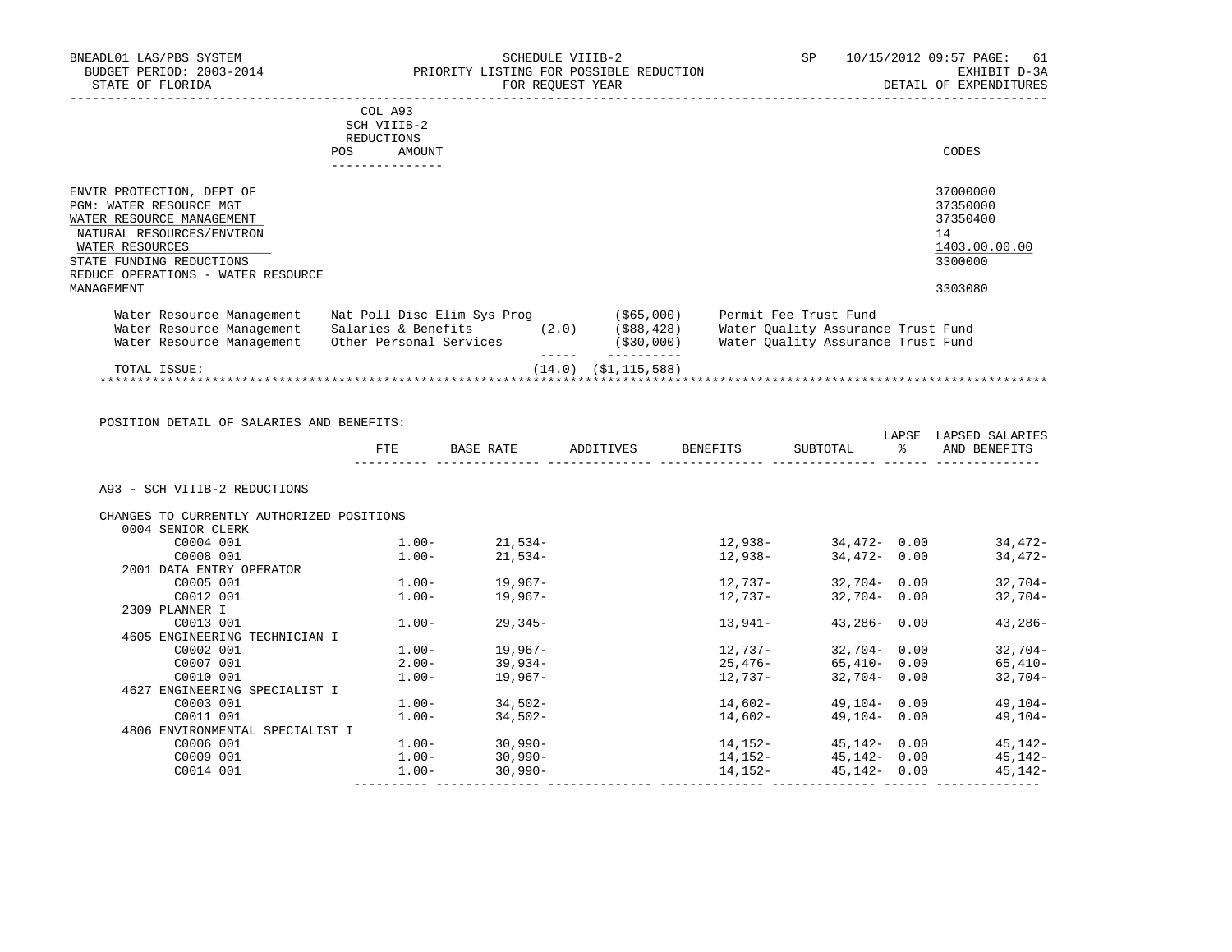BNEADL01 LAS/PBS SYSTEM — SCHEDULE VIIIB-2 — SP 10/15/2012 09:57 PAGE: 61
BUDGET PERIOD: 2003-2014 — PRIORITY LISTING FOR POSSIBLE REDUCTION — EXHIBIT D-3A
STATE OF FLORIDA — FOR REQUEST YEAR — DETAIL OF EXPENDITURES

| | COL A93 SCH VIIIB-2 REDUCTIONS POS AMOUNT | CODES |
|---|---|---|
| ENVIR PROTECTION, DEPT OF | | 37000000 |
| PGM: WATER RESOURCE MGT | | 37350000 |
| WATER RESOURCE MANAGEMENT | | 37350400 |
| NATURAL RESOURCES/ENVIRON | | 14 |
| WATER RESOURCES | | 1403.00.00.00 |
| STATE FUNDING REDUCTIONS | | 3300000 |
| REDUCE OPERATIONS - WATER RESOURCE MANAGEMENT | | 3303080 |

| | | POS | AMOUNT | |
|---|---|---|---|---|
| Water Resource Management | Nat Poll Disc Elim Sys Prog | | ($65,000) | Permit Fee Trust Fund |
| Water Resource Management | Salaries & Benefits | (2.0) | ($88,428) | Water Quality Assurance Trust Fund |
| Water Resource Management | Other Personal Services | | ($30,000) | Water Quality Assurance Trust Fund |
| TOTAL ISSUE: | | (14.0) | ($1,115,588) | |

POSITION DETAIL OF SALARIES AND BENEFITS:

| | FTE | BASE RATE | ADDITIVES | BENEFITS | SUBTOTAL | LAPSE % | LAPSED SALARIES AND BENEFITS |
|---|---|---|---|---|---|---|---|
| A93 - SCH VIIIB-2 REDUCTIONS | | | | | | | |
| CHANGES TO CURRENTLY AUTHORIZED POSITIONS | | | | | | | |
| 0004 SENIOR CLERK | | | | | | | |
| C0004 001 | 1.00- | 21,534- | | 12,938- | 34,472- | 0.00 | 34,472- |
| C0008 001 | 1.00- | 21,534- | | 12,938- | 34,472- | 0.00 | 34,472- |
| 2001 DATA ENTRY OPERATOR | | | | | | | |
| C0005 001 | 1.00- | 19,967- | | 12,737- | 32,704- | 0.00 | 32,704- |
| C0012 001 | 1.00- | 19,967- | | 12,737- | 32,704- | 0.00 | 32,704- |
| 2309 PLANNER I | | | | | | | |
| C0013 001 | 1.00- | 29,345- | | 13,941- | 43,286- | 0.00 | 43,286- |
| 4605 ENGINEERING TECHNICIAN I | | | | | | | |
| C0002 001 | 1.00- | 19,967- | | 12,737- | 32,704- | 0.00 | 32,704- |
| C0007 001 | 2.00- | 39,934- | | 25,476- | 65,410- | 0.00 | 65,410- |
| C0010 001 | 1.00- | 19,967- | | 12,737- | 32,704- | 0.00 | 32,704- |
| 4627 ENGINEERING SPECIALIST I | | | | | | | |
| C0003 001 | 1.00- | 34,502- | | 14,602- | 49,104- | 0.00 | 49,104- |
| C0011 001 | 1.00- | 34,502- | | 14,602- | 49,104- | 0.00 | 49,104- |
| 4806 ENVIRONMENTAL SPECIALIST I | | | | | | | |
| C0006 001 | 1.00- | 30,990- | | 14,152- | 45,142- | 0.00 | 45,142- |
| C0009 001 | 1.00- | 30,990- | | 14,152- | 45,142- | 0.00 | 45,142- |
| C0014 001 | 1.00- | 30,990- | | 14,152- | 45,142- | 0.00 | 45,142- |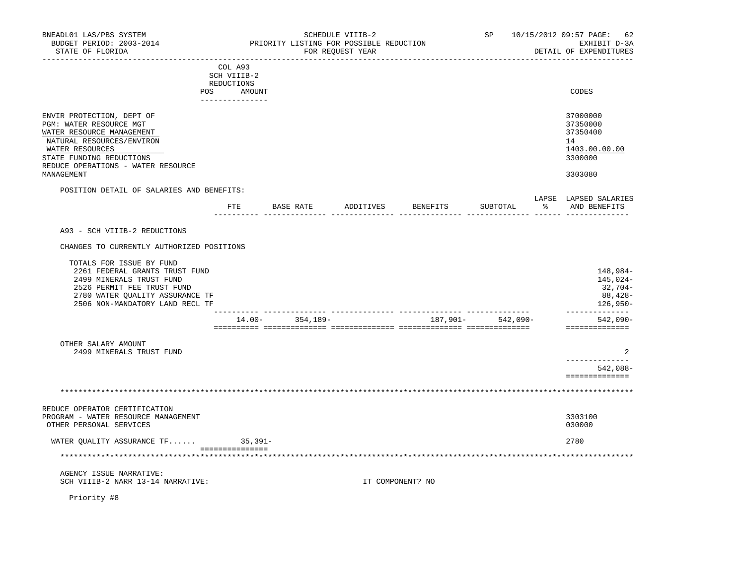BNEADL01 LAS/PBS SYSTEM — SCHEDULE VIIIB-2 — SP 10/15/2012 09:57 PAGE: 62
BUDGET PERIOD: 2003-2014 — PRIORITY LISTING FOR POSSIBLE REDUCTION — EXHIBIT D-3A
STATE OF FLORIDA — FOR REQUEST YEAR — DETAIL OF EXPENDITURES

COL A93 SCH VIIIB-2 REDUCTIONS — POS / AMOUNT — CODES

| | CODES |
|---|---|
| ENVIR PROTECTION, DEPT OF | 37000000 |
| PGM: WATER RESOURCE MGT | 37350000 |
| WATER RESOURCE MANAGEMENT | 37350400 |
| NATURAL RESOURCES/ENVIRON | 14 |
| WATER RESOURCES | 1403.00.00.00 |
| STATE FUNDING REDUCTIONS | 3300000 |
| REDUCE OPERATIONS - WATER RESOURCE MANAGEMENT | 3303080 |

POSITION DETAIL OF SALARIES AND BENEFITS:

| | FTE | BASE RATE | ADDITIVES | BENEFITS | SUBTOTAL | LAPSE % | LAPSED SALARIES AND BENEFITS |
|---|---|---|---|---|---|---|---|
| A93 - SCH VIIIB-2 REDUCTIONS | | | | | | | |
| CHANGES TO CURRENTLY AUTHORIZED POSITIONS | | | | | | | |
| TOTALS FOR ISSUE BY FUND | | | | | | | |
| 2261 FEDERAL GRANTS TRUST FUND | | | | | | | 148,984- |
| 2499 MINERALS TRUST FUND | | | | | | | 145,024- |
| 2526 PERMIT FEE TRUST FUND | | | | | | | 32,704- |
| 2780 WATER QUALITY ASSURANCE TF | | | | | | | 88,428- |
| 2506 NON-MANDATORY LAND RECL TF | | | | | | | 126,950- |
| | 14.00- | 354,189- | | 187,901- | 542,090- | | 542,090- |
| OTHER SALARY AMOUNT | | | | | | | |
| 2499 MINERALS TRUST FUND | | | | | | | 2 |
| | | | | | | | 542,088- |

\*\*\*\*\*\*\*\*\*\*\*\*\*\*\*\*\*\*\*\*\*\*\*\*\*\*\*\*\*\*\*\*\*\*\*\*\*\*\*\*\*\*

| | AMOUNT | CODES |
|---|---|---|
| REDUCE OPERATOR CERTIFICATION PROGRAM - WATER RESOURCE MANAGEMENT | | 3303100 |
| OTHER PERSONAL SERVICES | | 030000 |
| WATER QUALITY ASSURANCE TF...... | 35,391- | 2780 |

\*\*\*\*\*\*\*\*\*\*\*\*\*\*\*\*\*\*\*\*\*\*\*\*\*\*\*\*\*\*\*\*\*\*\*\*\*\*\*\*\*\*

AGENCY ISSUE NARRATIVE:
SCH VIIIB-2 NARR 13-14 NARRATIVE: IT COMPONENT? NO

Priority #8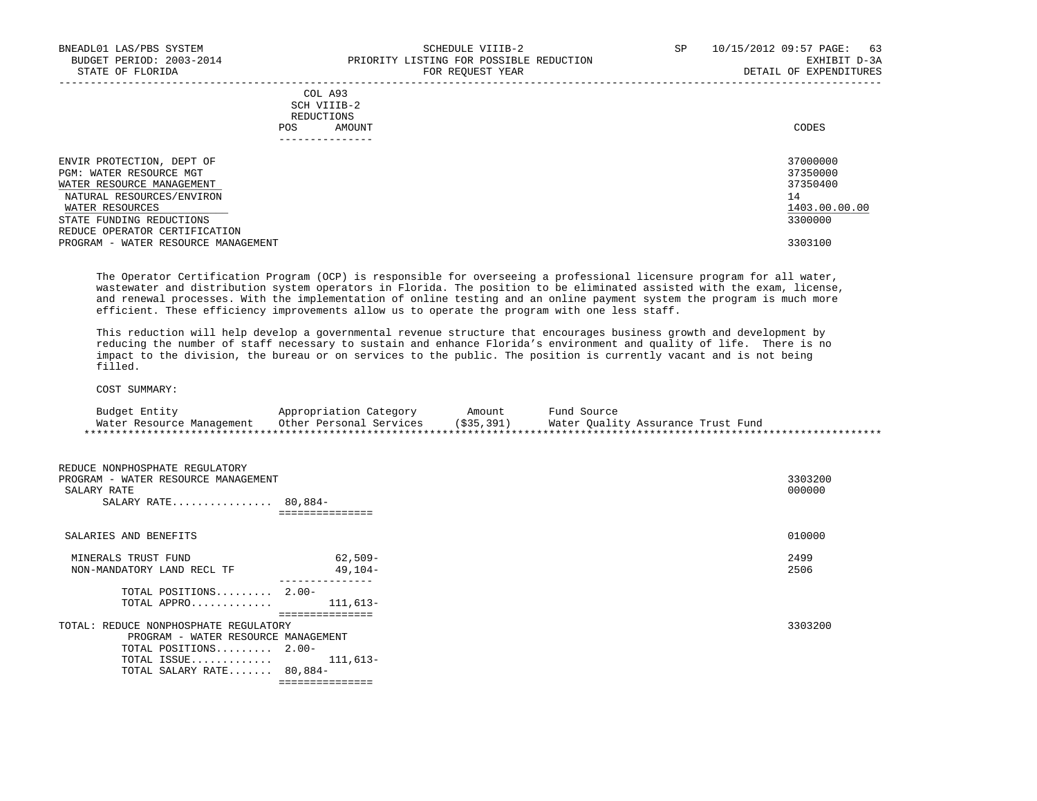| | COL A93 SCH VIIIB-2 REDUCTIONS POS AMOUNT | CODES |
|---|---|---|
| ENVIR PROTECTION, DEPT OF | | 37000000 |
| PGM: WATER RESOURCE MGT | | 37350000 |
| WATER RESOURCE MANAGEMENT | | 37350400 |
| NATURAL RESOURCES/ENVIRON | | 14 |
| WATER RESOURCES | | 1403.00.00.00 |
| STATE FUNDING REDUCTIONS | | 3300000 |
| REDUCE OPERATOR CERTIFICATION PROGRAM - WATER RESOURCE MANAGEMENT | | 3303100 |

The Operator Certification Program (OCP) is responsible for overseeing a professional licensure program for all water, wastewater and distribution system operators in Florida. The position to be eliminated assisted with the exam, license, and renewal processes. With the implementation of online testing and an online payment system the program is much more efficient. These efficiency improvements allow us to operate the program with one less staff.

This reduction will help develop a governmental revenue structure that encourages business growth and development by reducing the number of staff necessary to sustain and enhance Florida's environment and quality of life. There is no impact to the division, the bureau or on services to the public. The position is currently vacant and is not being filled.

COST SUMMARY:

| Budget Entity | Appropriation Category | Amount | Fund Source |
|---|---|---|---|
| Water Resource Management | Other Personal Services | ($35,391) | Water Quality Assurance Trust Fund |

| | POS | AMOUNT | CODES |
|---|---|---|---|
| REDUCE NONPHOSPHATE REGULATORY PROGRAM - WATER RESOURCE MANAGEMENT | | | 3303200 |
| SALARY RATE | | | 000000 |
| SALARY RATE................ | 80,884- | | |
| SALARIES AND BENEFITS | | | 010000 |
| MINERALS TRUST FUND | | 62,509- | 2499 |
| NON-MANDATORY LAND RECL TF | | 49,104- | 2506 |
| TOTAL POSITIONS......... | 2.00- | | |
| TOTAL APPRO............. | | 111,613- | |
| TOTAL: REDUCE NONPHOSPHATE REGULATORY PROGRAM - WATER RESOURCE MANAGEMENT | | | 3303200 |
| TOTAL POSITIONS......... | 2.00- | | |
| TOTAL ISSUE............. | | 111,613- | |
| TOTAL SALARY RATE....... | 80,884- | | |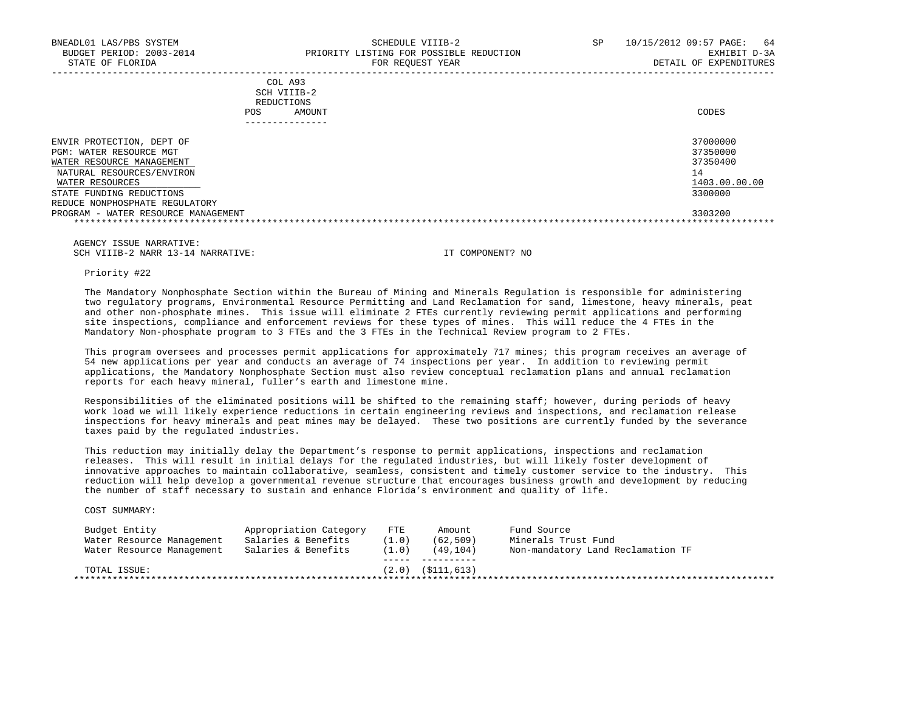BNEADL01 LAS/PBS SYSTEM — SCHEDULE VIIIB-2 — SP 10/15/2012 09:57

BUDGET PERIOD: 2003-2014 — PRIORITY LISTING FOR POSSIBLE REDUCTION — EXHIBIT D-3A

STATE OF FLORIDA — FOR REQUEST YEAR — DETAIL OF EXPENDITURES

| | COL A93 SCH VIIIB-2 REDUCTIONS POS AMOUNT | CODES |
|---|---|---|
| ENVIR PROTECTION, DEPT OF | | 37000000 |
| PGM: WATER RESOURCE MGT | | 37350000 |
| WATER RESOURCE MANAGEMENT | | 37350400 |
| NATURAL RESOURCES/ENVIRON | | 14 |
| WATER RESOURCES | | 1403.00.00.00 |
| STATE FUNDING REDUCTIONS | | 3300000 |
| REDUCE NONPHOSPHATE REGULATORY PROGRAM - WATER RESOURCE MANAGEMENT | | 3303200 |

AGENCY ISSUE NARRATIVE:

SCH VIIIB-2 NARR 13-14 NARRATIVE: IT COMPONENT? NO

Priority #22

The Mandatory Nonphosphate Section within the Bureau of Mining and Minerals Regulation is responsible for administering two regulatory programs, Environmental Resource Permitting and Land Reclamation for sand, limestone, heavy minerals, peat and other non-phosphate mines. This issue will eliminate 2 FTEs currently reviewing permit applications and performing site inspections, compliance and enforcement reviews for these types of mines. This will reduce the 4 FTEs in the Mandatory Non-phosphate program to 3 FTEs and the 3 FTEs in the Technical Review program to 2 FTEs.

This program oversees and processes permit applications for approximately 717 mines; this program receives an average of 54 new applications per year and conducts an average of 74 inspections per year. In addition to reviewing permit applications, the Mandatory Nonphosphate Section must also review conceptual reclamation plans and annual reclamation reports for each heavy mineral, fuller's earth and limestone mine.

Responsibilities of the eliminated positions will be shifted to the remaining staff; however, during periods of heavy work load we will likely experience reductions in certain engineering reviews and inspections, and reclamation release inspections for heavy minerals and peat mines may be delayed. These two positions are currently funded by the severance taxes paid by the regulated industries.

This reduction may initially delay the Department's response to permit applications, inspections and reclamation releases. This will result in initial delays for the regulated industries, but will likely foster development of innovative approaches to maintain collaborative, seamless, consistent and timely customer service to the industry. This reduction will help develop a governmental revenue structure that encourages business growth and development by reducing the number of staff necessary to sustain and enhance Florida's environment and quality of life.

COST SUMMARY:

| Budget Entity | Appropriation Category | FTE | Amount | Fund Source |
|---|---|---|---|---|
| Water Resource Management | Salaries & Benefits | (1.0) | (62,509) | Minerals Trust Fund |
| Water Resource Management | Salaries & Benefits | (1.0) | (49,104) | Non-mandatory Land Reclamation TF |
| TOTAL ISSUE: | | (2.0) | ($111,613) | |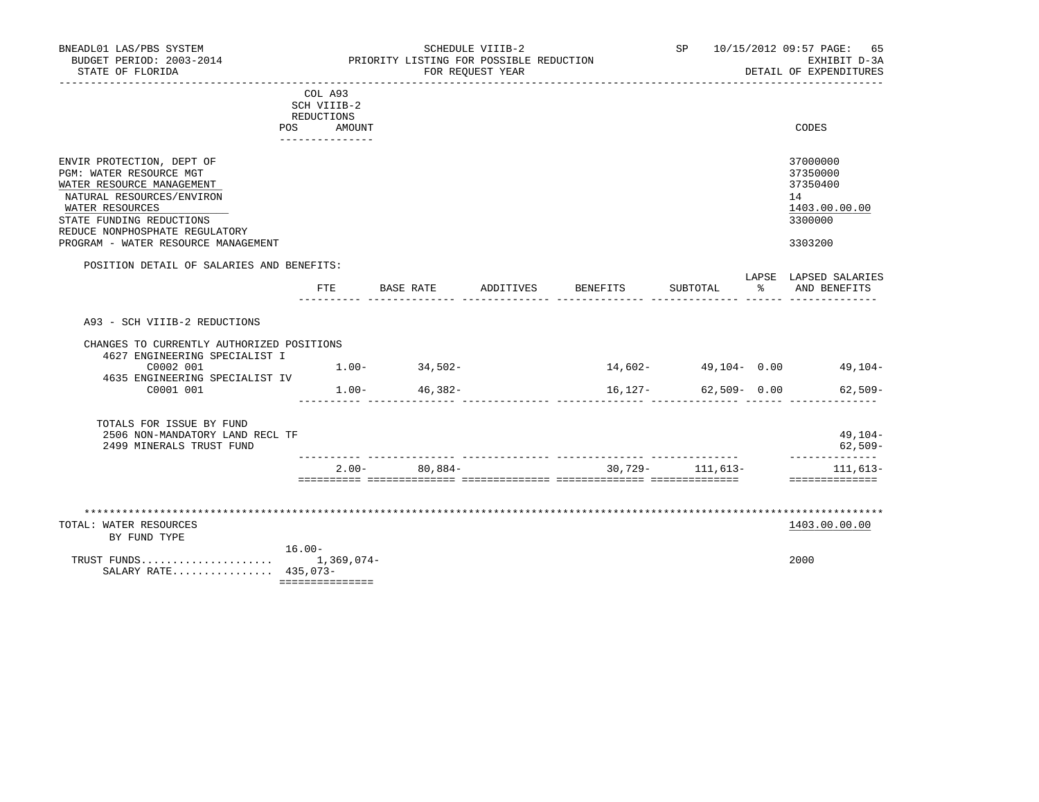BNEADL01 LAS/PBS SYSTEM — SCHEDULE VIIIB-2 — PRIORITY LISTING FOR POSSIBLE REDUCTION — FOR REQUEST YEAR
BUDGET PERIOD: 2003-2014 — SP 10/15/2012 09:57 — EXHIBIT D-3A
STATE OF FLORIDA — DETAIL OF EXPENDITURES

COL A93 SCH VIIIB-2 REDUCTIONS — POS / AMOUNT

| | CODES |
|---|---|
| ENVIR PROTECTION, DEPT OF | 37000000 |
| PGM: WATER RESOURCE MGT | 37350000 |
| WATER RESOURCE MANAGEMENT | 37350400 |
| NATURAL RESOURCES/ENVIRON | 14 |
| WATER RESOURCES | 1403.00.00.00 |
| STATE FUNDING REDUCTIONS | 3300000 |
| REDUCE NONPHOSPHATE REGULATORY PROGRAM - WATER RESOURCE MANAGEMENT | 3303200 |

POSITION DETAIL OF SALARIES AND BENEFITS:

| | FTE | BASE RATE | ADDITIVES | BENEFITS | SUBTOTAL | LAPSE % | LAPSED SALARIES AND BENEFITS |
|---|---|---|---|---|---|---|---|
| A93 - SCH VIIIB-2 REDUCTIONS | | | | | | | |
| CHANGES TO CURRENTLY AUTHORIZED POSITIONS | | | | | | | |
| 4627 ENGINEERING SPECIALIST I C0002 001 | 1.00- | 34,502- | | 14,602- | 49,104- | 0.00 | 49,104- |
| 4635 ENGINEERING SPECIALIST IV C0001 001 | 1.00- | 46,382- | | 16,127- | 62,509- | 0.00 | 62,509- |
| TOTALS FOR ISSUE BY FUND | | | | | | | |
| 2506 NON-MANDATORY LAND RECL TF | | | | | | | 49,104- |
| 2499 MINERALS TRUST FUND | | | | | | | 62,509- |
| | 2.00- | 80,884- | | 30,729- | 111,613- | | 111,613- |

TOTAL: WATER RESOURCES — 1403.00.00.00
BY FUND TYPE

| | POS / AMOUNT | CODES |
|---|---|---|
| | 16.00- | |
| TRUST FUNDS | 1,369,074- | 2000 |
| SALARY RATE | 435,073- | |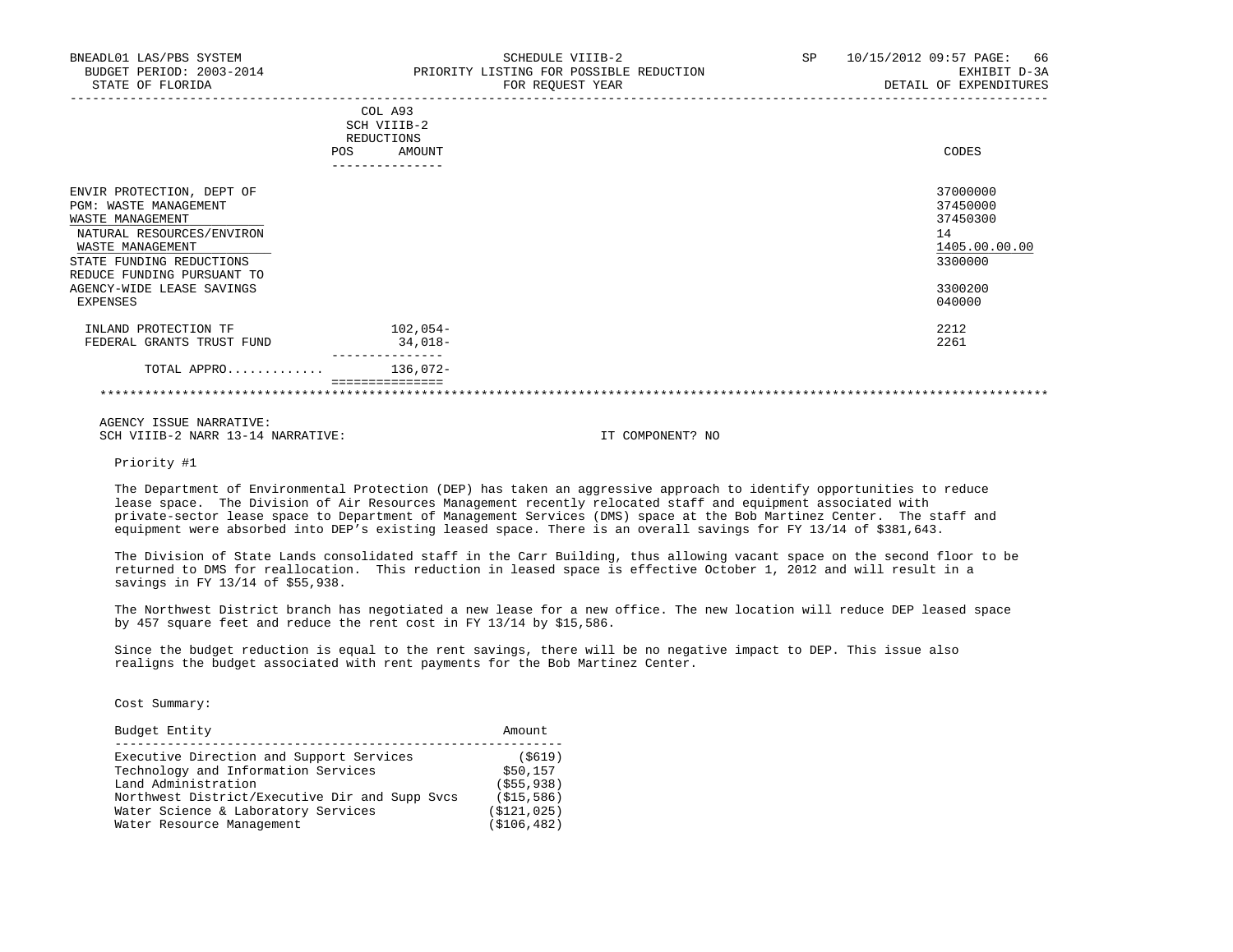| | COL A93 SCH VIIIB-2 REDUCTIONS POS | AMOUNT | CODES |
|---|---|---|---|
| ENVIR PROTECTION, DEPT OF | | | 37000000 |
| PGM: WASTE MANAGEMENT | | | 37450000 |
| WASTE MANAGEMENT | | | 37450300 |
| NATURAL RESOURCES/ENVIRON | | | 14 |
| WASTE MANAGEMENT | | | 1405.00.00.00 |
| STATE FUNDING REDUCTIONS | | | 3300000 |
| REDUCE FUNDING PURSUANT TO AGENCY-WIDE LEASE SAVINGS | | | 3300200 |
| EXPENSES | | | 040000 |
| INLAND PROTECTION TF | | 102,054- | 2212 |
| FEDERAL GRANTS TRUST FUND | | 34,018- | 2261 |
| TOTAL APPRO............ | | 136,072- | |

AGENCY ISSUE NARRATIVE:
SCH VIIIB-2 NARR 13-14 NARRATIVE: IT COMPONENT? NO

Priority #1

The Department of Environmental Protection (DEP) has taken an aggressive approach to identify opportunities to reduce lease space. The Division of Air Resources Management recently relocated staff and equipment associated with private-sector lease space to Department of Management Services (DMS) space at the Bob Martinez Center. The staff and equipment were absorbed into DEP's existing leased space. There is an overall savings for FY 13/14 of $381,643.

The Division of State Lands consolidated staff in the Carr Building, thus allowing vacant space on the second floor to be returned to DMS for reallocation. This reduction in leased space is effective October 1, 2012 and will result in a savings in FY 13/14 of $55,938.

The Northwest District branch has negotiated a new lease for a new office. The new location will reduce DEP leased space by 457 square feet and reduce the rent cost in FY 13/14 by $15,586.

Since the budget reduction is equal to the rent savings, there will be no negative impact to DEP. This issue also realigns the budget associated with rent payments for the Bob Martinez Center.

Cost Summary:

| Budget Entity | Amount |
|---|---|
| Executive Direction and Support Services | ($619) |
| Technology and Information Services | $50,157 |
| Land Administration | ($55,938) |
| Northwest District/Executive Dir and Supp Svcs | ($15,586) |
| Water Science & Laboratory Services | ($121,025) |
| Water Resource Management | ($106,482) |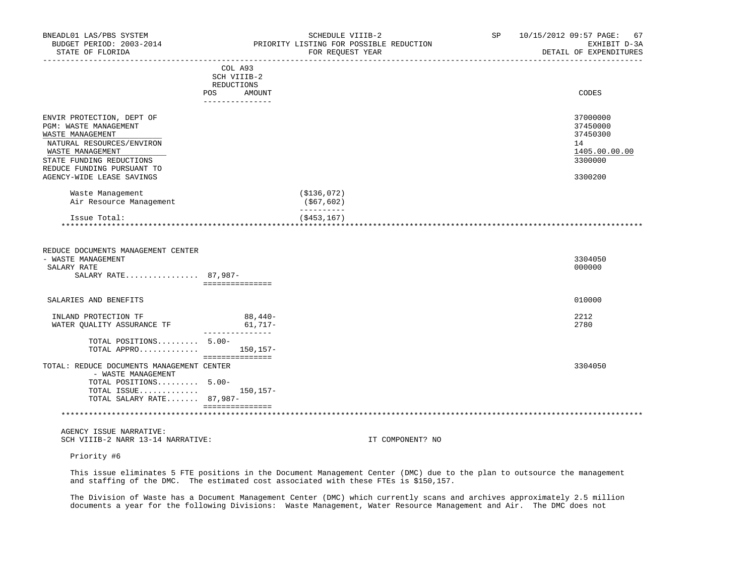| | COL A93 SCH VIIIB-2 REDUCTIONS POS | AMOUNT | | CODES |
|---|---|---|---|---|
| ENVIR PROTECTION, DEPT OF | | | | 37000000 |
| PGM: WASTE MANAGEMENT | | | | 37450000 |
| WASTE MANAGEMENT | | | | 37450300 |
| NATURAL RESOURCES/ENVIRON | | | | 14 |
| WASTE MANAGEMENT | | | | 1405.00.00.00 |
| STATE FUNDING REDUCTIONS | | | | 3300000 |
| REDUCE FUNDING PURSUANT TO AGENCY-WIDE LEASE SAVINGS | | | | 3300200 |
| Waste Management | | | ($136,072) | |
| Air Resource Management | | | ($67,602) | |
| Issue Total: | | | ($453,167) | |

************************************************************************************************************************************

| | POS | AMOUNT | CODES |
|---|---|---|---|
| REDUCE DOCUMENTS MANAGEMENT CENTER - WASTE MANAGEMENT | | | 3304050 |
| SALARY RATE | | | 000000 |
| SALARY RATE................ | 87,987- | | |
| SALARIES AND BENEFITS | | | 010000 |
| INLAND PROTECTION TF | | 88,440- | 2212 |
| WATER QUALITY ASSURANCE TF | | 61,717- | 2780 |
| TOTAL POSITIONS......... | 5.00- | | |
| TOTAL APPRO............. | | 150,157- | |
| TOTAL: REDUCE DOCUMENTS MANAGEMENT CENTER - WASTE MANAGEMENT | | | 3304050 |
| TOTAL POSITIONS......... | 5.00- | | |
| TOTAL ISSUE............. | | 150,157- | |
| TOTAL SALARY RATE....... | 87,987- | | |

************************************************************************************************************************************

AGENCY ISSUE NARRATIVE:
SCH VIIIB-2 NARR 13-14 NARRATIVE: IT COMPONENT? NO

Priority #6

This issue eliminates 5 FTE positions in the Document Management Center (DMC) due to the plan to outsource the management and staffing of the DMC. The estimated cost associated with these FTEs is $150,157.

The Division of Waste has a Document Management Center (DMC) which currently scans and archives approximately 2.5 million documents a year for the following Divisions: Waste Management, Water Resource Management and Air. The DMC does not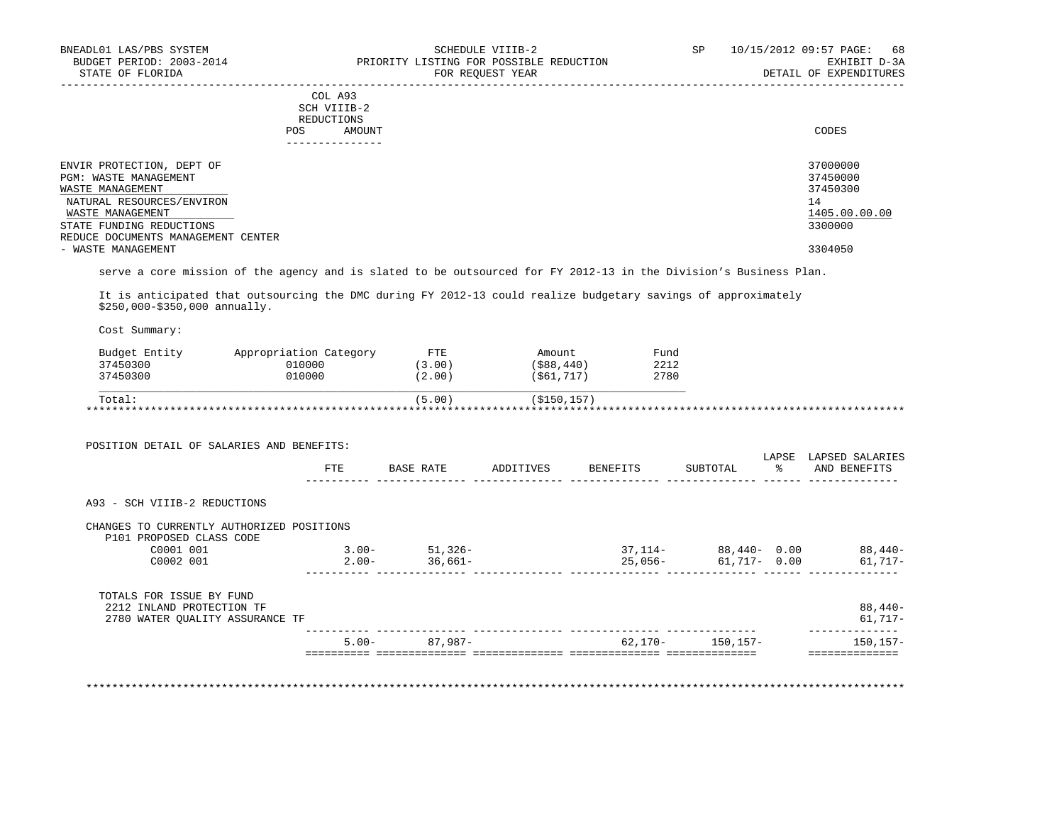BNEADL01 LAS/PBS SYSTEM — SCHEDULE VIIIB-2 — PRIORITY LISTING FOR POSSIBLE REDUCTION — FOR REQUEST YEAR — EXHIBIT D-3A — DETAIL OF EXPENDITURES

BUDGET PERIOD: 2003-2014

STATE OF FLORIDA

| | COL A93 SCH VIIIB-2 REDUCTIONS POS AMOUNT | CODES |
|---|---|---|
| ENVIR PROTECTION, DEPT OF | | 37000000 |
| PGM: WASTE MANAGEMENT | | 37450000 |
| WASTE MANAGEMENT | | 37450300 |
| NATURAL RESOURCES/ENVIRON | | 14 |
| WASTE MANAGEMENT | | 1405.00.00.00 |
| STATE FUNDING REDUCTIONS | | 3300000 |
| REDUCE DOCUMENTS MANAGEMENT CENTER - WASTE MANAGEMENT | | 3304050 |

serve a core mission of the agency and is slated to be outsourced for FY 2012-13 in the Division's Business Plan.

It is anticipated that outsourcing the DMC during FY 2012-13 could realize budgetary savings of approximately $250,000-$350,000 annually.

Cost Summary:

| Budget Entity | Appropriation Category | FTE | Amount | Fund |
|---|---|---|---|---|
| 37450300 | 010000 | (3.00) | ($88,440) | 2212 |
| 37450300 | 010000 | (2.00) | ($61,717) | 2780 |
| Total: | | (5.00) | ($150,157) | |

POSITION DETAIL OF SALARIES AND BENEFITS:

| | FTE | BASE RATE | ADDITIVES | BENEFITS | SUBTOTAL | LAPSE % | LAPSED SALARIES AND BENEFITS |
|---|---|---|---|---|---|---|---|
| A93 - SCH VIIIB-2 REDUCTIONS | | | | | | | |
| CHANGES TO CURRENTLY AUTHORIZED POSITIONS | | | | | | | |
| P101 PROPOSED CLASS CODE | | | | | | | |
| C0001 001 | 3.00- | 51,326- | | 37,114- | 88,440- | 0.00 | 88,440- |
| C0002 001 | 2.00- | 36,661- | | 25,056- | 61,717- | 0.00 | 61,717- |
| TOTALS FOR ISSUE BY FUND | | | | | | | |
| 2212 INLAND PROTECTION TF | | | | | | | 88,440- |
| 2780 WATER QUALITY ASSURANCE TF | | | | | | | 61,717- |
| | 5.00- | 87,987- | | 62,170- | 150,157- | | 150,157- |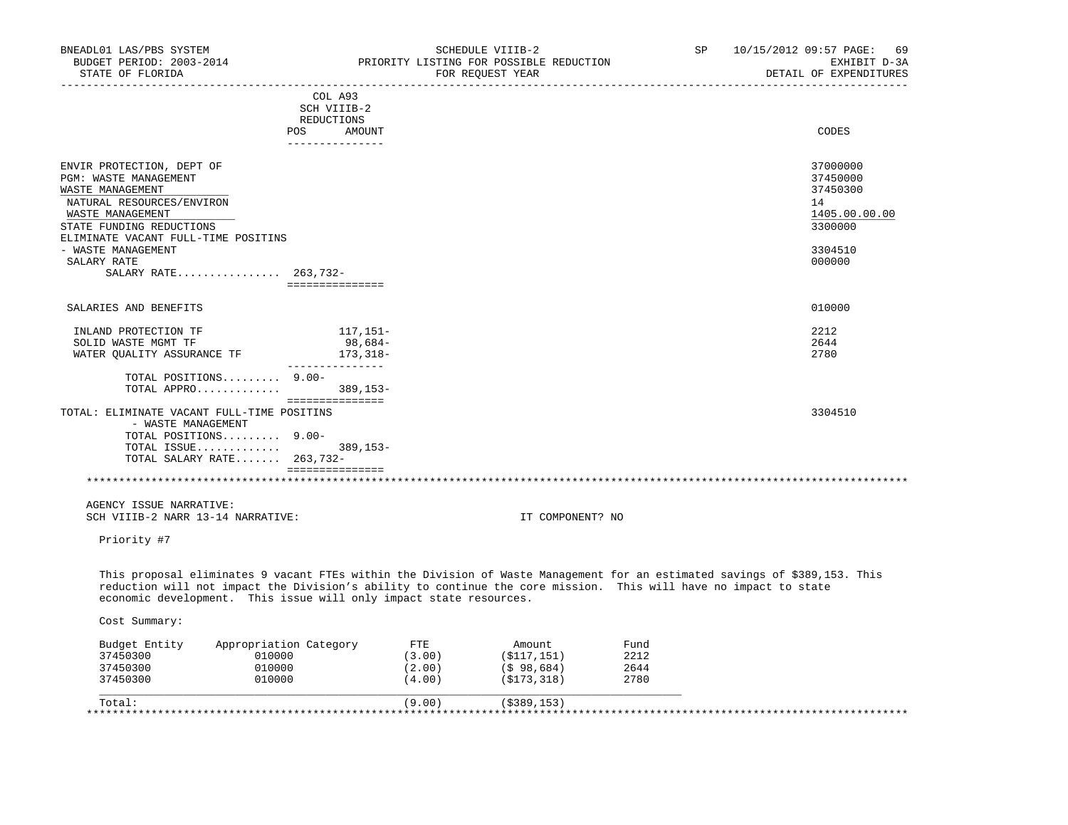BNEADL01 LAS/PBS SYSTEM — SCHEDULE VIIIB-2 — SP 10/15/2012 09:57 PAGE: 69
BUDGET PERIOD: 2003-2014 — PRIORITY LISTING FOR POSSIBLE REDUCTION — EXHIBIT D-3A
STATE OF FLORIDA — FOR REQUEST YEAR — DETAIL OF EXPENDITURES

| | COL A93 SCH VIIIB-2 REDUCTIONS POS | AMOUNT | CODES |
|---|---|---|---|
| ENVIR PROTECTION, DEPT OF | | | 37000000 |
| PGM: WASTE MANAGEMENT | | | 37450000 |
| WASTE MANAGEMENT | | | 37450300 |
| NATURAL RESOURCES/ENVIRON | | | 14 |
| WASTE MANAGEMENT | | | 1405.00.00.00 |
| STATE FUNDING REDUCTIONS | | | 3300000 |
| ELIMINATE VACANT FULL-TIME POSITINS - WASTE MANAGEMENT | | | 3304510 |
| SALARY RATE | | | 000000 |
| SALARY RATE................ | 263,732- | | |
| SALARIES AND BENEFITS | | | 010000 |
| INLAND PROTECTION TF | | 117,151- | 2212 |
| SOLID WASTE MGMT TF | | 98,684- | 2644 |
| WATER QUALITY ASSURANCE TF | | 173,318- | 2780 |
| TOTAL POSITIONS......... | 9.00- | | |
| TOTAL APPRO............. | | 389,153- | |
| TOTAL: ELIMINATE VACANT FULL-TIME POSITINS - WASTE MANAGEMENT | | | 3304510 |
| TOTAL POSITIONS......... | 9.00- | | |
| TOTAL ISSUE............. | | 389,153- | |
| TOTAL SALARY RATE....... | 263,732- | | |

AGENCY ISSUE NARRATIVE:
SCH VIIIB-2 NARR 13-14 NARRATIVE: IT COMPONENT? NO

Priority #7

This proposal eliminates 9 vacant FTEs within the Division of Waste Management for an estimated savings of $389,153. This reduction will not impact the Division's ability to continue the core mission. This will have no impact to state economic development. This issue will only impact state resources.

Cost Summary:

| Budget Entity | Appropriation Category | FTE | Amount | Fund |
|---|---|---|---|---|
| 37450300 | 010000 | (3.00) | ($117,151) | 2212 |
| 37450300 | 010000 | (2.00) | ($ 98,684) | 2644 |
| 37450300 | 010000 | (4.00) | ($173,318) | 2780 |
| Total: | | (9.00) | ($389,153) | |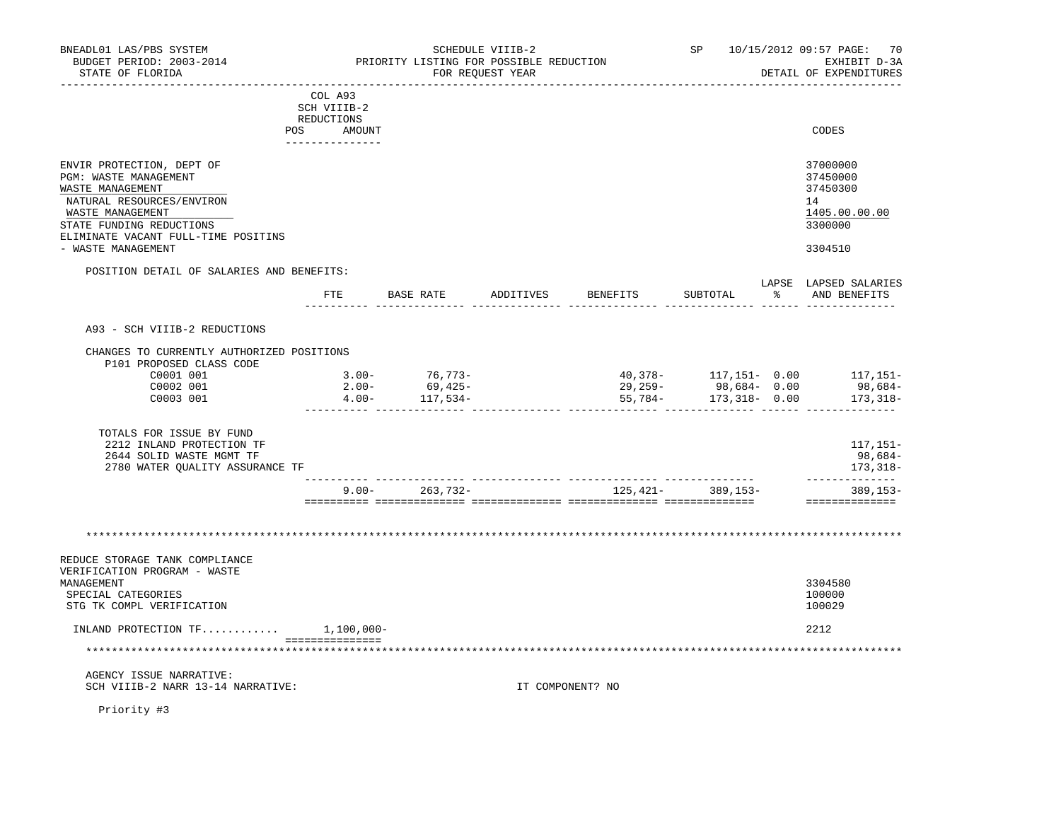BNEADL01 LAS/PBS SYSTEM — SCHEDULE VIIIB-2 — SP 10/15/2012 09:57
BUDGET PERIOD: 2003-2014 — PRIORITY LISTING FOR POSSIBLE REDUCTION — EXHIBIT D-3A
STATE OF FLORIDA — FOR REQUEST YEAR — DETAIL OF EXPENDITURES

| | COL A93 SCH VIIIB-2 REDUCTIONS POS AMOUNT | CODES |
|---|---|---|
| ENVIR PROTECTION, DEPT OF | | 37000000 |
| PGM: WASTE MANAGEMENT | | 37450000 |
| WASTE MANAGEMENT | | 37450300 |
| NATURAL RESOURCES/ENVIRON | | 14 |
| WASTE MANAGEMENT | | 1405.00.00.00 |
| STATE FUNDING REDUCTIONS | | 3300000 |
| ELIMINATE VACANT FULL-TIME POSITINS - WASTE MANAGEMENT | | 3304510 |

POSITION DETAIL OF SALARIES AND BENEFITS:

| | FTE | BASE RATE | ADDITIVES | BENEFITS | SUBTOTAL | LAPSE % | LAPSED SALARIES AND BENEFITS |
|---|---|---|---|---|---|---|---|
| A93 - SCH VIIIB-2 REDUCTIONS | | | | | | | |
| CHANGES TO CURRENTLY AUTHORIZED POSITIONS | | | | | | | |
| P101 PROPOSED CLASS CODE | | | | | | | |
| C0001 001 | 3.00- | 76,773- | | 40,378- | 117,151- | 0.00 | 117,151- |
| C0002 001 | 2.00- | 69,425- | | 29,259- | 98,684- | 0.00 | 98,684- |
| C0003 001 | 4.00- | 117,534- | | 55,784- | 173,318- | 0.00 | 173,318- |
| TOTALS FOR ISSUE BY FUND | | | | | | | |
| 2212 INLAND PROTECTION TF | | | | | | | 117,151- |
| 2644 SOLID WASTE MGMT TF | | | | | | | 98,684- |
| 2780 WATER QUALITY ASSURANCE TF | | | | | | | 173,318- |
| | 9.00- | 263,732- | | 125,421- | 389,153- | | 389,153- |

*******************************************************************************************

| | COL A93 AMOUNT | CODES |
|---|---|---|
| REDUCE STORAGE TANK COMPLIANCE VERIFICATION PROGRAM - WASTE MANAGEMENT | | 3304580 |
| SPECIAL CATEGORIES | | 100000 |
| STG TK COMPL VERIFICATION | | 100029 |
| INLAND PROTECTION TF........... | 1,100,000- | 2212 |

*******************************************************************************************

AGENCY ISSUE NARRATIVE:
SCH VIIIB-2 NARR 13-14 NARRATIVE: IT COMPONENT? NO

Priority #3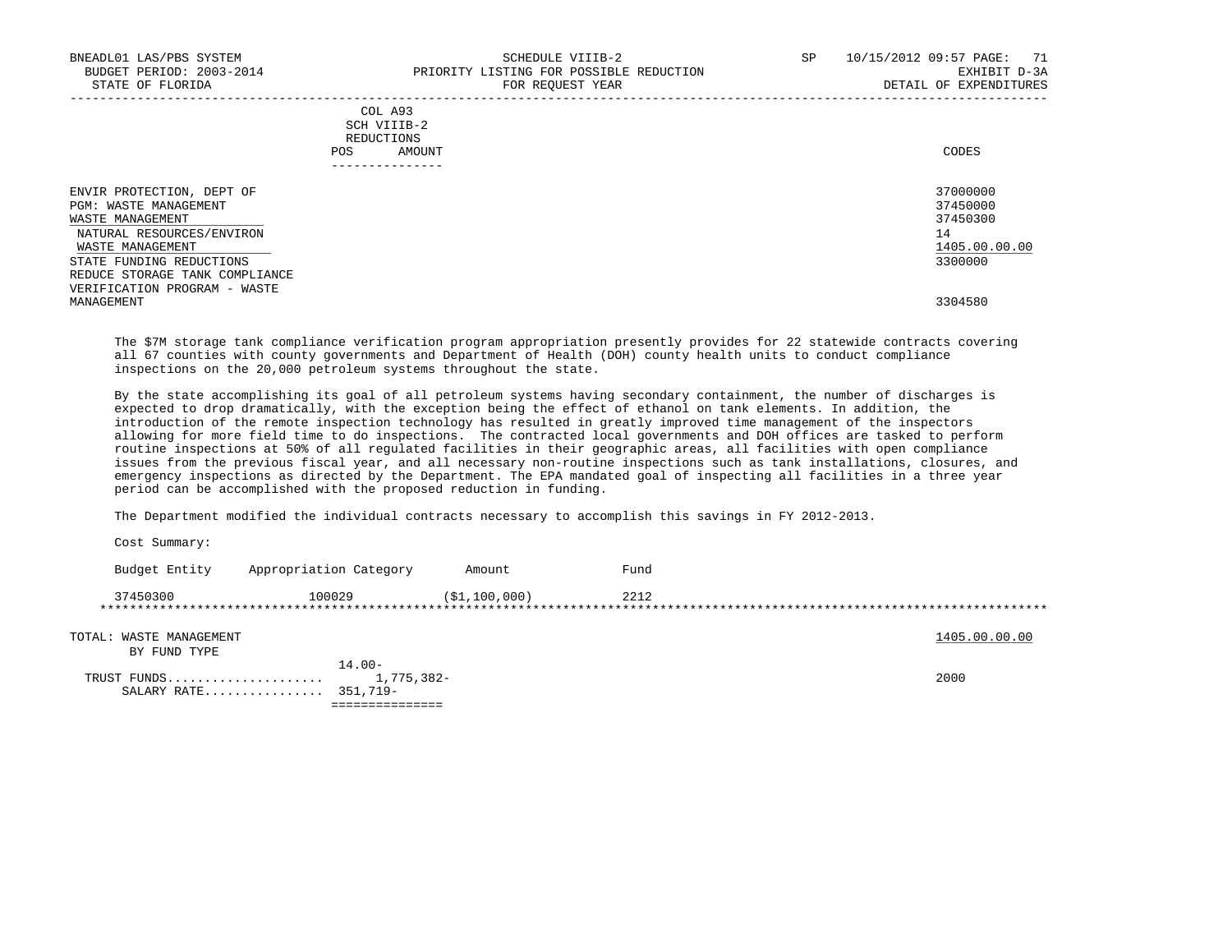BNEADL01 LAS/PBS SYSTEM — SCHEDULE VIIIB-2 — SP 10/15/2012 09:57

BUDGET PERIOD: 2003-2014 — PRIORITY LISTING FOR POSSIBLE REDUCTION — EXHIBIT D-3A

STATE OF FLORIDA — FOR REQUEST YEAR — DETAIL OF EXPENDITURES

| | COL A93 SCH VIIIB-2 REDUCTIONS POS AMOUNT | CODES |
|---|---|---|
| ENVIR PROTECTION, DEPT OF | | 37000000 |
| PGM: WASTE MANAGEMENT | | 37450000 |
| WASTE MANAGEMENT | | 37450300 |
| NATURAL RESOURCES/ENVIRON | | 14 |
| WASTE MANAGEMENT | | 1405.00.00.00 |
| STATE FUNDING REDUCTIONS | | 3300000 |
| REDUCE STORAGE TANK COMPLIANCE VERIFICATION PROGRAM - WASTE MANAGEMENT | | 3304580 |

The $7M storage tank compliance verification program appropriation presently provides for 22 statewide contracts covering all 67 counties with county governments and Department of Health (DOH) county health units to conduct compliance inspections on the 20,000 petroleum systems throughout the state.

By the state accomplishing its goal of all petroleum systems having secondary containment, the number of discharges is expected to drop dramatically, with the exception being the effect of ethanol on tank elements. In addition, the introduction of the remote inspection technology has resulted in greatly improved time management of the inspectors allowing for more field time to do inspections. The contracted local governments and DOH offices are tasked to perform routine inspections at 50% of all regulated facilities in their geographic areas, all facilities with open compliance issues from the previous fiscal year, and all necessary non-routine inspections such as tank installations, closures, and emergency inspections as directed by the Department. The EPA mandated goal of inspecting all facilities in a three year period can be accomplished with the proposed reduction in funding.

The Department modified the individual contracts necessary to accomplish this savings in FY 2012-2013.

Cost Summary:

| Budget Entity | Appropriation Category | Amount | Fund |
|---|---|---|---|
| 37450300 | 100029 | ($1,100,000) | 2212 |

****************************************************************************************************

| TOTAL: WASTE MANAGEMENT BY FUND TYPE | POS | AMOUNT | CODES |
|---|---|---|---|
| | 14.00- | | 1405.00.00.00 |
| TRUST FUNDS.................... | | 1,775,382- | 2000 |
| SALARY RATE................ | 351,719- | | |

===============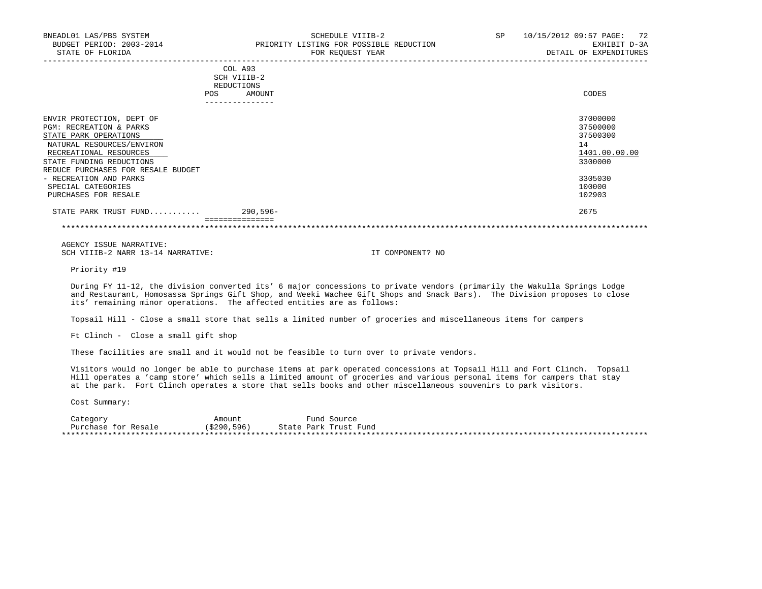BNEADL01 LAS/PBS SYSTEM
BUDGET PERIOD: 2003-2014
STATE OF FLORIDA

SCHEDULE VIIIB-2
PRIORITY LISTING FOR POSSIBLE REDUCTION
FOR REQUEST YEAR

SP 10/15/2012 09:57
EXHIBIT D-3A
DETAIL OF EXPENDITURES

| | COL A93 SCH VIIIB-2 REDUCTIONS POS | AMOUNT | CODES |
|---|---|---|---|
| ENVIR PROTECTION, DEPT OF | | | 37000000 |
| PGM: RECREATION & PARKS | | | 37500000 |
| STATE PARK OPERATIONS | | | 37500300 |
| NATURAL RESOURCES/ENVIRON | | | 14 |
| RECREATIONAL RESOURCES | | | 1401.00.00.00 |
| STATE FUNDING REDUCTIONS | | | 3300000 |
| REDUCE PURCHASES FOR RESALE BUDGET - RECREATION AND PARKS | | | 3305030 |
| SPECIAL CATEGORIES | | | 100000 |
| PURCHASES FOR RESALE | | | 102903 |
| STATE PARK TRUST FUND........... | | 290,596- | 2675 |

AGENCY ISSUE NARRATIVE:
SCH VIIIB-2 NARR 13-14 NARRATIVE: IT COMPONENT? NO

Priority #19

During FY 11-12, the division converted its' 6 major concessions to private vendors (primarily the Wakulla Springs Lodge and Restaurant, Homosassa Springs Gift Shop, and Weeki Wachee Gift Shops and Snack Bars). The Division proposes to close its' remaining minor operations. The affected entities are as follows:

Topsail Hill - Close a small store that sells a limited number of groceries and miscellaneous items for campers

Ft Clinch - Close a small gift shop

These facilities are small and it would not be feasible to turn over to private vendors.

Visitors would no longer be able to purchase items at park operated concessions at Topsail Hill and Fort Clinch. Topsail Hill operates a 'camp store' which sells a limited amount of groceries and various personal items for campers that stay at the park. Fort Clinch operates a store that sells books and other miscellaneous souvenirs to park visitors.

Cost Summary:

| Category | Amount | Fund Source |
|---|---|---|
| Purchase for Resale | ($290,596) | State Park Trust Fund |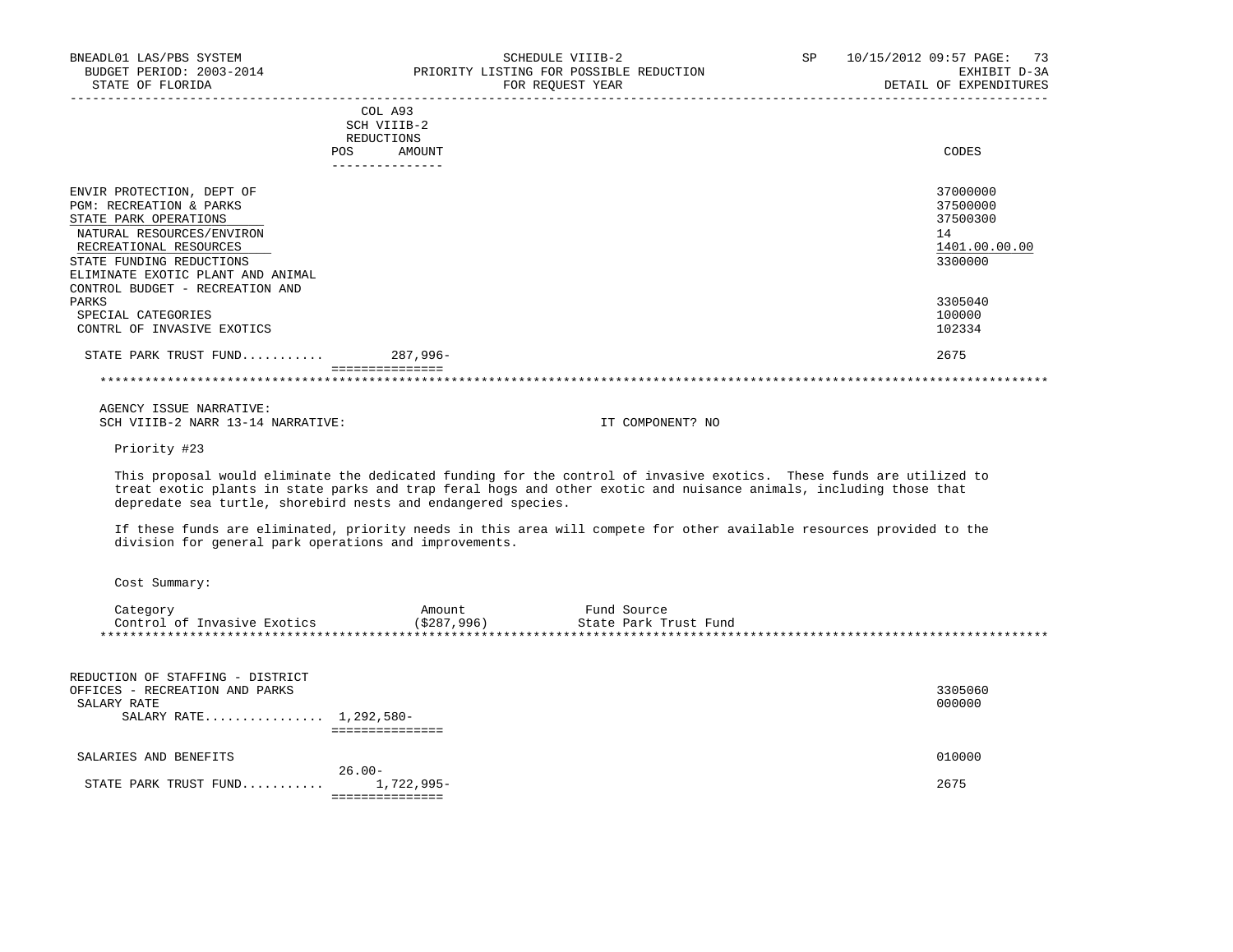| | COL A93 SCH VIIIB-2 REDUCTIONS POS | AMOUNT | CODES |
|---|---|---|---|
| ENVIR PROTECTION, DEPT OF | | | 37000000 |
| PGM: RECREATION & PARKS | | | 37500000 |
| STATE PARK OPERATIONS | | | 37500300 |
| NATURAL RESOURCES/ENVIRON | | | 14 |
| RECREATIONAL RESOURCES | | | 1401.00.00.00 |
| STATE FUNDING REDUCTIONS | | | 3300000 |
| ELIMINATE EXOTIC PLANT AND ANIMAL CONTROL BUDGET - RECREATION AND PARKS | | | 3305040 |
| SPECIAL CATEGORIES | | | 100000 |
| CONTRL OF INVASIVE EXOTICS | | | 102334 |
| STATE PARK TRUST FUND........... | | 287,996- | 2675 |

AGENCY ISSUE NARRATIVE:
SCH VIIIB-2 NARR 13-14 NARRATIVE: IT COMPONENT? NO

Priority #23

This proposal would eliminate the dedicated funding for the control of invasive exotics. These funds are utilized to treat exotic plants in state parks and trap feral hogs and other exotic and nuisance animals, including those that depredate sea turtle, shorebird nests and endangered species.

If these funds are eliminated, priority needs in this area will compete for other available resources provided to the division for general park operations and improvements.

Cost Summary:

| Category | Amount | Fund Source |
|---|---|---|
| Control of Invasive Exotics | ($287,996) | State Park Trust Fund |

| | POS | AMOUNT | CODES |
|---|---|---|---|
| REDUCTION OF STAFFING - DISTRICT OFFICES - RECREATION AND PARKS | | | 3305060 |
| SALARY RATE | | | 000000 |
| SALARY RATE................ | | 1,292,580- | |
| SALARIES AND BENEFITS | | | 010000 |
| STATE PARK TRUST FUND........... | 26.00- | 1,722,995- | 2675 |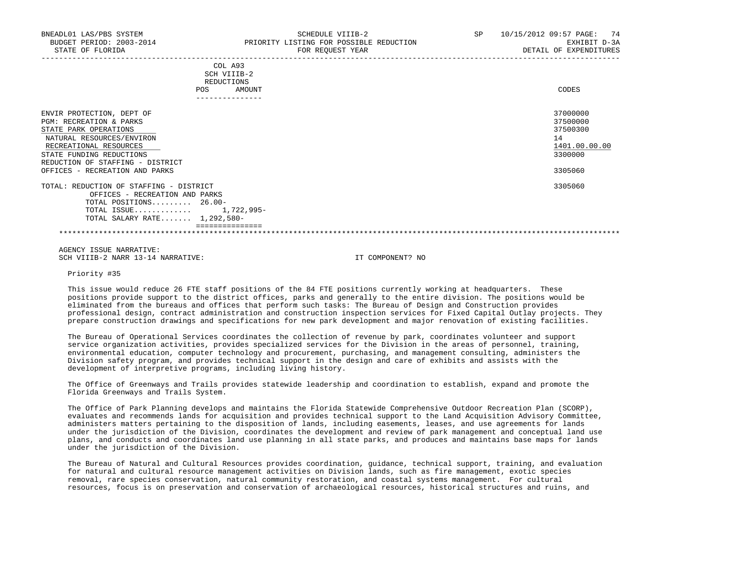COL A93
SCH VIIIB-2
REDUCTIONS

| | POS | AMOUNT | CODES |
|---|---|---|---|
| ENVIR PROTECTION, DEPT OF | | | 37000000 |
| PGM: RECREATION & PARKS | | | 37500000 |
| STATE PARK OPERATIONS | | | 37500300 |
| NATURAL RESOURCES/ENVIRON | | | 14 |
| RECREATIONAL RESOURCES | | | 1401.00.00.00 |
| STATE FUNDING REDUCTIONS | | | 3300000 |
| REDUCTION OF STAFFING - DISTRICT OFFICES - RECREATION AND PARKS | | | 3305060 |
| TOTAL: REDUCTION OF STAFFING - DISTRICT OFFICES - RECREATION AND PARKS | | | 3305060 |
| TOTAL POSITIONS......... | 26.00- | | |
| TOTAL ISSUE............ | | 1,722,995- | |
| TOTAL SALARY RATE....... | 1,292,580- | | |

AGENCY ISSUE NARRATIVE:
SCH VIIIB-2 NARR 13-14 NARRATIVE: IT COMPONENT? NO

Priority #35

This issue would reduce 26 FTE staff positions of the 84 FTE positions currently working at headquarters. These positions provide support to the district offices, parks and generally to the entire division. The positions would be eliminated from the bureaus and offices that perform such tasks: The Bureau of Design and Construction provides professional design, contract administration and construction inspection services for Fixed Capital Outlay projects. They prepare construction drawings and specifications for new park development and major renovation of existing facilities.

The Bureau of Operational Services coordinates the collection of revenue by park, coordinates volunteer and support service organization activities, provides specialized services for the Division in the areas of personnel, training, environmental education, computer technology and procurement, purchasing, and management consulting, administers the Division safety program, and provides technical support in the design and care of exhibits and assists with the development of interpretive programs, including living history.

The Office of Greenways and Trails provides statewide leadership and coordination to establish, expand and promote the Florida Greenways and Trails System.

The Office of Park Planning develops and maintains the Florida Statewide Comprehensive Outdoor Recreation Plan (SCORP), evaluates and recommends lands for acquisition and provides technical support to the Land Acquisition Advisory Committee, administers matters pertaining to the disposition of lands, including easements, leases, and use agreements for lands under the jurisdiction of the Division, coordinates the development and review of park management and conceptual land use plans, and conducts and coordinates land use planning in all state parks, and produces and maintains base maps for lands under the jurisdiction of the Division.

The Bureau of Natural and Cultural Resources provides coordination, guidance, technical support, training, and evaluation for natural and cultural resource management activities on Division lands, such as fire management, exotic species removal, rare species conservation, natural community restoration, and coastal systems management. For cultural resources, focus is on preservation and conservation of archaeological resources, historical structures and ruins, and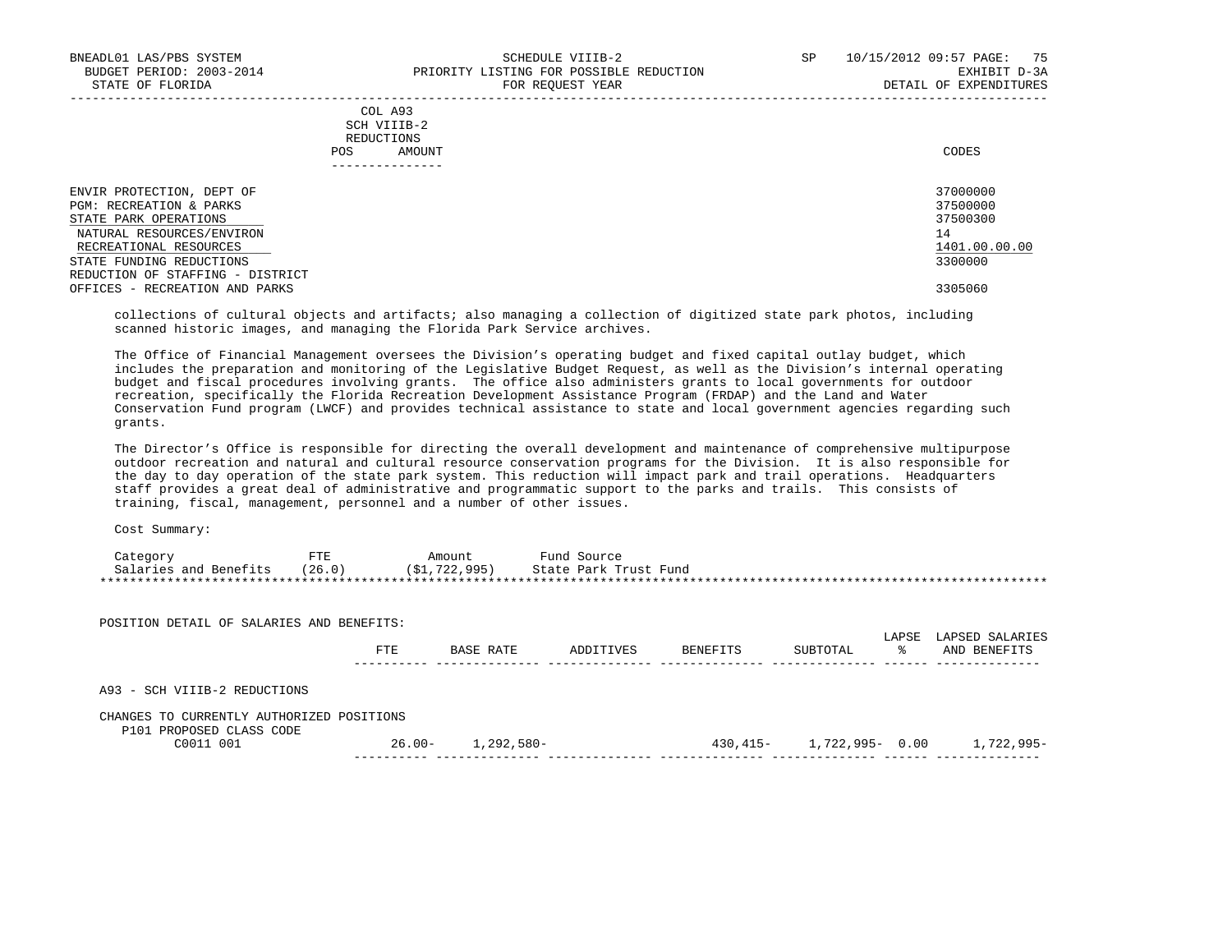| | COL A93 SCH VIIIB-2 REDUCTIONS | | |
|---|---|---|---|
| | POS | AMOUNT | CODES |
| ENVIR PROTECTION, DEPT OF | | | 37000000 |
| PGM: RECREATION & PARKS | | | 37500000 |
| STATE PARK OPERATIONS | | | 37500300 |
| NATURAL RESOURCES/ENVIRON | | | 14 |
| RECREATIONAL RESOURCES | | | 1401.00.00.00 |
| STATE FUNDING REDUCTIONS | | | 3300000 |
| REDUCTION OF STAFFING - DISTRICT OFFICES - RECREATION AND PARKS | | | 3305060 |

collections of cultural objects and artifacts; also managing a collection of digitized state park photos, including scanned historic images, and managing the Florida Park Service archives.

The Office of Financial Management oversees the Division's operating budget and fixed capital outlay budget, which includes the preparation and monitoring of the Legislative Budget Request, as well as the Division's internal operating budget and fiscal procedures involving grants. The office also administers grants to local governments for outdoor recreation, specifically the Florida Recreation Development Assistance Program (FRDAP) and the Land and Water Conservation Fund program (LWCF) and provides technical assistance to state and local government agencies regarding such grants.

The Director's Office is responsible for directing the overall development and maintenance of comprehensive multipurpose outdoor recreation and natural and cultural resource conservation programs for the Division. It is also responsible for the day to day operation of the state park system. This reduction will impact park and trail operations. Headquarters staff provides a great deal of administrative and programmatic support to the parks and trails. This consists of training, fiscal, management, personnel and a number of other issues.

Cost Summary:

| Category | FTE | Amount | Fund Source |
|---|---|---|---|
| Salaries and Benefits | (26.0) | ($1,722,995) | State Park Trust Fund |

POSITION DETAIL OF SALARIES AND BENEFITS:

| | FTE | BASE RATE | ADDITIVES | BENEFITS | SUBTOTAL | LAPSE % | LAPSED SALARIES AND BENEFITS |
|---|---|---|---|---|---|---|---|
| A93 - SCH VIIIB-2 REDUCTIONS | | | | | | | |
| CHANGES TO CURRENTLY AUTHORIZED POSITIONS | | | | | | | |
| P101 PROPOSED CLASS CODE | | | | | | | |
| C0011 001 | 26.00- | 1,292,580- | | 430,415- | 1,722,995- | 0.00 | 1,722,995- |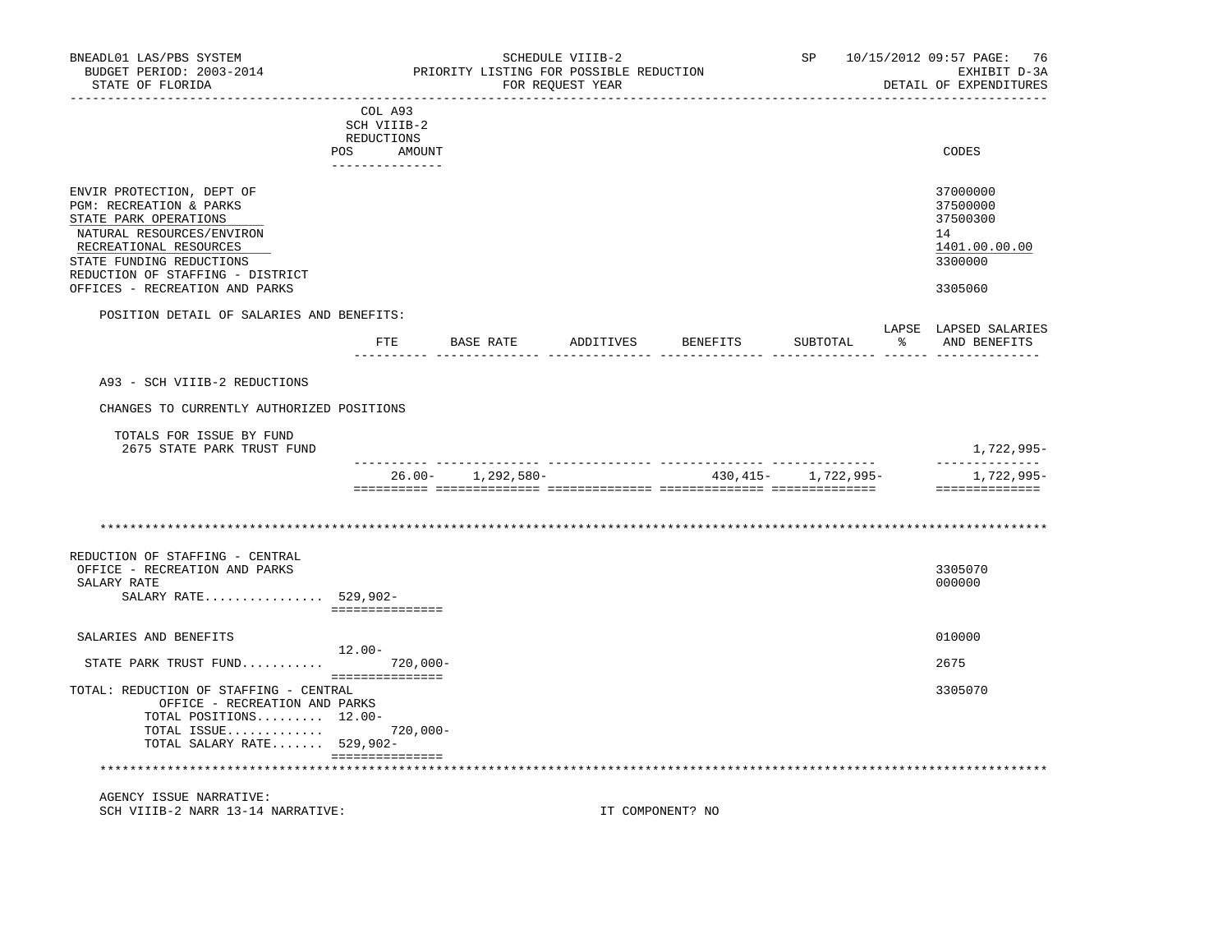BNEADL01 LAS/PBS SYSTEM — SCHEDULE VIIIB-2 — SP 10/15/2012 09:57

BUDGET PERIOD: 2003-2014 — PRIORITY LISTING FOR POSSIBLE REDUCTION — EXHIBIT D-3A

STATE OF FLORIDA — FOR REQUEST YEAR — DETAIL OF EXPENDITURES

| | COL A93 SCH VIIIB-2 REDUCTIONS POS AMOUNT | CODES |
|---|---|---|
| ENVIR PROTECTION, DEPT OF | | 37000000 |
| PGM: RECREATION & PARKS | | 37500000 |
| STATE PARK OPERATIONS | | 37500300 |
| NATURAL RESOURCES/ENVIRON | | 14 |
| RECREATIONAL RESOURCES | | 1401.00.00.00 |
| STATE FUNDING REDUCTIONS | | 3300000 |
| REDUCTION OF STAFFING - DISTRICT OFFICES - RECREATION AND PARKS | | 3305060 |

POSITION DETAIL OF SALARIES AND BENEFITS:

| | FTE | BASE RATE | ADDITIVES | BENEFITS | SUBTOTAL | LAPSE % | LAPSED SALARIES AND BENEFITS |
|---|---|---|---|---|---|---|---|
| A93 - SCH VIIIB-2 REDUCTIONS | | | | | | | |
| CHANGES TO CURRENTLY AUTHORIZED POSITIONS | | | | | | | |
| TOTALS FOR ISSUE BY FUND | | | | | | | |
| 2675 STATE PARK TRUST FUND | | | | | | | 1,722,995- |
| | 26.00- | 1,292,580- | | 430,415- | 1,722,995- | | 1,722,995- |

********************************************************************************

| | POS | AMOUNT | CODES |
|---|---|---|---|
| REDUCTION OF STAFFING - CENTRAL OFFICE - RECREATION AND PARKS | | | 3305070 |
| SALARY RATE | | | 000000 |
| SALARY RATE................ | 529,902- | | |
| SALARIES AND BENEFITS | | | 010000 |
| STATE PARK TRUST FUND........... | 12.00- | 720,000- | 2675 |
| TOTAL: REDUCTION OF STAFFING - CENTRAL OFFICE - RECREATION AND PARKS | | | 3305070 |
| TOTAL POSITIONS......... | 12.00- | | |
| TOTAL ISSUE............. | | 720,000- | |
| TOTAL SALARY RATE....... | 529,902- | | |

********************************************************************************

AGENCY ISSUE NARRATIVE:

SCH VIIIB-2 NARR 13-14 NARRATIVE: IT COMPONENT? NO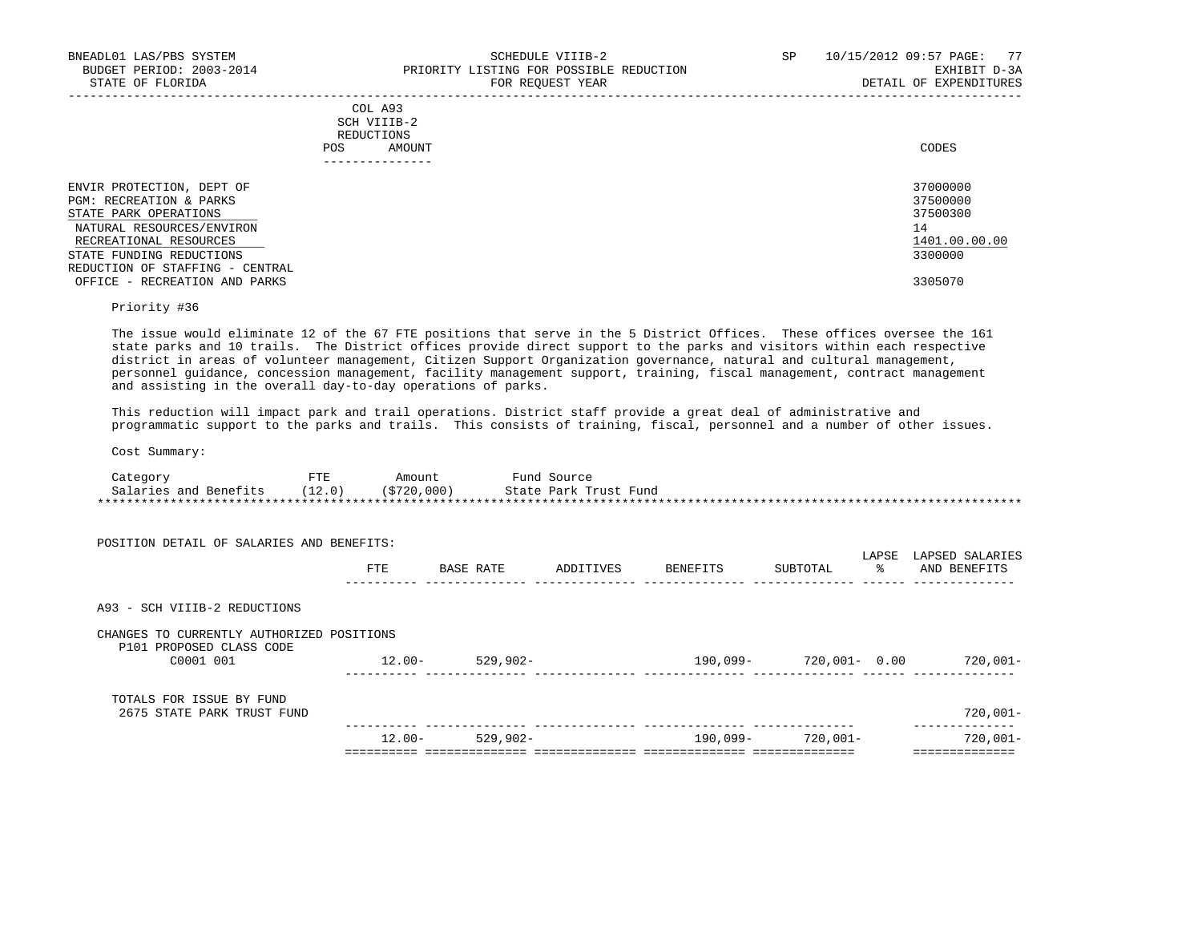BNEADL01 LAS/PBS SYSTEM — SCHEDULE VIIIB-2 — SP 10/15/2012 09:57
BUDGET PERIOD: 2003-2014 — PRIORITY LISTING FOR POSSIBLE REDUCTION — EXHIBIT D-3A
STATE OF FLORIDA — FOR REQUEST YEAR — DETAIL OF EXPENDITURES

| | COL A93 SCH VIIIB-2 REDUCTIONS POS AMOUNT | CODES |
|---|---|---|
| ENVIR PROTECTION, DEPT OF | | 37000000 |
| PGM: RECREATION & PARKS | | 37500000 |
| STATE PARK OPERATIONS | | 37500300 |
| NATURAL RESOURCES/ENVIRON | | 14 |
| RECREATIONAL RESOURCES | | 1401.00.00.00 |
| STATE FUNDING REDUCTIONS | | 3300000 |
| REDUCTION OF STAFFING - CENTRAL OFFICE - RECREATION AND PARKS | | 3305070 |

Priority #36

The issue would eliminate 12 of the 67 FTE positions that serve in the 5 District Offices. These offices oversee the 161 state parks and 10 trails. The District offices provide direct support to the parks and visitors within each respective district in areas of volunteer management, Citizen Support Organization governance, natural and cultural management, personnel guidance, concession management, facility management support, training, fiscal management, contract management and assisting in the overall day-to-day operations of parks.

This reduction will impact park and trail operations. District staff provide a great deal of administrative and programmatic support to the parks and trails. This consists of training, fiscal, personnel and a number of other issues.

Cost Summary:

| Category | FTE | Amount | Fund Source |
|---|---|---|---|
| Salaries and Benefits | (12.0) | ($720,000) | State Park Trust Fund |

POSITION DETAIL OF SALARIES AND BENEFITS:

| | FTE | BASE RATE | ADDITIVES | BENEFITS | SUBTOTAL | LAPSE % | LAPSED SALARIES AND BENEFITS |
|---|---|---|---|---|---|---|---|
| A93 - SCH VIIIB-2 REDUCTIONS | | | | | | | |
| CHANGES TO CURRENTLY AUTHORIZED POSITIONS | | | | | | | |
| P101 PROPOSED CLASS CODE | | | | | | | |
| C0001 001 | 12.00- | 529,902- | | 190,099- | 720,001- | 0.00 | 720,001- |
| TOTALS FOR ISSUE BY FUND | | | | | | | |
| 2675 STATE PARK TRUST FUND | | | | | | | 720,001- |
| | 12.00- | 529,902- | | 190,099- | 720,001- | | 720,001- |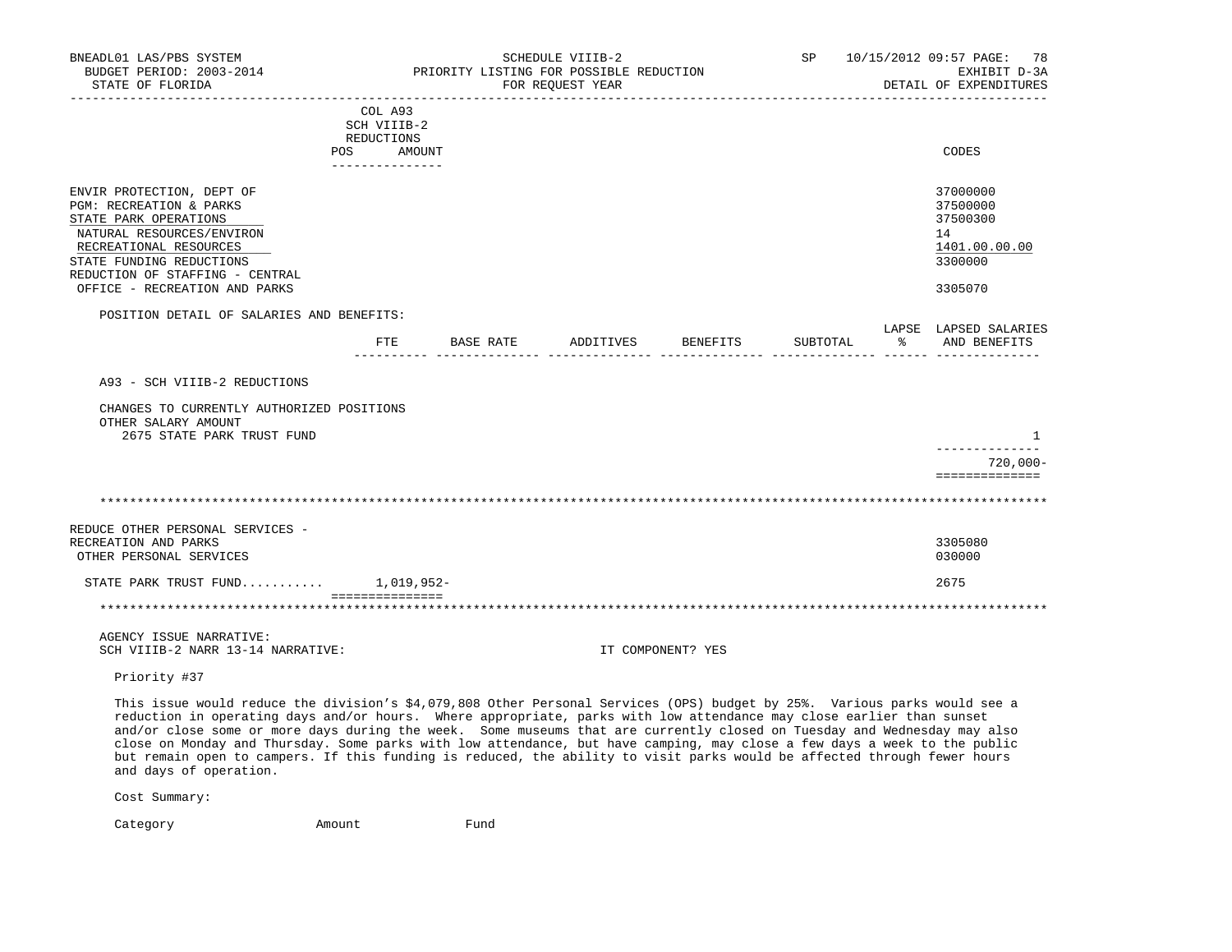COL A93
SCH VIIIB-2
REDUCTIONS

| | POS | AMOUNT | CODES |
|---|---|---|---|
| ENVIR PROTECTION, DEPT OF | | | 37000000 |
| PGM: RECREATION & PARKS | | | 37500000 |
| STATE PARK OPERATIONS | | | 37500300 |
| NATURAL RESOURCES/ENVIRON | | | 14 |
| RECREATIONAL RESOURCES | | | 1401.00.00.00 |
| STATE FUNDING REDUCTIONS | | | 3300000 |
| REDUCTION OF STAFFING - CENTRAL OFFICE - RECREATION AND PARKS | | | 3305070 |

POSITION DETAIL OF SALARIES AND BENEFITS:

| | FTE | BASE RATE | ADDITIVES | BENEFITS | SUBTOTAL | LAPSE % | LAPSED SALARIES AND BENEFITS |
|---|---|---|---|---|---|---|---|
| A93 - SCH VIIIB-2 REDUCTIONS | | | | | | | |
| CHANGES TO CURRENTLY AUTHORIZED POSITIONS | | | | | | | |
| OTHER SALARY AMOUNT | | | | | | | |
| 2675 STATE PARK TRUST FUND | | | | | | | 1 |
| | | | | | | | 720,000- |

*************************************************************************************************************

| | POS | AMOUNT | CODES |
|---|---|---|---|
| REDUCE OTHER PERSONAL SERVICES - RECREATION AND PARKS | | | 3305080 |
| OTHER PERSONAL SERVICES | | | 030000 |
| STATE PARK TRUST FUND........... | | 1,019,952- | 2675 |

*************************************************************************************************************

AGENCY ISSUE NARRATIVE:
SCH VIIIB-2 NARR 13-14 NARRATIVE: IT COMPONENT? YES

Priority #37

This issue would reduce the division's $4,079,808 Other Personal Services (OPS) budget by 25%. Various parks would see a reduction in operating days and/or hours. Where appropriate, parks with low attendance may close earlier than sunset and/or close some or more days during the week. Some museums that are currently closed on Tuesday and Wednesday may also close on Monday and Thursday. Some parks with low attendance, but have camping, may close a few days a week to the public but remain open to campers. If this funding is reduced, the ability to visit parks would be affected through fewer hours and days of operation.

Cost Summary:

| Category | Amount | Fund |
|---|---|---|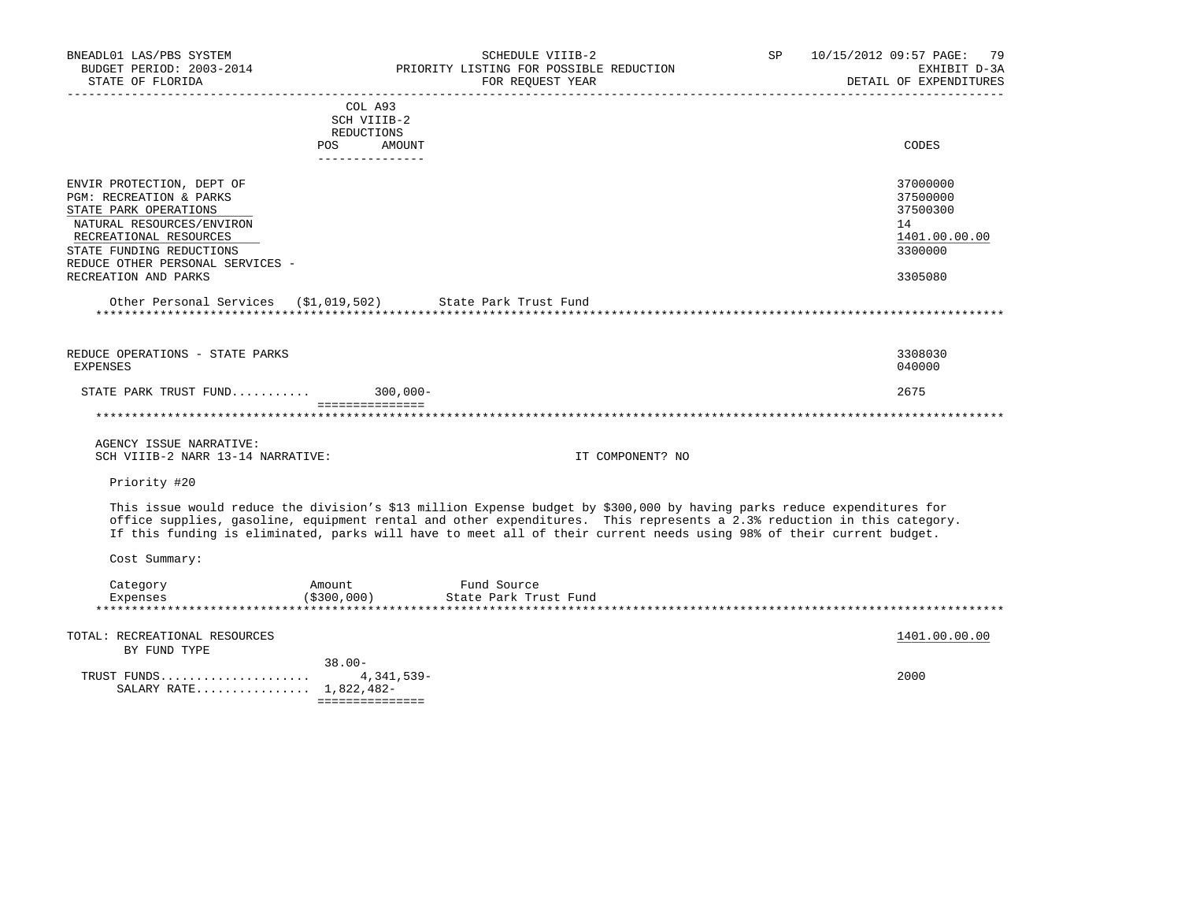| | COL A93 SCH VIIIB-2 REDUCTIONS POS AMOUNT | CODES |
|---|---|---|
| ENVIR PROTECTION, DEPT OF | | 37000000 |
| PGM: RECREATION & PARKS | | 37500000 |
| STATE PARK OPERATIONS | | 37500300 |
| NATURAL RESOURCES/ENVIRON | | 14 |
| RECREATIONAL RESOURCES | | 1401.00.00.00 |
| STATE FUNDING REDUCTIONS | | 3300000 |
| REDUCE OTHER PERSONAL SERVICES - RECREATION AND PARKS | | 3305080 |

Other Personal Services ($1,019,502) State Park Trust Fund

*****************************************************************************************************************************

| | COL A93 SCH VIIIB-2 REDUCTIONS POS AMOUNT | CODES |
|---|---|---|
| REDUCE OPERATIONS - STATE PARKS | | 3308030 |
| EXPENSES | | 040000 |
| STATE PARK TRUST FUND........... | 300,000- | 2675 |

*****************************************************************************************************************************

AGENCY ISSUE NARRATIVE:
SCH VIIIB-2 NARR 13-14 NARRATIVE: IT COMPONENT? NO

Priority #20

This issue would reduce the division's $13 million Expense budget by $300,000 by having parks reduce expenditures for office supplies, gasoline, equipment rental and other expenditures. This represents a 2.3% reduction in this category. If this funding is eliminated, parks will have to meet all of their current needs using 98% of their current budget.

Cost Summary:

| Category | Amount | Fund Source |
|---|---|---|
| Expenses | ($300,000) | State Park Trust Fund |

*****************************************************************************************************************************

| TOTAL: RECREATIONAL RESOURCES | | 1401.00.00.00 |
|---|---|---|
| BY FUND TYPE | 38.00- | |
| TRUST FUNDS...................... | 4,341,539- | 2000 |
| SALARY RATE................ | 1,822,482- | |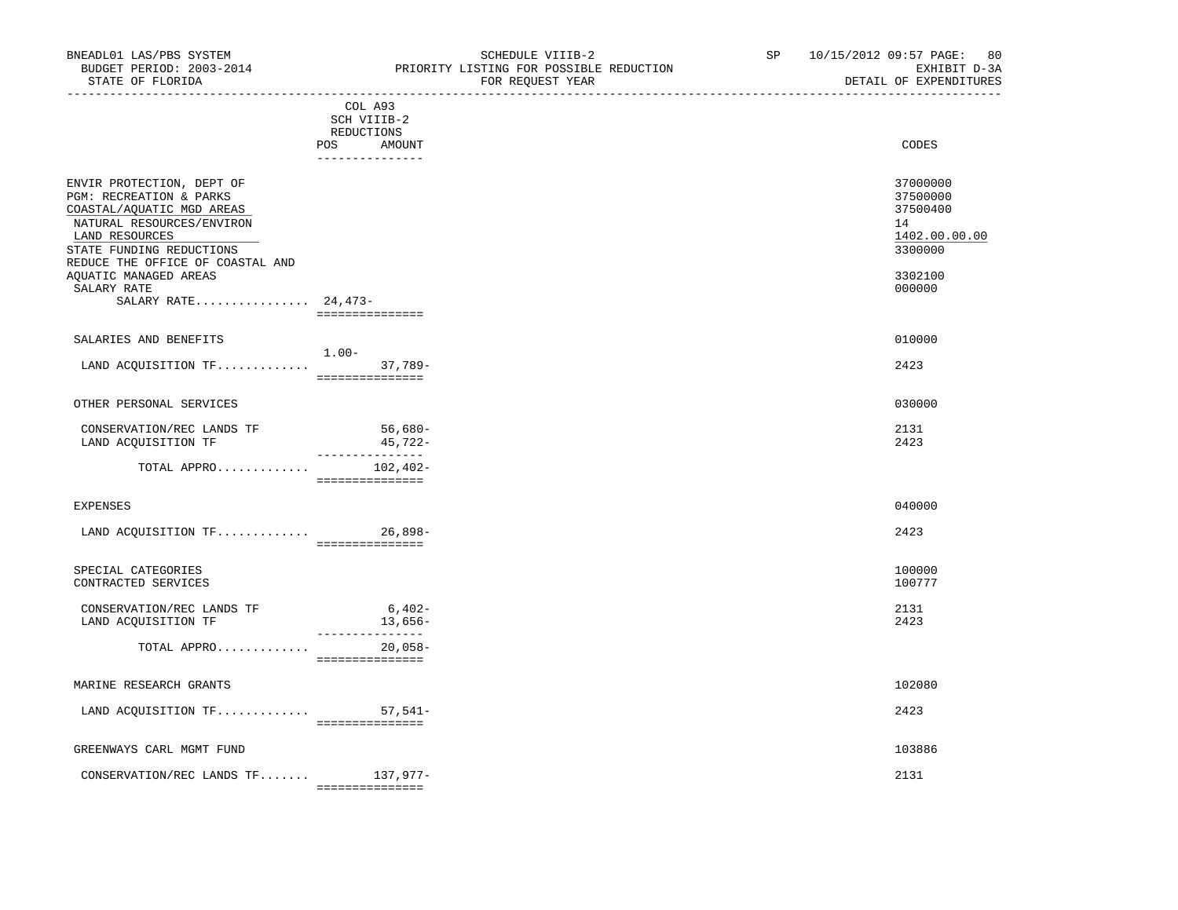BNEADL01 LAS/PBS SYSTEM — SCHEDULE VIIIB-2 — PRIORITY LISTING FOR POSSIBLE REDUCTION FOR REQUEST YEAR — EXHIBIT D-3A — DETAIL OF EXPENDITURES

BUDGET PERIOD: 2003-2014

STATE OF FLORIDA

| | COL A93 SCH VIIIB-2 REDUCTIONS POS | AMOUNT | CODES |
|---|---|---|---|
| ENVIR PROTECTION, DEPT OF | | | 37000000 |
| PGM: RECREATION & PARKS | | | 37500000 |
| COASTAL/AQUATIC MGD AREAS | | | 37500400 |
| NATURAL RESOURCES/ENVIRON | | | 14 |
| LAND RESOURCES | | | 1402.00.00.00 |
| STATE FUNDING REDUCTIONS | | | 3300000 |
| REDUCE THE OFFICE OF COASTAL AND AQUATIC MANAGED AREAS | | | 3302100 |
| SALARY RATE | | | 000000 |
| SALARY RATE................ | 24,473- | | |
| SALARIES AND BENEFITS | | | 010000 |
| LAND ACQUISITION TF............. | 1.00- | 37,789- | 2423 |
| OTHER PERSONAL SERVICES | | | 030000 |
| CONSERVATION/REC LANDS TF | | 56,680- | 2131 |
| LAND ACQUISITION TF | | 45,722- | 2423 |
| TOTAL APPRO............. | | 102,402- | |
| EXPENSES | | | 040000 |
| LAND ACQUISITION TF............. | | 26,898- | 2423 |
| SPECIAL CATEGORIES | | | 100000 |
| CONTRACTED SERVICES | | | 100777 |
| CONSERVATION/REC LANDS TF | | 6,402- | 2131 |
| LAND ACQUISITION TF | | 13,656- | 2423 |
| TOTAL APPRO............. | | 20,058- | |
| MARINE RESEARCH GRANTS | | | 102080 |
| LAND ACQUISITION TF............. | | 57,541- | 2423 |
| GREENWAYS CARL MGMT FUND | | | 103886 |
| CONSERVATION/REC LANDS TF....... | | 137,977- | 2131 |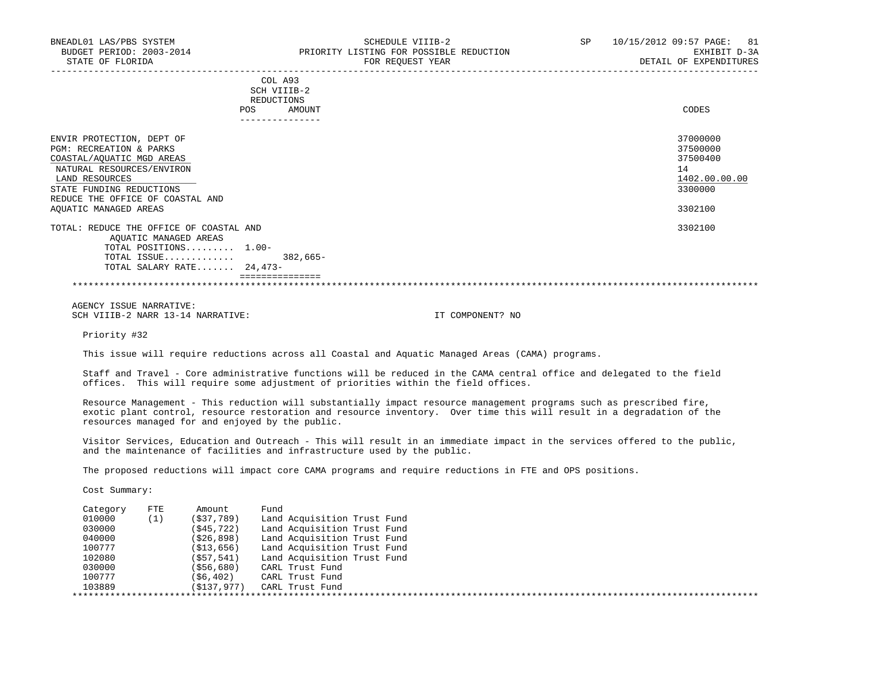BNEADL01 LAS/PBS SYSTEM — SCHEDULE VIIIB-2 — SP 10/15/2012 09:57

BUDGET PERIOD: 2003-2014 — PRIORITY LISTING FOR POSSIBLE REDUCTION — EXHIBIT D-3A

STATE OF FLORIDA — FOR REQUEST YEAR — DETAIL OF EXPENDITURES

| | COL A93 SCH VIIIB-2 REDUCTIONS POS | AMOUNT | CODES |
|---|---|---|---|
| ENVIR PROTECTION, DEPT OF | | | 37000000 |
| PGM: RECREATION & PARKS | | | 37500000 |
| COASTAL/AQUATIC MGD AREAS | | | 37500400 |
| NATURAL RESOURCES/ENVIRON | | | 14 |
| LAND RESOURCES | | | 1402.00.00.00 |
| STATE FUNDING REDUCTIONS | | | 3300000 |
| REDUCE THE OFFICE OF COASTAL AND AQUATIC MANAGED AREAS | | | 3302100 |
| TOTAL: REDUCE THE OFFICE OF COASTAL AND AQUATIC MANAGED AREAS | | | 3302100 |
| TOTAL POSITIONS......... | 1.00- | | |
| TOTAL ISSUE............. | | 382,665- | |
| TOTAL SALARY RATE....... | 24,473- | | |

AGENCY ISSUE NARRATIVE:

SCH VIIIB-2 NARR 13-14 NARRATIVE: IT COMPONENT? NO

Priority #32

This issue will require reductions across all Coastal and Aquatic Managed Areas (CAMA) programs.

Staff and Travel - Core administrative functions will be reduced in the CAMA central office and delegated to the field offices. This will require some adjustment of priorities within the field offices.

Resource Management - This reduction will substantially impact resource management programs such as prescribed fire, exotic plant control, resource restoration and resource inventory. Over time this will result in a degradation of the resources managed for and enjoyed by the public.

Visitor Services, Education and Outreach - This will result in an immediate impact in the services offered to the public, and the maintenance of facilities and infrastructure used by the public.

The proposed reductions will impact core CAMA programs and require reductions in FTE and OPS positions.

Cost Summary:

| Category | FTE | Amount | Fund |
|---|---|---|---|
| 010000 | (1) | ($37,789) | Land Acquisition Trust Fund |
| 030000 | | ($45,722) | Land Acquisition Trust Fund |
| 040000 | | ($26,898) | Land Acquisition Trust Fund |
| 100777 | | ($13,656) | Land Acquisition Trust Fund |
| 102080 | | ($57,541) | Land Acquisition Trust Fund |
| 030000 | | ($56,680) | CARL Trust Fund |
| 100777 | | ($6,402) | CARL Trust Fund |
| 103889 | | ($137,977) | CARL Trust Fund |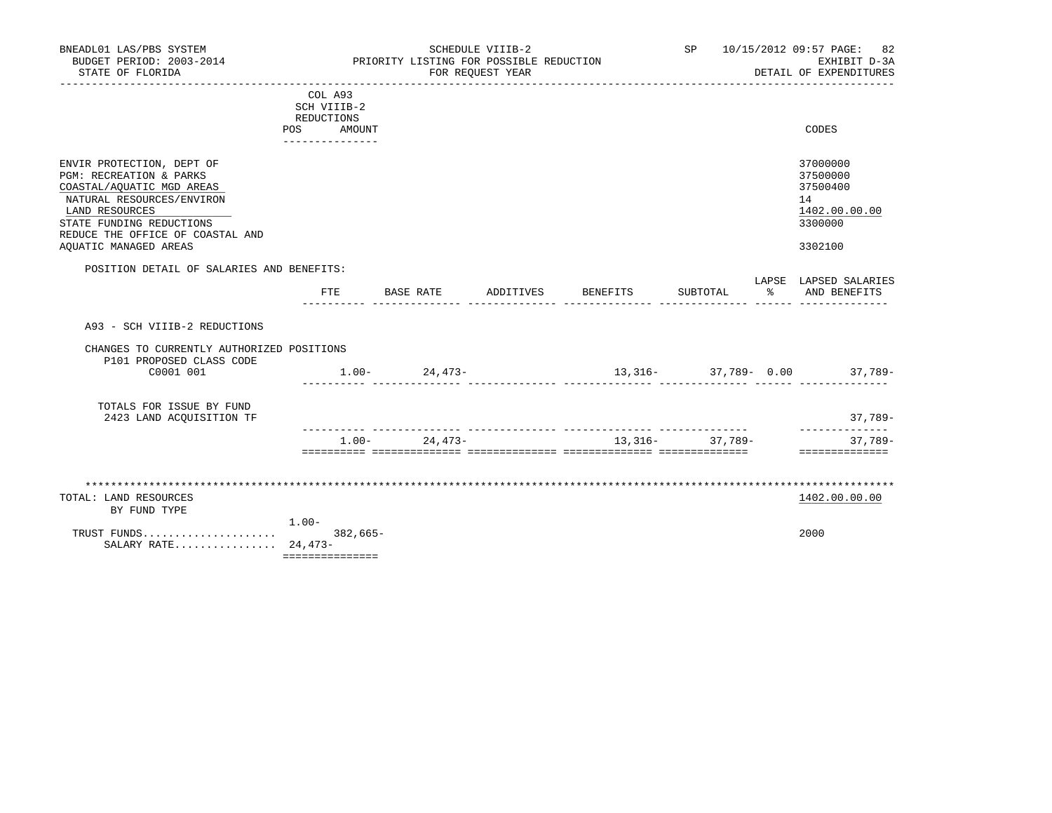BNEADL01 LAS/PBS SYSTEM — SCHEDULE VIIIB-2 — SP 10/15/2012 09:57 PAGE: 82
BUDGET PERIOD: 2003-2014 — PRIORITY LISTING FOR POSSIBLE REDUCTION — EXHIBIT D-3A
STATE OF FLORIDA — FOR REQUEST YEAR — DETAIL OF EXPENDITURES

| | COL A93 SCH VIIIB-2 REDUCTIONS POS AMOUNT | CODES |
|---|---|---|
| ENVIR PROTECTION, DEPT OF | | 37000000 |
| PGM: RECREATION & PARKS | | 37500000 |
| COASTAL/AQUATIC MGD AREAS | | 37500400 |
| NATURAL RESOURCES/ENVIRON | | 14 |
| LAND RESOURCES | | 1402.00.00.00 |
| STATE FUNDING REDUCTIONS | | 3300000 |
| REDUCE THE OFFICE OF COASTAL AND AQUATIC MANAGED AREAS | | 3302100 |

POSITION DETAIL OF SALARIES AND BENEFITS:

| | FTE | BASE RATE | ADDITIVES | BENEFITS | SUBTOTAL | LAPSE % | LAPSED SALARIES AND BENEFITS |
|---|---|---|---|---|---|---|---|
| A93 - SCH VIIIB-2 REDUCTIONS | | | | | | | |
| CHANGES TO CURRENTLY AUTHORIZED POSITIONS | | | | | | | |
| P101 PROPOSED CLASS CODE | | | | | | | |
| C0001 001 | 1.00- | 24,473- | | 13,316- | 37,789- | 0.00 | 37,789- |
| TOTALS FOR ISSUE BY FUND | | | | | | | |
| 2423 LAND ACQUISITION TF | | | | | | | 37,789- |
| | 1.00- | 24,473- | | 13,316- | 37,789- | | 37,789- |

*******************************************************************************************************************

| TOTAL: LAND RESOURCES BY FUND TYPE | POS / AMOUNT | CODES |
|---|---|---|
| | | 1402.00.00.00 |
| TRUST FUNDS..................... | 1.00- 382,665- | 2000 |
| SALARY RATE................ | 24,473- | |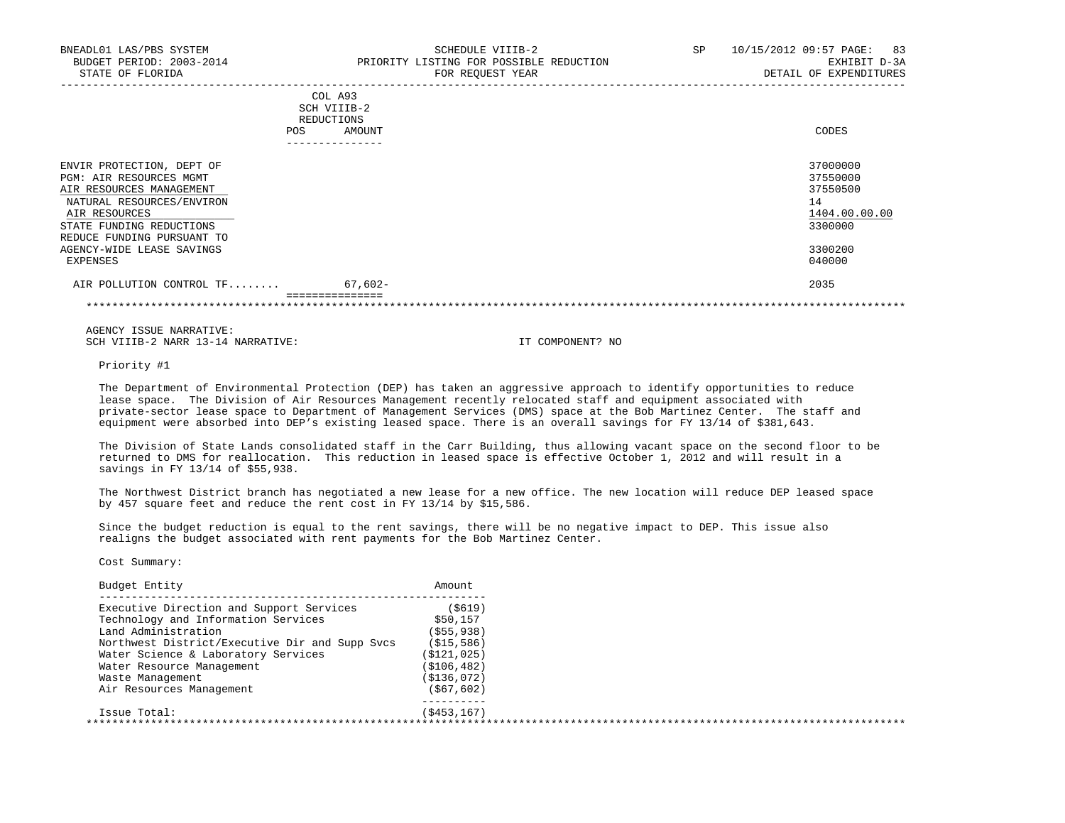BNEADL01 LAS/PBS SYSTEM | SCHEDULE VIIIB-2 | SP 10/15/2012 09:57 PAGE: 83
BUDGET PERIOD: 2003-2014 | PRIORITY LISTING FOR POSSIBLE REDUCTION | EXHIBIT D-3A
STATE OF FLORIDA | FOR REQUEST YEAR | DETAIL OF EXPENDITURES

| | COL A93 SCH VIIIB-2 REDUCTIONS POS AMOUNT | CODES |
|---|---|---|
| ENVIR PROTECTION, DEPT OF | | 37000000 |
| PGM: AIR RESOURCES MGMT | | 37550000 |
| AIR RESOURCES MANAGEMENT | | 37550500 |
| NATURAL RESOURCES/ENVIRON | | 14 |
| AIR RESOURCES | | 1404.00.00.00 |
| STATE FUNDING REDUCTIONS | | 3300000 |
| REDUCE FUNDING PURSUANT TO AGENCY-WIDE LEASE SAVINGS | | 3300200 |
| EXPENSES | | 040000 |
| AIR POLLUTION CONTROL TF........ | 67,602- | 2035 |

AGENCY ISSUE NARRATIVE:
SCH VIIIB-2 NARR 13-14 NARRATIVE: IT COMPONENT? NO

Priority #1

The Department of Environmental Protection (DEP) has taken an aggressive approach to identify opportunities to reduce lease space. The Division of Air Resources Management recently relocated staff and equipment associated with private-sector lease space to Department of Management Services (DMS) space at the Bob Martinez Center. The staff and equipment were absorbed into DEP's existing leased space. There is an overall savings for FY 13/14 of $381,643.

The Division of State Lands consolidated staff in the Carr Building, thus allowing vacant space on the second floor to be returned to DMS for reallocation. This reduction in leased space is effective October 1, 2012 and will result in a savings in FY 13/14 of $55,938.

The Northwest District branch has negotiated a new lease for a new office. The new location will reduce DEP leased space by 457 square feet and reduce the rent cost in FY 13/14 by $15,586.

Since the budget reduction is equal to the rent savings, there will be no negative impact to DEP. This issue also realigns the budget associated with rent payments for the Bob Martinez Center.

Cost Summary:

| Budget Entity | Amount |
|---|---|
| Executive Direction and Support Services | ($619) |
| Technology and Information Services | $50,157 |
| Land Administration | ($55,938) |
| Northwest District/Executive Dir and Supp Svcs | ($15,586) |
| Water Science & Laboratory Services | ($121,025) |
| Water Resource Management | ($106,482) |
| Waste Management | ($136,072) |
| Air Resources Management | ($67,602) |
| Issue Total: | ($453,167) |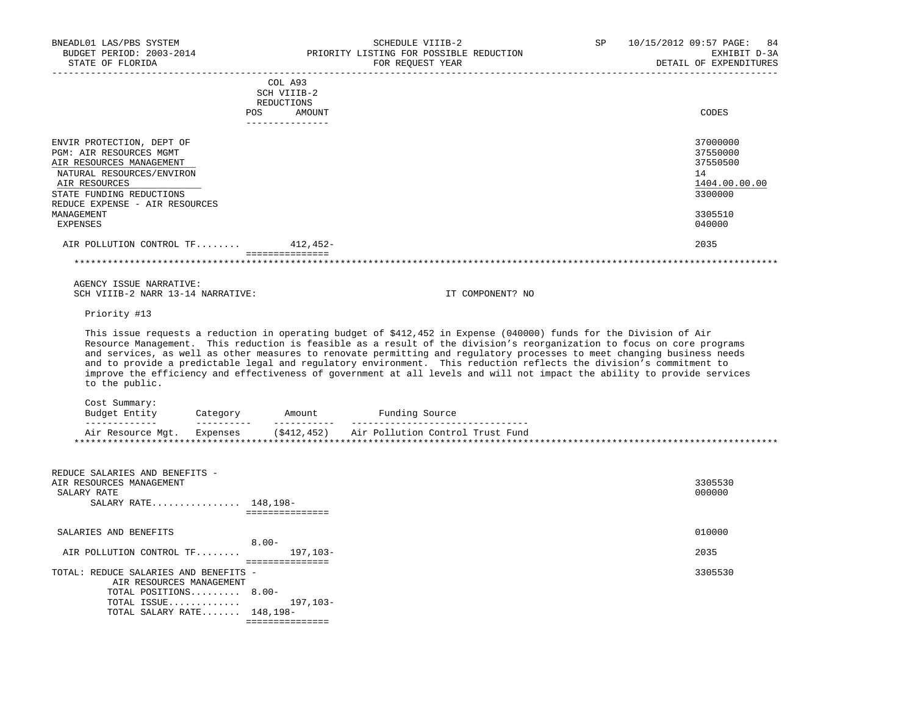BNEADL01 LAS/PBS SYSTEM — SCHEDULE VIIIB-2 — PRIORITY LISTING FOR POSSIBLE REDUCTION — FOR REQUEST YEAR
BUDGET PERIOD: 2003-2014 — EXHIBIT D-3A
STATE OF FLORIDA — DETAIL OF EXPENDITURES

| | COL A93 SCH VIIIB-2 REDUCTIONS POS | AMOUNT | CODES |
|---|---|---|---|
| ENVIR PROTECTION, DEPT OF | | | 37000000 |
| PGM: AIR RESOURCES MGMT | | | 37550000 |
| AIR RESOURCES MANAGEMENT | | | 37550500 |
| NATURAL RESOURCES/ENVIRON | | | 14 |
| AIR RESOURCES | | | 1404.00.00.00 |
| STATE FUNDING REDUCTIONS | | | 3300000 |
| REDUCE EXPENSE - AIR RESOURCES MANAGEMENT | | | 3305510 |
| EXPENSES | | | 040000 |
| AIR POLLUTION CONTROL TF........ | | 412,452- | 2035 |

AGENCY ISSUE NARRATIVE:
SCH VIIIB-2 NARR 13-14 NARRATIVE: IT COMPONENT? NO

Priority #13

This issue requests a reduction in operating budget of $412,452 in Expense (040000) funds for the Division of Air Resource Management. This reduction is feasible as a result of the division's reorganization to focus on core programs and services, as well as other measures to renovate permitting and regulatory processes to meet changing business needs and to provide a predictable legal and regulatory environment. This reduction reflects the division's commitment to improve the efficiency and effectiveness of government at all levels and will not impact the ability to provide services to the public.

Cost Summary:

| Budget Entity | Category | Amount | Funding Source |
|---|---|---|---|
| Air Resource Mgt. | Expenses | ($412,452) | Air Pollution Control Trust Fund |

| | POS | AMOUNT | CODES |
|---|---|---|---|
| REDUCE SALARIES AND BENEFITS - AIR RESOURCES MANAGEMENT | | | 3305530 |
| SALARY RATE | | | 000000 |
| SALARY RATE................ | 148,198- | | |
| SALARIES AND BENEFITS | | | 010000 |
| AIR POLLUTION CONTROL TF........ | 8.00- | 197,103- | 2035 |
| TOTAL: REDUCE SALARIES AND BENEFITS - AIR RESOURCES MANAGEMENT | | | 3305530 |
| TOTAL POSITIONS......... | 8.00- | | |
| TOTAL ISSUE............. | | 197,103- | |
| TOTAL SALARY RATE....... | 148,198- | | |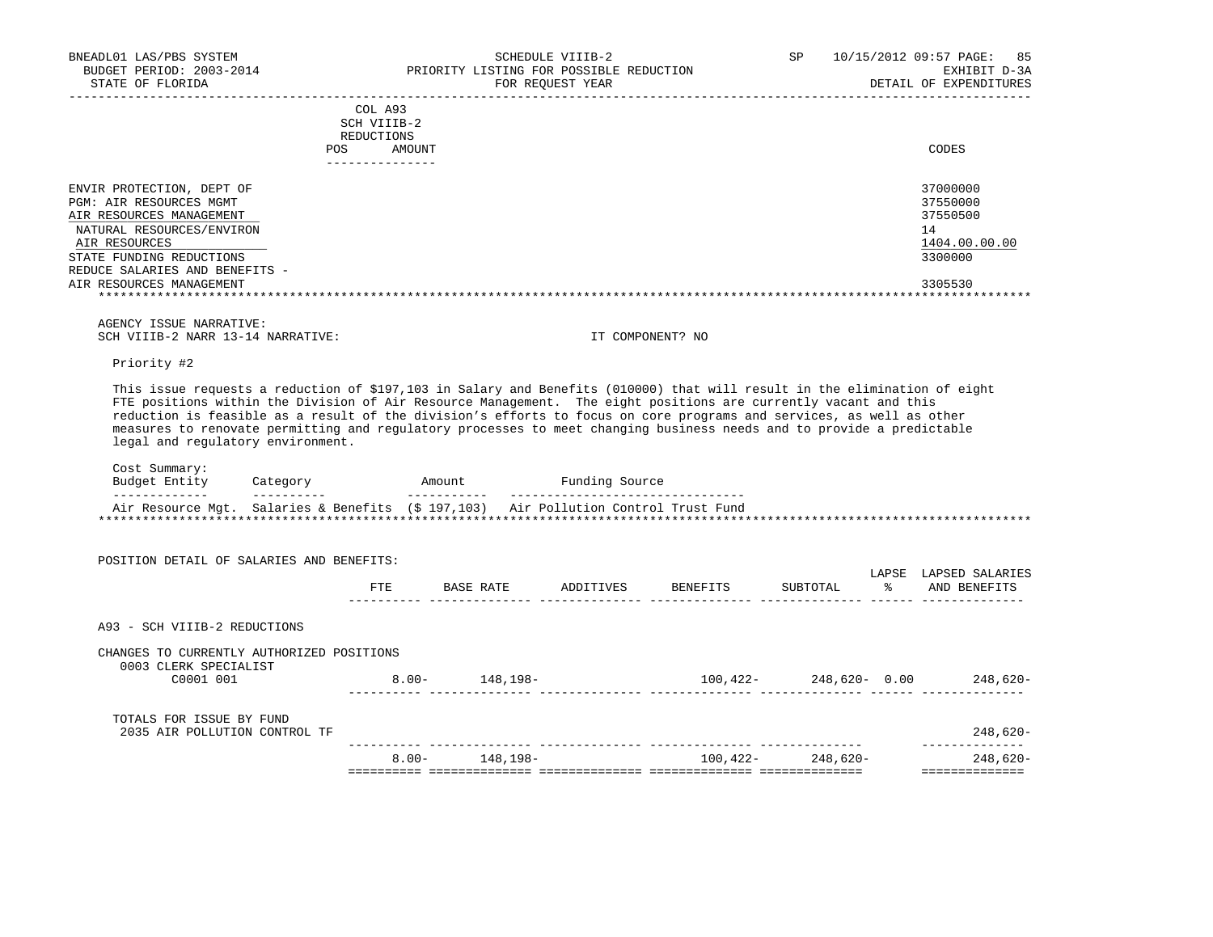BNEADL01 LAS/PBS SYSTEM — SCHEDULE VIIIB-2 — SP 10/15/2012 09:57

BUDGET PERIOD: 2003-2014 — PRIORITY LISTING FOR POSSIBLE REDUCTION — EXHIBIT D-3A

STATE OF FLORIDA — FOR REQUEST YEAR — DETAIL OF EXPENDITURES

| | COL A93 SCH VIIIB-2 REDUCTIONS POS AMOUNT | CODES |
|---|---|---|
| ENVIR PROTECTION, DEPT OF | | 37000000 |
| PGM: AIR RESOURCES MGMT | | 37550000 |
| AIR RESOURCES MANAGEMENT | | 37550500 |
| NATURAL RESOURCES/ENVIRON | | 14 |
| AIR RESOURCES | | 1404.00.00.00 |
| STATE FUNDING REDUCTIONS | | 3300000 |
| REDUCE SALARIES AND BENEFITS - AIR RESOURCES MANAGEMENT | | 3305530 |

AGENCY ISSUE NARRATIVE:

SCH VIIIB-2 NARR 13-14 NARRATIVE: IT COMPONENT? NO

Priority #2

This issue requests a reduction of $197,103 in Salary and Benefits (010000) that will result in the elimination of eight FTE positions within the Division of Air Resource Management. The eight positions are currently vacant and this reduction is feasible as a result of the division's efforts to focus on core programs and services, as well as other measures to renovate permitting and regulatory processes to meet changing business needs and to provide a predictable legal and regulatory environment.

Cost Summary:

| Budget Entity | Category | Amount | Funding Source |
|---|---|---|---|
| Air Resource Mgt. | Salaries & Benefits | ($ 197,103) | Air Pollution Control Trust Fund |

POSITION DETAIL OF SALARIES AND BENEFITS:

| | FTE | BASE RATE | ADDITIVES | BENEFITS | SUBTOTAL | LAPSE % | LAPSED SALARIES AND BENEFITS |
|---|---|---|---|---|---|---|---|
| A93 - SCH VIIIB-2 REDUCTIONS | | | | | | | |
| CHANGES TO CURRENTLY AUTHORIZED POSITIONS | | | | | | | |
| 0003 CLERK SPECIALIST C0001 001 | 8.00- | 148,198- | | 100,422- | 248,620- | 0.00 | 248,620- |
| TOTALS FOR ISSUE BY FUND | | | | | | | |
| 2035 AIR POLLUTION CONTROL TF | | | | | | | 248,620- |
| | 8.00- | 148,198- | | 100,422- | 248,620- | | 248,620- |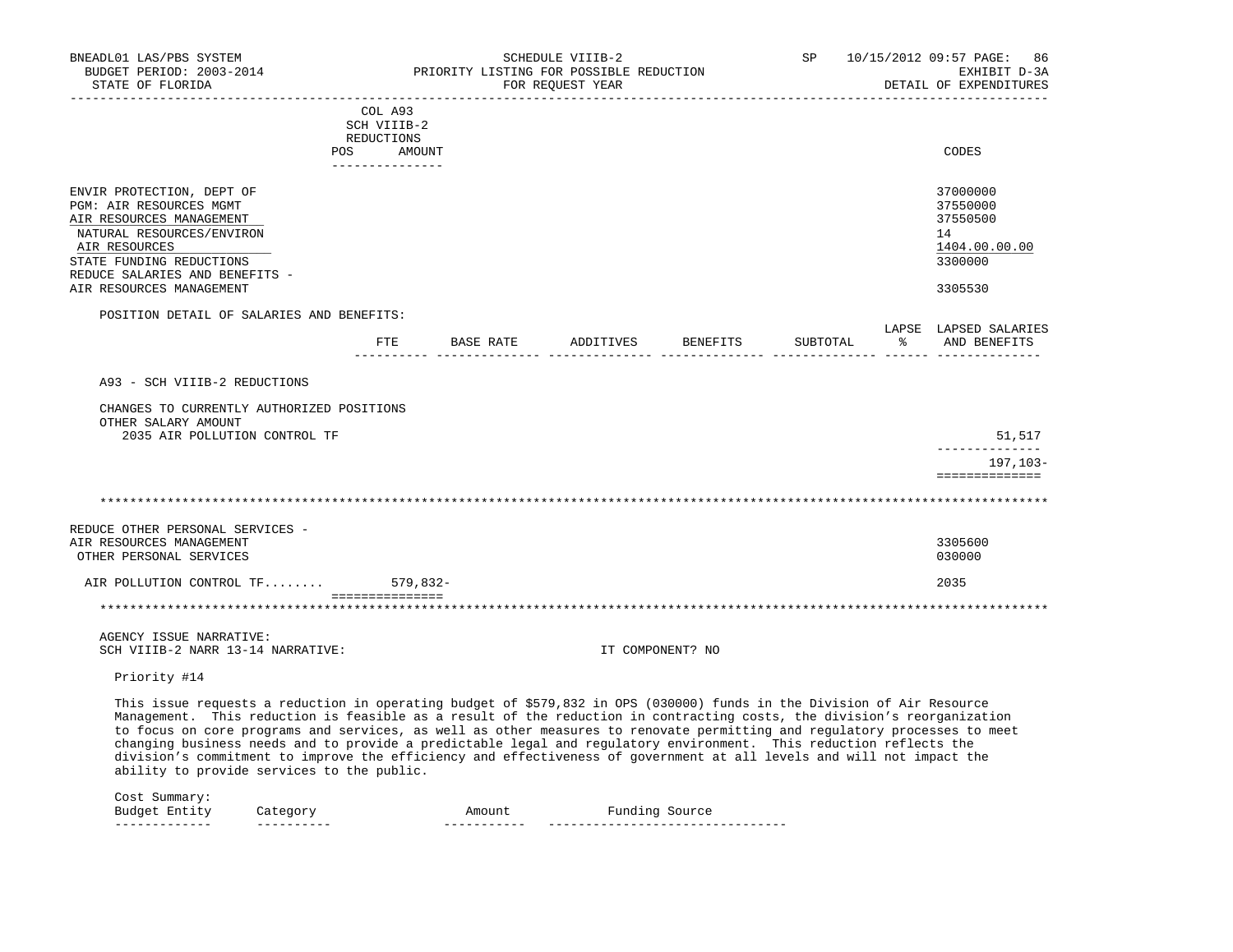| | COL A93 SCH VIIIB-2 REDUCTIONS POS AMOUNT | CODES |
|---|---|---|
| ENVIR PROTECTION, DEPT OF | | 37000000 |
| PGM: AIR RESOURCES MGMT | | 37550000 |
| AIR RESOURCES MANAGEMENT | | 37550500 |
| NATURAL RESOURCES/ENVIRON | | 14 |
| AIR RESOURCES | | 1404.00.00.00 |
| STATE FUNDING REDUCTIONS | | 3300000 |
| REDUCE SALARIES AND BENEFITS - AIR RESOURCES MANAGEMENT | | 3305530 |

POSITION DETAIL OF SALARIES AND BENEFITS:

| | FTE | BASE RATE | ADDITIVES | BENEFITS | SUBTOTAL | LAPSE % | LAPSED SALARIES AND BENEFITS |
|---|---|---|---|---|---|---|---|
| A93 - SCH VIIIB-2 REDUCTIONS | | | | | | | |
| CHANGES TO CURRENTLY AUTHORIZED POSITIONS | | | | | | | |
| OTHER SALARY AMOUNT | | | | | | | |
| 2035 AIR POLLUTION CONTROL TF | | | | | | | 51,517 |
| | | | | | | | 197,103- |

***

| | COL A93 AMOUNT | CODES |
|---|---|---|
| REDUCE OTHER PERSONAL SERVICES - AIR RESOURCES MANAGEMENT | | 3305600 |
| OTHER PERSONAL SERVICES | | 030000 |
| AIR POLLUTION CONTROL TF........ | 579,832- | 2035 |

***

AGENCY ISSUE NARRATIVE:

SCH VIIIB-2 NARR 13-14 NARRATIVE: IT COMPONENT? NO

Priority #14

This issue requests a reduction in operating budget of $579,832 in OPS (030000) funds in the Division of Air Resource Management. This reduction is feasible as a result of the reduction in contracting costs, the division's reorganization to focus on core programs and services, as well as other measures to renovate permitting and regulatory processes to meet changing business needs and to provide a predictable legal and regulatory environment. This reduction reflects the division's commitment to improve the efficiency and effectiveness of government at all levels and will not impact the ability to provide services to the public.

Cost Summary:

| Budget Entity | Category | Amount | Funding Source |
|---|---|---|---|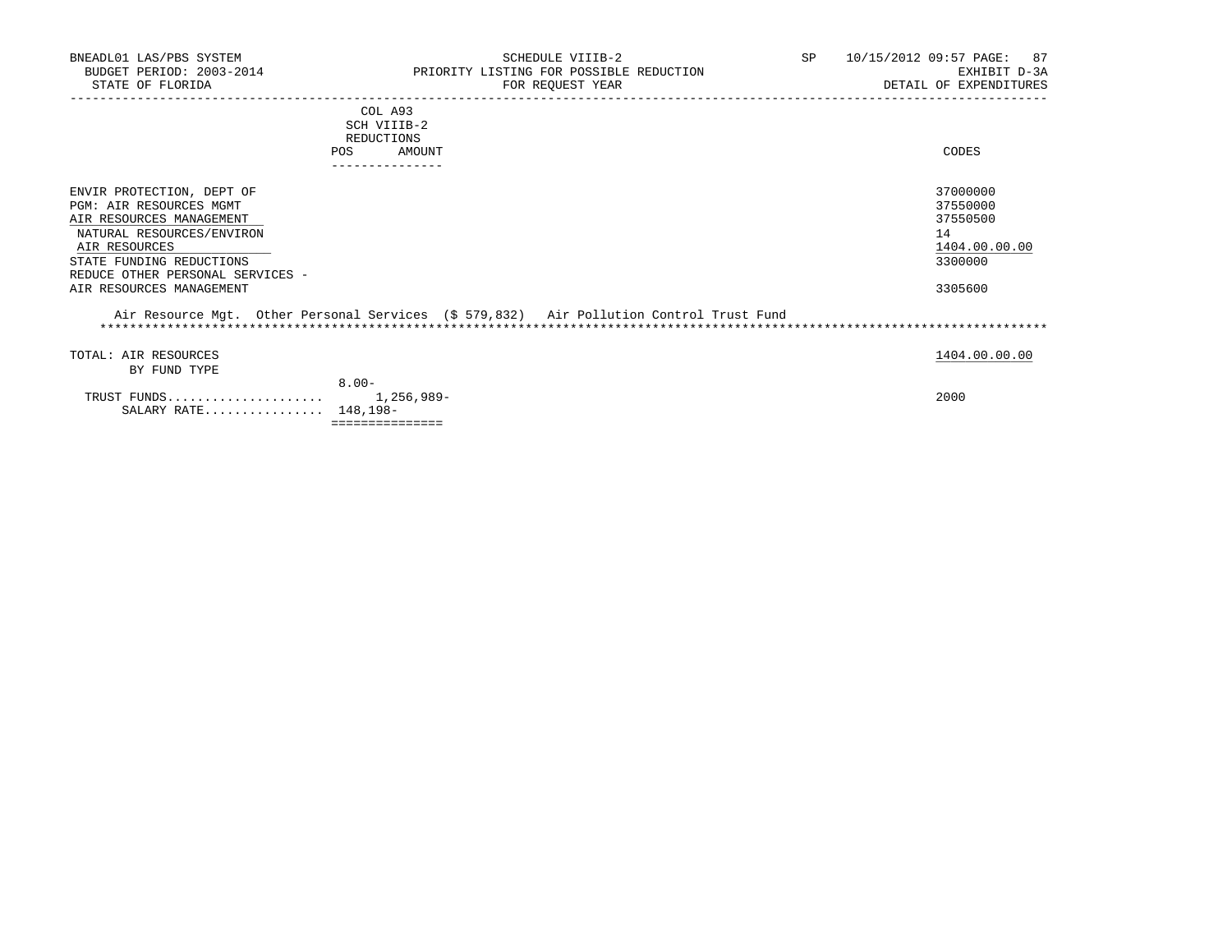BNEADL01 LAS/PBS SYSTEM
BUDGET PERIOD: 2003-2014
STATE OF FLORIDA

SCHEDULE VIIIB-2
PRIORITY LISTING FOR POSSIBLE REDUCTION
FOR REQUEST YEAR

SP 10/15/2012 09:57

EXHIBIT D-3A
DETAIL OF EXPENDITURES

| | COL A93 SCH VIIIB-2 REDUCTIONS POS | AMOUNT | CODES |
|---|---|---|---|
| ENVIR PROTECTION, DEPT OF | | | 37000000 |
| PGM: AIR RESOURCES MGMT | | | 37550000 |
| AIR RESOURCES MANAGEMENT | | | 37550500 |
| NATURAL RESOURCES/ENVIRON | | | 14 |
| AIR RESOURCES | | | 1404.00.00.00 |
| STATE FUNDING REDUCTIONS | | | 3300000 |
| REDUCE OTHER PERSONAL SERVICES - AIR RESOURCES MANAGEMENT | | | 3305600 |

Air Resource Mgt. Other Personal Services ($ 579,832) Air Pollution Control Trust Fund

*******************************************************************************************************************************************

| | POS | AMOUNT | CODES |
|---|---|---|---|
| TOTAL: AIR RESOURCES | | | 1404.00.00.00 |
| BY FUND TYPE | | | |
| TRUST FUNDS.................... | 8.00- | 1,256,989- | 2000 |
| SALARY RATE................ | 148,198- | | |

===============